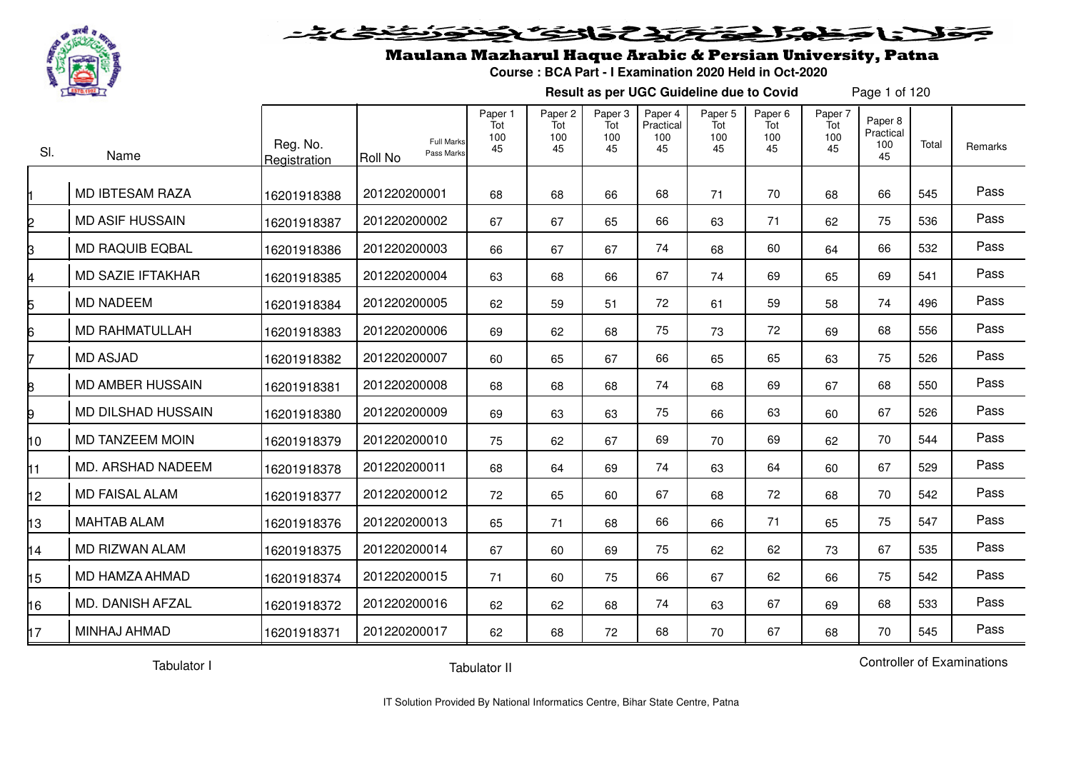# Maulana Mazharul Haque Arabic & Persian University, Patna

**Course : BCA Part - I Examination 2020 Held in Oct-2020**

**Result as per UGC Guideline due to Covid**

| Sl. | Name | Reg. No. Registration | Roll No (Full Marks / Pass Marks) | Paper 1 Tot 100 45 | Paper 2 Tot 100 45 | Paper 3 Tot 100 45 | Paper 4 Practical 100 45 | Paper 5 Tot 100 45 | Paper 6 Tot 100 45 | Paper 7 Tot 100 45 | Paper 8 Practical 100 45 | Total | Remarks |
|---|---|---|---|---|---|---|---|---|---|---|---|---|---|
| 1 | MD IBTESAM RAZA | 16201918388 | 201220200001 | 68 | 68 | 66 | 68 | 71 | 70 | 68 | 66 | 545 | Pass |
| 2 | MD ASIF HUSSAIN | 16201918387 | 201220200002 | 67 | 67 | 65 | 66 | 63 | 71 | 62 | 75 | 536 | Pass |
| 3 | MD RAQUIB EQBAL | 16201918386 | 201220200003 | 66 | 67 | 67 | 74 | 68 | 60 | 64 | 66 | 532 | Pass |
| 4 | MD SAZIE IFTAKHAR | 16201918385 | 201220200004 | 63 | 68 | 66 | 67 | 74 | 69 | 65 | 69 | 541 | Pass |
| 5 | MD NADEEM | 16201918384 | 201220200005 | 62 | 59 | 51 | 72 | 61 | 59 | 58 | 74 | 496 | Pass |
| 6 | MD RAHMATULLAH | 16201918383 | 201220200006 | 69 | 62 | 68 | 75 | 73 | 72 | 69 | 68 | 556 | Pass |
| 7 | MD ASJAD | 16201918382 | 201220200007 | 60 | 65 | 67 | 66 | 65 | 65 | 63 | 75 | 526 | Pass |
| 8 | MD AMBER HUSSAIN | 16201918381 | 201220200008 | 68 | 68 | 68 | 74 | 68 | 69 | 67 | 68 | 550 | Pass |
| 9 | MD DILSHAD HUSSAIN | 16201918380 | 201220200009 | 69 | 63 | 63 | 75 | 66 | 63 | 60 | 67 | 526 | Pass |
| 10 | MD TANZEEM MOIN | 16201918379 | 201220200010 | 75 | 62 | 67 | 69 | 70 | 69 | 62 | 70 | 544 | Pass |
| 11 | MD. ARSHAD NADEEM | 16201918378 | 201220200011 | 68 | 64 | 69 | 74 | 63 | 64 | 60 | 67 | 529 | Pass |
| 12 | MD FAISAL ALAM | 16201918377 | 201220200012 | 72 | 65 | 60 | 67 | 68 | 72 | 68 | 70 | 542 | Pass |
| 13 | MAHTAB ALAM | 16201918376 | 201220200013 | 65 | 71 | 68 | 66 | 66 | 71 | 65 | 75 | 547 | Pass |
| 14 | MD RIZWAN ALAM | 16201918375 | 201220200014 | 67 | 60 | 69 | 75 | 62 | 62 | 73 | 67 | 535 | Pass |
| 15 | MD HAMZA AHMAD | 16201918374 | 201220200015 | 71 | 60 | 75 | 66 | 67 | 62 | 66 | 75 | 542 | Pass |
| 16 | MD. DANISH AFZAL | 16201918372 | 201220200016 | 62 | 62 | 68 | 74 | 63 | 67 | 69 | 68 | 533 | Pass |
| 17 | MINHAJ AHMAD | 16201918371 | 201220200017 | 62 | 68 | 72 | 68 | 70 | 67 | 68 | 70 | 545 | Pass |

Tabulator I                Tabulator II                Controller of Examinations

IT Solution Provided By National Informatics Centre, Bihar State Centre, Patna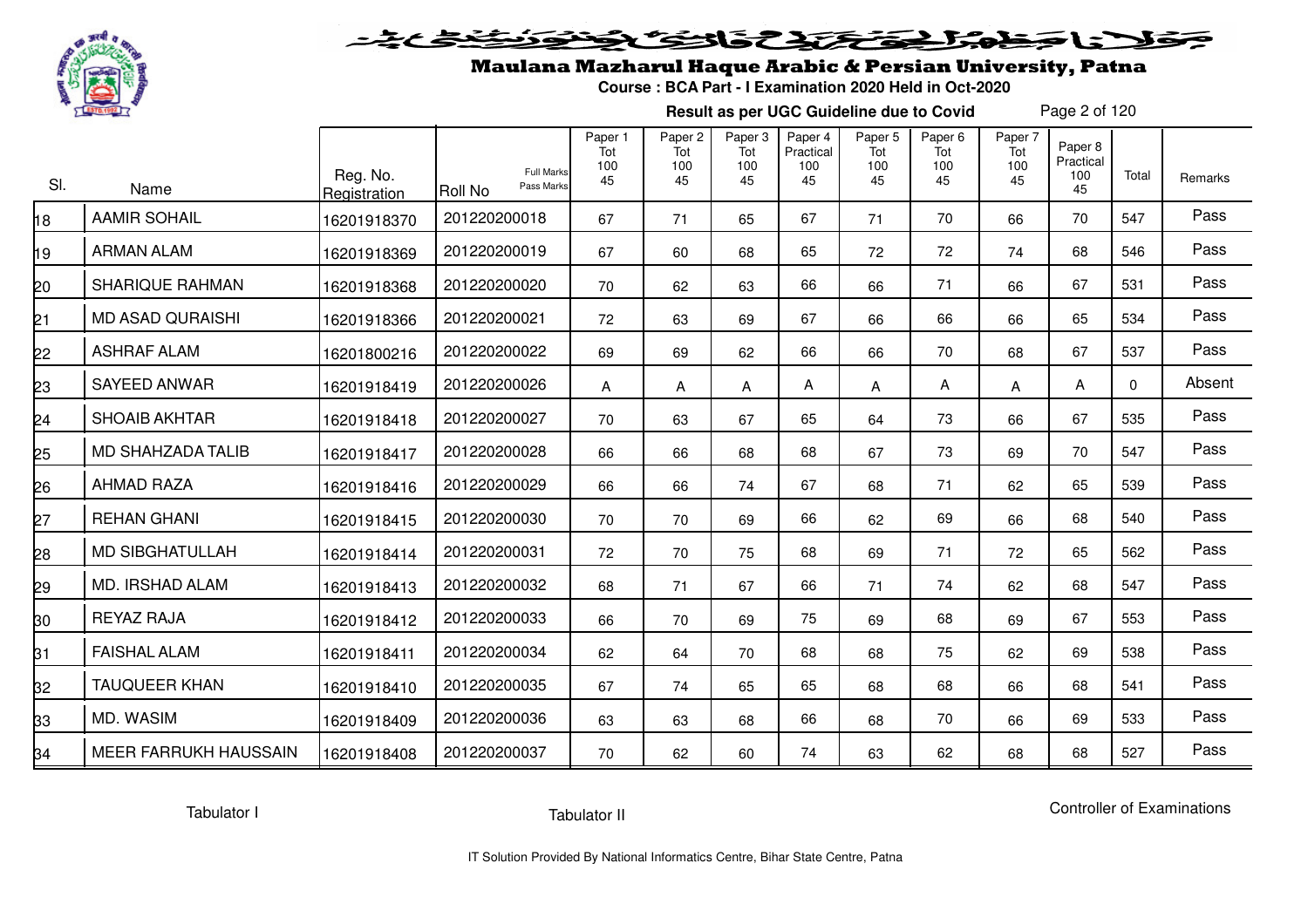# Maulana Mazharul Haque Arabic & Persian University, Patna

**Course : BCA Part - I Examination 2020 Held in Oct-2020**

**Result as per UGC Guideline due to Covid**

| Sl. | Name | Reg. No. Registration | Roll No (Full Marks / Pass Marks) | Paper 1 Tot 100 45 | Paper 2 Tot 100 45 | Paper 3 Tot 100 45 | Paper 4 Practical 100 45 | Paper 5 Tot 100 45 | Paper 6 Tot 100 45 | Paper 7 Tot 100 45 | Paper 8 Practical 100 45 | Total | Remarks |
|---|---|---|---|---|---|---|---|---|---|---|---|---|---|
| 18 | AAMIR SOHAIL | 16201918370 | 201220200018 | 67 | 71 | 65 | 67 | 71 | 70 | 66 | 70 | 547 | Pass |
| 19 | ARMAN ALAM | 16201918369 | 201220200019 | 67 | 60 | 68 | 65 | 72 | 72 | 74 | 68 | 546 | Pass |
| 20 | SHARIQUE RAHMAN | 16201918368 | 201220200020 | 70 | 62 | 63 | 66 | 66 | 71 | 66 | 67 | 531 | Pass |
| 21 | MD ASAD QURAISHI | 16201918366 | 201220200021 | 72 | 63 | 69 | 67 | 66 | 66 | 66 | 65 | 534 | Pass |
| 22 | ASHRAF ALAM | 16201800216 | 201220200022 | 69 | 69 | 62 | 66 | 66 | 70 | 68 | 67 | 537 | Pass |
| 23 | SAYEED ANWAR | 16201918419 | 201220200026 | A | A | A | A | A | A | A | A | 0 | Absent |
| 24 | SHOAIB AKHTAR | 16201918418 | 201220200027 | 70 | 63 | 67 | 65 | 64 | 73 | 66 | 67 | 535 | Pass |
| 25 | MD SHAHZADA TALIB | 16201918417 | 201220200028 | 66 | 66 | 68 | 68 | 67 | 73 | 69 | 70 | 547 | Pass |
| 26 | AHMAD RAZA | 16201918416 | 201220200029 | 66 | 66 | 74 | 67 | 68 | 71 | 62 | 65 | 539 | Pass |
| 27 | REHAN GHANI | 16201918415 | 201220200030 | 70 | 70 | 69 | 66 | 62 | 69 | 66 | 68 | 540 | Pass |
| 28 | MD SIBGHATULLAH | 16201918414 | 201220200031 | 72 | 70 | 75 | 68 | 69 | 71 | 72 | 65 | 562 | Pass |
| 29 | MD. IRSHAD ALAM | 16201918413 | 201220200032 | 68 | 71 | 67 | 66 | 71 | 74 | 62 | 68 | 547 | Pass |
| 30 | REYAZ RAJA | 16201918412 | 201220200033 | 66 | 70 | 69 | 75 | 69 | 68 | 69 | 67 | 553 | Pass |
| 31 | FAISHAL ALAM | 16201918411 | 201220200034 | 62 | 64 | 70 | 68 | 68 | 75 | 62 | 69 | 538 | Pass |
| 32 | TAUQUEER KHAN | 16201918410 | 201220200035 | 67 | 74 | 65 | 65 | 68 | 68 | 66 | 68 | 541 | Pass |
| 33 | MD. WASIM | 16201918409 | 201220200036 | 63 | 63 | 68 | 66 | 68 | 70 | 66 | 69 | 533 | Pass |
| 34 | MEER FARRUKH HAUSSAIN | 16201918408 | 201220200037 | 70 | 62 | 60 | 74 | 63 | 62 | 68 | 68 | 527 | Pass |

Tabulator I Tabulator II Controller of Examinations

IT Solution Provided By National Informatics Centre, Bihar State Centre, Patna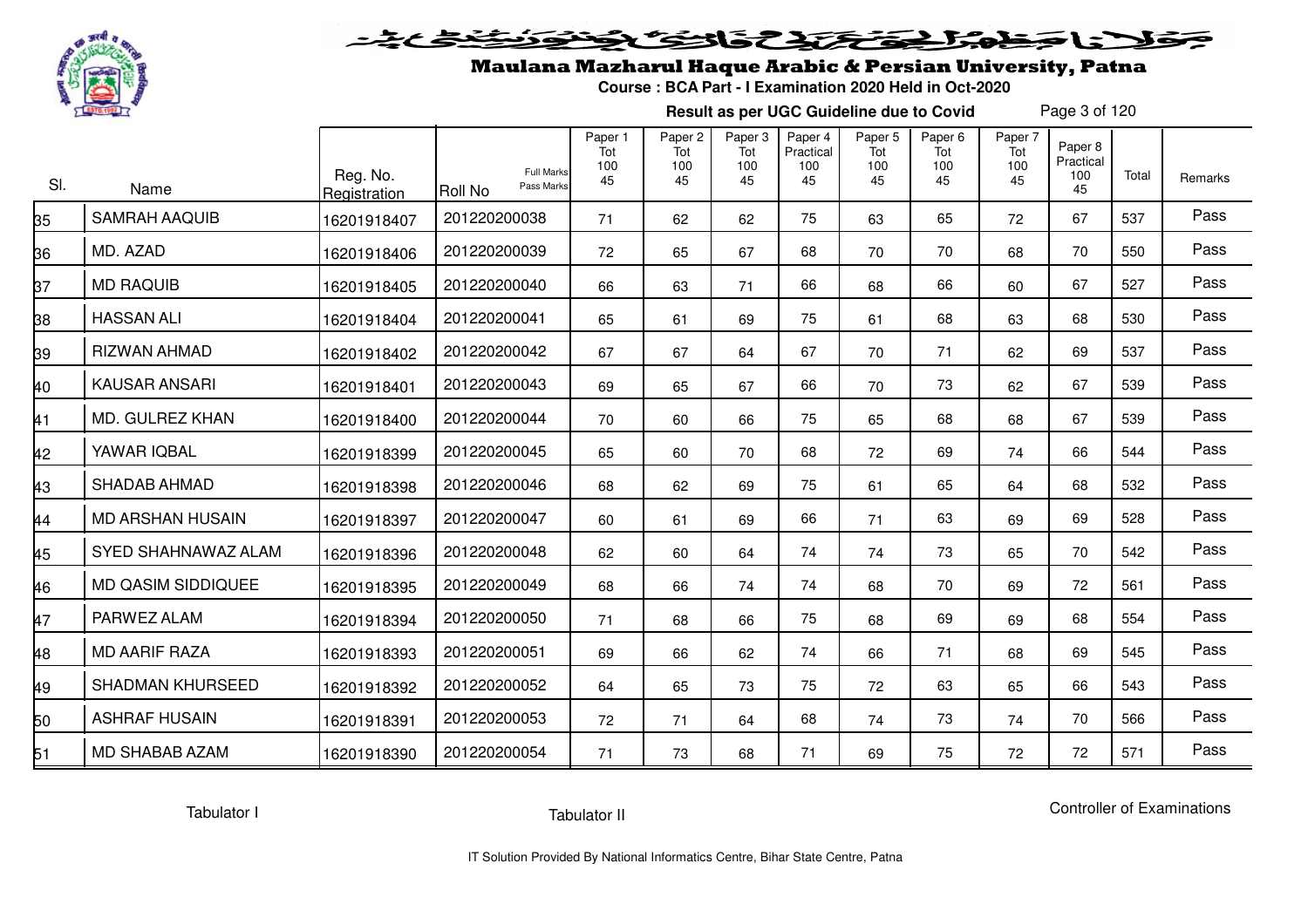# Maulana Mazharul Haque Arabic & Persian University, Patna

**Course : BCA Part - I Examination 2020 Held in Oct-2020**

**Result as per UGC Guideline due to Covid**

| Sl. | Name | Reg. No. Registration | Roll No (Full Marks / Pass Marks) | Paper 1 Tot 100 45 | Paper 2 Tot 100 45 | Paper 3 Tot 100 45 | Paper 4 Practical 100 45 | Paper 5 Tot 100 45 | Paper 6 Tot 100 45 | Paper 7 Tot 100 45 | Paper 8 Practical 100 45 | Total | Remarks |
|---|---|---|---|---|---|---|---|---|---|---|---|---|---|
| 35 | SAMRAH AAQUIB | 16201918407 | 201220200038 | 71 | 62 | 62 | 75 | 63 | 65 | 72 | 67 | 537 | Pass |
| 36 | MD. AZAD | 16201918406 | 201220200039 | 72 | 65 | 67 | 68 | 70 | 70 | 68 | 70 | 550 | Pass |
| 37 | MD RAQUIB | 16201918405 | 201220200040 | 66 | 63 | 71 | 66 | 68 | 66 | 60 | 67 | 527 | Pass |
| 38 | HASSAN ALI | 16201918404 | 201220200041 | 65 | 61 | 69 | 75 | 61 | 68 | 63 | 68 | 530 | Pass |
| 39 | RIZWAN AHMAD | 16201918402 | 201220200042 | 67 | 67 | 64 | 67 | 70 | 71 | 62 | 69 | 537 | Pass |
| 40 | KAUSAR ANSARI | 16201918401 | 201220200043 | 69 | 65 | 67 | 66 | 70 | 73 | 62 | 67 | 539 | Pass |
| 41 | MD. GULREZ KHAN | 16201918400 | 201220200044 | 70 | 60 | 66 | 75 | 65 | 68 | 68 | 67 | 539 | Pass |
| 42 | YAWAR IQBAL | 16201918399 | 201220200045 | 65 | 60 | 70 | 68 | 72 | 69 | 74 | 66 | 544 | Pass |
| 43 | SHADAB AHMAD | 16201918398 | 201220200046 | 68 | 62 | 69 | 75 | 61 | 65 | 64 | 68 | 532 | Pass |
| 44 | MD ARSHAN HUSAIN | 16201918397 | 201220200047 | 60 | 61 | 69 | 66 | 71 | 63 | 69 | 69 | 528 | Pass |
| 45 | SYED SHAHNAWAZ ALAM | 16201918396 | 201220200048 | 62 | 60 | 64 | 74 | 74 | 73 | 65 | 70 | 542 | Pass |
| 46 | MD QASIM SIDDIQUEE | 16201918395 | 201220200049 | 68 | 66 | 74 | 74 | 68 | 70 | 69 | 72 | 561 | Pass |
| 47 | PARWEZ ALAM | 16201918394 | 201220200050 | 71 | 68 | 66 | 75 | 68 | 69 | 69 | 68 | 554 | Pass |
| 48 | MD AARIF RAZA | 16201918393 | 201220200051 | 69 | 66 | 62 | 74 | 66 | 71 | 68 | 69 | 545 | Pass |
| 49 | SHADMAN KHURSEED | 16201918392 | 201220200052 | 64 | 65 | 73 | 75 | 72 | 63 | 65 | 66 | 543 | Pass |
| 50 | ASHRAF HUSAIN | 16201918391 | 201220200053 | 72 | 71 | 64 | 68 | 74 | 73 | 74 | 70 | 566 | Pass |
| 51 | MD SHABAB AZAM | 16201918390 | 201220200054 | 71 | 73 | 68 | 71 | 69 | 75 | 72 | 72 | 571 | Pass |

Tabulator I | Tabulator II | Controller of Examinations

IT Solution Provided By National Informatics Centre, Bihar State Centre, Patna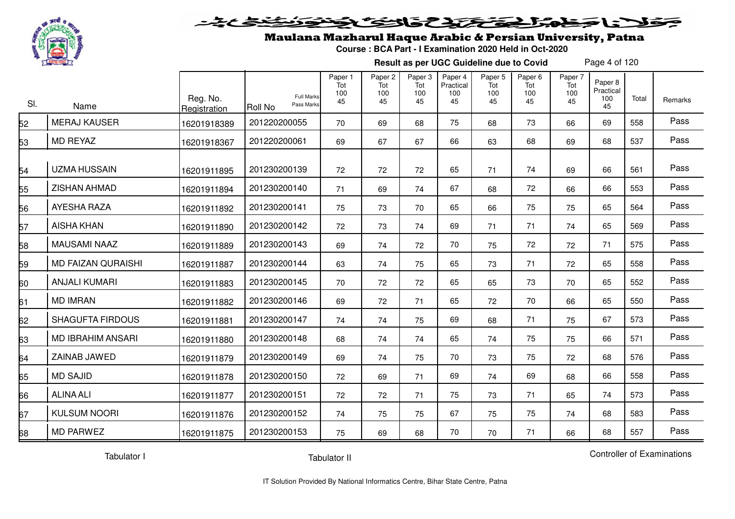# Maulana Mazharul Haque Arabic & Persian University, Patna

**Course : BCA Part - I Examination 2020 Held in Oct-2020**

**Result as per UGC Guideline due to Covid**

| Sl. | Name | Reg. No. Registration | Roll No (Full Marks / Pass Marks) | Paper 1 Tot 100 45 | Paper 2 Tot 100 45 | Paper 3 Tot 100 45 | Paper 4 Practical 100 45 | Paper 5 Tot 100 45 | Paper 6 Tot 100 45 | Paper 7 Tot 100 45 | Paper 8 Practical 100 45 | Total | Remarks |
|---|---|---|---|---|---|---|---|---|---|---|---|---|---|
| 52 | MERAJ KAUSER | 16201918389 | 201220200055 | 70 | 69 | 68 | 75 | 68 | 73 | 66 | 69 | 558 | Pass |
| 53 | MD REYAZ | 16201918367 | 201220200061 | 69 | 67 | 67 | 66 | 63 | 68 | 69 | 68 | 537 | Pass |
| 54 | UZMA HUSSAIN | 16201911895 | 201230200139 | 72 | 72 | 72 | 65 | 71 | 74 | 69 | 66 | 561 | Pass |
| 55 | ZISHAN AHMAD | 16201911894 | 201230200140 | 71 | 69 | 74 | 67 | 68 | 72 | 66 | 66 | 553 | Pass |
| 56 | AYESHA RAZA | 16201911892 | 201230200141 | 75 | 73 | 70 | 65 | 66 | 75 | 75 | 65 | 564 | Pass |
| 57 | AISHA KHAN | 16201911890 | 201230200142 | 72 | 73 | 74 | 69 | 71 | 71 | 74 | 65 | 569 | Pass |
| 58 | MAUSAMI NAAZ | 16201911889 | 201230200143 | 69 | 74 | 72 | 70 | 75 | 72 | 72 | 71 | 575 | Pass |
| 59 | MD FAIZAN QURAISHI | 16201911887 | 201230200144 | 63 | 74 | 75 | 65 | 73 | 71 | 72 | 65 | 558 | Pass |
| 60 | ANJALI KUMARI | 16201911883 | 201230200145 | 70 | 72 | 72 | 65 | 65 | 73 | 70 | 65 | 552 | Pass |
| 61 | MD IMRAN | 16201911882 | 201230200146 | 69 | 72 | 71 | 65 | 72 | 70 | 66 | 65 | 550 | Pass |
| 62 | SHAGUFTA FIRDOUS | 16201911881 | 201230200147 | 74 | 74 | 75 | 69 | 68 | 71 | 75 | 67 | 573 | Pass |
| 63 | MD IBRAHIM ANSARI | 16201911880 | 201230200148 | 68 | 74 | 74 | 65 | 74 | 75 | 75 | 66 | 571 | Pass |
| 64 | ZAINAB JAWED | 16201911879 | 201230200149 | 69 | 74 | 75 | 70 | 73 | 75 | 72 | 68 | 576 | Pass |
| 65 | MD SAJID | 16201911878 | 201230200150 | 72 | 69 | 71 | 69 | 74 | 69 | 68 | 66 | 558 | Pass |
| 66 | ALINA ALI | 16201911877 | 201230200151 | 72 | 72 | 71 | 75 | 73 | 71 | 65 | 74 | 573 | Pass |
| 67 | KULSUM NOORI | 16201911876 | 201230200152 | 74 | 75 | 75 | 67 | 75 | 75 | 74 | 68 | 583 | Pass |
| 68 | MD PARWEZ | 16201911875 | 201230200153 | 75 | 69 | 68 | 70 | 70 | 71 | 66 | 68 | 557 | Pass |

Tabulator I    Tabulator II    Controller of Examinations

IT Solution Provided By National Informatics Centre, Bihar State Centre, Patna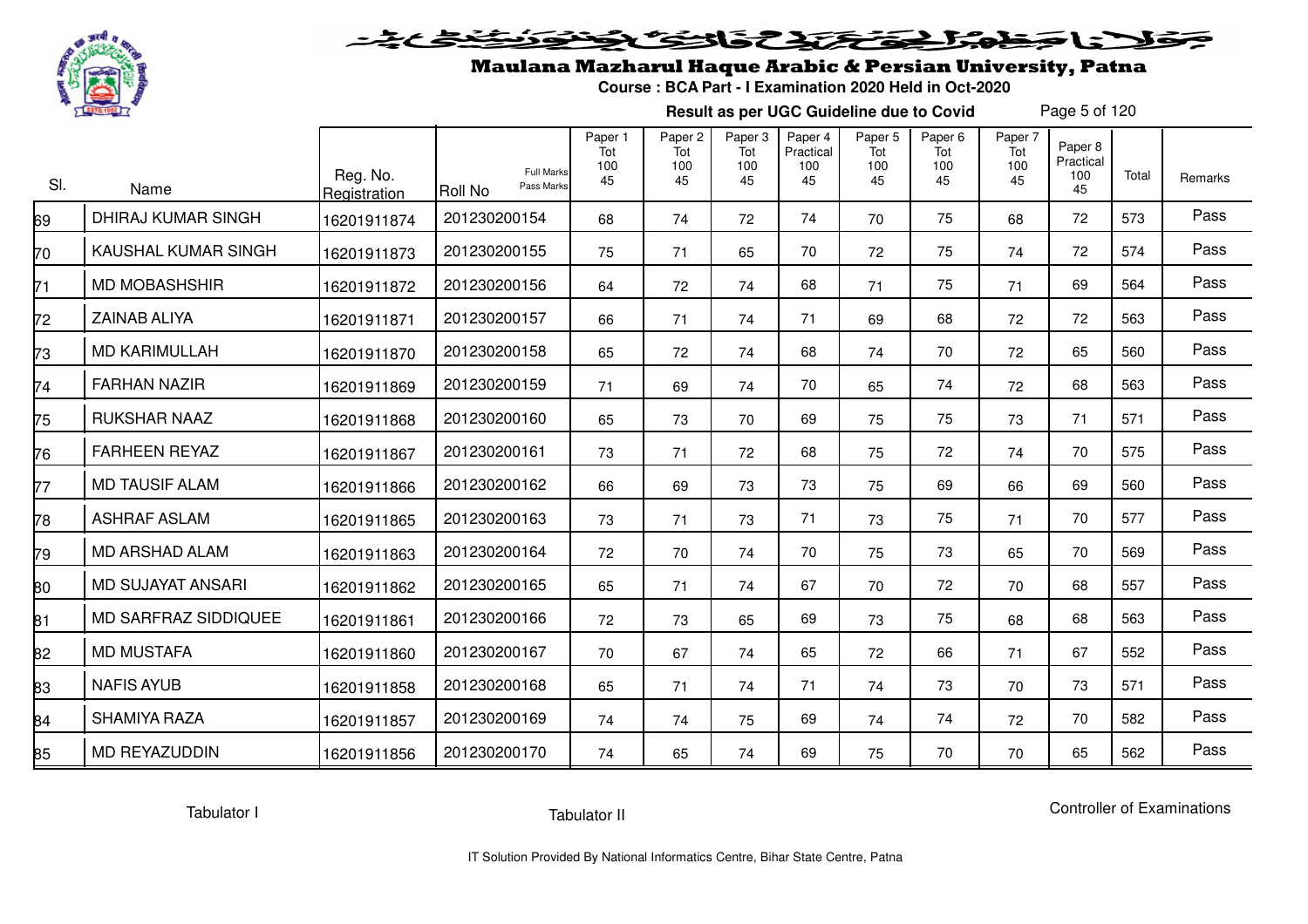# Maulana Mazharul Haque Arabic & Persian University, Patna

**Course : BCA Part - I Examination 2020 Held in Oct-2020**

**Result as per UGC Guideline due to Covid**

| Sl. | Name | Reg. No. Registration | Roll No (Full Marks / Pass Marks) | Paper 1 Tot 100 45 | Paper 2 Tot 100 45 | Paper 3 Tot 100 45 | Paper 4 Practical 100 45 | Paper 5 Tot 100 45 | Paper 6 Tot 100 45 | Paper 7 Tot 100 45 | Paper 8 Practical 100 45 | Total | Remarks |
|---|---|---|---|---|---|---|---|---|---|---|---|---|---|
| 69 | DHIRAJ KUMAR SINGH | 16201911874 | 201230200154 | 68 | 74 | 72 | 74 | 70 | 75 | 68 | 72 | 573 | Pass |
| 70 | KAUSHAL KUMAR SINGH | 16201911873 | 201230200155 | 75 | 71 | 65 | 70 | 72 | 75 | 74 | 72 | 574 | Pass |
| 71 | MD MOBASHSHIR | 16201911872 | 201230200156 | 64 | 72 | 74 | 68 | 71 | 75 | 71 | 69 | 564 | Pass |
| 72 | ZAINAB ALIYA | 16201911871 | 201230200157 | 66 | 71 | 74 | 71 | 69 | 68 | 72 | 72 | 563 | Pass |
| 73 | MD KARIMULLAH | 16201911870 | 201230200158 | 65 | 72 | 74 | 68 | 74 | 70 | 72 | 65 | 560 | Pass |
| 74 | FARHAN NAZIR | 16201911869 | 201230200159 | 71 | 69 | 74 | 70 | 65 | 74 | 72 | 68 | 563 | Pass |
| 75 | RUKSHAR NAAZ | 16201911868 | 201230200160 | 65 | 73 | 70 | 69 | 75 | 75 | 73 | 71 | 571 | Pass |
| 76 | FARHEEN REYAZ | 16201911867 | 201230200161 | 73 | 71 | 72 | 68 | 75 | 72 | 74 | 70 | 575 | Pass |
| 77 | MD TAUSIF ALAM | 16201911866 | 201230200162 | 66 | 69 | 73 | 73 | 75 | 69 | 66 | 69 | 560 | Pass |
| 78 | ASHRAF ASLAM | 16201911865 | 201230200163 | 73 | 71 | 73 | 71 | 73 | 75 | 71 | 70 | 577 | Pass |
| 79 | MD ARSHAD ALAM | 16201911863 | 201230200164 | 72 | 70 | 74 | 70 | 75 | 73 | 65 | 70 | 569 | Pass |
| 80 | MD SUJAYAT ANSARI | 16201911862 | 201230200165 | 65 | 71 | 74 | 67 | 70 | 72 | 70 | 68 | 557 | Pass |
| 81 | MD SARFRAZ SIDDIQUEE | 16201911861 | 201230200166 | 72 | 73 | 65 | 69 | 73 | 75 | 68 | 68 | 563 | Pass |
| 82 | MD MUSTAFA | 16201911860 | 201230200167 | 70 | 67 | 74 | 65 | 72 | 66 | 71 | 67 | 552 | Pass |
| 83 | NAFIS AYUB | 16201911858 | 201230200168 | 65 | 71 | 74 | 71 | 74 | 73 | 70 | 73 | 571 | Pass |
| 84 | SHAMIYA RAZA | 16201911857 | 201230200169 | 74 | 74 | 75 | 69 | 74 | 74 | 72 | 70 | 582 | Pass |
| 85 | MD REYAZUDDIN | 16201911856 | 201230200170 | 74 | 65 | 74 | 69 | 75 | 70 | 70 | 65 | 562 | Pass |

Tabulator I | Tabulator II | Controller of Examinations

IT Solution Provided By National Informatics Centre, Bihar State Centre, Patna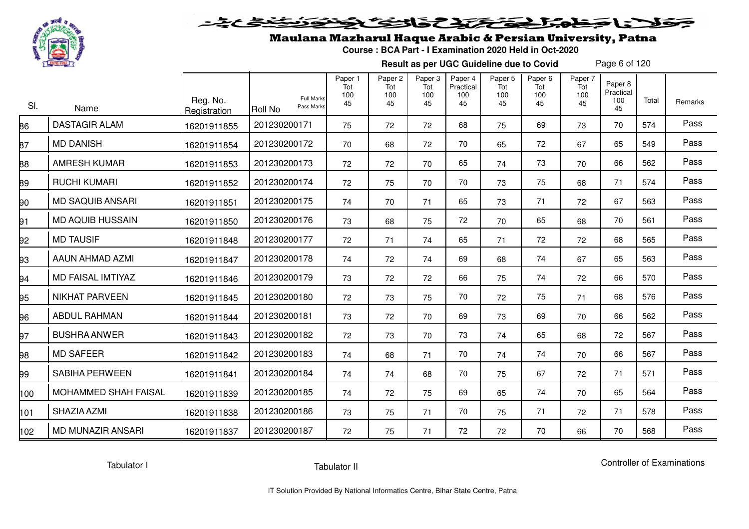# Maulana Mazharul Haque Arabic & Persian University, Patna

**Course : BCA Part - I Examination 2020 Held in Oct-2020**

**Result as per UGC Guideline due to Covid**

| Sl. | Name | Reg. No. Registration | Roll No (Full Marks / Pass Marks) | Paper 1 Tot 100 45 | Paper 2 Tot 100 45 | Paper 3 Tot 100 45 | Paper 4 Practical 100 45 | Paper 5 Tot 100 45 | Paper 6 Tot 100 45 | Paper 7 Tot 100 45 | Paper 8 Practical 100 45 | Total | Remarks |
|---|---|---|---|---|---|---|---|---|---|---|---|---|---|
| 86 | DASTAGIR ALAM | 16201911855 | 201230200171 | 75 | 72 | 72 | 68 | 75 | 69 | 73 | 70 | 574 | Pass |
| 87 | MD DANISH | 16201911854 | 201230200172 | 70 | 68 | 72 | 70 | 65 | 72 | 67 | 65 | 549 | Pass |
| 88 | AMRESH KUMAR | 16201911853 | 201230200173 | 72 | 72 | 70 | 65 | 74 | 73 | 70 | 66 | 562 | Pass |
| 89 | RUCHI KUMARI | 16201911852 | 201230200174 | 72 | 75 | 70 | 70 | 73 | 75 | 68 | 71 | 574 | Pass |
| 90 | MD SAQUIB ANSARI | 16201911851 | 201230200175 | 74 | 70 | 71 | 65 | 73 | 71 | 72 | 67 | 563 | Pass |
| 91 | MD AQUIB HUSSAIN | 16201911850 | 201230200176 | 73 | 68 | 75 | 72 | 70 | 65 | 68 | 70 | 561 | Pass |
| 92 | MD TAUSIF | 16201911848 | 201230200177 | 72 | 71 | 74 | 65 | 71 | 72 | 72 | 68 | 565 | Pass |
| 93 | AAUN AHMAD AZMI | 16201911847 | 201230200178 | 74 | 72 | 74 | 69 | 68 | 74 | 67 | 65 | 563 | Pass |
| 94 | MD FAISAL IMTIYAZ | 16201911846 | 201230200179 | 73 | 72 | 72 | 66 | 75 | 74 | 72 | 66 | 570 | Pass |
| 95 | NIKHAT PARVEEN | 16201911845 | 201230200180 | 72 | 73 | 75 | 70 | 72 | 75 | 71 | 68 | 576 | Pass |
| 96 | ABDUL RAHMAN | 16201911844 | 201230200181 | 73 | 72 | 70 | 69 | 73 | 69 | 70 | 66 | 562 | Pass |
| 97 | BUSHRA ANWER | 16201911843 | 201230200182 | 72 | 73 | 70 | 73 | 74 | 65 | 68 | 72 | 567 | Pass |
| 98 | MD SAFEER | 16201911842 | 201230200183 | 74 | 68 | 71 | 70 | 74 | 74 | 70 | 66 | 567 | Pass |
| 99 | SABIHA PERWEEN | 16201911841 | 201230200184 | 74 | 74 | 68 | 70 | 75 | 67 | 72 | 71 | 571 | Pass |
| 100 | MOHAMMED SHAH FAISAL | 16201911839 | 201230200185 | 74 | 72 | 75 | 69 | 65 | 74 | 70 | 65 | 564 | Pass |
| 101 | SHAZIA AZMI | 16201911838 | 201230200186 | 73 | 75 | 71 | 70 | 75 | 71 | 72 | 71 | 578 | Pass |
| 102 | MD MUNAZIR ANSARI | 16201911837 | 201230200187 | 72 | 75 | 71 | 72 | 72 | 70 | 66 | 70 | 568 | Pass |

Tabulator I    Tabulator II    Controller of Examinations

IT Solution Provided By National Informatics Centre, Bihar State Centre, Patna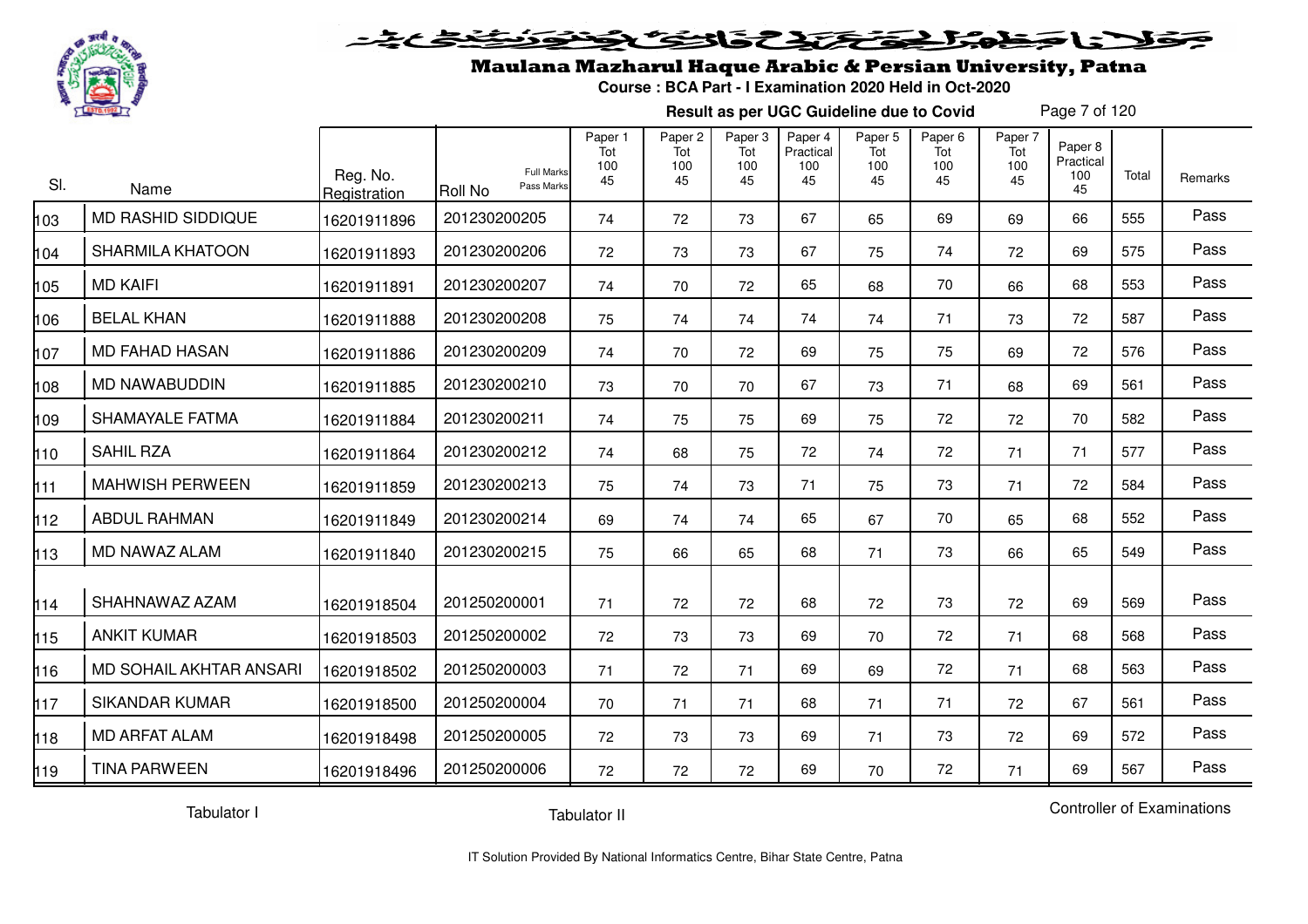# Maulana Mazharul Haque Arabic & Persian University, Patna

**Course : BCA Part - I Examination 2020 Held in Oct-2020**

**Result as per UGC Guideline due to Covid**

| Sl. | Name | Reg. No. Registration | Roll No (Full Marks / Pass Marks) | Paper 1 Tot 100 45 | Paper 2 Tot 100 45 | Paper 3 Tot 100 45 | Paper 4 Practical 100 45 | Paper 5 Tot 100 45 | Paper 6 Tot 100 45 | Paper 7 Tot 100 45 | Paper 8 Practical 100 45 | Total | Remarks |
|---|---|---|---|---|---|---|---|---|---|---|---|---|---|
| 103 | MD RASHID SIDDIQUE | 16201911896 | 201230200205 | 74 | 72 | 73 | 67 | 65 | 69 | 69 | 66 | 555 | Pass |
| 104 | SHARMILA KHATOON | 16201911893 | 201230200206 | 72 | 73 | 73 | 67 | 75 | 74 | 72 | 69 | 575 | Pass |
| 105 | MD KAIFI | 16201911891 | 201230200207 | 74 | 70 | 72 | 65 | 68 | 70 | 66 | 68 | 553 | Pass |
| 106 | BELAL KHAN | 16201911888 | 201230200208 | 75 | 74 | 74 | 74 | 74 | 71 | 73 | 72 | 587 | Pass |
| 107 | MD FAHAD HASAN | 16201911886 | 201230200209 | 74 | 70 | 72 | 69 | 75 | 75 | 69 | 72 | 576 | Pass |
| 108 | MD NAWABUDDIN | 16201911885 | 201230200210 | 73 | 70 | 70 | 67 | 73 | 71 | 68 | 69 | 561 | Pass |
| 109 | SHAMAYALE FATMA | 16201911884 | 201230200211 | 74 | 75 | 75 | 69 | 75 | 72 | 72 | 70 | 582 | Pass |
| 110 | SAHIL RZA | 16201911864 | 201230200212 | 74 | 68 | 75 | 72 | 74 | 72 | 71 | 71 | 577 | Pass |
| 111 | MAHWISH PERWEEN | 16201911859 | 201230200213 | 75 | 74 | 73 | 71 | 75 | 73 | 71 | 72 | 584 | Pass |
| 112 | ABDUL RAHMAN | 16201911849 | 201230200214 | 69 | 74 | 74 | 65 | 67 | 70 | 65 | 68 | 552 | Pass |
| 113 | MD NAWAZ ALAM | 16201911840 | 201230200215 | 75 | 66 | 65 | 68 | 71 | 73 | 66 | 65 | 549 | Pass |
| 114 | SHAHNAWAZ AZAM | 16201918504 | 201250200001 | 71 | 72 | 72 | 68 | 72 | 73 | 72 | 69 | 569 | Pass |
| 115 | ANKIT KUMAR | 16201918503 | 201250200002 | 72 | 73 | 73 | 69 | 70 | 72 | 71 | 68 | 568 | Pass |
| 116 | MD SOHAIL AKHTAR ANSARI | 16201918502 | 201250200003 | 71 | 72 | 71 | 69 | 69 | 72 | 71 | 68 | 563 | Pass |
| 117 | SIKANDAR KUMAR | 16201918500 | 201250200004 | 70 | 71 | 71 | 68 | 71 | 71 | 72 | 67 | 561 | Pass |
| 118 | MD ARFAT ALAM | 16201918498 | 201250200005 | 72 | 73 | 73 | 69 | 71 | 73 | 72 | 69 | 572 | Pass |
| 119 | TINA PARWEEN | 16201918496 | 201250200006 | 72 | 72 | 72 | 69 | 70 | 72 | 71 | 69 | 567 | Pass |

Tabulator I | Tabulator II | Controller of Examinations

IT Solution Provided By National Informatics Centre, Bihar State Centre, Patna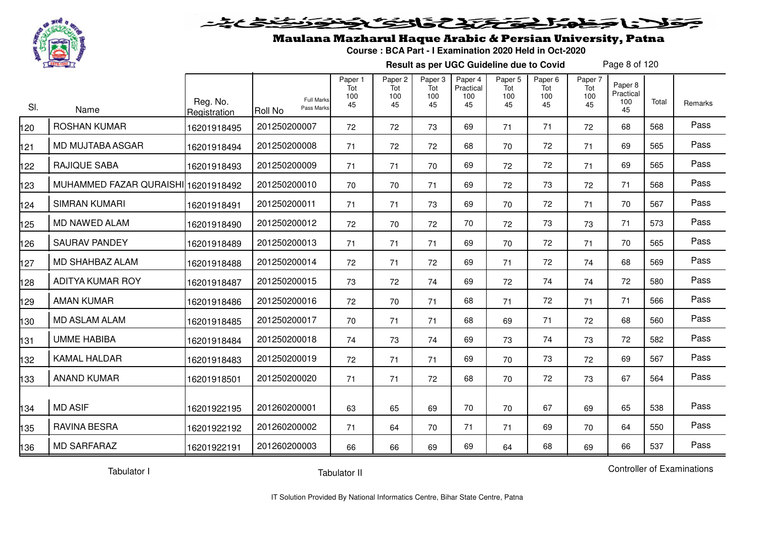# Maulana Mazharul Haque Arabic & Persian University, Patna

**Course : BCA Part - I Examination 2020 Held in Oct-2020**

**Result as per UGC Guideline due to Covid**

| Sl. | Name | Reg. No. Registration | Roll No (Full Marks / Pass Marks) | Paper 1 Tot 100 45 | Paper 2 Tot 100 45 | Paper 3 Tot 100 45 | Paper 4 Practical 100 45 | Paper 5 Tot 100 45 | Paper 6 Tot 100 45 | Paper 7 Tot 100 45 | Paper 8 Practical 100 45 | Total | Remarks |
|---|---|---|---|---|---|---|---|---|---|---|---|---|---|
| 120 | ROSHAN KUMAR | 16201918495 | 201250200007 | 72 | 72 | 73 | 69 | 71 | 71 | 72 | 68 | 568 | Pass |
| 121 | MD MUJTABA ASGAR | 16201918494 | 201250200008 | 71 | 72 | 72 | 68 | 70 | 72 | 71 | 69 | 565 | Pass |
| 122 | RAJIQUE SABA | 16201918493 | 201250200009 | 71 | 71 | 70 | 69 | 72 | 72 | 71 | 69 | 565 | Pass |
| 123 | MUHAMMED FAZAR QURAISHI | 16201918492 | 201250200010 | 70 | 70 | 71 | 69 | 72 | 73 | 72 | 71 | 568 | Pass |
| 124 | SIMRAN KUMARI | 16201918491 | 201250200011 | 71 | 71 | 73 | 69 | 70 | 72 | 71 | 70 | 567 | Pass |
| 125 | MD NAWED ALAM | 16201918490 | 201250200012 | 72 | 70 | 72 | 70 | 72 | 73 | 73 | 71 | 573 | Pass |
| 126 | SAURAV PANDEY | 16201918489 | 201250200013 | 71 | 71 | 71 | 69 | 70 | 72 | 71 | 70 | 565 | Pass |
| 127 | MD SHAHBAZ ALAM | 16201918488 | 201250200014 | 72 | 71 | 72 | 69 | 71 | 72 | 74 | 68 | 569 | Pass |
| 128 | ADITYA KUMAR ROY | 16201918487 | 201250200015 | 73 | 72 | 74 | 69 | 72 | 74 | 74 | 72 | 580 | Pass |
| 129 | AMAN KUMAR | 16201918486 | 201250200016 | 72 | 70 | 71 | 68 | 71 | 72 | 71 | 71 | 566 | Pass |
| 130 | MD ASLAM ALAM | 16201918485 | 201250200017 | 70 | 71 | 71 | 68 | 69 | 71 | 72 | 68 | 560 | Pass |
| 131 | UMME HABIBA | 16201918484 | 201250200018 | 74 | 73 | 74 | 69 | 73 | 74 | 73 | 72 | 582 | Pass |
| 132 | KAMAL HALDAR | 16201918483 | 201250200019 | 72 | 71 | 71 | 69 | 70 | 73 | 72 | 69 | 567 | Pass |
| 133 | ANAND KUMAR | 16201918501 | 201250200020 | 71 | 71 | 72 | 68 | 70 | 72 | 73 | 67 | 564 | Pass |
| 134 | MD ASIF | 16201922195 | 201260200001 | 63 | 65 | 69 | 70 | 70 | 67 | 69 | 65 | 538 | Pass |
| 135 | RAVINA BESRA | 16201922192 | 201260200002 | 71 | 64 | 70 | 71 | 71 | 69 | 70 | 64 | 550 | Pass |
| 136 | MD SARFARAZ | 16201922191 | 201260200003 | 66 | 66 | 69 | 69 | 64 | 68 | 69 | 66 | 537 | Pass |

Tabulator I    Tabulator II    Controller of Examinations

IT Solution Provided By National Informatics Centre, Bihar State Centre, Patna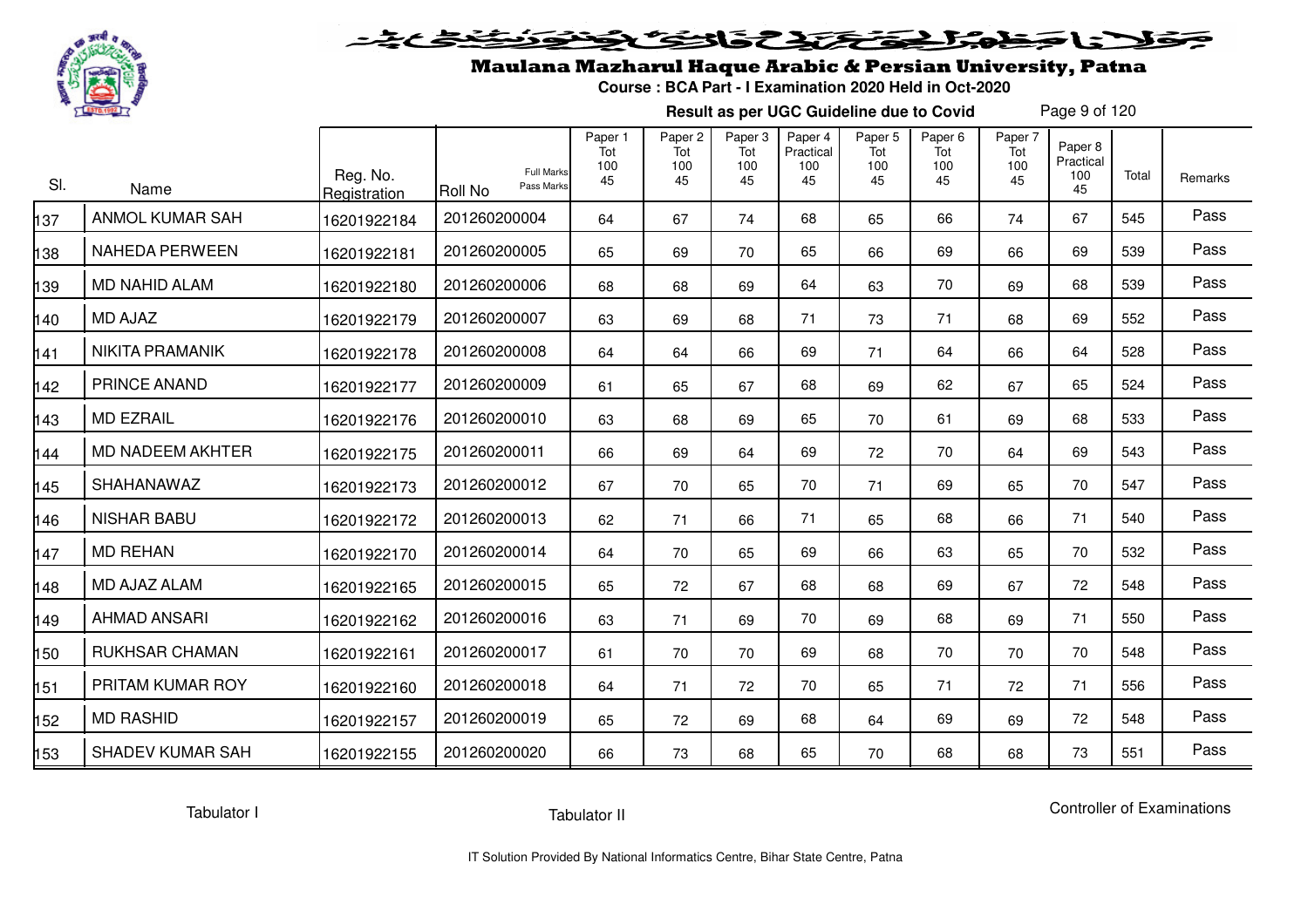# Maulana Mazharul Haque Arabic & Persian University, Patna

**Course : BCA Part - I Examination 2020 Held in Oct-2020**

**Result as per UGC Guideline due to Covid**

| Sl. | Name | Reg. No. Registration | Roll No (Full Marks / Pass Marks) | Paper 1 Tot 100 45 | Paper 2 Tot 100 45 | Paper 3 Tot 100 45 | Paper 4 Practical 100 45 | Paper 5 Tot 100 45 | Paper 6 Tot 100 45 | Paper 7 Tot 100 45 | Paper 8 Practical 100 45 | Total | Remarks |
|---|---|---|---|---|---|---|---|---|---|---|---|---|---|
| 137 | ANMOL KUMAR SAH | 16201922184 | 201260200004 | 64 | 67 | 74 | 68 | 65 | 66 | 74 | 67 | 545 | Pass |
| 138 | NAHEDA PERWEEN | 16201922181 | 201260200005 | 65 | 69 | 70 | 65 | 66 | 69 | 66 | 69 | 539 | Pass |
| 139 | MD NAHID ALAM | 16201922180 | 201260200006 | 68 | 68 | 69 | 64 | 63 | 70 | 69 | 68 | 539 | Pass |
| 140 | MD AJAZ | 16201922179 | 201260200007 | 63 | 69 | 68 | 71 | 73 | 71 | 68 | 69 | 552 | Pass |
| 141 | NIKITA PRAMANIK | 16201922178 | 201260200008 | 64 | 64 | 66 | 69 | 71 | 64 | 66 | 64 | 528 | Pass |
| 142 | PRINCE ANAND | 16201922177 | 201260200009 | 61 | 65 | 67 | 68 | 69 | 62 | 67 | 65 | 524 | Pass |
| 143 | MD EZRAIL | 16201922176 | 201260200010 | 63 | 68 | 69 | 65 | 70 | 61 | 69 | 68 | 533 | Pass |
| 144 | MD NADEEM AKHTER | 16201922175 | 201260200011 | 66 | 69 | 64 | 69 | 72 | 70 | 64 | 69 | 543 | Pass |
| 145 | SHAHANAWAZ | 16201922173 | 201260200012 | 67 | 70 | 65 | 70 | 71 | 69 | 65 | 70 | 547 | Pass |
| 146 | NISHAR BABU | 16201922172 | 201260200013 | 62 | 71 | 66 | 71 | 65 | 68 | 66 | 71 | 540 | Pass |
| 147 | MD REHAN | 16201922170 | 201260200014 | 64 | 70 | 65 | 69 | 66 | 63 | 65 | 70 | 532 | Pass |
| 148 | MD AJAZ ALAM | 16201922165 | 201260200015 | 65 | 72 | 67 | 68 | 68 | 69 | 67 | 72 | 548 | Pass |
| 149 | AHMAD ANSARI | 16201922162 | 201260200016 | 63 | 71 | 69 | 70 | 69 | 68 | 69 | 71 | 550 | Pass |
| 150 | RUKHSAR CHAMAN | 16201922161 | 201260200017 | 61 | 70 | 70 | 69 | 68 | 70 | 70 | 70 | 548 | Pass |
| 151 | PRITAM KUMAR ROY | 16201922160 | 201260200018 | 64 | 71 | 72 | 70 | 65 | 71 | 72 | 71 | 556 | Pass |
| 152 | MD RASHID | 16201922157 | 201260200019 | 65 | 72 | 69 | 68 | 64 | 69 | 69 | 72 | 548 | Pass |
| 153 | SHADEV KUMAR SAH | 16201922155 | 201260200020 | 66 | 73 | 68 | 65 | 70 | 68 | 68 | 73 | 551 | Pass |

Tabulator I     Tabulator II     Controller of Examinations

IT Solution Provided By National Informatics Centre, Bihar State Centre, Patna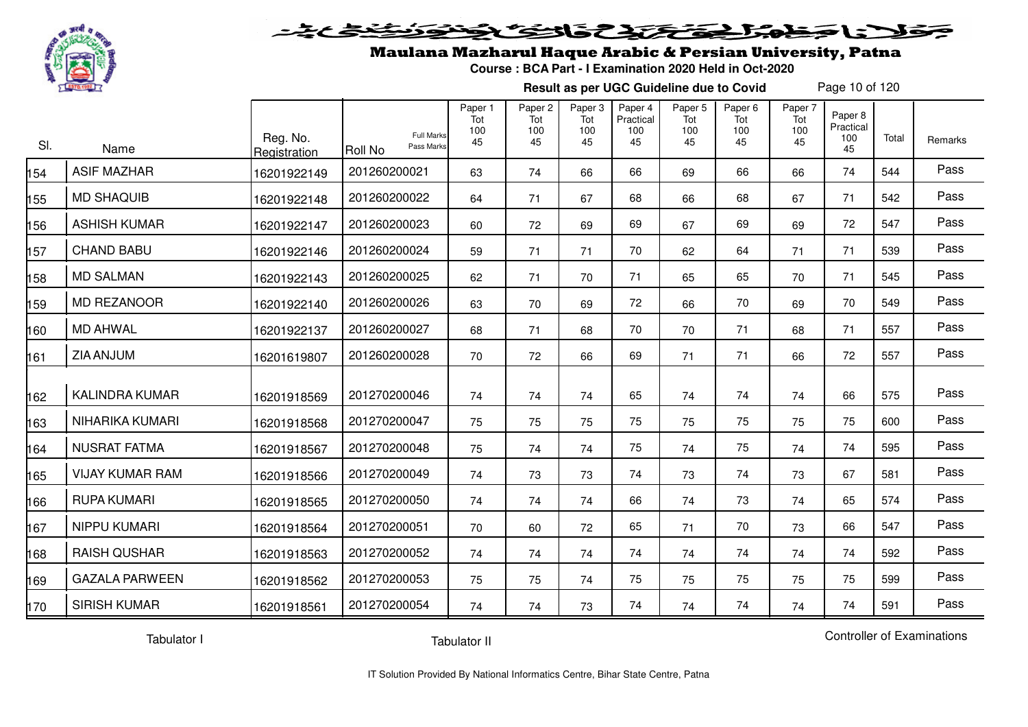# Maulana Mazharul Haque Arabic & Persian University, Patna

**Course : BCA Part - I Examination 2020 Held in Oct-2020**

**Result as per UGC Guideline due to Covid**

| Sl. | Name | Reg. No. Registration | Roll No (Full Marks / Pass Marks) | Paper 1 Tot 100 45 | Paper 2 Tot 100 45 | Paper 3 Tot 100 45 | Paper 4 Practical 100 45 | Paper 5 Tot 100 45 | Paper 6 Tot 100 45 | Paper 7 Tot 100 45 | Paper 8 Practical 100 45 | Total | Remarks |
|---|---|---|---|---|---|---|---|---|---|---|---|---|---|
| 154 | ASIF MAZHAR | 16201922149 | 201260200021 | 63 | 74 | 66 | 66 | 69 | 66 | 66 | 74 | 544 | Pass |
| 155 | MD SHAQUIB | 16201922148 | 201260200022 | 64 | 71 | 67 | 68 | 66 | 68 | 67 | 71 | 542 | Pass |
| 156 | ASHISH KUMAR | 16201922147 | 201260200023 | 60 | 72 | 69 | 69 | 67 | 69 | 69 | 72 | 547 | Pass |
| 157 | CHAND BABU | 16201922146 | 201260200024 | 59 | 71 | 71 | 70 | 62 | 64 | 71 | 71 | 539 | Pass |
| 158 | MD SALMAN | 16201922143 | 201260200025 | 62 | 71 | 70 | 71 | 65 | 65 | 70 | 71 | 545 | Pass |
| 159 | MD REZANOOR | 16201922140 | 201260200026 | 63 | 70 | 69 | 72 | 66 | 70 | 69 | 70 | 549 | Pass |
| 160 | MD AHWAL | 16201922137 | 201260200027 | 68 | 71 | 68 | 70 | 70 | 71 | 68 | 71 | 557 | Pass |
| 161 | ZIA ANJUM | 16201619807 | 201260200028 | 70 | 72 | 66 | 69 | 71 | 71 | 66 | 72 | 557 | Pass |
| 162 | KALINDRA KUMAR | 16201918569 | 201270200046 | 74 | 74 | 74 | 65 | 74 | 74 | 74 | 66 | 575 | Pass |
| 163 | NIHARIKA KUMARI | 16201918568 | 201270200047 | 75 | 75 | 75 | 75 | 75 | 75 | 75 | 75 | 600 | Pass |
| 164 | NUSRAT FATMA | 16201918567 | 201270200048 | 75 | 74 | 74 | 75 | 74 | 75 | 74 | 74 | 595 | Pass |
| 165 | VIJAY KUMAR RAM | 16201918566 | 201270200049 | 74 | 73 | 73 | 74 | 73 | 74 | 73 | 67 | 581 | Pass |
| 166 | RUPA KUMARI | 16201918565 | 201270200050 | 74 | 74 | 74 | 66 | 74 | 73 | 74 | 65 | 574 | Pass |
| 167 | NIPPU KUMARI | 16201918564 | 201270200051 | 70 | 60 | 72 | 65 | 71 | 70 | 73 | 66 | 547 | Pass |
| 168 | RAISH QUSHAR | 16201918563 | 201270200052 | 74 | 74 | 74 | 74 | 74 | 74 | 74 | 74 | 592 | Pass |
| 169 | GAZALA PARWEEN | 16201918562 | 201270200053 | 75 | 75 | 74 | 75 | 75 | 75 | 75 | 75 | 599 | Pass |
| 170 | SIRISH KUMAR | 16201918561 | 201270200054 | 74 | 74 | 73 | 74 | 74 | 74 | 74 | 74 | 591 | Pass |

Tabulator I　　　　Tabulator II　　　　Controller of Examinations

IT Solution Provided By National Informatics Centre, Bihar State Centre, Patna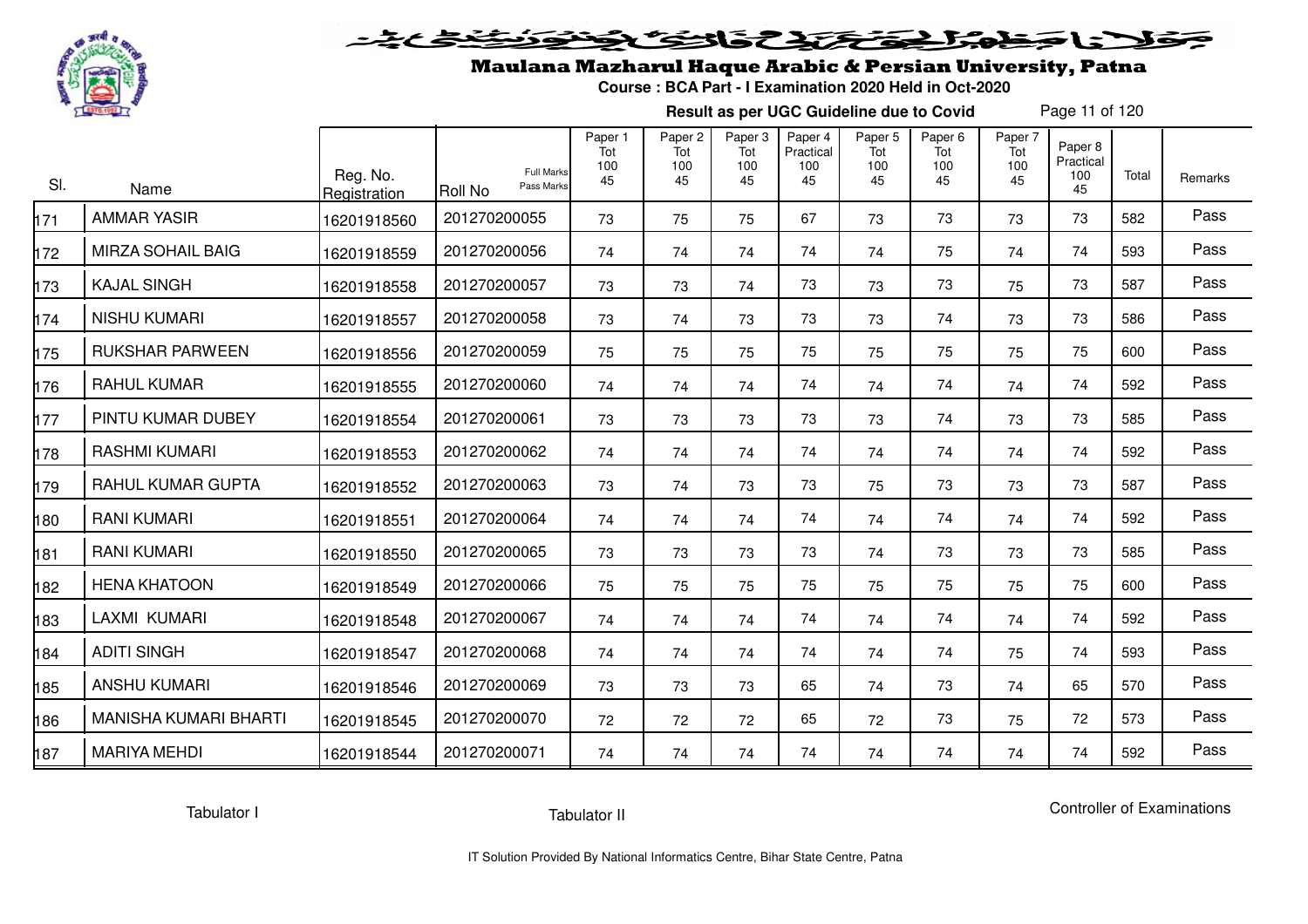# Maulana Mazharul Haque Arabic & Persian University, Patna

**Course : BCA Part - I Examination 2020 Held in Oct-2020**

**Result as per UGC Guideline due to Covid**

| Sl. | Name | Reg. No. Registration | Roll No (Full Marks / Pass Marks) | Paper 1 Tot 100 45 | Paper 2 Tot 100 45 | Paper 3 Tot 100 45 | Paper 4 Practical 100 45 | Paper 5 Tot 100 45 | Paper 6 Tot 100 45 | Paper 7 Tot 100 45 | Paper 8 Practical 100 45 | Total | Remarks |
|---|---|---|---|---|---|---|---|---|---|---|---|---|---|
| 171 | AMMAR YASIR | 16201918560 | 201270200055 | 73 | 75 | 75 | 67 | 73 | 73 | 73 | 73 | 582 | Pass |
| 172 | MIRZA SOHAIL BAIG | 16201918559 | 201270200056 | 74 | 74 | 74 | 74 | 74 | 75 | 74 | 74 | 593 | Pass |
| 173 | KAJAL SINGH | 16201918558 | 201270200057 | 73 | 73 | 74 | 73 | 73 | 73 | 75 | 73 | 587 | Pass |
| 174 | NISHU KUMARI | 16201918557 | 201270200058 | 73 | 74 | 73 | 73 | 73 | 74 | 73 | 73 | 586 | Pass |
| 175 | RUKSHAR PARWEEN | 16201918556 | 201270200059 | 75 | 75 | 75 | 75 | 75 | 75 | 75 | 75 | 600 | Pass |
| 176 | RAHUL KUMAR | 16201918555 | 201270200060 | 74 | 74 | 74 | 74 | 74 | 74 | 74 | 74 | 592 | Pass |
| 177 | PINTU KUMAR DUBEY | 16201918554 | 201270200061 | 73 | 73 | 73 | 73 | 73 | 74 | 73 | 73 | 585 | Pass |
| 178 | RASHMI KUMARI | 16201918553 | 201270200062 | 74 | 74 | 74 | 74 | 74 | 74 | 74 | 74 | 592 | Pass |
| 179 | RAHUL KUMAR GUPTA | 16201918552 | 201270200063 | 73 | 74 | 73 | 73 | 75 | 73 | 73 | 73 | 587 | Pass |
| 180 | RANI KUMARI | 16201918551 | 201270200064 | 74 | 74 | 74 | 74 | 74 | 74 | 74 | 74 | 592 | Pass |
| 181 | RANI KUMARI | 16201918550 | 201270200065 | 73 | 73 | 73 | 73 | 74 | 73 | 73 | 73 | 585 | Pass |
| 182 | HENA KHATOON | 16201918549 | 201270200066 | 75 | 75 | 75 | 75 | 75 | 75 | 75 | 75 | 600 | Pass |
| 183 | LAXMI KUMARI | 16201918548 | 201270200067 | 74 | 74 | 74 | 74 | 74 | 74 | 74 | 74 | 592 | Pass |
| 184 | ADITI SINGH | 16201918547 | 201270200068 | 74 | 74 | 74 | 74 | 74 | 74 | 75 | 74 | 593 | Pass |
| 185 | ANSHU KUMARI | 16201918546 | 201270200069 | 73 | 73 | 73 | 65 | 74 | 73 | 74 | 65 | 570 | Pass |
| 186 | MANISHA KUMARI BHARTI | 16201918545 | 201270200070 | 72 | 72 | 72 | 65 | 72 | 73 | 75 | 72 | 573 | Pass |
| 187 | MARIYA MEHDI | 16201918544 | 201270200071 | 74 | 74 | 74 | 74 | 74 | 74 | 74 | 74 | 592 | Pass |

Tabulator I　　　　Tabulator II　　　　Controller of Examinations

IT Solution Provided By National Informatics Centre, Bihar State Centre, Patna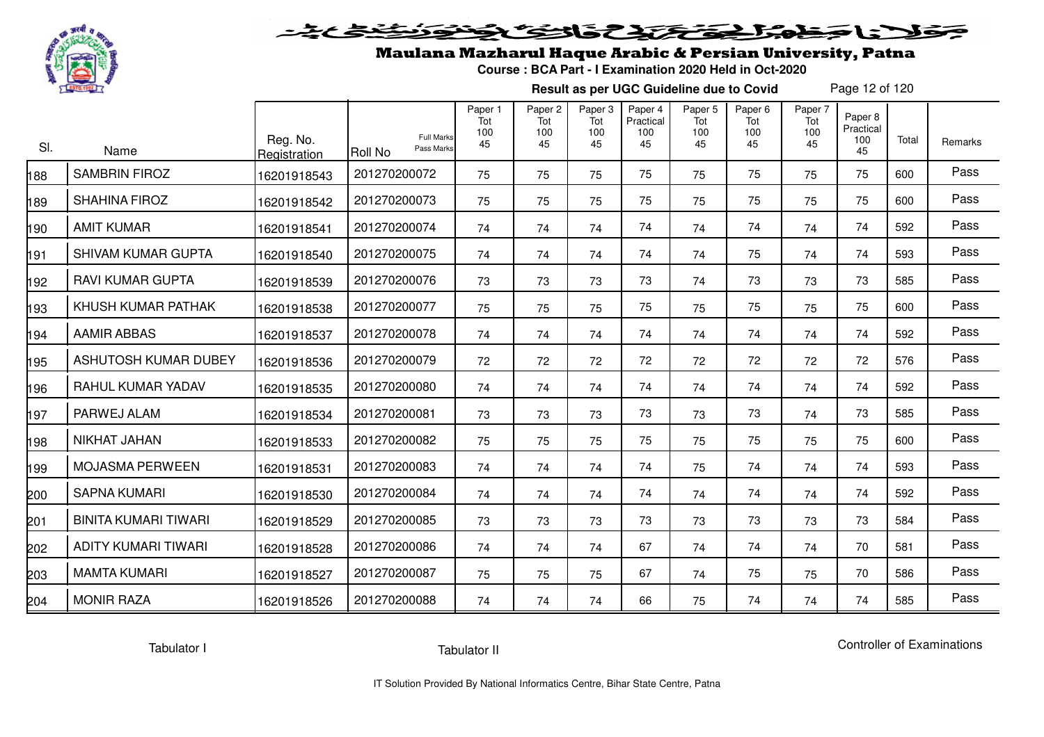# Maulana Mazharul Haque Arabic & Persian University, Patna

**Course : BCA Part - I Examination 2020 Held in Oct-2020**

**Result as per UGC Guideline due to Covid**

| Sl. | Name | Reg. No. Registration | Roll No (Full Marks / Pass Marks) | Paper 1 Tot 100 45 | Paper 2 Tot 100 45 | Paper 3 Tot 100 45 | Paper 4 Practical 100 45 | Paper 5 Tot 100 45 | Paper 6 Tot 100 45 | Paper 7 Tot 100 45 | Paper 8 Practical 100 45 | Total | Remarks |
|---|---|---|---|---|---|---|---|---|---|---|---|---|---|
| 188 | SAMBRIN FIROZ | 16201918543 | 201270200072 | 75 | 75 | 75 | 75 | 75 | 75 | 75 | 75 | 600 | Pass |
| 189 | SHAHINA FIROZ | 16201918542 | 201270200073 | 75 | 75 | 75 | 75 | 75 | 75 | 75 | 75 | 600 | Pass |
| 190 | AMIT KUMAR | 16201918541 | 201270200074 | 74 | 74 | 74 | 74 | 74 | 74 | 74 | 74 | 592 | Pass |
| 191 | SHIVAM KUMAR GUPTA | 16201918540 | 201270200075 | 74 | 74 | 74 | 74 | 74 | 75 | 74 | 74 | 593 | Pass |
| 192 | RAVI KUMAR GUPTA | 16201918539 | 201270200076 | 73 | 73 | 73 | 73 | 74 | 73 | 73 | 73 | 585 | Pass |
| 193 | KHUSH KUMAR PATHAK | 16201918538 | 201270200077 | 75 | 75 | 75 | 75 | 75 | 75 | 75 | 75 | 600 | Pass |
| 194 | AAMIR ABBAS | 16201918537 | 201270200078 | 74 | 74 | 74 | 74 | 74 | 74 | 74 | 74 | 592 | Pass |
| 195 | ASHUTOSH KUMAR DUBEY | 16201918536 | 201270200079 | 72 | 72 | 72 | 72 | 72 | 72 | 72 | 72 | 576 | Pass |
| 196 | RAHUL KUMAR YADAV | 16201918535 | 201270200080 | 74 | 74 | 74 | 74 | 74 | 74 | 74 | 74 | 592 | Pass |
| 197 | PARWEJ ALAM | 16201918534 | 201270200081 | 73 | 73 | 73 | 73 | 73 | 73 | 74 | 73 | 585 | Pass |
| 198 | NIKHAT JAHAN | 16201918533 | 201270200082 | 75 | 75 | 75 | 75 | 75 | 75 | 75 | 75 | 600 | Pass |
| 199 | MOJASMA PERWEEN | 16201918531 | 201270200083 | 74 | 74 | 74 | 74 | 75 | 74 | 74 | 74 | 593 | Pass |
| 200 | SAPNA KUMARI | 16201918530 | 201270200084 | 74 | 74 | 74 | 74 | 74 | 74 | 74 | 74 | 592 | Pass |
| 201 | BINITA KUMARI TIWARI | 16201918529 | 201270200085 | 73 | 73 | 73 | 73 | 73 | 73 | 73 | 73 | 584 | Pass |
| 202 | ADITY KUMARI TIWARI | 16201918528 | 201270200086 | 74 | 74 | 74 | 67 | 74 | 74 | 74 | 70 | 581 | Pass |
| 203 | MAMTA KUMARI | 16201918527 | 201270200087 | 75 | 75 | 75 | 67 | 74 | 75 | 75 | 70 | 586 | Pass |
| 204 | MONIR RAZA | 16201918526 | 201270200088 | 74 | 74 | 74 | 66 | 75 | 74 | 74 | 74 | 585 | Pass |

Tabulator I    Tabulator II    Controller of Examinations

IT Solution Provided By National Informatics Centre, Bihar State Centre, Patna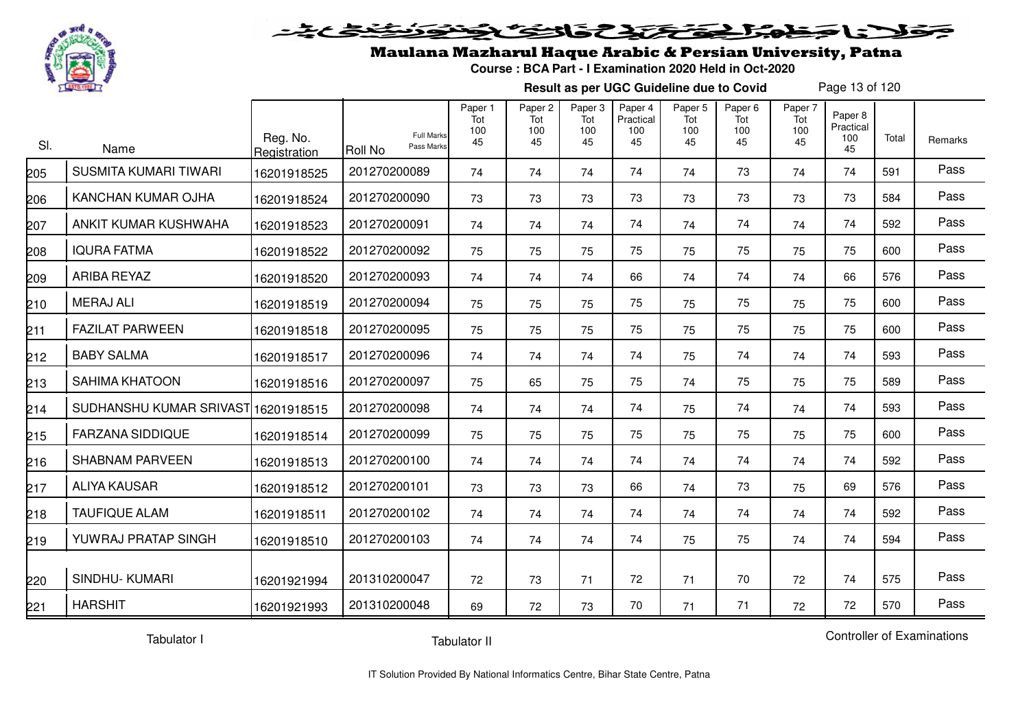# Maulana Mazharul Haque Arabic & Persian University, Patna

**Course : BCA Part - I Examination 2020 Held in Oct-2020**

**Result as per UGC Guideline due to Covid**

| Sl. | Name | Reg. No. Registration | Roll No (Full Marks / Pass Marks) | Paper 1 Tot 100 45 | Paper 2 Tot 100 45 | Paper 3 Tot 100 45 | Paper 4 Practical 100 45 | Paper 5 Tot 100 45 | Paper 6 Tot 100 45 | Paper 7 Tot 100 45 | Paper 8 Practical 100 45 | Total | Remarks |
|---|---|---|---|---|---|---|---|---|---|---|---|---|---|
| 205 | SUSMITA KUMARI TIWARI | 16201918525 | 201270200089 | 74 | 74 | 74 | 74 | 74 | 73 | 74 | 74 | 591 | Pass |
| 206 | KANCHAN KUMAR OJHA | 16201918524 | 201270200090 | 73 | 73 | 73 | 73 | 73 | 73 | 73 | 73 | 584 | Pass |
| 207 | ANKIT KUMAR KUSHWAHA | 16201918523 | 201270200091 | 74 | 74 | 74 | 74 | 74 | 74 | 74 | 74 | 592 | Pass |
| 208 | IQURA FATMA | 16201918522 | 201270200092 | 75 | 75 | 75 | 75 | 75 | 75 | 75 | 75 | 600 | Pass |
| 209 | ARIBA REYAZ | 16201918520 | 201270200093 | 74 | 74 | 74 | 66 | 74 | 74 | 74 | 66 | 576 | Pass |
| 210 | MERAJ ALI | 16201918519 | 201270200094 | 75 | 75 | 75 | 75 | 75 | 75 | 75 | 75 | 600 | Pass |
| 211 | FAZILAT PARWEEN | 16201918518 | 201270200095 | 75 | 75 | 75 | 75 | 75 | 75 | 75 | 75 | 600 | Pass |
| 212 | BABY SALMA | 16201918517 | 201270200096 | 74 | 74 | 74 | 74 | 75 | 74 | 74 | 74 | 593 | Pass |
| 213 | SAHIMA KHATOON | 16201918516 | 201270200097 | 75 | 65 | 75 | 75 | 74 | 75 | 75 | 75 | 589 | Pass |
| 214 | SUDHANSHU KUMAR SRIVAST | 16201918515 | 201270200098 | 74 | 74 | 74 | 74 | 75 | 74 | 74 | 74 | 593 | Pass |
| 215 | FARZANA SIDDIQUE | 16201918514 | 201270200099 | 75 | 75 | 75 | 75 | 75 | 75 | 75 | 75 | 600 | Pass |
| 216 | SHABNAM PARVEEN | 16201918513 | 201270200100 | 74 | 74 | 74 | 74 | 74 | 74 | 74 | 74 | 592 | Pass |
| 217 | ALIYA KAUSAR | 16201918512 | 201270200101 | 73 | 73 | 73 | 66 | 74 | 73 | 75 | 69 | 576 | Pass |
| 218 | TAUFIQUE ALAM | 16201918511 | 201270200102 | 74 | 74 | 74 | 74 | 74 | 74 | 74 | 74 | 592 | Pass |
| 219 | YUWRAJ PRATAP SINGH | 16201918510 | 201270200103 | 74 | 74 | 74 | 74 | 75 | 75 | 74 | 74 | 594 | Pass |
| 220 | SINDHU- KUMARI | 16201921994 | 201310200047 | 72 | 73 | 71 | 72 | 71 | 70 | 72 | 74 | 575 | Pass |
| 221 | HARSHIT | 16201921993 | 201310200048 | 69 | 72 | 73 | 70 | 71 | 71 | 72 | 72 | 570 | Pass |

Tabulator I &emsp; Tabulator II &emsp; Controller of Examinations

IT Solution Provided By National Informatics Centre, Bihar State Centre, Patna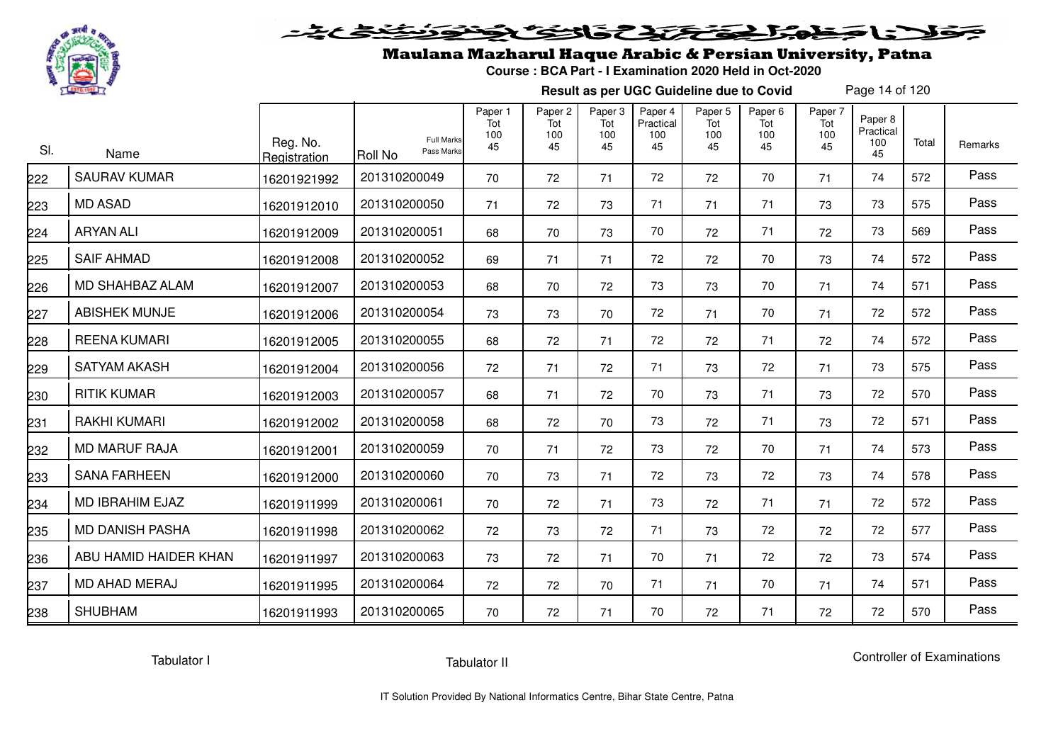# Maulana Mazharul Haque Arabic & Persian University, Patna

**Course : BCA Part - I Examination 2020 Held in Oct-2020**

**Result as per UGC Guideline due to Covid**

| Sl. | Name | Reg. No. Registration | Roll No (Full Marks / Pass Marks) | Paper 1 Tot 100 45 | Paper 2 Tot 100 45 | Paper 3 Tot 100 45 | Paper 4 Practical 100 45 | Paper 5 Tot 100 45 | Paper 6 Tot 100 45 | Paper 7 Tot 100 45 | Paper 8 Practical 100 45 | Total | Remarks |
|---|---|---|---|---|---|---|---|---|---|---|---|---|---|
| 222 | SAURAV KUMAR | 16201921992 | 201310200049 | 70 | 72 | 71 | 72 | 72 | 70 | 71 | 74 | 572 | Pass |
| 223 | MD ASAD | 16201912010 | 201310200050 | 71 | 72 | 73 | 71 | 71 | 71 | 73 | 73 | 575 | Pass |
| 224 | ARYAN ALI | 16201912009 | 201310200051 | 68 | 70 | 73 | 70 | 72 | 71 | 72 | 73 | 569 | Pass |
| 225 | SAIF AHMAD | 16201912008 | 201310200052 | 69 | 71 | 71 | 72 | 72 | 70 | 73 | 74 | 572 | Pass |
| 226 | MD SHAHBAZ ALAM | 16201912007 | 201310200053 | 68 | 70 | 72 | 73 | 73 | 70 | 71 | 74 | 571 | Pass |
| 227 | ABISHEK MUNJE | 16201912006 | 201310200054 | 73 | 73 | 70 | 72 | 71 | 70 | 71 | 72 | 572 | Pass |
| 228 | REENA KUMARI | 16201912005 | 201310200055 | 68 | 72 | 71 | 72 | 72 | 71 | 72 | 74 | 572 | Pass |
| 229 | SATYAM AKASH | 16201912004 | 201310200056 | 72 | 71 | 72 | 71 | 73 | 72 | 71 | 73 | 575 | Pass |
| 230 | RITIK KUMAR | 16201912003 | 201310200057 | 68 | 71 | 72 | 70 | 73 | 71 | 73 | 72 | 570 | Pass |
| 231 | RAKHI KUMARI | 16201912002 | 201310200058 | 68 | 72 | 70 | 73 | 72 | 71 | 73 | 72 | 571 | Pass |
| 232 | MD MARUF RAJA | 16201912001 | 201310200059 | 70 | 71 | 72 | 73 | 72 | 70 | 71 | 74 | 573 | Pass |
| 233 | SANA FARHEEN | 16201912000 | 201310200060 | 70 | 73 | 71 | 72 | 73 | 72 | 73 | 74 | 578 | Pass |
| 234 | MD IBRAHIM EJAZ | 16201911999 | 201310200061 | 70 | 72 | 71 | 73 | 72 | 71 | 71 | 72 | 572 | Pass |
| 235 | MD DANISH PASHA | 16201911998 | 201310200062 | 72 | 73 | 72 | 71 | 73 | 72 | 72 | 72 | 577 | Pass |
| 236 | ABU HAMID HAIDER KHAN | 16201911997 | 201310200063 | 73 | 72 | 71 | 70 | 71 | 72 | 72 | 73 | 574 | Pass |
| 237 | MD AHAD MERAJ | 16201911995 | 201310200064 | 72 | 72 | 70 | 71 | 71 | 70 | 71 | 74 | 571 | Pass |
| 238 | SHUBHAM | 16201911993 | 201310200065 | 70 | 72 | 71 | 70 | 72 | 71 | 72 | 72 | 570 | Pass |

Tabulator I

Tabulator II

Controller of Examinations

IT Solution Provided By National Informatics Centre, Bihar State Centre, Patna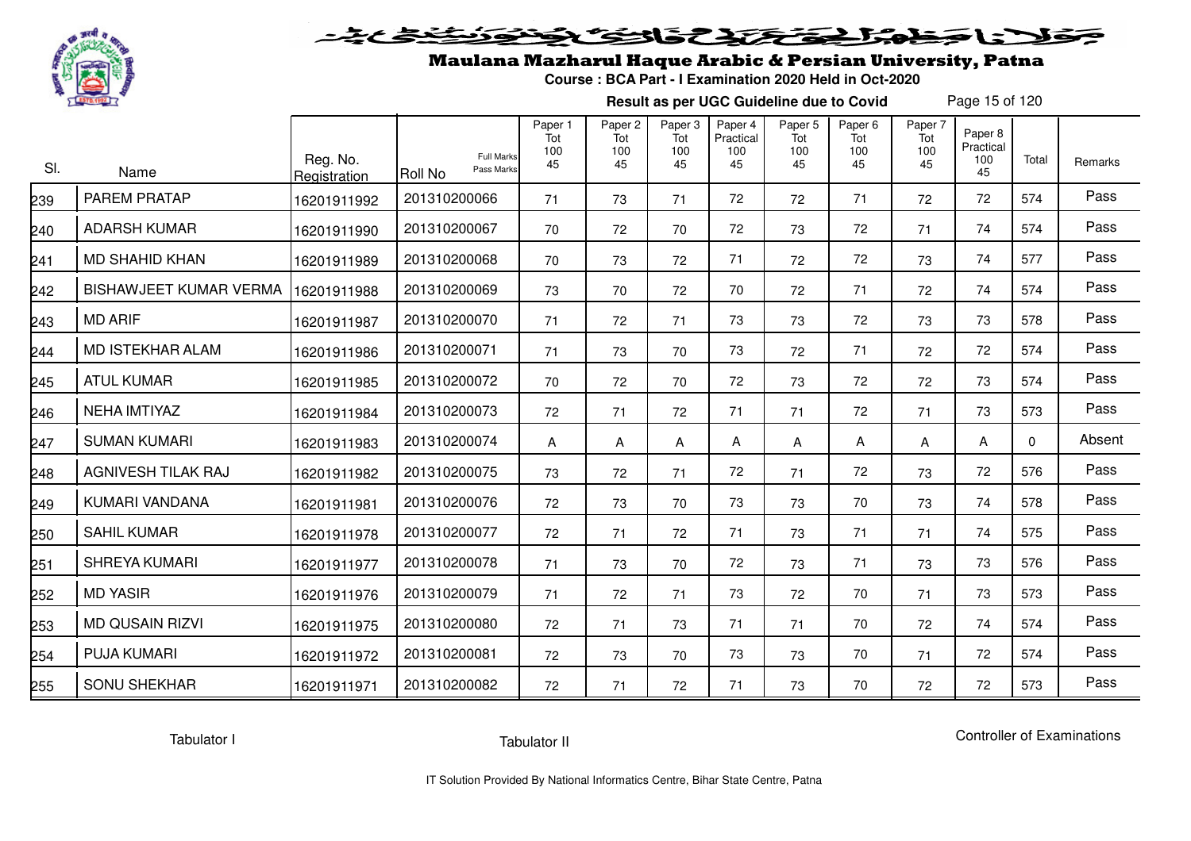# Maulana Mazharul Haque Arabic & Persian University, Patna

**Course : BCA Part - I Examination 2020 Held in Oct-2020**

**Result as per UGC Guideline due to Covid**

| Sl. | Name | Reg. No. Registration | Roll No (Full Marks / Pass Marks) | Paper 1 Tot 100 45 | Paper 2 Tot 100 45 | Paper 3 Tot 100 45 | Paper 4 Practical 100 45 | Paper 5 Tot 100 45 | Paper 6 Tot 100 45 | Paper 7 Tot 100 45 | Paper 8 Practical 100 45 | Total | Remarks |
|---|---|---|---|---|---|---|---|---|---|---|---|---|---|
| 239 | PAREM PRATAP | 16201911992 | 201310200066 | 71 | 73 | 71 | 72 | 72 | 71 | 72 | 72 | 574 | Pass |
| 240 | ADARSH KUMAR | 16201911990 | 201310200067 | 70 | 72 | 70 | 72 | 73 | 72 | 71 | 74 | 574 | Pass |
| 241 | MD SHAHID KHAN | 16201911989 | 201310200068 | 70 | 73 | 72 | 71 | 72 | 72 | 73 | 74 | 577 | Pass |
| 242 | BISHAWJEET KUMAR VERMA | 16201911988 | 201310200069 | 73 | 70 | 72 | 70 | 72 | 71 | 72 | 74 | 574 | Pass |
| 243 | MD ARIF | 16201911987 | 201310200070 | 71 | 72 | 71 | 73 | 73 | 72 | 73 | 73 | 578 | Pass |
| 244 | MD ISTEKHAR ALAM | 16201911986 | 201310200071 | 71 | 73 | 70 | 73 | 72 | 71 | 72 | 72 | 574 | Pass |
| 245 | ATUL KUMAR | 16201911985 | 201310200072 | 70 | 72 | 70 | 72 | 73 | 72 | 72 | 73 | 574 | Pass |
| 246 | NEHA IMTIYAZ | 16201911984 | 201310200073 | 72 | 71 | 72 | 71 | 71 | 72 | 71 | 73 | 573 | Pass |
| 247 | SUMAN KUMARI | 16201911983 | 201310200074 | A | A | A | A | A | A | A | A | 0 | Absent |
| 248 | AGNIVESH TILAK RAJ | 16201911982 | 201310200075 | 73 | 72 | 71 | 72 | 71 | 72 | 73 | 72 | 576 | Pass |
| 249 | KUMARI VANDANA | 16201911981 | 201310200076 | 72 | 73 | 70 | 73 | 73 | 70 | 73 | 74 | 578 | Pass |
| 250 | SAHIL KUMAR | 16201911978 | 201310200077 | 72 | 71 | 72 | 71 | 73 | 71 | 71 | 74 | 575 | Pass |
| 251 | SHREYA KUMARI | 16201911977 | 201310200078 | 71 | 73 | 70 | 72 | 73 | 71 | 73 | 73 | 576 | Pass |
| 252 | MD YASIR | 16201911976 | 201310200079 | 71 | 72 | 71 | 73 | 72 | 70 | 71 | 73 | 573 | Pass |
| 253 | MD QUSAIN RIZVI | 16201911975 | 201310200080 | 72 | 71 | 73 | 71 | 71 | 70 | 72 | 74 | 574 | Pass |
| 254 | PUJA KUMARI | 16201911972 | 201310200081 | 72 | 73 | 70 | 73 | 73 | 70 | 71 | 72 | 574 | Pass |
| 255 | SONU SHEKHAR | 16201911971 | 201310200082 | 72 | 71 | 72 | 71 | 73 | 70 | 72 | 72 | 573 | Pass |

Tabulator I | Tabulator II | Controller of Examinations

IT Solution Provided By National Informatics Centre, Bihar State Centre, Patna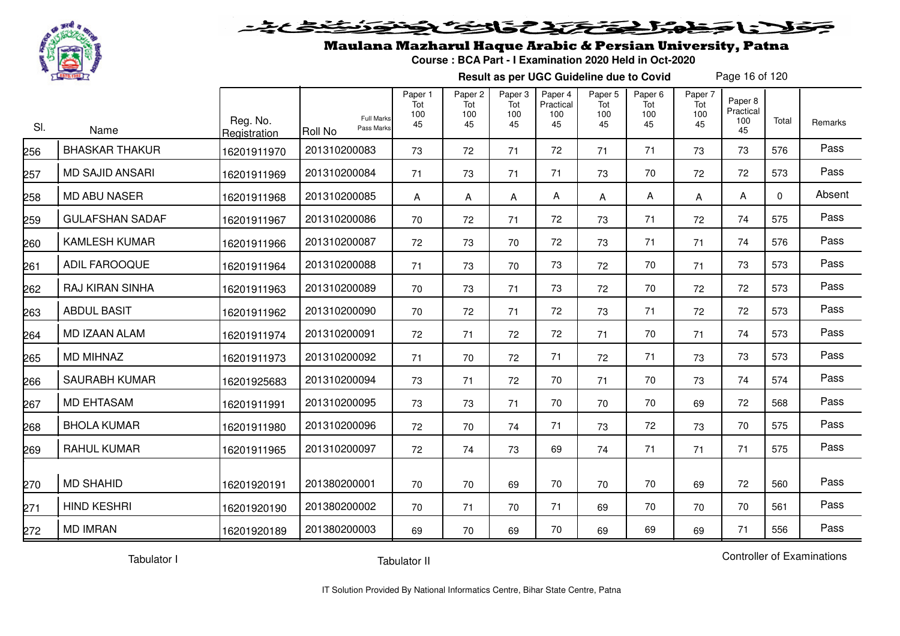# Maulana Mazharul Haque Arabic & Persian University, Patna

**Course : BCA Part - I Examination 2020 Held in Oct-2020**

**Result as per UGC Guideline due to Covid**

| Sl. | Name | Reg. No. Registration | Roll No (Full Marks / Pass Marks) | Paper 1 Tot 100 45 | Paper 2 Tot 100 45 | Paper 3 Tot 100 45 | Paper 4 Practical 100 45 | Paper 5 Tot 100 45 | Paper 6 Tot 100 45 | Paper 7 Tot 100 45 | Paper 8 Practical 100 45 | Total | Remarks |
|---|---|---|---|---|---|---|---|---|---|---|---|---|---|
| 256 | BHASKAR THAKUR | 16201911970 | 201310200083 | 73 | 72 | 71 | 72 | 71 | 71 | 73 | 73 | 576 | Pass |
| 257 | MD SAJID ANSARI | 16201911969 | 201310200084 | 71 | 73 | 71 | 71 | 73 | 70 | 72 | 72 | 573 | Pass |
| 258 | MD ABU NASER | 16201911968 | 201310200085 | A | A | A | A | A | A | A | A | 0 | Absent |
| 259 | GULAFSHAN SADAF | 16201911967 | 201310200086 | 70 | 72 | 71 | 72 | 73 | 71 | 72 | 74 | 575 | Pass |
| 260 | KAMLESH KUMAR | 16201911966 | 201310200087 | 72 | 73 | 70 | 72 | 73 | 71 | 71 | 74 | 576 | Pass |
| 261 | ADIL FAROOQUE | 16201911964 | 201310200088 | 71 | 73 | 70 | 73 | 72 | 70 | 71 | 73 | 573 | Pass |
| 262 | RAJ KIRAN SINHA | 16201911963 | 201310200089 | 70 | 73 | 71 | 73 | 72 | 70 | 72 | 72 | 573 | Pass |
| 263 | ABDUL BASIT | 16201911962 | 201310200090 | 70 | 72 | 71 | 72 | 73 | 71 | 72 | 72 | 573 | Pass |
| 264 | MD IZAAN ALAM | 16201911974 | 201310200091 | 72 | 71 | 72 | 72 | 71 | 70 | 71 | 74 | 573 | Pass |
| 265 | MD MIHNAZ | 16201911973 | 201310200092 | 71 | 70 | 72 | 71 | 72 | 71 | 73 | 73 | 573 | Pass |
| 266 | SAURABH KUMAR | 16201925683 | 201310200094 | 73 | 71 | 72 | 70 | 71 | 70 | 73 | 74 | 574 | Pass |
| 267 | MD EHTASAM | 16201911991 | 201310200095 | 73 | 73 | 71 | 70 | 70 | 70 | 69 | 72 | 568 | Pass |
| 268 | BHOLA KUMAR | 16201911980 | 201310200096 | 72 | 70 | 74 | 71 | 73 | 72 | 73 | 70 | 575 | Pass |
| 269 | RAHUL KUMAR | 16201911965 | 201310200097 | 72 | 74 | 73 | 69 | 74 | 71 | 71 | 71 | 575 | Pass |
| 270 | MD SHAHID | 16201920191 | 201380200001 | 70 | 70 | 69 | 70 | 70 | 70 | 69 | 72 | 560 | Pass |
| 271 | HIND KESHRI | 16201920190 | 201380200002 | 70 | 71 | 70 | 71 | 69 | 70 | 70 | 70 | 561 | Pass |
| 272 | MD IMRAN | 16201920189 | 201380200003 | 69 | 70 | 69 | 70 | 69 | 69 | 69 | 71 | 556 | Pass |

Tabulator I | Tabulator II | Controller of Examinations

IT Solution Provided By National Informatics Centre, Bihar State Centre, Patna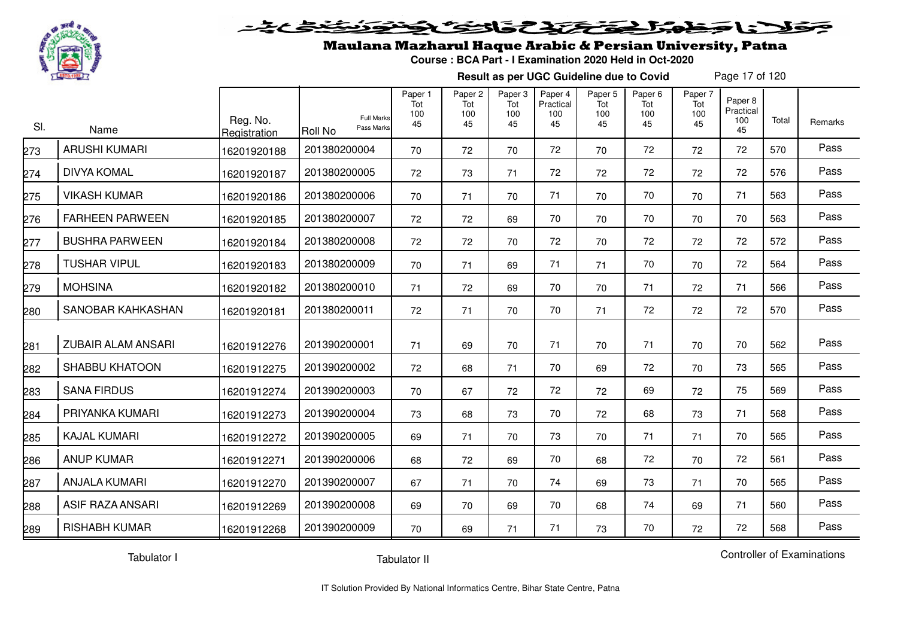# Maulana Mazharul Haque Arabic & Persian University, Patna

**Course : BCA Part - I Examination 2020 Held in Oct-2020**

**Result as per UGC Guideline due to Covid**

| Sl. | Name | Reg. No. Registration | Roll No (Full Marks / Pass Marks) | Paper 1 Tot 100 45 | Paper 2 Tot 100 45 | Paper 3 Tot 100 45 | Paper 4 Practical 100 45 | Paper 5 Tot 100 45 | Paper 6 Tot 100 45 | Paper 7 Tot 100 45 | Paper 8 Practical 100 45 | Total | Remarks |
|---|---|---|---|---|---|---|---|---|---|---|---|---|---|
| 273 | ARUSHI KUMARI | 16201920188 | 201380200004 | 70 | 72 | 70 | 72 | 70 | 72 | 72 | 72 | 570 | Pass |
| 274 | DIVYA KOMAL | 16201920187 | 201380200005 | 72 | 73 | 71 | 72 | 72 | 72 | 72 | 72 | 576 | Pass |
| 275 | VIKASH KUMAR | 16201920186 | 201380200006 | 70 | 71 | 70 | 71 | 70 | 70 | 70 | 71 | 563 | Pass |
| 276 | FARHEEN PARWEEN | 16201920185 | 201380200007 | 72 | 72 | 69 | 70 | 70 | 70 | 70 | 70 | 563 | Pass |
| 277 | BUSHRA PARWEEN | 16201920184 | 201380200008 | 72 | 72 | 70 | 72 | 70 | 72 | 72 | 72 | 572 | Pass |
| 278 | TUSHAR VIPUL | 16201920183 | 201380200009 | 70 | 71 | 69 | 71 | 71 | 70 | 70 | 72 | 564 | Pass |
| 279 | MOHSINA | 16201920182 | 201380200010 | 71 | 72 | 69 | 70 | 70 | 71 | 72 | 71 | 566 | Pass |
| 280 | SANOBAR KAHKASHAN | 16201920181 | 201380200011 | 72 | 71 | 70 | 70 | 71 | 72 | 72 | 72 | 570 | Pass |
| 281 | ZUBAIR ALAM ANSARI | 16201912276 | 201390200001 | 71 | 69 | 70 | 71 | 70 | 71 | 70 | 70 | 562 | Pass |
| 282 | SHABBU KHATOON | 16201912275 | 201390200002 | 72 | 68 | 71 | 70 | 69 | 72 | 70 | 73 | 565 | Pass |
| 283 | SANA FIRDUS | 16201912274 | 201390200003 | 70 | 67 | 72 | 72 | 72 | 69 | 72 | 75 | 569 | Pass |
| 284 | PRIYANKA KUMARI | 16201912273 | 201390200004 | 73 | 68 | 73 | 70 | 72 | 68 | 73 | 71 | 568 | Pass |
| 285 | KAJAL KUMARI | 16201912272 | 201390200005 | 69 | 71 | 70 | 73 | 70 | 71 | 71 | 70 | 565 | Pass |
| 286 | ANUP KUMAR | 16201912271 | 201390200006 | 68 | 72 | 69 | 70 | 68 | 72 | 70 | 72 | 561 | Pass |
| 287 | ANJALA KUMARI | 16201912270 | 201390200007 | 67 | 71 | 70 | 74 | 69 | 73 | 71 | 70 | 565 | Pass |
| 288 | ASIF RAZA ANSARI | 16201912269 | 201390200008 | 69 | 70 | 69 | 70 | 68 | 74 | 69 | 71 | 560 | Pass |
| 289 | RISHABH KUMAR | 16201912268 | 201390200009 | 70 | 69 | 71 | 71 | 73 | 70 | 72 | 72 | 568 | Pass |

Tabulator I | Tabulator II | Controller of Examinations

IT Solution Provided By National Informatics Centre, Bihar State Centre, Patna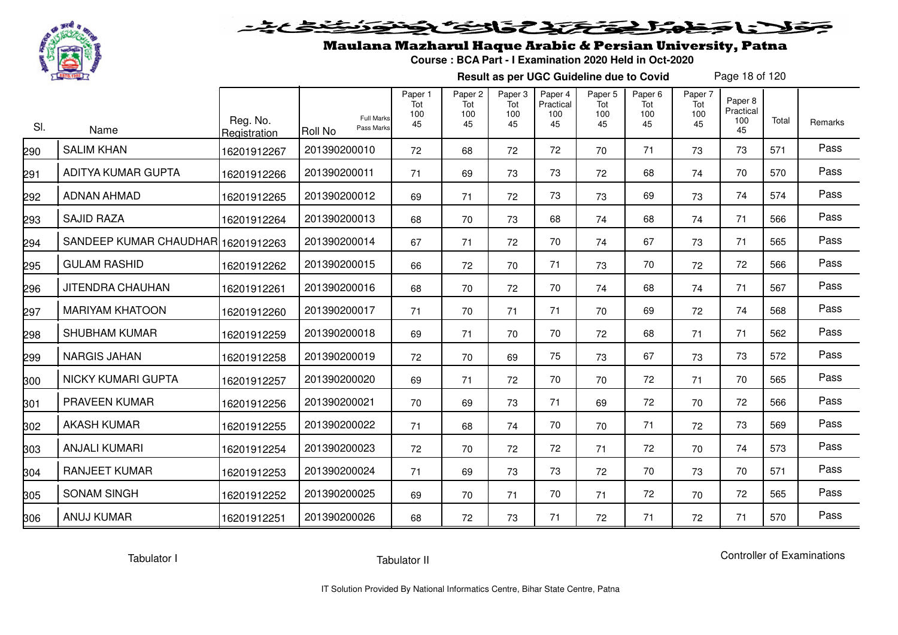# Maulana Mazharul Haque Arabic & Persian University, Patna

**Course : BCA Part - I Examination 2020 Held in Oct-2020**

**Result as per UGC Guideline due to Covid**

| Sl. | Name | Reg. No. Registration | Roll No (Full Marks / Pass Marks) | Paper 1 Tot 100 45 | Paper 2 Tot 100 45 | Paper 3 Tot 100 45 | Paper 4 Practical 100 45 | Paper 5 Tot 100 45 | Paper 6 Tot 100 45 | Paper 7 Tot 100 45 | Paper 8 Practical 100 45 | Total | Remarks |
|---|---|---|---|---|---|---|---|---|---|---|---|---|---|
| 290 | SALIM KHAN | 16201912267 | 201390200010 | 72 | 68 | 72 | 72 | 70 | 71 | 73 | 73 | 571 | Pass |
| 291 | ADITYA KUMAR GUPTA | 16201912266 | 201390200011 | 71 | 69 | 73 | 73 | 72 | 68 | 74 | 70 | 570 | Pass |
| 292 | ADNAN AHMAD | 16201912265 | 201390200012 | 69 | 71 | 72 | 73 | 73 | 69 | 73 | 74 | 574 | Pass |
| 293 | SAJID RAZA | 16201912264 | 201390200013 | 68 | 70 | 73 | 68 | 74 | 68 | 74 | 71 | 566 | Pass |
| 294 | SANDEEP KUMAR CHAUDHAR | 16201912263 | 201390200014 | 67 | 71 | 72 | 70 | 74 | 67 | 73 | 71 | 565 | Pass |
| 295 | GULAM RASHID | 16201912262 | 201390200015 | 66 | 72 | 70 | 71 | 73 | 70 | 72 | 72 | 566 | Pass |
| 296 | JITENDRA CHAUHAN | 16201912261 | 201390200016 | 68 | 70 | 72 | 70 | 74 | 68 | 74 | 71 | 567 | Pass |
| 297 | MARIYAM KHATOON | 16201912260 | 201390200017 | 71 | 70 | 71 | 71 | 70 | 69 | 72 | 74 | 568 | Pass |
| 298 | SHUBHAM KUMAR | 16201912259 | 201390200018 | 69 | 71 | 70 | 70 | 72 | 68 | 71 | 71 | 562 | Pass |
| 299 | NARGIS JAHAN | 16201912258 | 201390200019 | 72 | 70 | 69 | 75 | 73 | 67 | 73 | 73 | 572 | Pass |
| 300 | NICKY KUMARI GUPTA | 16201912257 | 201390200020 | 69 | 71 | 72 | 70 | 70 | 72 | 71 | 70 | 565 | Pass |
| 301 | PRAVEEN KUMAR | 16201912256 | 201390200021 | 70 | 69 | 73 | 71 | 69 | 72 | 70 | 72 | 566 | Pass |
| 302 | AKASH KUMAR | 16201912255 | 201390200022 | 71 | 68 | 74 | 70 | 70 | 71 | 72 | 73 | 569 | Pass |
| 303 | ANJALI KUMARI | 16201912254 | 201390200023 | 72 | 70 | 72 | 72 | 71 | 72 | 70 | 74 | 573 | Pass |
| 304 | RANJEET KUMAR | 16201912253 | 201390200024 | 71 | 69 | 73 | 73 | 72 | 70 | 73 | 70 | 571 | Pass |
| 305 | SONAM SINGH | 16201912252 | 201390200025 | 69 | 70 | 71 | 70 | 71 | 72 | 70 | 72 | 565 | Pass |
| 306 | ANUJ KUMAR | 16201912251 | 201390200026 | 68 | 72 | 73 | 71 | 72 | 71 | 72 | 71 | 570 | Pass |

Tabulator I          Tabulator II          Controller of Examinations

IT Solution Provided By National Informatics Centre, Bihar State Centre, Patna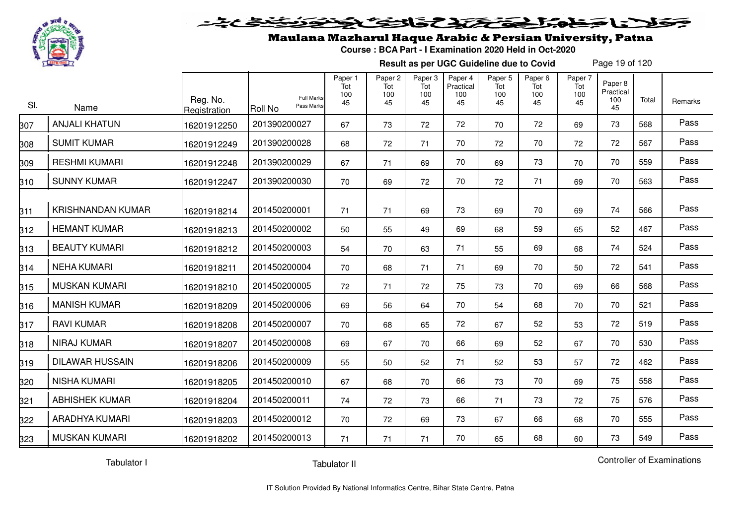# Maulana Mazharul Haque Arabic & Persian University, Patna

**Course : BCA Part - I Examination 2020 Held in Oct-2020**

**Result as per UGC Guideline due to Covid**

| Sl. | Name | Reg. No. Registration | Roll No (Full Marks / Pass Marks) | Paper 1 Tot 100 45 | Paper 2 Tot 100 45 | Paper 3 Tot 100 45 | Paper 4 Practical 100 45 | Paper 5 Tot 100 45 | Paper 6 Tot 100 45 | Paper 7 Tot 100 45 | Paper 8 Practical 100 45 | Total | Remarks |
|---|---|---|---|---|---|---|---|---|---|---|---|---|---|
| 307 | ANJALI KHATUN | 16201912250 | 201390200027 | 67 | 73 | 72 | 72 | 70 | 72 | 69 | 73 | 568 | Pass |
| 308 | SUMIT KUMAR | 16201912249 | 201390200028 | 68 | 72 | 71 | 70 | 72 | 70 | 72 | 72 | 567 | Pass |
| 309 | RESHMI KUMARI | 16201912248 | 201390200029 | 67 | 71 | 69 | 70 | 69 | 73 | 70 | 70 | 559 | Pass |
| 310 | SUNNY KUMAR | 16201912247 | 201390200030 | 70 | 69 | 72 | 70 | 72 | 71 | 69 | 70 | 563 | Pass |
| 311 | KRISHNANDAN KUMAR | 16201918214 | 201450200001 | 71 | 71 | 69 | 73 | 69 | 70 | 69 | 74 | 566 | Pass |
| 312 | HEMANT KUMAR | 16201918213 | 201450200002 | 50 | 55 | 49 | 69 | 68 | 59 | 65 | 52 | 467 | Pass |
| 313 | BEAUTY KUMARI | 16201918212 | 201450200003 | 54 | 70 | 63 | 71 | 55 | 69 | 68 | 74 | 524 | Pass |
| 314 | NEHA KUMARI | 16201918211 | 201450200004 | 70 | 68 | 71 | 71 | 69 | 70 | 50 | 72 | 541 | Pass |
| 315 | MUSKAN KUMARI | 16201918210 | 201450200005 | 72 | 71 | 72 | 75 | 73 | 70 | 69 | 66 | 568 | Pass |
| 316 | MANISH KUMAR | 16201918209 | 201450200006 | 69 | 56 | 64 | 70 | 54 | 68 | 70 | 70 | 521 | Pass |
| 317 | RAVI KUMAR | 16201918208 | 201450200007 | 70 | 68 | 65 | 72 | 67 | 52 | 53 | 72 | 519 | Pass |
| 318 | NIRAJ KUMAR | 16201918207 | 201450200008 | 69 | 67 | 70 | 66 | 69 | 52 | 67 | 70 | 530 | Pass |
| 319 | DILAWAR HUSSAIN | 16201918206 | 201450200009 | 55 | 50 | 52 | 71 | 52 | 53 | 57 | 72 | 462 | Pass |
| 320 | NISHA KUMARI | 16201918205 | 201450200010 | 67 | 68 | 70 | 66 | 73 | 70 | 69 | 75 | 558 | Pass |
| 321 | ABHISHEK KUMAR | 16201918204 | 201450200011 | 74 | 72 | 73 | 66 | 71 | 73 | 72 | 75 | 576 | Pass |
| 322 | ARADHYA KUMARI | 16201918203 | 201450200012 | 70 | 72 | 69 | 73 | 67 | 66 | 68 | 70 | 555 | Pass |
| 323 | MUSKAN KUMARI | 16201918202 | 201450200013 | 71 | 71 | 71 | 70 | 65 | 68 | 60 | 73 | 549 | Pass |

Tabulator I          Tabulator II          Controller of Examinations

IT Solution Provided By National Informatics Centre, Bihar State Centre, Patna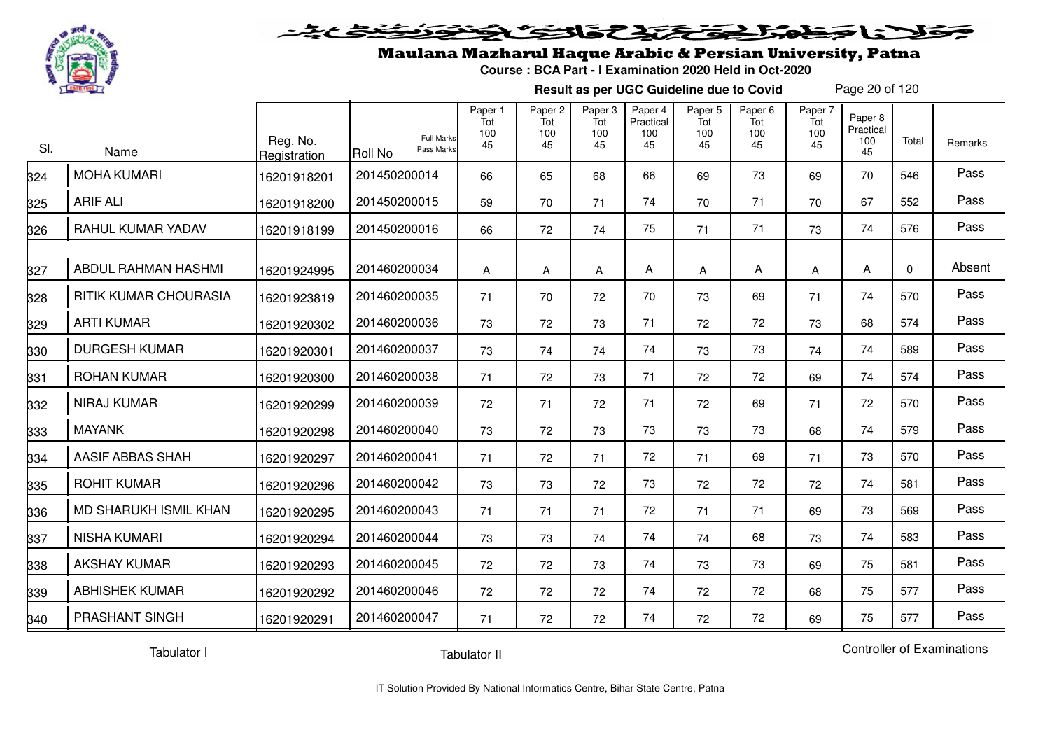# Maulana Mazharul Haque Arabic & Persian University, Patna

**Course : BCA Part - I Examination 2020 Held in Oct-2020**

**Result as per UGC Guideline due to Covid**

| Sl. | Name | Reg. No. Registration | Roll No (Full Marks / Pass Marks) | Paper 1 Tot 100 45 | Paper 2 Tot 100 45 | Paper 3 Tot 100 45 | Paper 4 Practical 100 45 | Paper 5 Tot 100 45 | Paper 6 Tot 100 45 | Paper 7 Tot 100 45 | Paper 8 Practical 100 45 | Total | Remarks |
|---|---|---|---|---|---|---|---|---|---|---|---|---|---|
| 324 | MOHA KUMARI | 16201918201 | 201450200014 | 66 | 65 | 68 | 66 | 69 | 73 | 69 | 70 | 546 | Pass |
| 325 | ARIF ALI | 16201918200 | 201450200015 | 59 | 70 | 71 | 74 | 70 | 71 | 70 | 67 | 552 | Pass |
| 326 | RAHUL KUMAR YADAV | 16201918199 | 201450200016 | 66 | 72 | 74 | 75 | 71 | 71 | 73 | 74 | 576 | Pass |
| 327 | ABDUL RAHMAN HASHMI | 16201924995 | 201460200034 | A | A | A | A | A | A | A | A | 0 | Absent |
| 328 | RITIK KUMAR CHOURASIA | 16201923819 | 201460200035 | 71 | 70 | 72 | 70 | 73 | 69 | 71 | 74 | 570 | Pass |
| 329 | ARTI KUMAR | 16201920302 | 201460200036 | 73 | 72 | 73 | 71 | 72 | 72 | 73 | 68 | 574 | Pass |
| 330 | DURGESH KUMAR | 16201920301 | 201460200037 | 73 | 74 | 74 | 74 | 73 | 73 | 74 | 74 | 589 | Pass |
| 331 | ROHAN KUMAR | 16201920300 | 201460200038 | 71 | 72 | 73 | 71 | 72 | 72 | 69 | 74 | 574 | Pass |
| 332 | NIRAJ KUMAR | 16201920299 | 201460200039 | 72 | 71 | 72 | 71 | 72 | 69 | 71 | 72 | 570 | Pass |
| 333 | MAYANK | 16201920298 | 201460200040 | 73 | 72 | 73 | 73 | 73 | 73 | 68 | 74 | 579 | Pass |
| 334 | AASIF ABBAS SHAH | 16201920297 | 201460200041 | 71 | 72 | 71 | 72 | 71 | 69 | 71 | 73 | 570 | Pass |
| 335 | ROHIT KUMAR | 16201920296 | 201460200042 | 73 | 73 | 72 | 73 | 72 | 72 | 72 | 74 | 581 | Pass |
| 336 | MD SHARUKH ISMIL KHAN | 16201920295 | 201460200043 | 71 | 71 | 71 | 72 | 71 | 71 | 69 | 73 | 569 | Pass |
| 337 | NISHA KUMARI | 16201920294 | 201460200044 | 73 | 73 | 74 | 74 | 74 | 68 | 73 | 74 | 583 | Pass |
| 338 | AKSHAY KUMAR | 16201920293 | 201460200045 | 72 | 72 | 73 | 74 | 73 | 73 | 69 | 75 | 581 | Pass |
| 339 | ABHISHEK KUMAR | 16201920292 | 201460200046 | 72 | 72 | 72 | 74 | 72 | 72 | 68 | 75 | 577 | Pass |
| 340 | PRASHANT SINGH | 16201920291 | 201460200047 | 71 | 72 | 72 | 74 | 72 | 72 | 69 | 75 | 577 | Pass |

Tabulator I &nbsp;&nbsp;&nbsp;&nbsp; Tabulator II &nbsp;&nbsp;&nbsp;&nbsp; Controller of Examinations

IT Solution Provided By National Informatics Centre, Bihar State Centre, Patna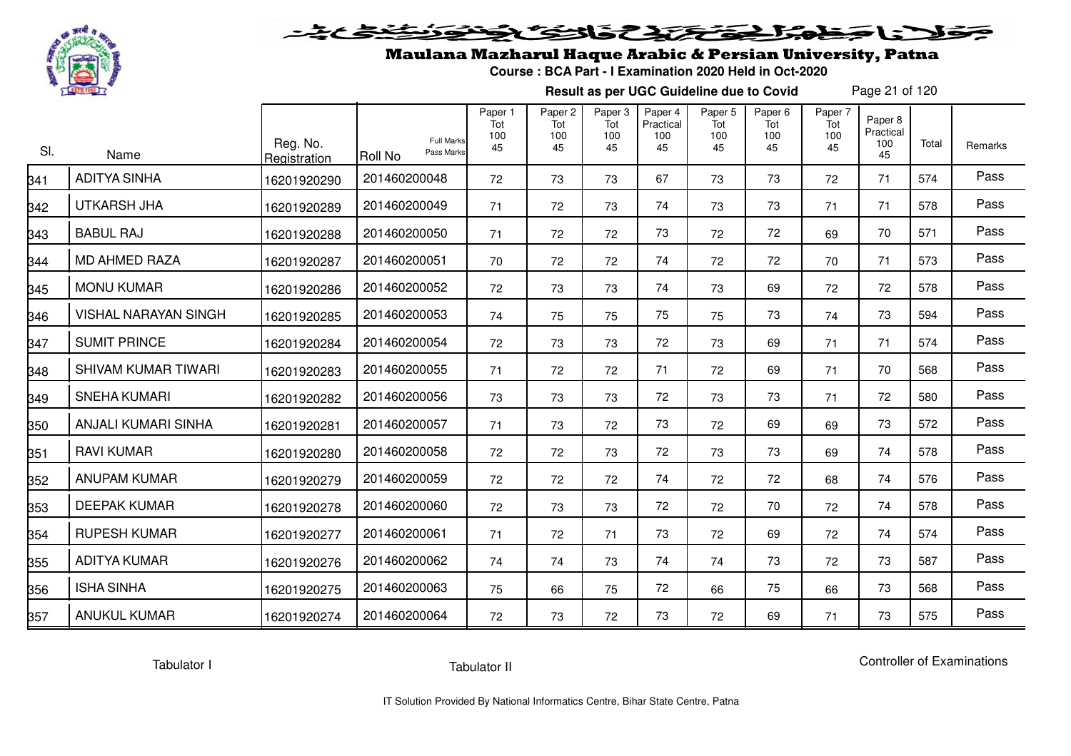# Maulana Mazharul Haque Arabic & Persian University, Patna

**Course : BCA Part - I Examination 2020 Held in Oct-2020**

**Result as per UGC Guideline due to Covid**

| Sl. | Name | Reg. No. Registration | Roll No (Full Marks / Pass Marks) | Paper 1 Tot 100 45 | Paper 2 Tot 100 45 | Paper 3 Tot 100 45 | Paper 4 Practical 100 45 | Paper 5 Tot 100 45 | Paper 6 Tot 100 45 | Paper 7 Tot 100 45 | Paper 8 Practical 100 45 | Total | Remarks |
|---|---|---|---|---|---|---|---|---|---|---|---|---|---|
| 341 | ADITYA SINHA | 16201920290 | 201460200048 | 72 | 73 | 73 | 67 | 73 | 73 | 72 | 71 | 574 | Pass |
| 342 | UTKARSH JHA | 16201920289 | 201460200049 | 71 | 72 | 73 | 74 | 73 | 73 | 71 | 71 | 578 | Pass |
| 343 | BABUL RAJ | 16201920288 | 201460200050 | 71 | 72 | 72 | 73 | 72 | 72 | 69 | 70 | 571 | Pass |
| 344 | MD AHMED RAZA | 16201920287 | 201460200051 | 70 | 72 | 72 | 74 | 72 | 72 | 70 | 71 | 573 | Pass |
| 345 | MONU KUMAR | 16201920286 | 201460200052 | 72 | 73 | 73 | 74 | 73 | 69 | 72 | 72 | 578 | Pass |
| 346 | VISHAL NARAYAN SINGH | 16201920285 | 201460200053 | 74 | 75 | 75 | 75 | 75 | 73 | 74 | 73 | 594 | Pass |
| 347 | SUMIT PRINCE | 16201920284 | 201460200054 | 72 | 73 | 73 | 72 | 73 | 69 | 71 | 71 | 574 | Pass |
| 348 | SHIVAM KUMAR TIWARI | 16201920283 | 201460200055 | 71 | 72 | 72 | 71 | 72 | 69 | 71 | 70 | 568 | Pass |
| 349 | SNEHA KUMARI | 16201920282 | 201460200056 | 73 | 73 | 73 | 72 | 73 | 73 | 71 | 72 | 580 | Pass |
| 350 | ANJALI KUMARI SINHA | 16201920281 | 201460200057 | 71 | 73 | 72 | 73 | 72 | 69 | 69 | 73 | 572 | Pass |
| 351 | RAVI KUMAR | 16201920280 | 201460200058 | 72 | 72 | 73 | 72 | 73 | 73 | 69 | 74 | 578 | Pass |
| 352 | ANUPAM KUMAR | 16201920279 | 201460200059 | 72 | 72 | 72 | 74 | 72 | 72 | 68 | 74 | 576 | Pass |
| 353 | DEEPAK KUMAR | 16201920278 | 201460200060 | 72 | 73 | 73 | 72 | 72 | 70 | 72 | 74 | 578 | Pass |
| 354 | RUPESH KUMAR | 16201920277 | 201460200061 | 71 | 72 | 71 | 73 | 72 | 69 | 72 | 74 | 574 | Pass |
| 355 | ADITYA KUMAR | 16201920276 | 201460200062 | 74 | 74 | 73 | 74 | 74 | 73 | 72 | 73 | 587 | Pass |
| 356 | ISHA SINHA | 16201920275 | 201460200063 | 75 | 66 | 75 | 72 | 66 | 75 | 66 | 73 | 568 | Pass |
| 357 | ANUKUL KUMAR | 16201920274 | 201460200064 | 72 | 73 | 72 | 73 | 72 | 69 | 71 | 73 | 575 | Pass |

Tabulator I Tabulator II Controller of Examinations

IT Solution Provided By National Informatics Centre, Bihar State Centre, Patna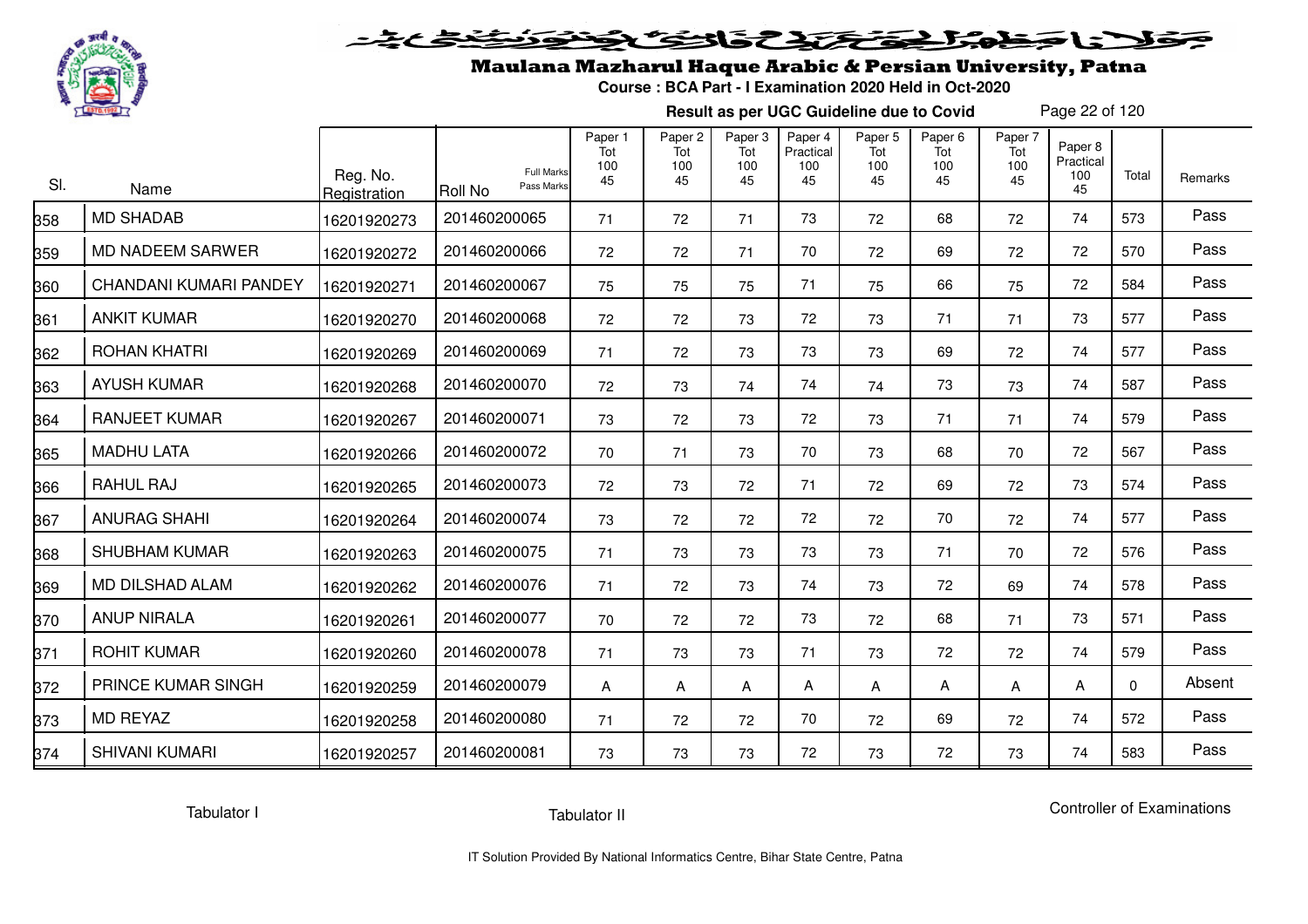# Maulana Mazharul Haque Arabic & Persian University, Patna

**Course : BCA Part - I Examination 2020 Held in Oct-2020**

**Result as per UGC Guideline due to Covid**

| Sl. | Name | Reg. No. Registration | Roll No (Full Marks / Pass Marks) | Paper 1 Tot 100 45 | Paper 2 Tot 100 45 | Paper 3 Tot 100 45 | Paper 4 Practical 100 45 | Paper 5 Tot 100 45 | Paper 6 Tot 100 45 | Paper 7 Tot 100 45 | Paper 8 Practical 100 45 | Total | Remarks |
|---|---|---|---|---|---|---|---|---|---|---|---|---|---|
| 358 | MD SHADAB | 16201920273 | 201460200065 | 71 | 72 | 71 | 73 | 72 | 68 | 72 | 74 | 573 | Pass |
| 359 | MD NADEEM SARWER | 16201920272 | 201460200066 | 72 | 72 | 71 | 70 | 72 | 69 | 72 | 72 | 570 | Pass |
| 360 | CHANDANI KUMARI PANDEY | 16201920271 | 201460200067 | 75 | 75 | 75 | 71 | 75 | 66 | 75 | 72 | 584 | Pass |
| 361 | ANKIT KUMAR | 16201920270 | 201460200068 | 72 | 72 | 73 | 72 | 73 | 71 | 71 | 73 | 577 | Pass |
| 362 | ROHAN KHATRI | 16201920269 | 201460200069 | 71 | 72 | 73 | 73 | 73 | 69 | 72 | 74 | 577 | Pass |
| 363 | AYUSH KUMAR | 16201920268 | 201460200070 | 72 | 73 | 74 | 74 | 74 | 73 | 73 | 74 | 587 | Pass |
| 364 | RANJEET KUMAR | 16201920267 | 201460200071 | 73 | 72 | 73 | 72 | 73 | 71 | 71 | 74 | 579 | Pass |
| 365 | MADHU LATA | 16201920266 | 201460200072 | 70 | 71 | 73 | 70 | 73 | 68 | 70 | 72 | 567 | Pass |
| 366 | RAHUL RAJ | 16201920265 | 201460200073 | 72 | 73 | 72 | 71 | 72 | 69 | 72 | 73 | 574 | Pass |
| 367 | ANURAG SHAHI | 16201920264 | 201460200074 | 73 | 72 | 72 | 72 | 72 | 70 | 72 | 74 | 577 | Pass |
| 368 | SHUBHAM KUMAR | 16201920263 | 201460200075 | 71 | 73 | 73 | 73 | 73 | 71 | 70 | 72 | 576 | Pass |
| 369 | MD DILSHAD ALAM | 16201920262 | 201460200076 | 71 | 72 | 73 | 74 | 73 | 72 | 69 | 74 | 578 | Pass |
| 370 | ANUP NIRALA | 16201920261 | 201460200077 | 70 | 72 | 72 | 73 | 72 | 68 | 71 | 73 | 571 | Pass |
| 371 | ROHIT KUMAR | 16201920260 | 201460200078 | 71 | 73 | 73 | 71 | 73 | 72 | 72 | 74 | 579 | Pass |
| 372 | PRINCE KUMAR SINGH | 16201920259 | 201460200079 | A | A | A | A | A | A | A | A | 0 | Absent |
| 373 | MD REYAZ | 16201920258 | 201460200080 | 71 | 72 | 72 | 70 | 72 | 69 | 72 | 74 | 572 | Pass |
| 374 | SHIVANI KUMARI | 16201920257 | 201460200081 | 73 | 73 | 73 | 72 | 73 | 72 | 73 | 74 | 583 | Pass |

Tabulator I    Tabulator II    Controller of Examinations

IT Solution Provided By National Informatics Centre, Bihar State Centre, Patna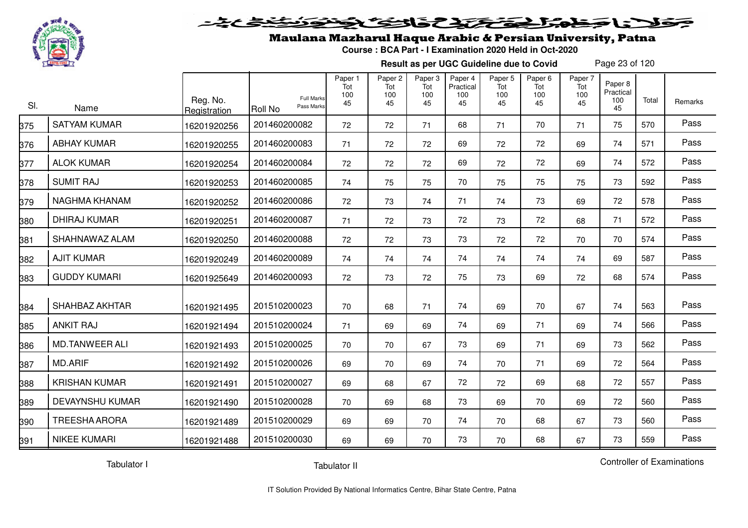# Maulana Mazharul Haque Arabic & Persian University, Patna

**Course : BCA Part - I Examination 2020 Held in Oct-2020**

**Result as per UGC Guideline due to Covid**

| Sl. | Name | Reg. No. Registration | Roll No (Full Marks / Pass Marks) | Paper 1 Tot 100 45 | Paper 2 Tot 100 45 | Paper 3 Tot 100 45 | Paper 4 Practical 100 45 | Paper 5 Tot 100 45 | Paper 6 Tot 100 45 | Paper 7 Tot 100 45 | Paper 8 Practical 100 45 | Total | Remarks |
|---|---|---|---|---|---|---|---|---|---|---|---|---|---|
| 375 | SATYAM KUMAR | 16201920256 | 201460200082 | 72 | 72 | 71 | 68 | 71 | 70 | 71 | 75 | 570 | Pass |
| 376 | ABHAY KUMAR | 16201920255 | 201460200083 | 71 | 72 | 72 | 69 | 72 | 72 | 69 | 74 | 571 | Pass |
| 377 | ALOK KUMAR | 16201920254 | 201460200084 | 72 | 72 | 72 | 69 | 72 | 72 | 69 | 74 | 572 | Pass |
| 378 | SUMIT RAJ | 16201920253 | 201460200085 | 74 | 75 | 75 | 70 | 75 | 75 | 75 | 73 | 592 | Pass |
| 379 | NAGHMA KHANAM | 16201920252 | 201460200086 | 72 | 73 | 74 | 71 | 74 | 73 | 69 | 72 | 578 | Pass |
| 380 | DHIRAJ KUMAR | 16201920251 | 201460200087 | 71 | 72 | 73 | 72 | 73 | 72 | 68 | 71 | 572 | Pass |
| 381 | SHAHNAWAZ ALAM | 16201920250 | 201460200088 | 72 | 72 | 73 | 73 | 72 | 72 | 70 | 70 | 574 | Pass |
| 382 | AJIT KUMAR | 16201920249 | 201460200089 | 74 | 74 | 74 | 74 | 74 | 74 | 74 | 69 | 587 | Pass |
| 383 | GUDDY KUMARI | 16201925649 | 201460200093 | 72 | 73 | 72 | 75 | 73 | 69 | 72 | 68 | 574 | Pass |
| 384 | SHAHBAZ AKHTAR | 16201921495 | 201510200023 | 70 | 68 | 71 | 74 | 69 | 70 | 67 | 74 | 563 | Pass |
| 385 | ANKIT RAJ | 16201921494 | 201510200024 | 71 | 69 | 69 | 74 | 69 | 71 | 69 | 74 | 566 | Pass |
| 386 | MD.TANWEER ALI | 16201921493 | 201510200025 | 70 | 70 | 67 | 73 | 69 | 71 | 69 | 73 | 562 | Pass |
| 387 | MD.ARIF | 16201921492 | 201510200026 | 69 | 70 | 69 | 74 | 70 | 71 | 69 | 72 | 564 | Pass |
| 388 | KRISHAN KUMAR | 16201921491 | 201510200027 | 69 | 68 | 67 | 72 | 72 | 69 | 68 | 72 | 557 | Pass |
| 389 | DEVAYNSHU KUMAR | 16201921490 | 201510200028 | 70 | 69 | 68 | 73 | 69 | 70 | 69 | 72 | 560 | Pass |
| 390 | TREESHA ARORA | 16201921489 | 201510200029 | 69 | 69 | 70 | 74 | 70 | 68 | 67 | 73 | 560 | Pass |
| 391 | NIKEE KUMARI | 16201921488 | 201510200030 | 69 | 69 | 70 | 73 | 70 | 68 | 67 | 73 | 559 | Pass |

Tabulator I          Tabulator II          Controller of Examinations

IT Solution Provided By National Informatics Centre, Bihar State Centre, Patna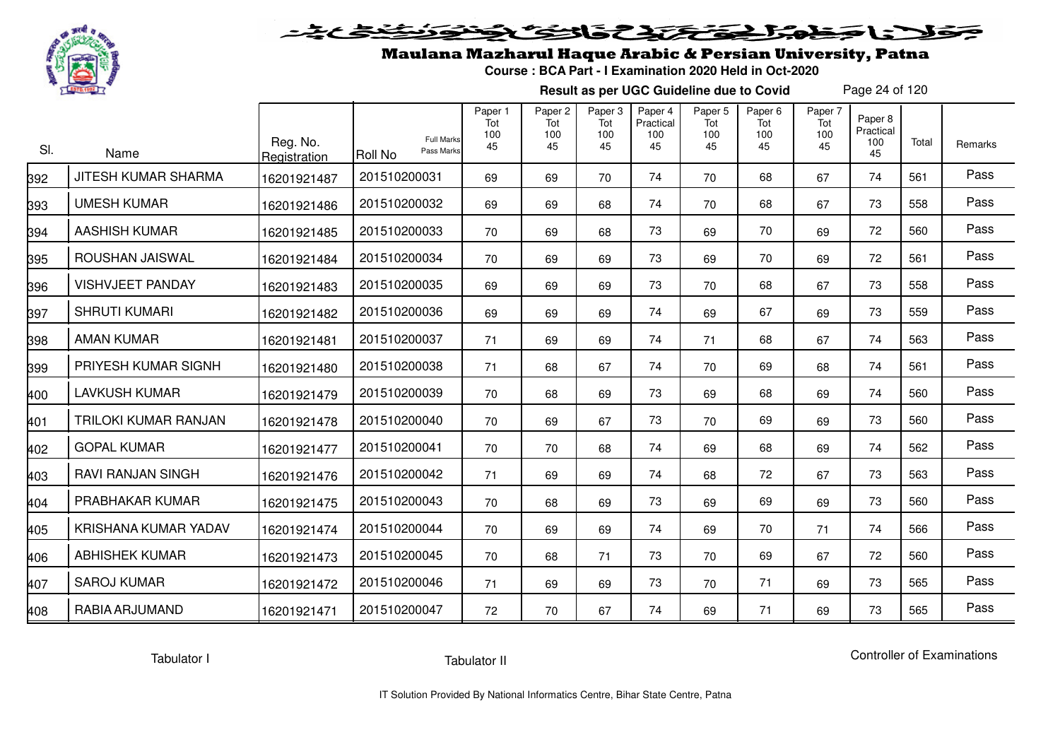# Maulana Mazharul Haque Arabic & Persian University, Patna

**Course : BCA Part - I Examination 2020 Held in Oct-2020**

**Result as per UGC Guideline due to Covid**

| Sl. | Name | Reg. No. Registration | Roll No (Full Marks / Pass Marks) | Paper 1 Tot 100 45 | Paper 2 Tot 100 45 | Paper 3 Tot 100 45 | Paper 4 Practical 100 45 | Paper 5 Tot 100 45 | Paper 6 Tot 100 45 | Paper 7 Tot 100 45 | Paper 8 Practical 100 45 | Total | Remarks |
|---|---|---|---|---|---|---|---|---|---|---|---|---|---|
| 392 | JITESH KUMAR SHARMA | 16201921487 | 201510200031 | 69 | 69 | 70 | 74 | 70 | 68 | 67 | 74 | 561 | Pass |
| 393 | UMESH KUMAR | 16201921486 | 201510200032 | 69 | 69 | 68 | 74 | 70 | 68 | 67 | 73 | 558 | Pass |
| 394 | AASHISH KUMAR | 16201921485 | 201510200033 | 70 | 69 | 68 | 73 | 69 | 70 | 69 | 72 | 560 | Pass |
| 395 | ROUSHAN JAISWAL | 16201921484 | 201510200034 | 70 | 69 | 69 | 73 | 69 | 70 | 69 | 72 | 561 | Pass |
| 396 | VISHVJEET PANDAY | 16201921483 | 201510200035 | 69 | 69 | 69 | 73 | 70 | 68 | 67 | 73 | 558 | Pass |
| 397 | SHRUTI KUMARI | 16201921482 | 201510200036 | 69 | 69 | 69 | 74 | 69 | 67 | 69 | 73 | 559 | Pass |
| 398 | AMAN KUMAR | 16201921481 | 201510200037 | 71 | 69 | 69 | 74 | 71 | 68 | 67 | 74 | 563 | Pass |
| 399 | PRIYESH KUMAR SIGNH | 16201921480 | 201510200038 | 71 | 68 | 67 | 74 | 70 | 69 | 68 | 74 | 561 | Pass |
| 400 | LAVKUSH KUMAR | 16201921479 | 201510200039 | 70 | 68 | 69 | 73 | 69 | 68 | 69 | 74 | 560 | Pass |
| 401 | TRILOKI KUMAR RANJAN | 16201921478 | 201510200040 | 70 | 69 | 67 | 73 | 70 | 69 | 69 | 73 | 560 | Pass |
| 402 | GOPAL KUMAR | 16201921477 | 201510200041 | 70 | 70 | 68 | 74 | 69 | 68 | 69 | 74 | 562 | Pass |
| 403 | RAVI RANJAN SINGH | 16201921476 | 201510200042 | 71 | 69 | 69 | 74 | 68 | 72 | 67 | 73 | 563 | Pass |
| 404 | PRABHAKAR KUMAR | 16201921475 | 201510200043 | 70 | 68 | 69 | 73 | 69 | 69 | 69 | 73 | 560 | Pass |
| 405 | KRISHANA KUMAR YADAV | 16201921474 | 201510200044 | 70 | 69 | 69 | 74 | 69 | 70 | 71 | 74 | 566 | Pass |
| 406 | ABHISHEK KUMAR | 16201921473 | 201510200045 | 70 | 68 | 71 | 73 | 70 | 69 | 67 | 72 | 560 | Pass |
| 407 | SAROJ KUMAR | 16201921472 | 201510200046 | 71 | 69 | 69 | 73 | 70 | 71 | 69 | 73 | 565 | Pass |
| 408 | RABIA ARJUMAND | 16201921471 | 201510200047 | 72 | 70 | 67 | 74 | 69 | 71 | 69 | 73 | 565 | Pass |

Tabulator I    Tabulator II    Controller of Examinations

IT Solution Provided By National Informatics Centre, Bihar State Centre, Patna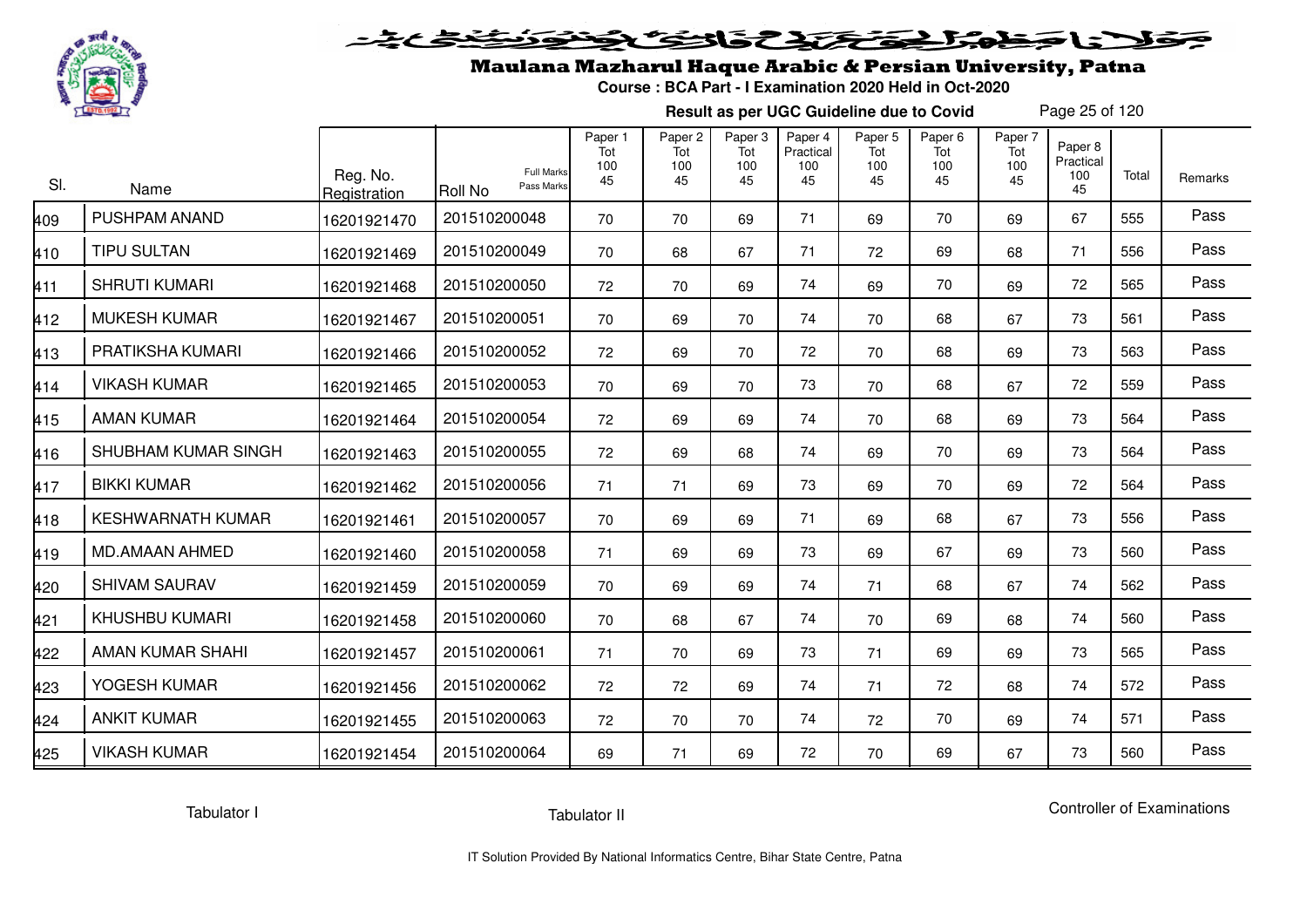# Maulana Mazharul Haque Arabic & Persian University, Patna

**Course : BCA Part - I Examination 2020 Held in Oct-2020**

**Result as per UGC Guideline due to Covid**

| Sl. | Name | Reg. No. Registration | Roll No (Full Marks / Pass Marks) | Paper 1 Tot 100 45 | Paper 2 Tot 100 45 | Paper 3 Tot 100 45 | Paper 4 Practical 100 45 | Paper 5 Tot 100 45 | Paper 6 Tot 100 45 | Paper 7 Tot 100 45 | Paper 8 Practical 100 45 | Total | Remarks |
|---|---|---|---|---|---|---|---|---|---|---|---|---|---|
| 409 | PUSHPAM ANAND | 16201921470 | 201510200048 | 70 | 70 | 69 | 71 | 69 | 70 | 69 | 67 | 555 | Pass |
| 410 | TIPU SULTAN | 16201921469 | 201510200049 | 70 | 68 | 67 | 71 | 72 | 69 | 68 | 71 | 556 | Pass |
| 411 | SHRUTI KUMARI | 16201921468 | 201510200050 | 72 | 70 | 69 | 74 | 69 | 70 | 69 | 72 | 565 | Pass |
| 412 | MUKESH KUMAR | 16201921467 | 201510200051 | 70 | 69 | 70 | 74 | 70 | 68 | 67 | 73 | 561 | Pass |
| 413 | PRATIKSHA KUMARI | 16201921466 | 201510200052 | 72 | 69 | 70 | 72 | 70 | 68 | 69 | 73 | 563 | Pass |
| 414 | VIKASH KUMAR | 16201921465 | 201510200053 | 70 | 69 | 70 | 73 | 70 | 68 | 67 | 72 | 559 | Pass |
| 415 | AMAN KUMAR | 16201921464 | 201510200054 | 72 | 69 | 69 | 74 | 70 | 68 | 69 | 73 | 564 | Pass |
| 416 | SHUBHAM KUMAR SINGH | 16201921463 | 201510200055 | 72 | 69 | 68 | 74 | 69 | 70 | 69 | 73 | 564 | Pass |
| 417 | BIKKI KUMAR | 16201921462 | 201510200056 | 71 | 71 | 69 | 73 | 69 | 70 | 69 | 72 | 564 | Pass |
| 418 | KESHWARNATH KUMAR | 16201921461 | 201510200057 | 70 | 69 | 69 | 71 | 69 | 68 | 67 | 73 | 556 | Pass |
| 419 | MD.AMAAN AHMED | 16201921460 | 201510200058 | 71 | 69 | 69 | 73 | 69 | 67 | 69 | 73 | 560 | Pass |
| 420 | SHIVAM SAURAV | 16201921459 | 201510200059 | 70 | 69 | 69 | 74 | 71 | 68 | 67 | 74 | 562 | Pass |
| 421 | KHUSHBU KUMARI | 16201921458 | 201510200060 | 70 | 68 | 67 | 74 | 70 | 69 | 68 | 74 | 560 | Pass |
| 422 | AMAN KUMAR SHAHI | 16201921457 | 201510200061 | 71 | 70 | 69 | 73 | 71 | 69 | 69 | 73 | 565 | Pass |
| 423 | YOGESH KUMAR | 16201921456 | 201510200062 | 72 | 72 | 69 | 74 | 71 | 72 | 68 | 74 | 572 | Pass |
| 424 | ANKIT KUMAR | 16201921455 | 201510200063 | 72 | 70 | 70 | 74 | 72 | 70 | 69 | 74 | 571 | Pass |
| 425 | VIKASH KUMAR | 16201921454 | 201510200064 | 69 | 71 | 69 | 72 | 70 | 69 | 67 | 73 | 560 | Pass |

Tabulator I          Tabulator II          Controller of Examinations

IT Solution Provided By National Informatics Centre, Bihar State Centre, Patna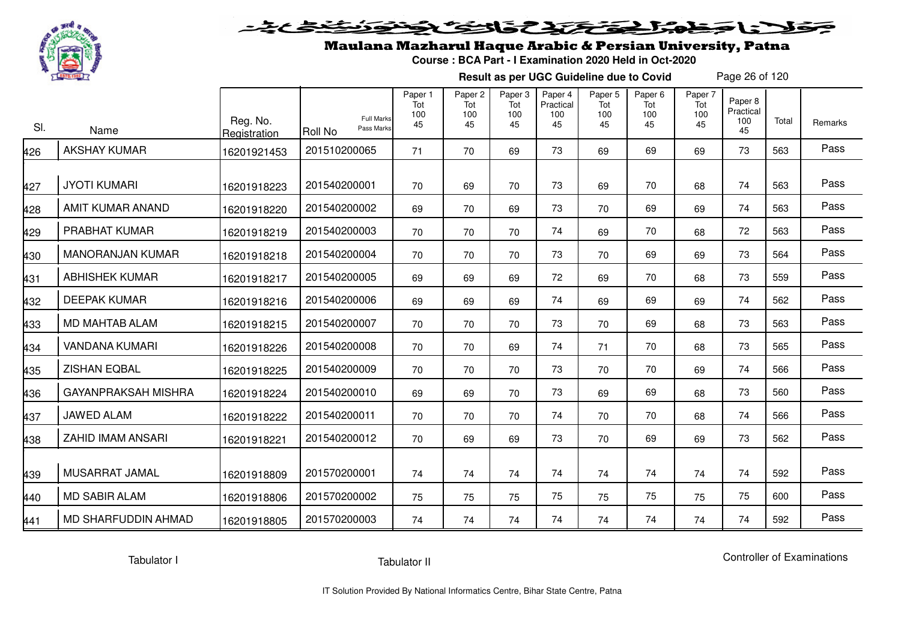# Maulana Mazharul Haque Arabic & Persian University, Patna

**Course : BCA Part - I Examination 2020 Held in Oct-2020**

**Result as per UGC Guideline due to Covid**

| Sl. | Name | Reg. No. Registration | Roll No | Paper 1 Tot 100 45 | Paper 2 Tot 100 45 | Paper 3 Tot 100 45 | Paper 4 Practical 100 45 | Paper 5 Tot 100 45 | Paper 6 Tot 100 45 | Paper 7 Tot 100 45 | Paper 8 Practical 100 45 | Total | Remarks |
|---|---|---|---|---|---|---|---|---|---|---|---|---|---|
| 426 | AKSHAY KUMAR | 16201921453 | 201510200065 | 71 | 70 | 69 | 73 | 69 | 69 | 69 | 73 | 563 | Pass |
| 427 | JYOTI KUMARI | 16201918223 | 201540200001 | 70 | 69 | 70 | 73 | 69 | 70 | 68 | 74 | 563 | Pass |
| 428 | AMIT KUMAR ANAND | 16201918220 | 201540200002 | 69 | 70 | 69 | 73 | 70 | 69 | 69 | 74 | 563 | Pass |
| 429 | PRABHAT KUMAR | 16201918219 | 201540200003 | 70 | 70 | 70 | 74 | 69 | 70 | 68 | 72 | 563 | Pass |
| 430 | MANORANJAN KUMAR | 16201918218 | 201540200004 | 70 | 70 | 70 | 73 | 70 | 69 | 69 | 73 | 564 | Pass |
| 431 | ABHISHEK KUMAR | 16201918217 | 201540200005 | 69 | 69 | 69 | 72 | 69 | 70 | 68 | 73 | 559 | Pass |
| 432 | DEEPAK KUMAR | 16201918216 | 201540200006 | 69 | 69 | 69 | 74 | 69 | 69 | 69 | 74 | 562 | Pass |
| 433 | MD MAHTAB ALAM | 16201918215 | 201540200007 | 70 | 70 | 70 | 73 | 70 | 69 | 68 | 73 | 563 | Pass |
| 434 | VANDANA KUMARI | 16201918226 | 201540200008 | 70 | 70 | 69 | 74 | 71 | 70 | 68 | 73 | 565 | Pass |
| 435 | ZISHAN EQBAL | 16201918225 | 201540200009 | 70 | 70 | 70 | 73 | 70 | 70 | 69 | 74 | 566 | Pass |
| 436 | GAYANPRAKSAH MISHRA | 16201918224 | 201540200010 | 69 | 69 | 70 | 73 | 69 | 69 | 68 | 73 | 560 | Pass |
| 437 | JAWED ALAM | 16201918222 | 201540200011 | 70 | 70 | 70 | 74 | 70 | 70 | 68 | 74 | 566 | Pass |
| 438 | ZAHID IMAM ANSARI | 16201918221 | 201540200012 | 70 | 69 | 69 | 73 | 70 | 69 | 69 | 73 | 562 | Pass |
| 439 | MUSARRAT JAMAL | 16201918809 | 201570200001 | 74 | 74 | 74 | 74 | 74 | 74 | 74 | 74 | 592 | Pass |
| 440 | MD SABIR ALAM | 16201918806 | 201570200002 | 75 | 75 | 75 | 75 | 75 | 75 | 75 | 75 | 600 | Pass |
| 441 | MD SHARFUDDIN AHMAD | 16201918805 | 201570200003 | 74 | 74 | 74 | 74 | 74 | 74 | 74 | 74 | 592 | Pass |

Tabulator I    Tabulator II    Controller of Examinations

IT Solution Provided By National Informatics Centre, Bihar State Centre, Patna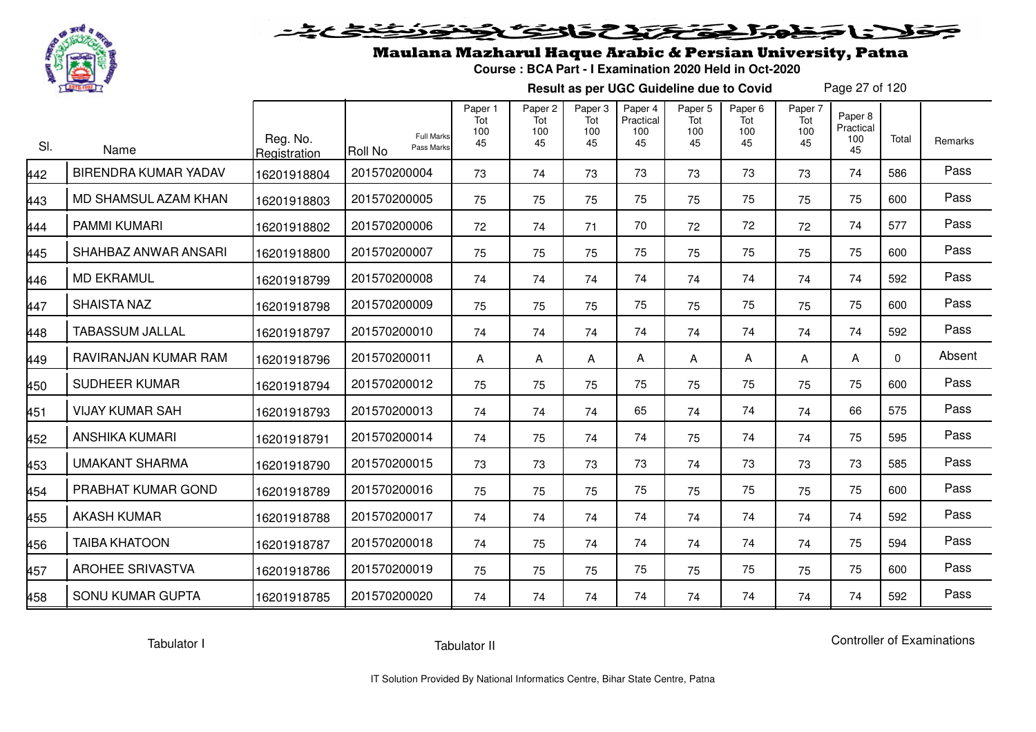# Maulana Mazharul Haque Arabic & Persian University, Patna

**Course : BCA Part - I Examination 2020 Held in Oct-2020**

**Result as per UGC Guideline due to Covid**

| Sl. | Name | Reg. No. Registration | Roll No (Full Marks / Pass Marks) | Paper 1 Tot 100 45 | Paper 2 Tot 100 45 | Paper 3 Tot 100 45 | Paper 4 Practical 100 45 | Paper 5 Tot 100 45 | Paper 6 Tot 100 45 | Paper 7 Tot 100 45 | Paper 8 Practical 100 45 | Total | Remarks |
|---|---|---|---|---|---|---|---|---|---|---|---|---|---|
| 442 | BIRENDRA KUMAR YADAV | 16201918804 | 201570200004 | 73 | 74 | 73 | 73 | 73 | 73 | 73 | 74 | 586 | Pass |
| 443 | MD SHAMSUL AZAM KHAN | 16201918803 | 201570200005 | 75 | 75 | 75 | 75 | 75 | 75 | 75 | 75 | 600 | Pass |
| 444 | PAMMI KUMARI | 16201918802 | 201570200006 | 72 | 74 | 71 | 70 | 72 | 72 | 72 | 74 | 577 | Pass |
| 445 | SHAHBAZ ANWAR ANSARI | 16201918800 | 201570200007 | 75 | 75 | 75 | 75 | 75 | 75 | 75 | 75 | 600 | Pass |
| 446 | MD EKRAMUL | 16201918799 | 201570200008 | 74 | 74 | 74 | 74 | 74 | 74 | 74 | 74 | 592 | Pass |
| 447 | SHAISTA NAZ | 16201918798 | 201570200009 | 75 | 75 | 75 | 75 | 75 | 75 | 75 | 75 | 600 | Pass |
| 448 | TABASSUM JALLAL | 16201918797 | 201570200010 | 74 | 74 | 74 | 74 | 74 | 74 | 74 | 74 | 592 | Pass |
| 449 | RAVIRANJAN KUMAR RAM | 16201918796 | 201570200011 | A | A | A | A | A | A | A | A | 0 | Absent |
| 450 | SUDHEER KUMAR | 16201918794 | 201570200012 | 75 | 75 | 75 | 75 | 75 | 75 | 75 | 75 | 600 | Pass |
| 451 | VIJAY KUMAR SAH | 16201918793 | 201570200013 | 74 | 74 | 74 | 65 | 74 | 74 | 74 | 66 | 575 | Pass |
| 452 | ANSHIKA KUMARI | 16201918791 | 201570200014 | 74 | 75 | 74 | 74 | 75 | 74 | 74 | 75 | 595 | Pass |
| 453 | UMAKANT SHARMA | 16201918790 | 201570200015 | 73 | 73 | 73 | 73 | 74 | 73 | 73 | 73 | 585 | Pass |
| 454 | PRABHAT KUMAR GOND | 16201918789 | 201570200016 | 75 | 75 | 75 | 75 | 75 | 75 | 75 | 75 | 600 | Pass |
| 455 | AKASH KUMAR | 16201918788 | 201570200017 | 74 | 74 | 74 | 74 | 74 | 74 | 74 | 74 | 592 | Pass |
| 456 | TAIBA KHATOON | 16201918787 | 201570200018 | 74 | 75 | 74 | 74 | 74 | 74 | 74 | 75 | 594 | Pass |
| 457 | AROHEE SRIVASTVA | 16201918786 | 201570200019 | 75 | 75 | 75 | 75 | 75 | 75 | 75 | 75 | 600 | Pass |
| 458 | SONU KUMAR GUPTA | 16201918785 | 201570200020 | 74 | 74 | 74 | 74 | 74 | 74 | 74 | 74 | 592 | Pass |

Tabulator I    Tabulator II    Controller of Examinations

IT Solution Provided By National Informatics Centre, Bihar State Centre, Patna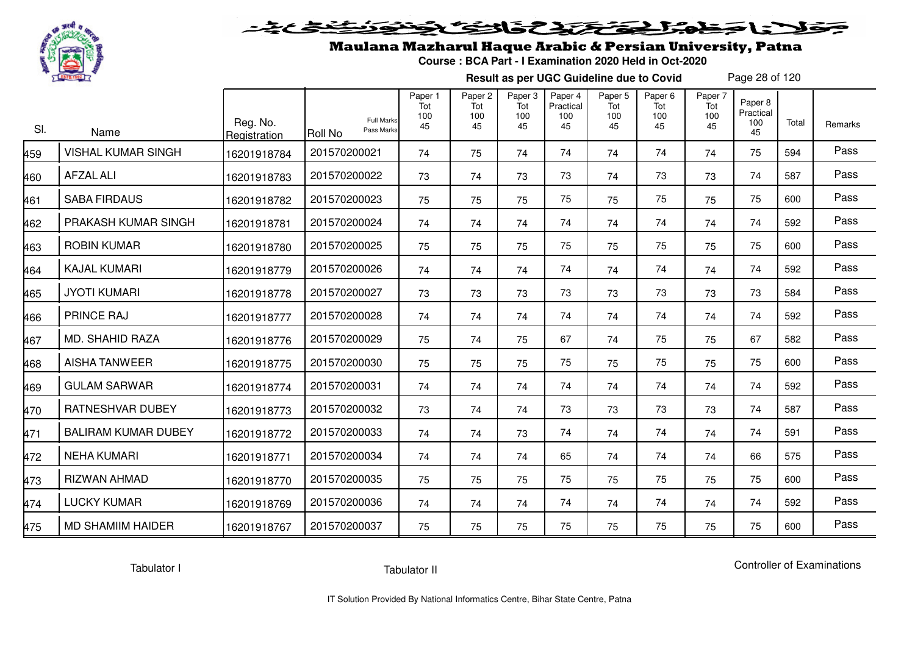# Maulana Mazharul Haque Arabic & Persian University, Patna

**Course : BCA Part - I Examination 2020 Held in Oct-2020**

**Result as per UGC Guideline due to Covid**

| Sl. | Name | Reg. No. Registration | Roll No (Full Marks / Pass Marks) | Paper 1 Tot 100 45 | Paper 2 Tot 100 45 | Paper 3 Tot 100 45 | Paper 4 Practical 100 45 | Paper 5 Tot 100 45 | Paper 6 Tot 100 45 | Paper 7 Tot 100 45 | Paper 8 Practical 100 45 | Total | Remarks |
|---|---|---|---|---|---|---|---|---|---|---|---|---|---|
| 459 | VISHAL KUMAR SINGH | 16201918784 | 201570200021 | 74 | 75 | 74 | 74 | 74 | 74 | 74 | 75 | 594 | Pass |
| 460 | AFZAL ALI | 16201918783 | 201570200022 | 73 | 74 | 73 | 73 | 74 | 73 | 73 | 74 | 587 | Pass |
| 461 | SABA FIRDAUS | 16201918782 | 201570200023 | 75 | 75 | 75 | 75 | 75 | 75 | 75 | 75 | 600 | Pass |
| 462 | PRAKASH KUMAR SINGH | 16201918781 | 201570200024 | 74 | 74 | 74 | 74 | 74 | 74 | 74 | 74 | 592 | Pass |
| 463 | ROBIN KUMAR | 16201918780 | 201570200025 | 75 | 75 | 75 | 75 | 75 | 75 | 75 | 75 | 600 | Pass |
| 464 | KAJAL KUMARI | 16201918779 | 201570200026 | 74 | 74 | 74 | 74 | 74 | 74 | 74 | 74 | 592 | Pass |
| 465 | JYOTI KUMARI | 16201918778 | 201570200027 | 73 | 73 | 73 | 73 | 73 | 73 | 73 | 73 | 584 | Pass |
| 466 | PRINCE RAJ | 16201918777 | 201570200028 | 74 | 74 | 74 | 74 | 74 | 74 | 74 | 74 | 592 | Pass |
| 467 | MD. SHAHID RAZA | 16201918776 | 201570200029 | 75 | 74 | 75 | 67 | 74 | 75 | 75 | 67 | 582 | Pass |
| 468 | AISHA TANWEER | 16201918775 | 201570200030 | 75 | 75 | 75 | 75 | 75 | 75 | 75 | 75 | 600 | Pass |
| 469 | GULAM SARWAR | 16201918774 | 201570200031 | 74 | 74 | 74 | 74 | 74 | 74 | 74 | 74 | 592 | Pass |
| 470 | RATNESHVAR DUBEY | 16201918773 | 201570200032 | 73 | 74 | 74 | 73 | 73 | 73 | 73 | 74 | 587 | Pass |
| 471 | BALIRAM KUMAR DUBEY | 16201918772 | 201570200033 | 74 | 74 | 73 | 74 | 74 | 74 | 74 | 74 | 591 | Pass |
| 472 | NEHA KUMARI | 16201918771 | 201570200034 | 74 | 74 | 74 | 65 | 74 | 74 | 74 | 66 | 575 | Pass |
| 473 | RIZWAN AHMAD | 16201918770 | 201570200035 | 75 | 75 | 75 | 75 | 75 | 75 | 75 | 75 | 600 | Pass |
| 474 | LUCKY KUMAR | 16201918769 | 201570200036 | 74 | 74 | 74 | 74 | 74 | 74 | 74 | 74 | 592 | Pass |
| 475 | MD SHAMIIM HAIDER | 16201918767 | 201570200037 | 75 | 75 | 75 | 75 | 75 | 75 | 75 | 75 | 600 | Pass |

Tabulator I    Tabulator II    Controller of Examinations

IT Solution Provided By National Informatics Centre, Bihar State Centre, Patna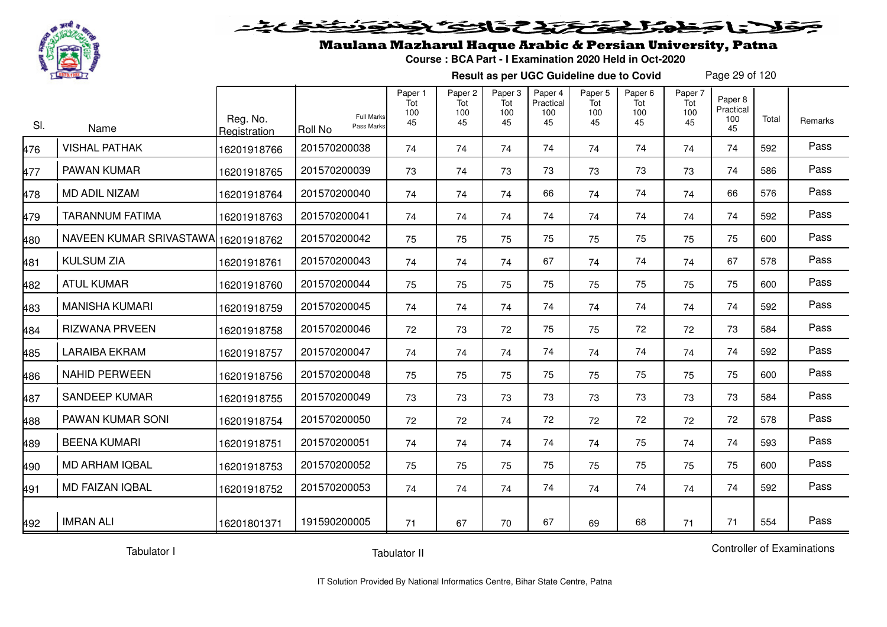# Maulana Mazharul Haque Arabic & Persian University, Patna

**Course : BCA Part - I Examination 2020 Held in Oct-2020**

**Result as per UGC Guideline due to Covid**

| Sl. | Name | Reg. No. Registration | Roll No (Full Marks / Pass Marks) | Paper 1 Tot 100 45 | Paper 2 Tot 100 45 | Paper 3 Tot 100 45 | Paper 4 Practical 100 45 | Paper 5 Tot 100 45 | Paper 6 Tot 100 45 | Paper 7 Tot 100 45 | Paper 8 Practical 100 45 | Total | Remarks |
|---|---|---|---|---|---|---|---|---|---|---|---|---|---|
| 476 | VISHAL PATHAK | 16201918766 | 201570200038 | 74 | 74 | 74 | 74 | 74 | 74 | 74 | 74 | 592 | Pass |
| 477 | PAWAN KUMAR | 16201918765 | 201570200039 | 73 | 74 | 73 | 73 | 73 | 73 | 73 | 74 | 586 | Pass |
| 478 | MD ADIL NIZAM | 16201918764 | 201570200040 | 74 | 74 | 74 | 66 | 74 | 74 | 74 | 66 | 576 | Pass |
| 479 | TARANNUM FATIMA | 16201918763 | 201570200041 | 74 | 74 | 74 | 74 | 74 | 74 | 74 | 74 | 592 | Pass |
| 480 | NAVEEN KUMAR SRIVASTAWA | 16201918762 | 201570200042 | 75 | 75 | 75 | 75 | 75 | 75 | 75 | 75 | 600 | Pass |
| 481 | KULSUM ZIA | 16201918761 | 201570200043 | 74 | 74 | 74 | 67 | 74 | 74 | 74 | 67 | 578 | Pass |
| 482 | ATUL KUMAR | 16201918760 | 201570200044 | 75 | 75 | 75 | 75 | 75 | 75 | 75 | 75 | 600 | Pass |
| 483 | MANISHA KUMARI | 16201918759 | 201570200045 | 74 | 74 | 74 | 74 | 74 | 74 | 74 | 74 | 592 | Pass |
| 484 | RIZWANA PRVEEN | 16201918758 | 201570200046 | 72 | 73 | 72 | 75 | 75 | 72 | 72 | 73 | 584 | Pass |
| 485 | LARAIBA EKRAM | 16201918757 | 201570200047 | 74 | 74 | 74 | 74 | 74 | 74 | 74 | 74 | 592 | Pass |
| 486 | NAHID PERWEEN | 16201918756 | 201570200048 | 75 | 75 | 75 | 75 | 75 | 75 | 75 | 75 | 600 | Pass |
| 487 | SANDEEP KUMAR | 16201918755 | 201570200049 | 73 | 73 | 73 | 73 | 73 | 73 | 73 | 73 | 584 | Pass |
| 488 | PAWAN KUMAR SONI | 16201918754 | 201570200050 | 72 | 72 | 74 | 72 | 72 | 72 | 72 | 72 | 578 | Pass |
| 489 | BEENA KUMARI | 16201918751 | 201570200051 | 74 | 74 | 74 | 74 | 74 | 75 | 74 | 74 | 593 | Pass |
| 490 | MD ARHAM IQBAL | 16201918753 | 201570200052 | 75 | 75 | 75 | 75 | 75 | 75 | 75 | 75 | 600 | Pass |
| 491 | MD FAIZAN IQBAL | 16201918752 | 201570200053 | 74 | 74 | 74 | 74 | 74 | 74 | 74 | 74 | 592 | Pass |
| 492 | IMRAN ALI | 16201801371 | 191590200005 | 71 | 67 | 70 | 67 | 69 | 68 | 71 | 71 | 554 | Pass |

Tabulator I　　　　Tabulator II　　　　Controller of Examinations

IT Solution Provided By National Informatics Centre, Bihar State Centre, Patna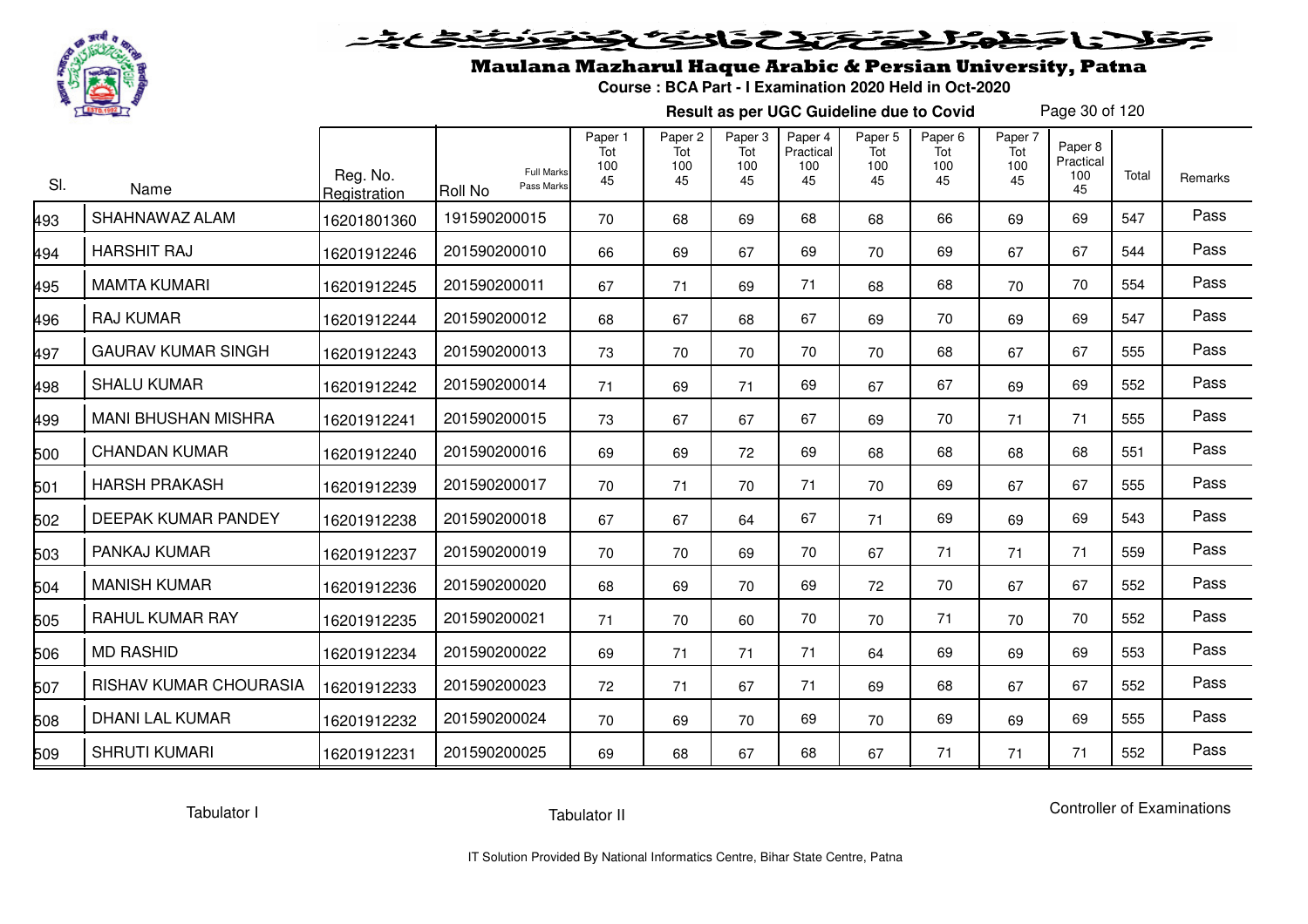# Maulana Mazharul Haque Arabic & Persian University, Patna

**Course : BCA Part - I Examination 2020 Held in Oct-2020**

**Result as per UGC Guideline due to Covid**

| Sl. | Name | Reg. No. Registration | Roll No (Full Marks / Pass Marks) | Paper 1 Tot 100 45 | Paper 2 Tot 100 45 | Paper 3 Tot 100 45 | Paper 4 Practical 100 45 | Paper 5 Tot 100 45 | Paper 6 Tot 100 45 | Paper 7 Tot 100 45 | Paper 8 Practical 100 45 | Total | Remarks |
|---|---|---|---|---|---|---|---|---|---|---|---|---|---|
| 493 | SHAHNAWAZ ALAM | 16201801360 | 191590200015 | 70 | 68 | 69 | 68 | 68 | 66 | 69 | 69 | 547 | Pass |
| 494 | HARSHIT RAJ | 16201912246 | 201590200010 | 66 | 69 | 67 | 69 | 70 | 69 | 67 | 67 | 544 | Pass |
| 495 | MAMTA KUMARI | 16201912245 | 201590200011 | 67 | 71 | 69 | 71 | 68 | 68 | 70 | 70 | 554 | Pass |
| 496 | RAJ KUMAR | 16201912244 | 201590200012 | 68 | 67 | 68 | 67 | 69 | 70 | 69 | 69 | 547 | Pass |
| 497 | GAURAV KUMAR SINGH | 16201912243 | 201590200013 | 73 | 70 | 70 | 70 | 70 | 68 | 67 | 67 | 555 | Pass |
| 498 | SHALU KUMAR | 16201912242 | 201590200014 | 71 | 69 | 71 | 69 | 67 | 67 | 69 | 69 | 552 | Pass |
| 499 | MANI BHUSHAN MISHRA | 16201912241 | 201590200015 | 73 | 67 | 67 | 67 | 69 | 70 | 71 | 71 | 555 | Pass |
| 500 | CHANDAN KUMAR | 16201912240 | 201590200016 | 69 | 69 | 72 | 69 | 68 | 68 | 68 | 68 | 551 | Pass |
| 501 | HARSH PRAKASH | 16201912239 | 201590200017 | 70 | 71 | 70 | 71 | 70 | 69 | 67 | 67 | 555 | Pass |
| 502 | DEEPAK KUMAR PANDEY | 16201912238 | 201590200018 | 67 | 67 | 64 | 67 | 71 | 69 | 69 | 69 | 543 | Pass |
| 503 | PANKAJ KUMAR | 16201912237 | 201590200019 | 70 | 70 | 69 | 70 | 67 | 71 | 71 | 71 | 559 | Pass |
| 504 | MANISH KUMAR | 16201912236 | 201590200020 | 68 | 69 | 70 | 69 | 72 | 70 | 67 | 67 | 552 | Pass |
| 505 | RAHUL KUMAR RAY | 16201912235 | 201590200021 | 71 | 70 | 60 | 70 | 70 | 71 | 70 | 70 | 552 | Pass |
| 506 | MD RASHID | 16201912234 | 201590200022 | 69 | 71 | 71 | 71 | 64 | 69 | 69 | 69 | 553 | Pass |
| 507 | RISHAV KUMAR CHOURASIA | 16201912233 | 201590200023 | 72 | 71 | 67 | 71 | 69 | 68 | 67 | 67 | 552 | Pass |
| 508 | DHANI LAL KUMAR | 16201912232 | 201590200024 | 70 | 69 | 70 | 69 | 70 | 69 | 69 | 69 | 555 | Pass |
| 509 | SHRUTI KUMARI | 16201912231 | 201590200025 | 69 | 68 | 67 | 68 | 67 | 71 | 71 | 71 | 552 | Pass |

Tabulator I          Tabulator II          Controller of Examinations

IT Solution Provided By National Informatics Centre, Bihar State Centre, Patna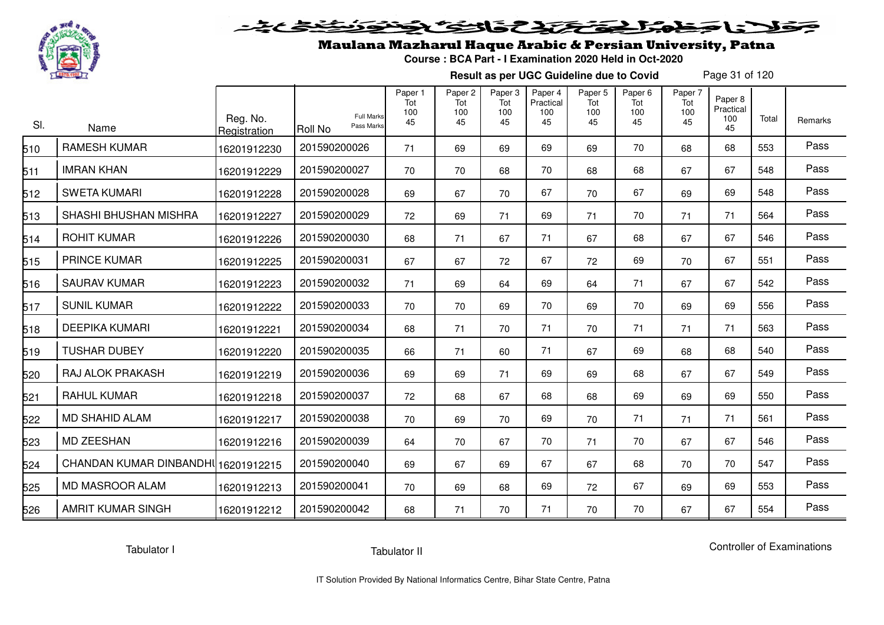# Maulana Mazharul Haque Arabic & Persian University, Patna

**Course : BCA Part - I Examination 2020 Held in Oct-2020**

**Result as per UGC Guideline due to Covid**

| Sl. | Name | Reg. No. Registration | Roll No (Full Marks / Pass Marks) | Paper 1 Tot 100 45 | Paper 2 Tot 100 45 | Paper 3 Tot 100 45 | Paper 4 Practical 100 45 | Paper 5 Tot 100 45 | Paper 6 Tot 100 45 | Paper 7 Tot 100 45 | Paper 8 Practical 100 45 | Total | Remarks |
|---|---|---|---|---|---|---|---|---|---|---|---|---|---|
| 510 | RAMESH KUMAR | 16201912230 | 201590200026 | 71 | 69 | 69 | 69 | 69 | 70 | 68 | 68 | 553 | Pass |
| 511 | IMRAN KHAN | 16201912229 | 201590200027 | 70 | 70 | 68 | 70 | 68 | 68 | 67 | 67 | 548 | Pass |
| 512 | SWETA KUMARI | 16201912228 | 201590200028 | 69 | 67 | 70 | 67 | 70 | 67 | 69 | 69 | 548 | Pass |
| 513 | SHASHI BHUSHAN MISHRA | 16201912227 | 201590200029 | 72 | 69 | 71 | 69 | 71 | 70 | 71 | 71 | 564 | Pass |
| 514 | ROHIT KUMAR | 16201912226 | 201590200030 | 68 | 71 | 67 | 71 | 67 | 68 | 67 | 67 | 546 | Pass |
| 515 | PRINCE KUMAR | 16201912225 | 201590200031 | 67 | 67 | 72 | 67 | 72 | 69 | 70 | 67 | 551 | Pass |
| 516 | SAURAV KUMAR | 16201912223 | 201590200032 | 71 | 69 | 64 | 69 | 64 | 71 | 67 | 67 | 542 | Pass |
| 517 | SUNIL KUMAR | 16201912222 | 201590200033 | 70 | 70 | 69 | 70 | 69 | 70 | 69 | 69 | 556 | Pass |
| 518 | DEEPIKA KUMARI | 16201912221 | 201590200034 | 68 | 71 | 70 | 71 | 70 | 71 | 71 | 71 | 563 | Pass |
| 519 | TUSHAR DUBEY | 16201912220 | 201590200035 | 66 | 71 | 60 | 71 | 67 | 69 | 68 | 68 | 540 | Pass |
| 520 | RAJ ALOK PRAKASH | 16201912219 | 201590200036 | 69 | 69 | 71 | 69 | 69 | 68 | 67 | 67 | 549 | Pass |
| 521 | RAHUL KUMAR | 16201912218 | 201590200037 | 72 | 68 | 67 | 68 | 68 | 69 | 69 | 69 | 550 | Pass |
| 522 | MD SHAHID ALAM | 16201912217 | 201590200038 | 70 | 69 | 70 | 69 | 70 | 71 | 71 | 71 | 561 | Pass |
| 523 | MD ZEESHAN | 16201912216 | 201590200039 | 64 | 70 | 67 | 70 | 71 | 70 | 67 | 67 | 546 | Pass |
| 524 | CHANDAN KUMAR DINBANDHU | 16201912215 | 201590200040 | 69 | 67 | 69 | 67 | 67 | 68 | 70 | 70 | 547 | Pass |
| 525 | MD MASROOR ALAM | 16201912213 | 201590200041 | 70 | 69 | 68 | 69 | 72 | 67 | 69 | 69 | 553 | Pass |
| 526 | AMRIT KUMAR SINGH | 16201912212 | 201590200042 | 68 | 71 | 70 | 71 | 70 | 70 | 67 | 67 | 554 | Pass |

Tabulator I          Tabulator II          Controller of Examinations

IT Solution Provided By National Informatics Centre, Bihar State Centre, Patna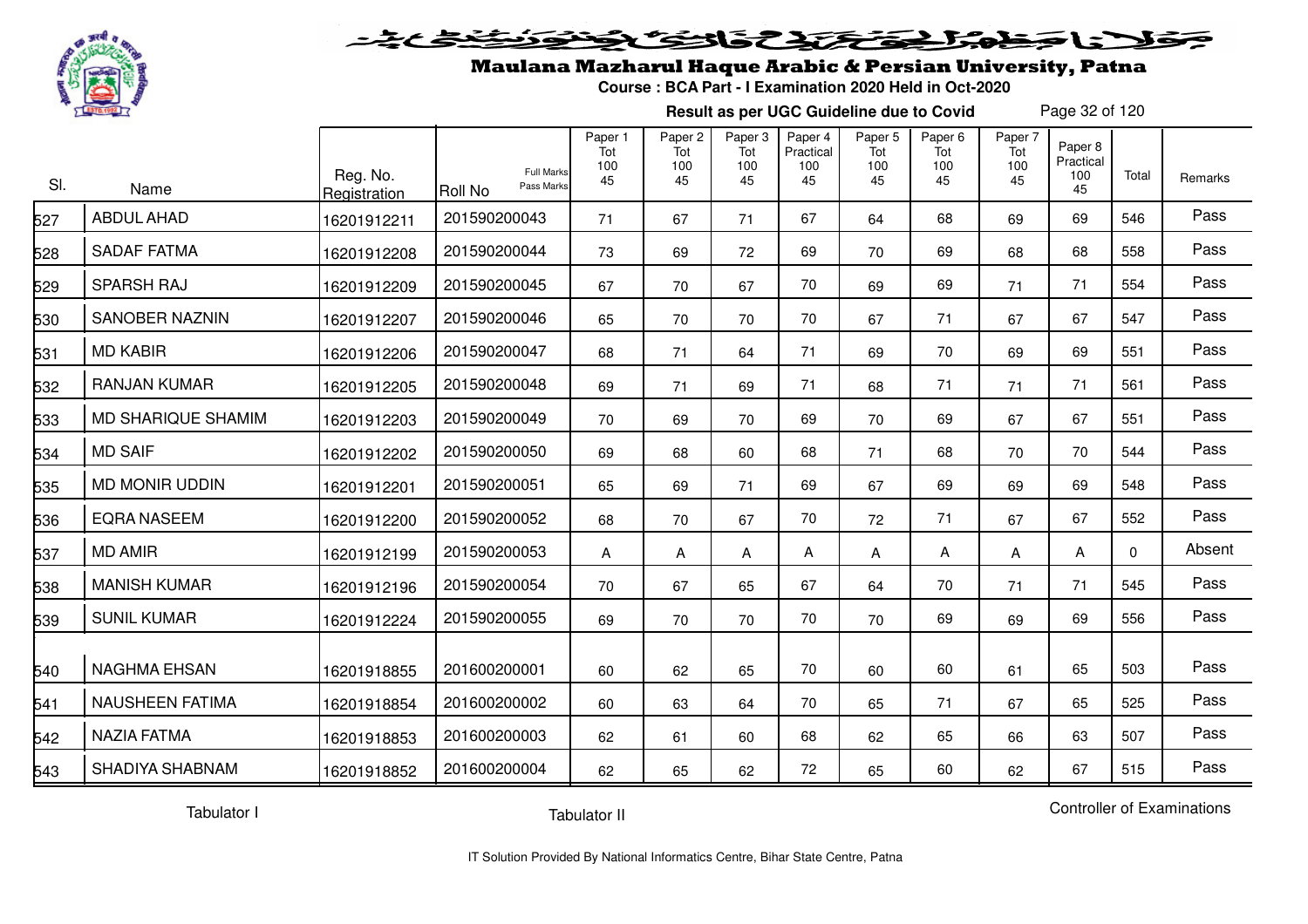# Maulana Mazharul Haque Arabic & Persian University, Patna

**Course : BCA Part - I Examination 2020 Held in Oct-2020**

**Result as per UGC Guideline due to Covid**

| Sl. | Name | Reg. No. Registration | Roll No (Full Marks / Pass Marks) | Paper 1 Tot 100 45 | Paper 2 Tot 100 45 | Paper 3 Tot 100 45 | Paper 4 Practical 100 45 | Paper 5 Tot 100 45 | Paper 6 Tot 100 45 | Paper 7 Tot 100 45 | Paper 8 Practical 100 45 | Total | Remarks |
|---|---|---|---|---|---|---|---|---|---|---|---|---|---|
| 527 | ABDUL AHAD | 16201912211 | 201590200043 | 71 | 67 | 71 | 67 | 64 | 68 | 69 | 69 | 546 | Pass |
| 528 | SADAF FATMA | 16201912208 | 201590200044 | 73 | 69 | 72 | 69 | 70 | 69 | 68 | 68 | 558 | Pass |
| 529 | SPARSH RAJ | 16201912209 | 201590200045 | 67 | 70 | 67 | 70 | 69 | 69 | 71 | 71 | 554 | Pass |
| 530 | SANOBER NAZNIN | 16201912207 | 201590200046 | 65 | 70 | 70 | 70 | 67 | 71 | 67 | 67 | 547 | Pass |
| 531 | MD KABIR | 16201912206 | 201590200047 | 68 | 71 | 64 | 71 | 69 | 70 | 69 | 69 | 551 | Pass |
| 532 | RANJAN KUMAR | 16201912205 | 201590200048 | 69 | 71 | 69 | 71 | 68 | 71 | 71 | 71 | 561 | Pass |
| 533 | MD SHARIQUE SHAMIM | 16201912203 | 201590200049 | 70 | 69 | 70 | 69 | 70 | 69 | 67 | 67 | 551 | Pass |
| 534 | MD SAIF | 16201912202 | 201590200050 | 69 | 68 | 60 | 68 | 71 | 68 | 70 | 70 | 544 | Pass |
| 535 | MD MONIR UDDIN | 16201912201 | 201590200051 | 65 | 69 | 71 | 69 | 67 | 69 | 69 | 69 | 548 | Pass |
| 536 | EQRA NASEEM | 16201912200 | 201590200052 | 68 | 70 | 67 | 70 | 72 | 71 | 67 | 67 | 552 | Pass |
| 537 | MD AMIR | 16201912199 | 201590200053 | A | A | A | A | A | A | A | A | 0 | Absent |
| 538 | MANISH KUMAR | 16201912196 | 201590200054 | 70 | 67 | 65 | 67 | 64 | 70 | 71 | 71 | 545 | Pass |
| 539 | SUNIL KUMAR | 16201912224 | 201590200055 | 69 | 70 | 70 | 70 | 70 | 69 | 69 | 69 | 556 | Pass |
| 540 | NAGHMA EHSAN | 16201918855 | 201600200001 | 60 | 62 | 65 | 70 | 60 | 60 | 61 | 65 | 503 | Pass |
| 541 | NAUSHEEN FATIMA | 16201918854 | 201600200002 | 60 | 63 | 64 | 70 | 65 | 71 | 67 | 65 | 525 | Pass |
| 542 | NAZIA FATMA | 16201918853 | 201600200003 | 62 | 61 | 60 | 68 | 62 | 65 | 66 | 63 | 507 | Pass |
| 543 | SHADIYA SHABNAM | 16201918852 | 201600200004 | 62 | 65 | 62 | 72 | 65 | 60 | 62 | 67 | 515 | Pass |

Tabulator I | Tabulator II | Controller of Examinations

IT Solution Provided By National Informatics Centre, Bihar State Centre, Patna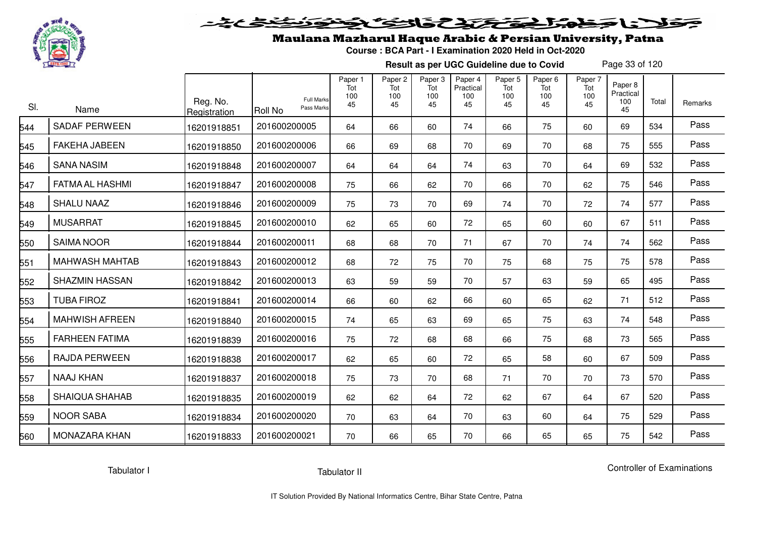# Maulana Mazharul Haque Arabic & Persian University, Patna

**Course : BCA Part - I Examination 2020 Held in Oct-2020**

**Result as per UGC Guideline due to Covid**

| Sl. | Name | Reg. No. Registration | Roll No (Full Marks / Pass Marks) | Paper 1 Tot 100 45 | Paper 2 Tot 100 45 | Paper 3 Tot 100 45 | Paper 4 Practical 100 45 | Paper 5 Tot 100 45 | Paper 6 Tot 100 45 | Paper 7 Tot 100 45 | Paper 8 Practical 100 45 | Total | Remarks |
|---|---|---|---|---|---|---|---|---|---|---|---|---|---|
| 544 | SADAF PERWEEN | 16201918851 | 201600200005 | 64 | 66 | 60 | 74 | 66 | 75 | 60 | 69 | 534 | Pass |
| 545 | FAKEHA JABEEN | 16201918850 | 201600200006 | 66 | 69 | 68 | 70 | 69 | 70 | 68 | 75 | 555 | Pass |
| 546 | SANA NASIM | 16201918848 | 201600200007 | 64 | 64 | 64 | 74 | 63 | 70 | 64 | 69 | 532 | Pass |
| 547 | FATMA AL HASHMI | 16201918847 | 201600200008 | 75 | 66 | 62 | 70 | 66 | 70 | 62 | 75 | 546 | Pass |
| 548 | SHALU NAAZ | 16201918846 | 201600200009 | 75 | 73 | 70 | 69 | 74 | 70 | 72 | 74 | 577 | Pass |
| 549 | MUSARRAT | 16201918845 | 201600200010 | 62 | 65 | 60 | 72 | 65 | 60 | 60 | 67 | 511 | Pass |
| 550 | SAIMA NOOR | 16201918844 | 201600200011 | 68 | 68 | 70 | 71 | 67 | 70 | 74 | 74 | 562 | Pass |
| 551 | MAHWASH MAHTAB | 16201918843 | 201600200012 | 68 | 72 | 75 | 70 | 75 | 68 | 75 | 75 | 578 | Pass |
| 552 | SHAZMIN HASSAN | 16201918842 | 201600200013 | 63 | 59 | 59 | 70 | 57 | 63 | 59 | 65 | 495 | Pass |
| 553 | TUBA FIROZ | 16201918841 | 201600200014 | 66 | 60 | 62 | 66 | 60 | 65 | 62 | 71 | 512 | Pass |
| 554 | MAHWISH AFREEN | 16201918840 | 201600200015 | 74 | 65 | 63 | 69 | 65 | 75 | 63 | 74 | 548 | Pass |
| 555 | FARHEEN FATIMA | 16201918839 | 201600200016 | 75 | 72 | 68 | 68 | 66 | 75 | 68 | 73 | 565 | Pass |
| 556 | RAJDA PERWEEN | 16201918838 | 201600200017 | 62 | 65 | 60 | 72 | 65 | 58 | 60 | 67 | 509 | Pass |
| 557 | NAAJ KHAN | 16201918837 | 201600200018 | 75 | 73 | 70 | 68 | 71 | 70 | 70 | 73 | 570 | Pass |
| 558 | SHAIQUA SHAHAB | 16201918835 | 201600200019 | 62 | 62 | 64 | 72 | 62 | 67 | 64 | 67 | 520 | Pass |
| 559 | NOOR SABA | 16201918834 | 201600200020 | 70 | 63 | 64 | 70 | 63 | 60 | 64 | 75 | 529 | Pass |
| 560 | MONAZARA KHAN | 16201918833 | 201600200021 | 70 | 66 | 65 | 70 | 66 | 65 | 65 | 75 | 542 | Pass |

Tabulator I  Tabulator II  Controller of Examinations

IT Solution Provided By National Informatics Centre, Bihar State Centre, Patna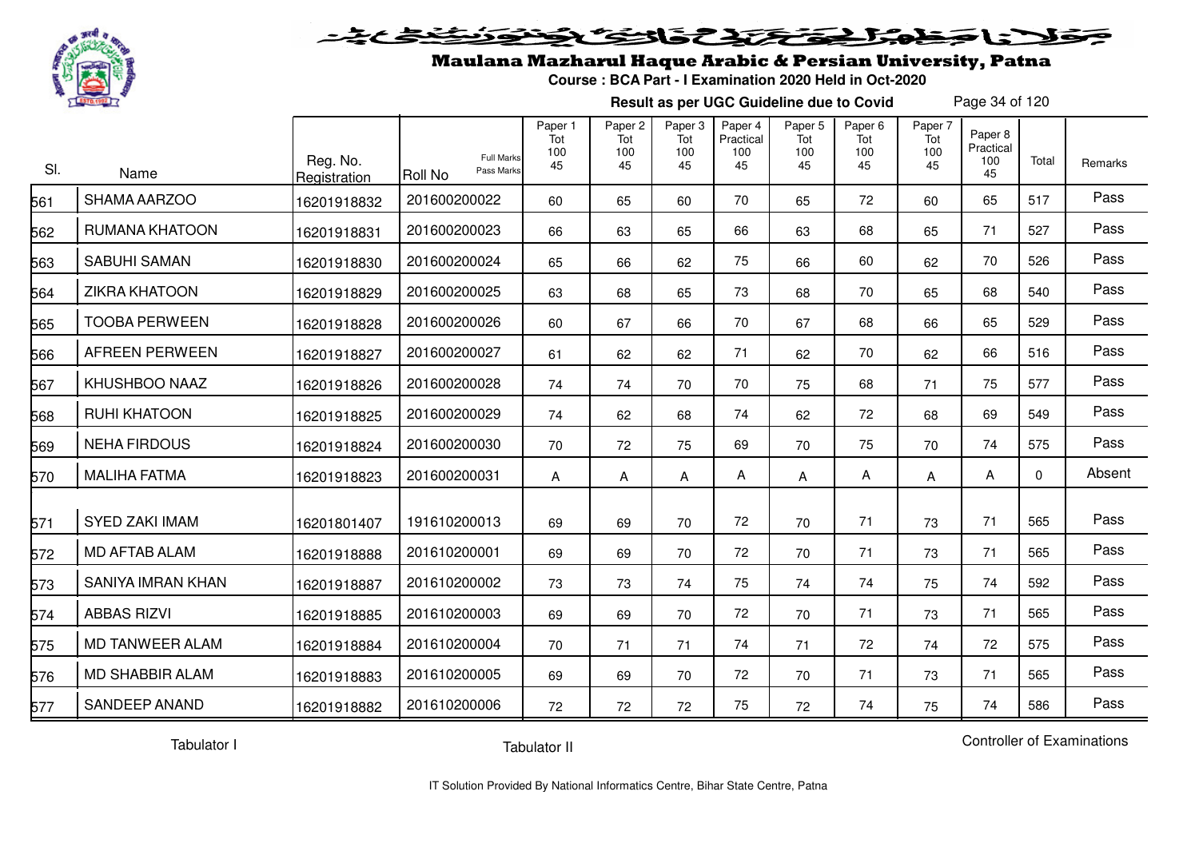# Maulana Mazharul Haque Arabic & Persian University, Patna

**Course : BCA Part - I Examination 2020 Held in Oct-2020**

**Result as per UGC Guideline due to Covid**

| Sl. | Name | Reg. No. Registration | Roll No (Full Marks / Pass Marks) | Paper 1 Tot 100 45 | Paper 2 Tot 100 45 | Paper 3 Tot 100 45 | Paper 4 Practical 100 45 | Paper 5 Tot 100 45 | Paper 6 Tot 100 45 | Paper 7 Tot 100 45 | Paper 8 Practical 100 45 | Total | Remarks |
|---|---|---|---|---|---|---|---|---|---|---|---|---|---|
| 561 | SHAMA AARZOO | 16201918832 | 201600200022 | 60 | 65 | 60 | 70 | 65 | 72 | 60 | 65 | 517 | Pass |
| 562 | RUMANA KHATOON | 16201918831 | 201600200023 | 66 | 63 | 65 | 66 | 63 | 68 | 65 | 71 | 527 | Pass |
| 563 | SABUHI SAMAN | 16201918830 | 201600200024 | 65 | 66 | 62 | 75 | 66 | 60 | 62 | 70 | 526 | Pass |
| 564 | ZIKRA KHATOON | 16201918829 | 201600200025 | 63 | 68 | 65 | 73 | 68 | 70 | 65 | 68 | 540 | Pass |
| 565 | TOOBA PERWEEN | 16201918828 | 201600200026 | 60 | 67 | 66 | 70 | 67 | 68 | 66 | 65 | 529 | Pass |
| 566 | AFREEN PERWEEN | 16201918827 | 201600200027 | 61 | 62 | 62 | 71 | 62 | 70 | 62 | 66 | 516 | Pass |
| 567 | KHUSHBOO NAAZ | 16201918826 | 201600200028 | 74 | 74 | 70 | 70 | 75 | 68 | 71 | 75 | 577 | Pass |
| 568 | RUHI KHATOON | 16201918825 | 201600200029 | 74 | 62 | 68 | 74 | 62 | 72 | 68 | 69 | 549 | Pass |
| 569 | NEHA FIRDOUS | 16201918824 | 201600200030 | 70 | 72 | 75 | 69 | 70 | 75 | 70 | 74 | 575 | Pass |
| 570 | MALIHA FATMA | 16201918823 | 201600200031 | A | A | A | A | A | A | A | A | 0 | Absent |
| 571 | SYED ZAKI IMAM | 16201801407 | 191610200013 | 69 | 69 | 70 | 72 | 70 | 71 | 73 | 71 | 565 | Pass |
| 572 | MD AFTAB ALAM | 16201918888 | 201610200001 | 69 | 69 | 70 | 72 | 70 | 71 | 73 | 71 | 565 | Pass |
| 573 | SANIYA IMRAN KHAN | 16201918887 | 201610200002 | 73 | 73 | 74 | 75 | 74 | 74 | 75 | 74 | 592 | Pass |
| 574 | ABBAS RIZVI | 16201918885 | 201610200003 | 69 | 69 | 70 | 72 | 70 | 71 | 73 | 71 | 565 | Pass |
| 575 | MD TANWEER ALAM | 16201918884 | 201610200004 | 70 | 71 | 71 | 74 | 71 | 72 | 74 | 72 | 575 | Pass |
| 576 | MD SHABBIR ALAM | 16201918883 | 201610200005 | 69 | 69 | 70 | 72 | 70 | 71 | 73 | 71 | 565 | Pass |
| 577 | SANDEEP ANAND | 16201918882 | 201610200006 | 72 | 72 | 72 | 75 | 72 | 74 | 75 | 74 | 586 | Pass |

Tabulator I     Tabulator II     Controller of Examinations

IT Solution Provided By National Informatics Centre, Bihar State Centre, Patna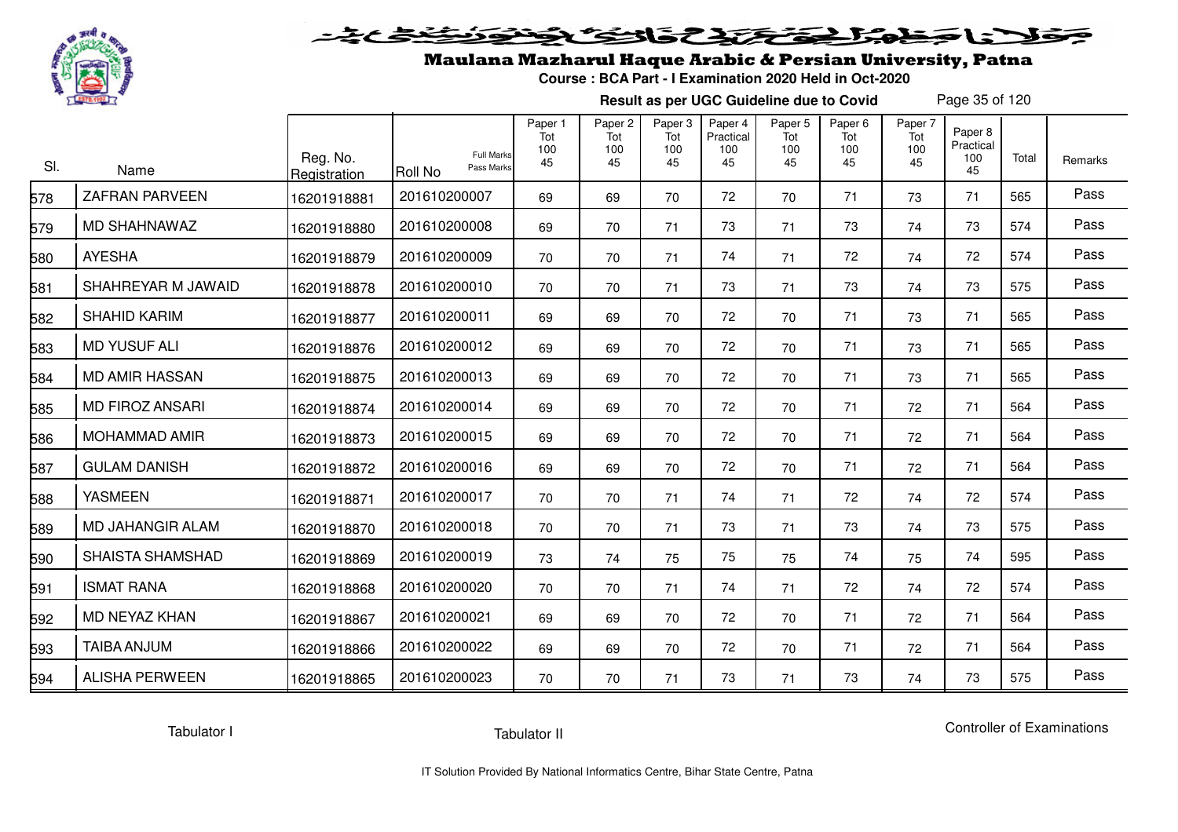# Maulana Mazharul Haque Arabic & Persian University, Patna

**Course : BCA Part - I Examination 2020 Held in Oct-2020**

**Result as per UGC Guideline due to Covid**

| Sl. | Name | Reg. No. Registration | Roll No (Full Marks / Pass Marks) | Paper 1 Tot 100 45 | Paper 2 Tot 100 45 | Paper 3 Tot 100 45 | Paper 4 Practical 100 45 | Paper 5 Tot 100 45 | Paper 6 Tot 100 45 | Paper 7 Tot 100 45 | Paper 8 Practical 100 45 | Total | Remarks |
|---|---|---|---|---|---|---|---|---|---|---|---|---|---|
| 578 | ZAFRAN PARVEEN | 16201918881 | 201610200007 | 69 | 69 | 70 | 72 | 70 | 71 | 73 | 71 | 565 | Pass |
| 579 | MD SHAHNAWAZ | 16201918880 | 201610200008 | 69 | 70 | 71 | 73 | 71 | 73 | 74 | 73 | 574 | Pass |
| 580 | AYESHA | 16201918879 | 201610200009 | 70 | 70 | 71 | 74 | 71 | 72 | 74 | 72 | 574 | Pass |
| 581 | SHAHREYAR M JAWAID | 16201918878 | 201610200010 | 70 | 70 | 71 | 73 | 71 | 73 | 74 | 73 | 575 | Pass |
| 582 | SHAHID KARIM | 16201918877 | 201610200011 | 69 | 69 | 70 | 72 | 70 | 71 | 73 | 71 | 565 | Pass |
| 583 | MD YUSUF ALI | 16201918876 | 201610200012 | 69 | 69 | 70 | 72 | 70 | 71 | 73 | 71 | 565 | Pass |
| 584 | MD AMIR HASSAN | 16201918875 | 201610200013 | 69 | 69 | 70 | 72 | 70 | 71 | 73 | 71 | 565 | Pass |
| 585 | MD FIROZ ANSARI | 16201918874 | 201610200014 | 69 | 69 | 70 | 72 | 70 | 71 | 72 | 71 | 564 | Pass |
| 586 | MOHAMMAD AMIR | 16201918873 | 201610200015 | 69 | 69 | 70 | 72 | 70 | 71 | 72 | 71 | 564 | Pass |
| 587 | GULAM DANISH | 16201918872 | 201610200016 | 69 | 69 | 70 | 72 | 70 | 71 | 72 | 71 | 564 | Pass |
| 588 | YASMEEN | 16201918871 | 201610200017 | 70 | 70 | 71 | 74 | 71 | 72 | 74 | 72 | 574 | Pass |
| 589 | MD JAHANGIR ALAM | 16201918870 | 201610200018 | 70 | 70 | 71 | 73 | 71 | 73 | 74 | 73 | 575 | Pass |
| 590 | SHAISTA SHAMSHAD | 16201918869 | 201610200019 | 73 | 74 | 75 | 75 | 75 | 74 | 75 | 74 | 595 | Pass |
| 591 | ISMAT RANA | 16201918868 | 201610200020 | 70 | 70 | 71 | 74 | 71 | 72 | 74 | 72 | 574 | Pass |
| 592 | MD NEYAZ KHAN | 16201918867 | 201610200021 | 69 | 69 | 70 | 72 | 70 | 71 | 72 | 71 | 564 | Pass |
| 593 | TAIBA ANJUM | 16201918866 | 201610200022 | 69 | 69 | 70 | 72 | 70 | 71 | 72 | 71 | 564 | Pass |
| 594 | ALISHA PERWEEN | 16201918865 | 201610200023 | 70 | 70 | 71 | 73 | 71 | 73 | 74 | 73 | 575 | Pass |

Tabulator I    Tabulator II    Controller of Examinations

IT Solution Provided By National Informatics Centre, Bihar State Centre, Patna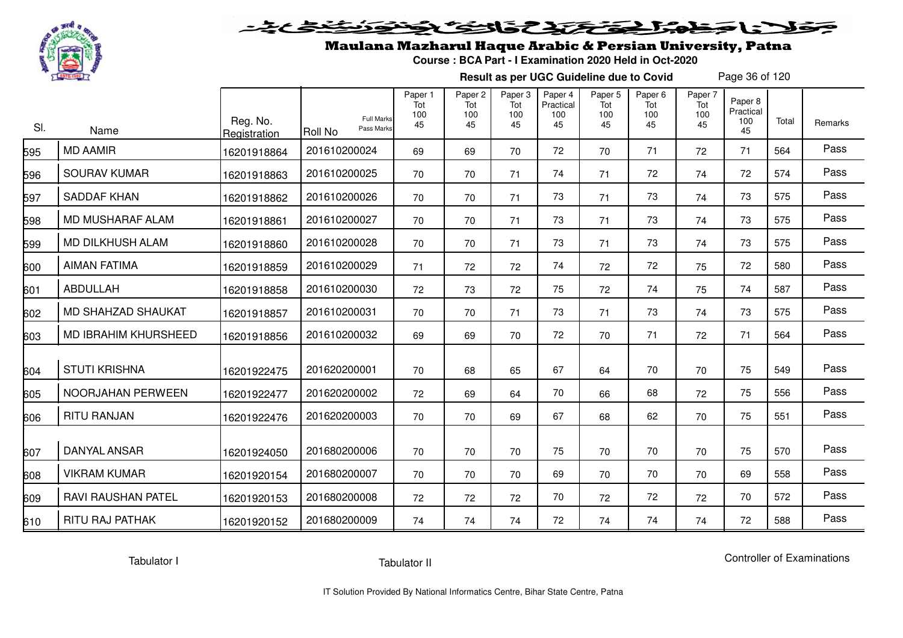# Maulana Mazharul Haque Arabic & Persian University, Patna

**Course : BCA Part - I Examination 2020 Held in Oct-2020**

**Result as per UGC Guideline due to Covid**

| Sl. | Name | Reg. No. Registration | Roll No (Full Marks / Pass Marks) | Paper 1 Tot 100 45 | Paper 2 Tot 100 45 | Paper 3 Tot 100 45 | Paper 4 Practical 100 45 | Paper 5 Tot 100 45 | Paper 6 Tot 100 45 | Paper 7 Tot 100 45 | Paper 8 Practical 100 45 | Total | Remarks |
|---|---|---|---|---|---|---|---|---|---|---|---|---|---|
| 595 | MD AAMIR | 16201918864 | 201610200024 | 69 | 69 | 70 | 72 | 70 | 71 | 72 | 71 | 564 | Pass |
| 596 | SOURAV KUMAR | 16201918863 | 201610200025 | 70 | 70 | 71 | 74 | 71 | 72 | 74 | 72 | 574 | Pass |
| 597 | SADDAF KHAN | 16201918862 | 201610200026 | 70 | 70 | 71 | 73 | 71 | 73 | 74 | 73 | 575 | Pass |
| 598 | MD MUSHARAF ALAM | 16201918861 | 201610200027 | 70 | 70 | 71 | 73 | 71 | 73 | 74 | 73 | 575 | Pass |
| 599 | MD DILKHUSH ALAM | 16201918860 | 201610200028 | 70 | 70 | 71 | 73 | 71 | 73 | 74 | 73 | 575 | Pass |
| 600 | AIMAN FATIMA | 16201918859 | 201610200029 | 71 | 72 | 72 | 74 | 72 | 72 | 75 | 72 | 580 | Pass |
| 601 | ABDULLAH | 16201918858 | 201610200030 | 72 | 73 | 72 | 75 | 72 | 74 | 75 | 74 | 587 | Pass |
| 602 | MD SHAHZAD SHAUKAT | 16201918857 | 201610200031 | 70 | 70 | 71 | 73 | 71 | 73 | 74 | 73 | 575 | Pass |
| 603 | MD IBRAHIM KHURSHEED | 16201918856 | 201610200032 | 69 | 69 | 70 | 72 | 70 | 71 | 72 | 71 | 564 | Pass |
| 604 | STUTI KRISHNA | 16201922475 | 201620200001 | 70 | 68 | 65 | 67 | 64 | 70 | 70 | 75 | 549 | Pass |
| 605 | NOORJAHAN PERWEEN | 16201922477 | 201620200002 | 72 | 69 | 64 | 70 | 66 | 68 | 72 | 75 | 556 | Pass |
| 606 | RITU RANJAN | 16201922476 | 201620200003 | 70 | 70 | 69 | 67 | 68 | 62 | 70 | 75 | 551 | Pass |
| 607 | DANYAL ANSAR | 16201924050 | 201680200006 | 70 | 70 | 70 | 75 | 70 | 70 | 70 | 75 | 570 | Pass |
| 608 | VIKRAM KUMAR | 16201920154 | 201680200007 | 70 | 70 | 70 | 69 | 70 | 70 | 70 | 69 | 558 | Pass |
| 609 | RAVI RAUSHAN PATEL | 16201920153 | 201680200008 | 72 | 72 | 72 | 70 | 72 | 72 | 72 | 70 | 572 | Pass |
| 610 | RITU RAJ PATHAK | 16201920152 | 201680200009 | 74 | 74 | 74 | 72 | 74 | 74 | 74 | 72 | 588 | Pass |

Tabulator I          Tabulator II          Controller of Examinations

IT Solution Provided By National Informatics Centre, Bihar State Centre, Patna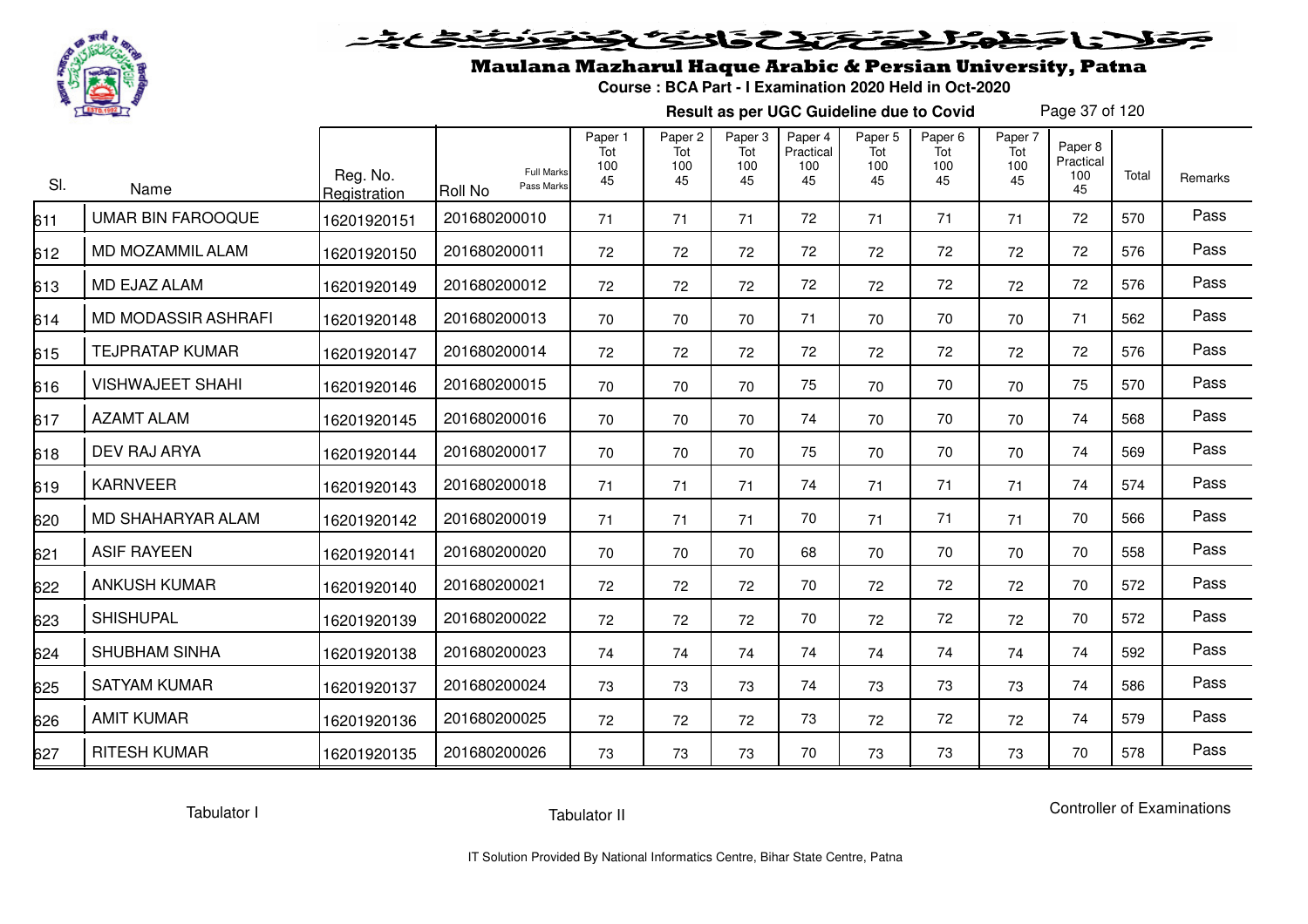# Maulana Mazharul Haque Arabic & Persian University, Patna

**Course : BCA Part - I Examination 2020 Held in Oct-2020**

**Result as per UGC Guideline due to Covid**

| Sl. | Name | Reg. No. Registration | Roll No (Full Marks / Pass Marks) | Paper 1 Tot 100 45 | Paper 2 Tot 100 45 | Paper 3 Tot 100 45 | Paper 4 Practical 100 45 | Paper 5 Tot 100 45 | Paper 6 Tot 100 45 | Paper 7 Tot 100 45 | Paper 8 Practical 100 45 | Total | Remarks |
|---|---|---|---|---|---|---|---|---|---|---|---|---|---|
| 611 | UMAR BIN FAROOQUE | 16201920151 | 201680200010 | 71 | 71 | 71 | 72 | 71 | 71 | 71 | 72 | 570 | Pass |
| 612 | MD MOZAMMIL ALAM | 16201920150 | 201680200011 | 72 | 72 | 72 | 72 | 72 | 72 | 72 | 72 | 576 | Pass |
| 613 | MD EJAZ ALAM | 16201920149 | 201680200012 | 72 | 72 | 72 | 72 | 72 | 72 | 72 | 72 | 576 | Pass |
| 614 | MD MODASSIR ASHRAFI | 16201920148 | 201680200013 | 70 | 70 | 70 | 71 | 70 | 70 | 70 | 71 | 562 | Pass |
| 615 | TEJPRATAP KUMAR | 16201920147 | 201680200014 | 72 | 72 | 72 | 72 | 72 | 72 | 72 | 72 | 576 | Pass |
| 616 | VISHWAJEET SHAHI | 16201920146 | 201680200015 | 70 | 70 | 70 | 75 | 70 | 70 | 70 | 75 | 570 | Pass |
| 617 | AZAMT ALAM | 16201920145 | 201680200016 | 70 | 70 | 70 | 74 | 70 | 70 | 70 | 74 | 568 | Pass |
| 618 | DEV RAJ ARYA | 16201920144 | 201680200017 | 70 | 70 | 70 | 75 | 70 | 70 | 70 | 74 | 569 | Pass |
| 619 | KARNVEER | 16201920143 | 201680200018 | 71 | 71 | 71 | 74 | 71 | 71 | 71 | 74 | 574 | Pass |
| 620 | MD SHAHARYAR ALAM | 16201920142 | 201680200019 | 71 | 71 | 71 | 70 | 71 | 71 | 71 | 70 | 566 | Pass |
| 621 | ASIF RAYEEN | 16201920141 | 201680200020 | 70 | 70 | 70 | 68 | 70 | 70 | 70 | 70 | 558 | Pass |
| 622 | ANKUSH KUMAR | 16201920140 | 201680200021 | 72 | 72 | 72 | 70 | 72 | 72 | 72 | 70 | 572 | Pass |
| 623 | SHISHUPAL | 16201920139 | 201680200022 | 72 | 72 | 72 | 70 | 72 | 72 | 72 | 70 | 572 | Pass |
| 624 | SHUBHAM SINHA | 16201920138 | 201680200023 | 74 | 74 | 74 | 74 | 74 | 74 | 74 | 74 | 592 | Pass |
| 625 | SATYAM KUMAR | 16201920137 | 201680200024 | 73 | 73 | 73 | 74 | 73 | 73 | 73 | 74 | 586 | Pass |
| 626 | AMIT KUMAR | 16201920136 | 201680200025 | 72 | 72 | 72 | 73 | 72 | 72 | 72 | 74 | 579 | Pass |
| 627 | RITESH KUMAR | 16201920135 | 201680200026 | 73 | 73 | 73 | 70 | 73 | 73 | 73 | 70 | 578 | Pass |

Tabulator I

Tabulator II

Controller of Examinations

IT Solution Provided By National Informatics Centre, Bihar State Centre, Patna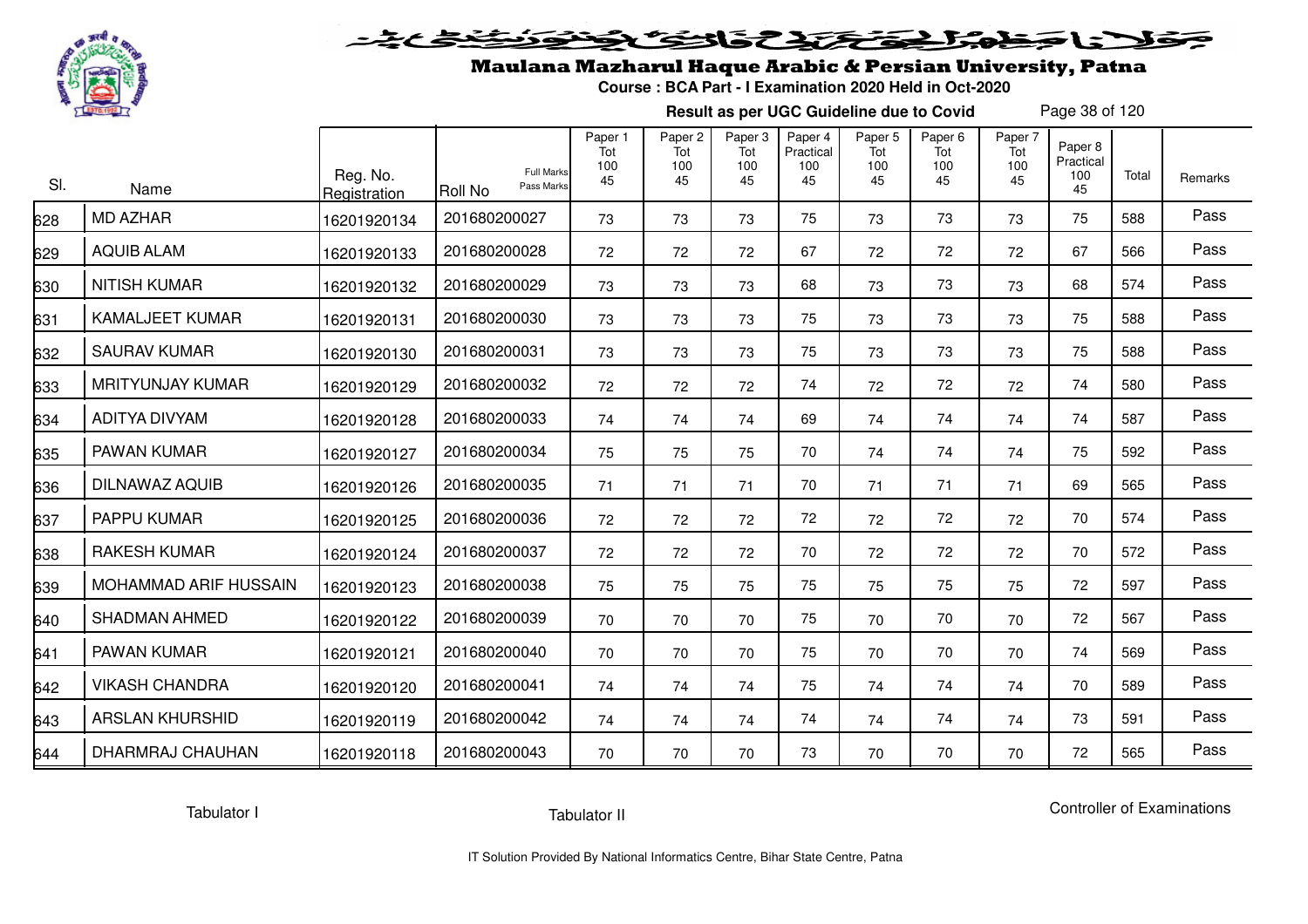# Maulana Mazharul Haque Arabic & Persian University, Patna

**Course : BCA Part - I Examination 2020 Held in Oct-2020**

**Result as per UGC Guideline due to Covid**

| Sl. | Name | Reg. No. Registration | Roll No (Full Marks / Pass Marks) | Paper 1 Tot 100 45 | Paper 2 Tot 100 45 | Paper 3 Tot 100 45 | Paper 4 Practical 100 45 | Paper 5 Tot 100 45 | Paper 6 Tot 100 45 | Paper 7 Tot 100 45 | Paper 8 Practical 100 45 | Total | Remarks |
|---|---|---|---|---|---|---|---|---|---|---|---|---|---|
| 628 | MD AZHAR | 16201920134 | 201680200027 | 73 | 73 | 73 | 75 | 73 | 73 | 73 | 75 | 588 | Pass |
| 629 | AQUIB ALAM | 16201920133 | 201680200028 | 72 | 72 | 72 | 67 | 72 | 72 | 72 | 67 | 566 | Pass |
| 630 | NITISH KUMAR | 16201920132 | 201680200029 | 73 | 73 | 73 | 68 | 73 | 73 | 73 | 68 | 574 | Pass |
| 631 | KAMALJEET KUMAR | 16201920131 | 201680200030 | 73 | 73 | 73 | 75 | 73 | 73 | 73 | 75 | 588 | Pass |
| 632 | SAURAV KUMAR | 16201920130 | 201680200031 | 73 | 73 | 73 | 75 | 73 | 73 | 73 | 75 | 588 | Pass |
| 633 | MRITYUNJAY KUMAR | 16201920129 | 201680200032 | 72 | 72 | 72 | 74 | 72 | 72 | 72 | 74 | 580 | Pass |
| 634 | ADITYA DIVYAM | 16201920128 | 201680200033 | 74 | 74 | 74 | 69 | 74 | 74 | 74 | 74 | 587 | Pass |
| 635 | PAWAN KUMAR | 16201920127 | 201680200034 | 75 | 75 | 75 | 70 | 74 | 74 | 74 | 75 | 592 | Pass |
| 636 | DILNAWAZ AQUIB | 16201920126 | 201680200035 | 71 | 71 | 71 | 70 | 71 | 71 | 71 | 69 | 565 | Pass |
| 637 | PAPPU KUMAR | 16201920125 | 201680200036 | 72 | 72 | 72 | 72 | 72 | 72 | 72 | 70 | 574 | Pass |
| 638 | RAKESH KUMAR | 16201920124 | 201680200037 | 72 | 72 | 72 | 70 | 72 | 72 | 72 | 70 | 572 | Pass |
| 639 | MOHAMMAD ARIF HUSSAIN | 16201920123 | 201680200038 | 75 | 75 | 75 | 75 | 75 | 75 | 75 | 72 | 597 | Pass |
| 640 | SHADMAN AHMED | 16201920122 | 201680200039 | 70 | 70 | 70 | 75 | 70 | 70 | 70 | 72 | 567 | Pass |
| 641 | PAWAN KUMAR | 16201920121 | 201680200040 | 70 | 70 | 70 | 75 | 70 | 70 | 70 | 74 | 569 | Pass |
| 642 | VIKASH CHANDRA | 16201920120 | 201680200041 | 74 | 74 | 74 | 75 | 74 | 74 | 74 | 70 | 589 | Pass |
| 643 | ARSLAN KHURSHID | 16201920119 | 201680200042 | 74 | 74 | 74 | 74 | 74 | 74 | 74 | 73 | 591 | Pass |
| 644 | DHARMRAJ CHAUHAN | 16201920118 | 201680200043 | 70 | 70 | 70 | 73 | 70 | 70 | 70 | 72 | 565 | Pass |

Tabulator I | Tabulator II | Controller of Examinations

IT Solution Provided By National Informatics Centre, Bihar State Centre, Patna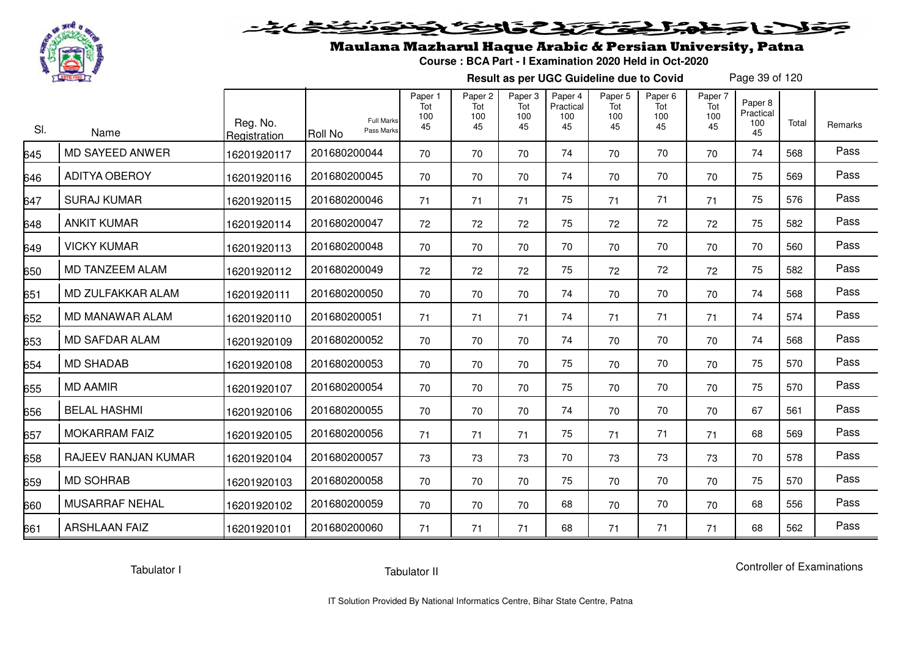# Maulana Mazharul Haque Arabic & Persian University, Patna

**Course : BCA Part - I Examination 2020 Held in Oct-2020**

**Result as per UGC Guideline due to Covid**

| Sl. | Name | Reg. No. Registration | Roll No (Full Marks / Pass Marks) | Paper 1 Tot 100 45 | Paper 2 Tot 100 45 | Paper 3 Tot 100 45 | Paper 4 Practical 100 45 | Paper 5 Tot 100 45 | Paper 6 Tot 100 45 | Paper 7 Tot 100 45 | Paper 8 Practical 100 45 | Total | Remarks |
|---|---|---|---|---|---|---|---|---|---|---|---|---|---|
| 645 | MD SAYEED ANWER | 16201920117 | 201680200044 | 70 | 70 | 70 | 74 | 70 | 70 | 70 | 74 | 568 | Pass |
| 646 | ADITYA OBEROY | 16201920116 | 201680200045 | 70 | 70 | 70 | 74 | 70 | 70 | 70 | 75 | 569 | Pass |
| 647 | SURAJ KUMAR | 16201920115 | 201680200046 | 71 | 71 | 71 | 75 | 71 | 71 | 71 | 75 | 576 | Pass |
| 648 | ANKIT KUMAR | 16201920114 | 201680200047 | 72 | 72 | 72 | 75 | 72 | 72 | 72 | 75 | 582 | Pass |
| 649 | VICKY KUMAR | 16201920113 | 201680200048 | 70 | 70 | 70 | 70 | 70 | 70 | 70 | 70 | 560 | Pass |
| 650 | MD TANZEEM ALAM | 16201920112 | 201680200049 | 72 | 72 | 72 | 75 | 72 | 72 | 72 | 75 | 582 | Pass |
| 651 | MD ZULFAKKAR ALAM | 16201920111 | 201680200050 | 70 | 70 | 70 | 74 | 70 | 70 | 70 | 74 | 568 | Pass |
| 652 | MD MANAWAR ALAM | 16201920110 | 201680200051 | 71 | 71 | 71 | 74 | 71 | 71 | 71 | 74 | 574 | Pass |
| 653 | MD SAFDAR ALAM | 16201920109 | 201680200052 | 70 | 70 | 70 | 74 | 70 | 70 | 70 | 74 | 568 | Pass |
| 654 | MD SHADAB | 16201920108 | 201680200053 | 70 | 70 | 70 | 75 | 70 | 70 | 70 | 75 | 570 | Pass |
| 655 | MD AAMIR | 16201920107 | 201680200054 | 70 | 70 | 70 | 75 | 70 | 70 | 70 | 75 | 570 | Pass |
| 656 | BELAL HASHMI | 16201920106 | 201680200055 | 70 | 70 | 70 | 74 | 70 | 70 | 70 | 67 | 561 | Pass |
| 657 | MOKARRAM FAIZ | 16201920105 | 201680200056 | 71 | 71 | 71 | 75 | 71 | 71 | 71 | 68 | 569 | Pass |
| 658 | RAJEEV RANJAN KUMAR | 16201920104 | 201680200057 | 73 | 73 | 73 | 70 | 73 | 73 | 73 | 70 | 578 | Pass |
| 659 | MD SOHRAB | 16201920103 | 201680200058 | 70 | 70 | 70 | 75 | 70 | 70 | 70 | 75 | 570 | Pass |
| 660 | MUSARRAF NEHAL | 16201920102 | 201680200059 | 70 | 70 | 70 | 68 | 70 | 70 | 70 | 68 | 556 | Pass |
| 661 | ARSHLAAN FAIZ | 16201920101 | 201680200060 | 71 | 71 | 71 | 68 | 71 | 71 | 71 | 68 | 562 | Pass |

Tabulator I    Tabulator II    Controller of Examinations

IT Solution Provided By National Informatics Centre, Bihar State Centre, Patna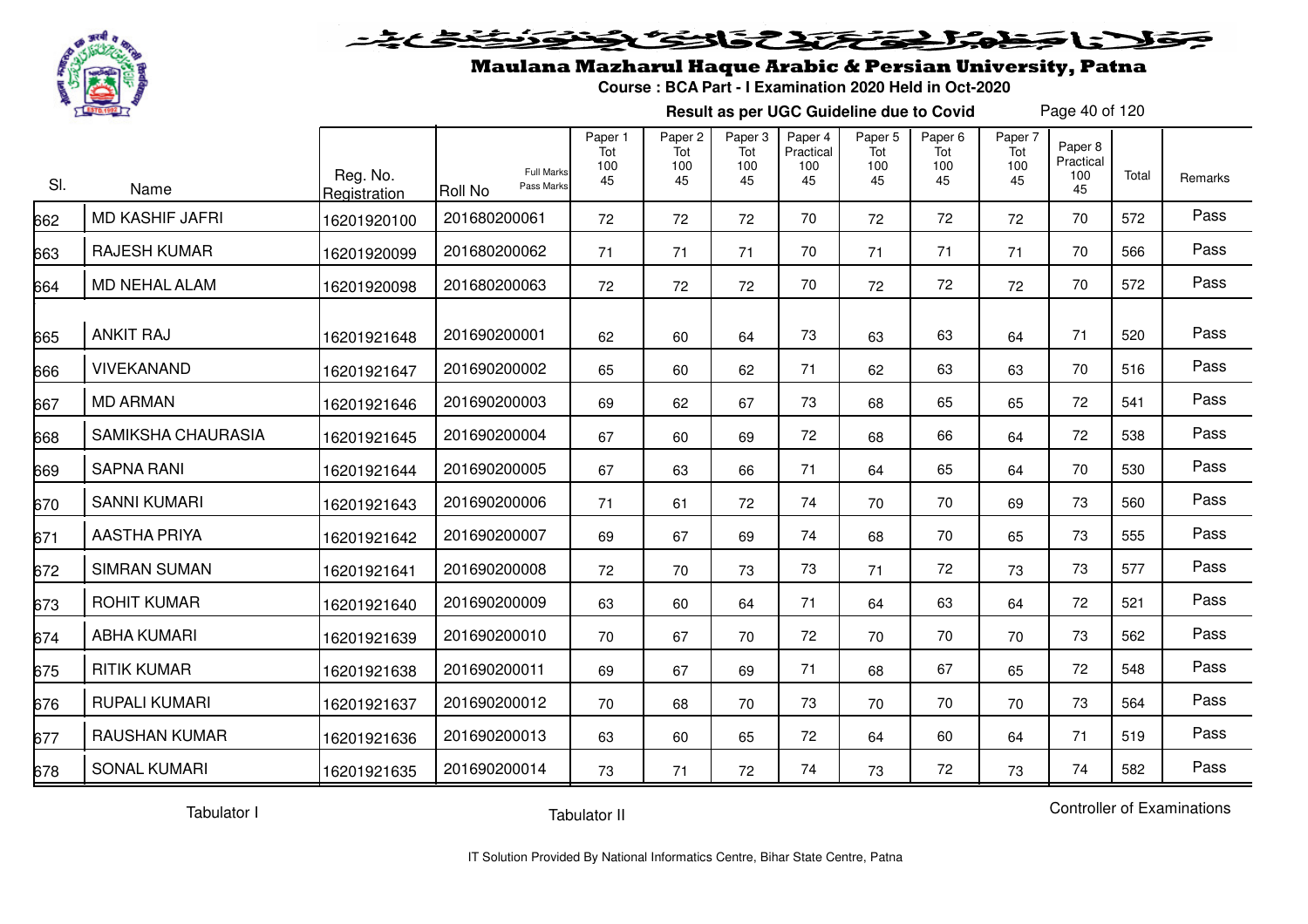# Maulana Mazharul Haque Arabic & Persian University, Patna

**Course : BCA Part - I Examination 2020 Held in Oct-2020**

**Result as per UGC Guideline due to Covid**

| Sl. | Name | Reg. No. Registration | Roll No (Full Marks / Pass Marks) | Paper 1 Tot 100 45 | Paper 2 Tot 100 45 | Paper 3 Tot 100 45 | Paper 4 Practical 100 45 | Paper 5 Tot 100 45 | Paper 6 Tot 100 45 | Paper 7 Tot 100 45 | Paper 8 Practical 100 45 | Total | Remarks |
|---|---|---|---|---|---|---|---|---|---|---|---|---|---|
| 662 | MD KASHIF JAFRI | 16201920100 | 201680200061 | 72 | 72 | 72 | 70 | 72 | 72 | 72 | 70 | 572 | Pass |
| 663 | RAJESH KUMAR | 16201920099 | 201680200062 | 71 | 71 | 71 | 70 | 71 | 71 | 71 | 70 | 566 | Pass |
| 664 | MD NEHAL ALAM | 16201920098 | 201680200063 | 72 | 72 | 72 | 70 | 72 | 72 | 72 | 70 | 572 | Pass |
| 665 | ANKIT RAJ | 16201921648 | 201690200001 | 62 | 60 | 64 | 73 | 63 | 63 | 64 | 71 | 520 | Pass |
| 666 | VIVEKANAND | 16201921647 | 201690200002 | 65 | 60 | 62 | 71 | 62 | 63 | 63 | 70 | 516 | Pass |
| 667 | MD ARMAN | 16201921646 | 201690200003 | 69 | 62 | 67 | 73 | 68 | 65 | 65 | 72 | 541 | Pass |
| 668 | SAMIKSHA CHAURASIA | 16201921645 | 201690200004 | 67 | 60 | 69 | 72 | 68 | 66 | 64 | 72 | 538 | Pass |
| 669 | SAPNA RANI | 16201921644 | 201690200005 | 67 | 63 | 66 | 71 | 64 | 65 | 64 | 70 | 530 | Pass |
| 670 | SANNI KUMARI | 16201921643 | 201690200006 | 71 | 61 | 72 | 74 | 70 | 70 | 69 | 73 | 560 | Pass |
| 671 | AASTHA PRIYA | 16201921642 | 201690200007 | 69 | 67 | 69 | 74 | 68 | 70 | 65 | 73 | 555 | Pass |
| 672 | SIMRAN SUMAN | 16201921641 | 201690200008 | 72 | 70 | 73 | 73 | 71 | 72 | 73 | 73 | 577 | Pass |
| 673 | ROHIT KUMAR | 16201921640 | 201690200009 | 63 | 60 | 64 | 71 | 64 | 63 | 64 | 72 | 521 | Pass |
| 674 | ABHA KUMARI | 16201921639 | 201690200010 | 70 | 67 | 70 | 72 | 70 | 70 | 70 | 73 | 562 | Pass |
| 675 | RITIK KUMAR | 16201921638 | 201690200011 | 69 | 67 | 69 | 71 | 68 | 67 | 65 | 72 | 548 | Pass |
| 676 | RUPALI KUMARI | 16201921637 | 201690200012 | 70 | 68 | 70 | 73 | 70 | 70 | 70 | 73 | 564 | Pass |
| 677 | RAUSHAN KUMAR | 16201921636 | 201690200013 | 63 | 60 | 65 | 72 | 64 | 60 | 64 | 71 | 519 | Pass |
| 678 | SONAL KUMARI | 16201921635 | 201690200014 | 73 | 71 | 72 | 74 | 73 | 72 | 73 | 74 | 582 | Pass |

Tabulator I          Tabulator II          Controller of Examinations

IT Solution Provided By National Informatics Centre, Bihar State Centre, Patna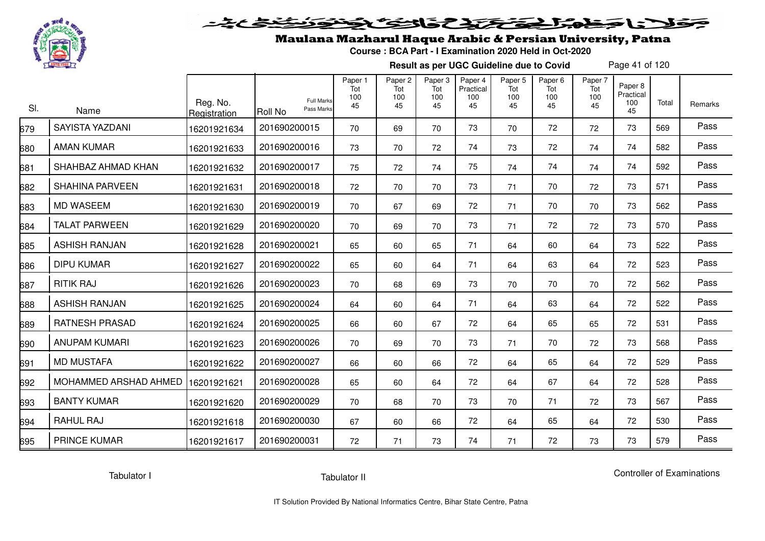# Maulana Mazharul Haque Arabic & Persian University, Patna

**Course : BCA Part - I Examination 2020 Held in Oct-2020**

**Result as per UGC Guideline due to Covid**

| Sl. | Name | Reg. No. Registration | Roll No (Full Marks / Pass Marks) | Paper 1 Tot 100 45 | Paper 2 Tot 100 45 | Paper 3 Tot 100 45 | Paper 4 Practical 100 45 | Paper 5 Tot 100 45 | Paper 6 Tot 100 45 | Paper 7 Tot 100 45 | Paper 8 Practical 100 45 | Total | Remarks |
|---|---|---|---|---|---|---|---|---|---|---|---|---|---|
| 679 | SAYISTA YAZDANI | 16201921634 | 201690200015 | 70 | 69 | 70 | 73 | 70 | 72 | 72 | 73 | 569 | Pass |
| 680 | AMAN KUMAR | 16201921633 | 201690200016 | 73 | 70 | 72 | 74 | 73 | 72 | 74 | 74 | 582 | Pass |
| 681 | SHAHBAZ AHMAD KHAN | 16201921632 | 201690200017 | 75 | 72 | 74 | 75 | 74 | 74 | 74 | 74 | 592 | Pass |
| 682 | SHAHINA PARVEEN | 16201921631 | 201690200018 | 72 | 70 | 70 | 73 | 71 | 70 | 72 | 73 | 571 | Pass |
| 683 | MD WASEEM | 16201921630 | 201690200019 | 70 | 67 | 69 | 72 | 71 | 70 | 70 | 73 | 562 | Pass |
| 684 | TALAT PARWEEN | 16201921629 | 201690200020 | 70 | 69 | 70 | 73 | 71 | 72 | 72 | 73 | 570 | Pass |
| 685 | ASHISH RANJAN | 16201921628 | 201690200021 | 65 | 60 | 65 | 71 | 64 | 60 | 64 | 73 | 522 | Pass |
| 686 | DIPU KUMAR | 16201921627 | 201690200022 | 65 | 60 | 64 | 71 | 64 | 63 | 64 | 72 | 523 | Pass |
| 687 | RITIK RAJ | 16201921626 | 201690200023 | 70 | 68 | 69 | 73 | 70 | 70 | 70 | 72 | 562 | Pass |
| 688 | ASHISH RANJAN | 16201921625 | 201690200024 | 64 | 60 | 64 | 71 | 64 | 63 | 64 | 72 | 522 | Pass |
| 689 | RATNESH PRASAD | 16201921624 | 201690200025 | 66 | 60 | 67 | 72 | 64 | 65 | 65 | 72 | 531 | Pass |
| 690 | ANUPAM KUMARI | 16201921623 | 201690200026 | 70 | 69 | 70 | 73 | 71 | 70 | 72 | 73 | 568 | Pass |
| 691 | MD MUSTAFA | 16201921622 | 201690200027 | 66 | 60 | 66 | 72 | 64 | 65 | 64 | 72 | 529 | Pass |
| 692 | MOHAMMED ARSHAD AHMED | 16201921621 | 201690200028 | 65 | 60 | 64 | 72 | 64 | 67 | 64 | 72 | 528 | Pass |
| 693 | BANTY KUMAR | 16201921620 | 201690200029 | 70 | 68 | 70 | 73 | 70 | 71 | 72 | 73 | 567 | Pass |
| 694 | RAHUL RAJ | 16201921618 | 201690200030 | 67 | 60 | 66 | 72 | 64 | 65 | 64 | 72 | 530 | Pass |
| 695 | PRINCE KUMAR | 16201921617 | 201690200031 | 72 | 71 | 73 | 74 | 71 | 72 | 73 | 73 | 579 | Pass |

Tabulator I | Tabulator II | Controller of Examinations

IT Solution Provided By National Informatics Centre, Bihar State Centre, Patna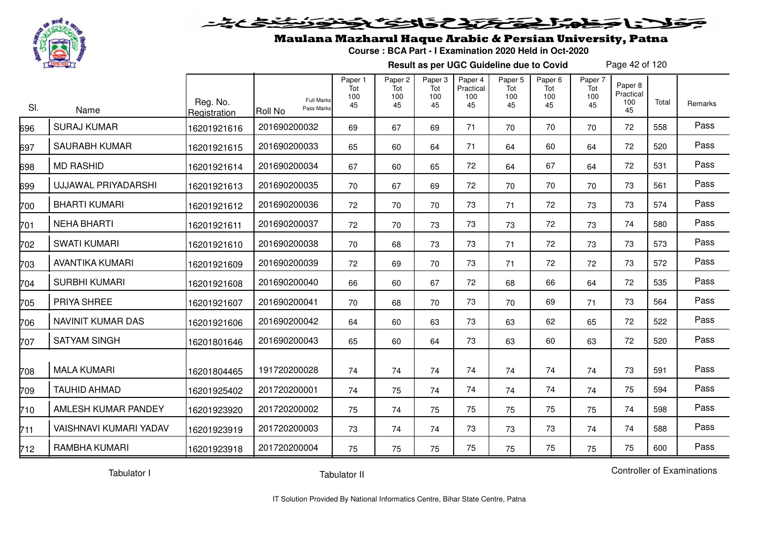# Maulana Mazharul Haque Arabic & Persian University, Patna

**Course : BCA Part - I Examination 2020 Held in Oct-2020**

**Result as per UGC Guideline due to Covid**

| Sl. | Name | Reg. No. Registration | Roll No (Full Marks / Pass Marks) | Paper 1 Tot 100 45 | Paper 2 Tot 100 45 | Paper 3 Tot 100 45 | Paper 4 Practical 100 45 | Paper 5 Tot 100 45 | Paper 6 Tot 100 45 | Paper 7 Tot 100 45 | Paper 8 Practical 100 45 | Total | Remarks |
|---|---|---|---|---|---|---|---|---|---|---|---|---|---|
| 696 | SURAJ KUMAR | 16201921616 | 201690200032 | 69 | 67 | 69 | 71 | 70 | 70 | 70 | 72 | 558 | Pass |
| 697 | SAURABH KUMAR | 16201921615 | 201690200033 | 65 | 60 | 64 | 71 | 64 | 60 | 64 | 72 | 520 | Pass |
| 698 | MD RASHID | 16201921614 | 201690200034 | 67 | 60 | 65 | 72 | 64 | 67 | 64 | 72 | 531 | Pass |
| 699 | UJJAWAL PRIYADARSHI | 16201921613 | 201690200035 | 70 | 67 | 69 | 72 | 70 | 70 | 70 | 73 | 561 | Pass |
| 700 | BHARTI KUMARI | 16201921612 | 201690200036 | 72 | 70 | 70 | 73 | 71 | 72 | 73 | 73 | 574 | Pass |
| 701 | NEHA BHARTI | 16201921611 | 201690200037 | 72 | 70 | 73 | 73 | 73 | 72 | 73 | 74 | 580 | Pass |
| 702 | SWATI KUMARI | 16201921610 | 201690200038 | 70 | 68 | 73 | 73 | 71 | 72 | 73 | 73 | 573 | Pass |
| 703 | AVANTIKA KUMARI | 16201921609 | 201690200039 | 72 | 69 | 70 | 73 | 71 | 72 | 72 | 73 | 572 | Pass |
| 704 | SURBHI KUMARI | 16201921608 | 201690200040 | 66 | 60 | 67 | 72 | 68 | 66 | 64 | 72 | 535 | Pass |
| 705 | PRIYA SHREE | 16201921607 | 201690200041 | 70 | 68 | 70 | 73 | 70 | 69 | 71 | 73 | 564 | Pass |
| 706 | NAVINIT KUMAR DAS | 16201921606 | 201690200042 | 64 | 60 | 63 | 73 | 63 | 62 | 65 | 72 | 522 | Pass |
| 707 | SATYAM SINGH | 16201801646 | 201690200043 | 65 | 60 | 64 | 73 | 63 | 60 | 63 | 72 | 520 | Pass |
| 708 | MALA KUMARI | 16201804465 | 191720200028 | 74 | 74 | 74 | 74 | 74 | 74 | 74 | 73 | 591 | Pass |
| 709 | TAUHID AHMAD | 16201925402 | 201720200001 | 74 | 75 | 74 | 74 | 74 | 74 | 74 | 75 | 594 | Pass |
| 710 | AMLESH KUMAR PANDEY | 16201923920 | 201720200002 | 75 | 74 | 75 | 75 | 75 | 75 | 75 | 74 | 598 | Pass |
| 711 | VAISHNAVI KUMARI YADAV | 16201923919 | 201720200003 | 73 | 74 | 74 | 73 | 73 | 73 | 74 | 74 | 588 | Pass |
| 712 | RAMBHA KUMARI | 16201923918 | 201720200004 | 75 | 75 | 75 | 75 | 75 | 75 | 75 | 75 | 600 | Pass |

Tabulator I | Tabulator II | Controller of Examinations

IT Solution Provided By National Informatics Centre, Bihar State Centre, Patna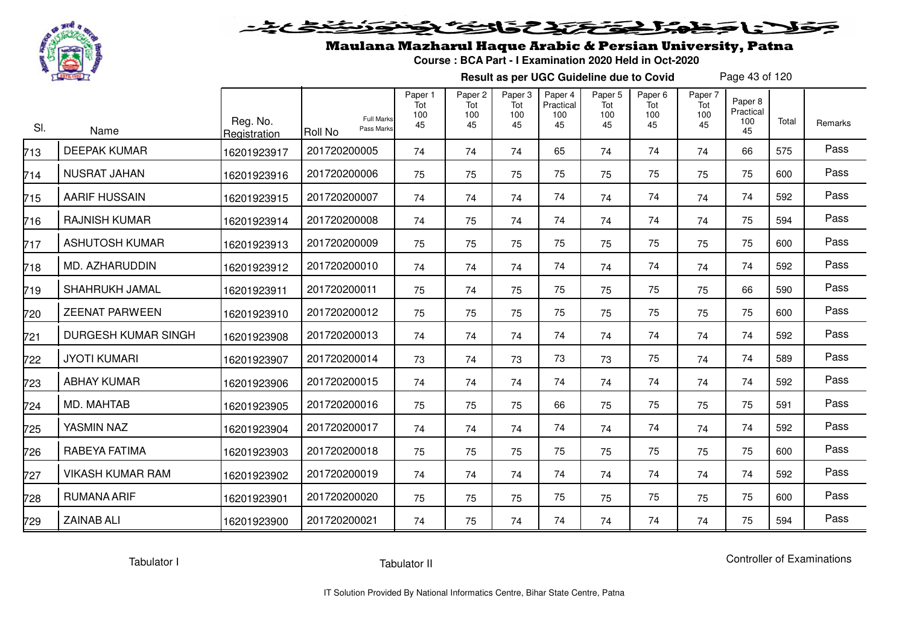# Maulana Mazharul Haque Arabic & Persian University, Patna

**Course : BCA Part - I Examination 2020 Held in Oct-2020**

**Result as per UGC Guideline due to Covid**

| Sl. | Name | Reg. No. Registration | Roll No (Full Marks / Pass Marks) | Paper 1 Tot 100 45 | Paper 2 Tot 100 45 | Paper 3 Tot 100 45 | Paper 4 Practical 100 45 | Paper 5 Tot 100 45 | Paper 6 Tot 100 45 | Paper 7 Tot 100 45 | Paper 8 Practical 100 45 | Total | Remarks |
|---|---|---|---|---|---|---|---|---|---|---|---|---|---|
| 713 | DEEPAK KUMAR | 16201923917 | 201720200005 | 74 | 74 | 74 | 65 | 74 | 74 | 74 | 66 | 575 | Pass |
| 714 | NUSRAT JAHAN | 16201923916 | 201720200006 | 75 | 75 | 75 | 75 | 75 | 75 | 75 | 75 | 600 | Pass |
| 715 | AARIF HUSSAIN | 16201923915 | 201720200007 | 74 | 74 | 74 | 74 | 74 | 74 | 74 | 74 | 592 | Pass |
| 716 | RAJNISH KUMAR | 16201923914 | 201720200008 | 74 | 75 | 74 | 74 | 74 | 74 | 74 | 75 | 594 | Pass |
| 717 | ASHUTOSH KUMAR | 16201923913 | 201720200009 | 75 | 75 | 75 | 75 | 75 | 75 | 75 | 75 | 600 | Pass |
| 718 | MD. AZHARUDDIN | 16201923912 | 201720200010 | 74 | 74 | 74 | 74 | 74 | 74 | 74 | 74 | 592 | Pass |
| 719 | SHAHRUKH JAMAL | 16201923911 | 201720200011 | 75 | 74 | 75 | 75 | 75 | 75 | 75 | 66 | 590 | Pass |
| 720 | ZEENAT PARWEEN | 16201923910 | 201720200012 | 75 | 75 | 75 | 75 | 75 | 75 | 75 | 75 | 600 | Pass |
| 721 | DURGESH KUMAR SINGH | 16201923908 | 201720200013 | 74 | 74 | 74 | 74 | 74 | 74 | 74 | 74 | 592 | Pass |
| 722 | JYOTI KUMARI | 16201923907 | 201720200014 | 73 | 74 | 73 | 73 | 73 | 75 | 74 | 74 | 589 | Pass |
| 723 | ABHAY KUMAR | 16201923906 | 201720200015 | 74 | 74 | 74 | 74 | 74 | 74 | 74 | 74 | 592 | Pass |
| 724 | MD. MAHTAB | 16201923905 | 201720200016 | 75 | 75 | 75 | 66 | 75 | 75 | 75 | 75 | 591 | Pass |
| 725 | YASMIN NAZ | 16201923904 | 201720200017 | 74 | 74 | 74 | 74 | 74 | 74 | 74 | 74 | 592 | Pass |
| 726 | RABEYA FATIMA | 16201923903 | 201720200018 | 75 | 75 | 75 | 75 | 75 | 75 | 75 | 75 | 600 | Pass |
| 727 | VIKASH KUMAR RAM | 16201923902 | 201720200019 | 74 | 74 | 74 | 74 | 74 | 74 | 74 | 74 | 592 | Pass |
| 728 | RUMANA ARIF | 16201923901 | 201720200020 | 75 | 75 | 75 | 75 | 75 | 75 | 75 | 75 | 600 | Pass |
| 729 | ZAINAB ALI | 16201923900 | 201720200021 | 74 | 75 | 74 | 74 | 74 | 74 | 74 | 75 | 594 | Pass |

Tabulator I          Tabulator II          Controller of Examinations

IT Solution Provided By National Informatics Centre, Bihar State Centre, Patna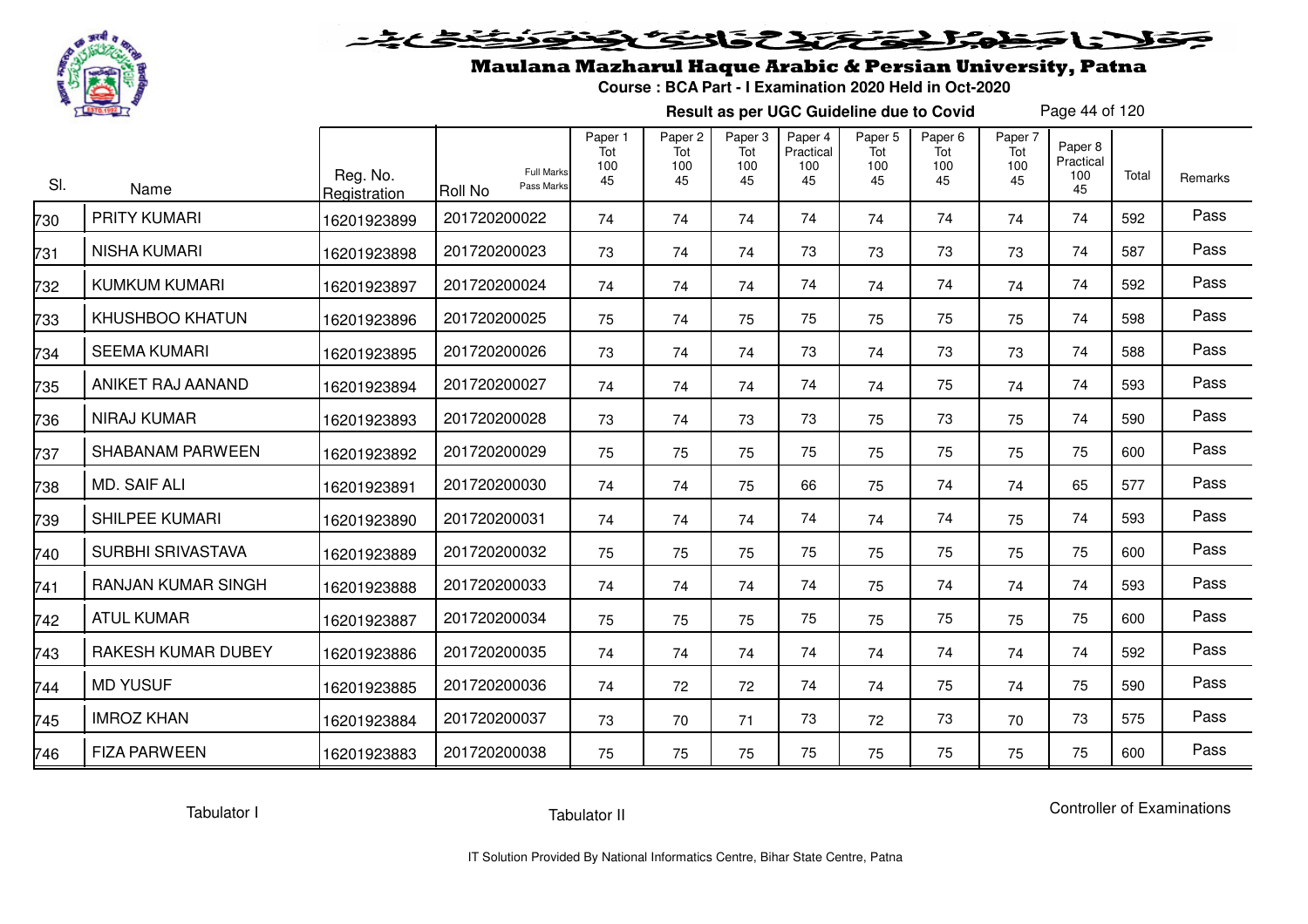# Maulana Mazharul Haque Arabic & Persian University, Patna

**Course : BCA Part - I Examination 2020 Held in Oct-2020**

**Result as per UGC Guideline due to Covid**

| Sl. | Name | Reg. No. Registration | Roll No (Full Marks / Pass Marks) | Paper 1 Tot 100 45 | Paper 2 Tot 100 45 | Paper 3 Tot 100 45 | Paper 4 Practical 100 45 | Paper 5 Tot 100 45 | Paper 6 Tot 100 45 | Paper 7 Tot 100 45 | Paper 8 Practical 100 45 | Total | Remarks |
|---|---|---|---|---|---|---|---|---|---|---|---|---|---|
| 730 | PRITY KUMARI | 16201923899 | 201720200022 | 74 | 74 | 74 | 74 | 74 | 74 | 74 | 74 | 592 | Pass |
| 731 | NISHA KUMARI | 16201923898 | 201720200023 | 73 | 74 | 74 | 73 | 73 | 73 | 73 | 74 | 587 | Pass |
| 732 | KUMKUM KUMARI | 16201923897 | 201720200024 | 74 | 74 | 74 | 74 | 74 | 74 | 74 | 74 | 592 | Pass |
| 733 | KHUSHBOO KHATUN | 16201923896 | 201720200025 | 75 | 74 | 75 | 75 | 75 | 75 | 75 | 74 | 598 | Pass |
| 734 | SEEMA KUMARI | 16201923895 | 201720200026 | 73 | 74 | 74 | 73 | 74 | 73 | 73 | 74 | 588 | Pass |
| 735 | ANIKET RAJ AANAND | 16201923894 | 201720200027 | 74 | 74 | 74 | 74 | 74 | 75 | 74 | 74 | 593 | Pass |
| 736 | NIRAJ KUMAR | 16201923893 | 201720200028 | 73 | 74 | 73 | 73 | 75 | 73 | 75 | 74 | 590 | Pass |
| 737 | SHABANAM PARWEEN | 16201923892 | 201720200029 | 75 | 75 | 75 | 75 | 75 | 75 | 75 | 75 | 600 | Pass |
| 738 | MD. SAIF ALI | 16201923891 | 201720200030 | 74 | 74 | 75 | 66 | 75 | 74 | 74 | 65 | 577 | Pass |
| 739 | SHILPEE KUMARI | 16201923890 | 201720200031 | 74 | 74 | 74 | 74 | 74 | 74 | 75 | 74 | 593 | Pass |
| 740 | SURBHI SRIVASTAVA | 16201923889 | 201720200032 | 75 | 75 | 75 | 75 | 75 | 75 | 75 | 75 | 600 | Pass |
| 741 | RANJAN KUMAR SINGH | 16201923888 | 201720200033 | 74 | 74 | 74 | 74 | 75 | 74 | 74 | 74 | 593 | Pass |
| 742 | ATUL KUMAR | 16201923887 | 201720200034 | 75 | 75 | 75 | 75 | 75 | 75 | 75 | 75 | 600 | Pass |
| 743 | RAKESH KUMAR DUBEY | 16201923886 | 201720200035 | 74 | 74 | 74 | 74 | 74 | 74 | 74 | 74 | 592 | Pass |
| 744 | MD YUSUF | 16201923885 | 201720200036 | 74 | 72 | 72 | 74 | 74 | 75 | 74 | 75 | 590 | Pass |
| 745 | IMROZ KHAN | 16201923884 | 201720200037 | 73 | 70 | 71 | 73 | 72 | 73 | 70 | 73 | 575 | Pass |
| 746 | FIZA PARWEEN | 16201923883 | 201720200038 | 75 | 75 | 75 | 75 | 75 | 75 | 75 | 75 | 600 | Pass |

Tabulator I

Tabulator II

Controller of Examinations

IT Solution Provided By National Informatics Centre, Bihar State Centre, Patna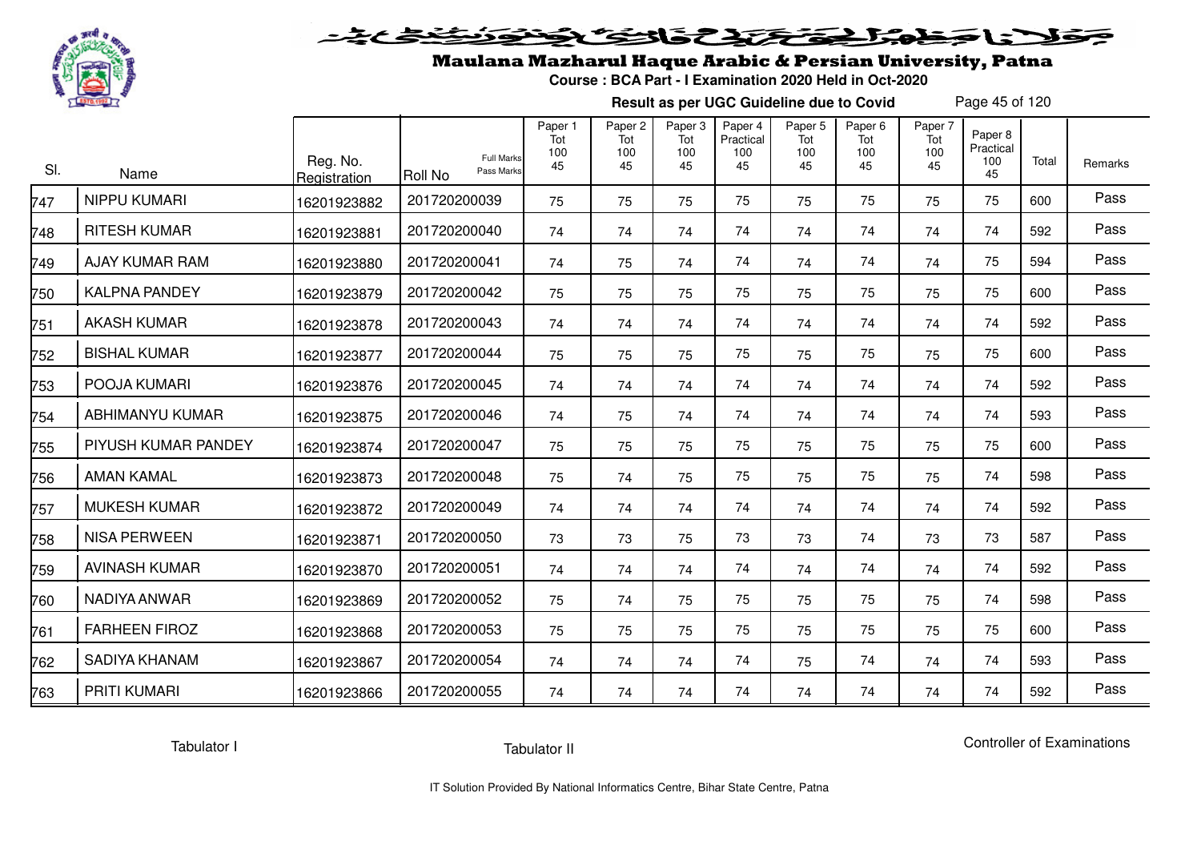# Maulana Mazharul Haque Arabic & Persian University, Patna

**Course : BCA Part - I Examination 2020 Held in Oct-2020**

**Result as per UGC Guideline due to Covid**

| Sl. | Name | Reg. No. Registration | Roll No (Full Marks / Pass Marks) | Paper 1 Tot 100 45 | Paper 2 Tot 100 45 | Paper 3 Tot 100 45 | Paper 4 Practical 100 45 | Paper 5 Tot 100 45 | Paper 6 Tot 100 45 | Paper 7 Tot 100 45 | Paper 8 Practical 100 45 | Total | Remarks |
|---|---|---|---|---|---|---|---|---|---|---|---|---|---|
| 747 | NIPPU KUMARI | 16201923882 | 201720200039 | 75 | 75 | 75 | 75 | 75 | 75 | 75 | 75 | 600 | Pass |
| 748 | RITESH KUMAR | 16201923881 | 201720200040 | 74 | 74 | 74 | 74 | 74 | 74 | 74 | 74 | 592 | Pass |
| 749 | AJAY KUMAR RAM | 16201923880 | 201720200041 | 74 | 75 | 74 | 74 | 74 | 74 | 74 | 75 | 594 | Pass |
| 750 | KALPNA PANDEY | 16201923879 | 201720200042 | 75 | 75 | 75 | 75 | 75 | 75 | 75 | 75 | 600 | Pass |
| 751 | AKASH KUMAR | 16201923878 | 201720200043 | 74 | 74 | 74 | 74 | 74 | 74 | 74 | 74 | 592 | Pass |
| 752 | BISHAL KUMAR | 16201923877 | 201720200044 | 75 | 75 | 75 | 75 | 75 | 75 | 75 | 75 | 600 | Pass |
| 753 | POOJA KUMARI | 16201923876 | 201720200045 | 74 | 74 | 74 | 74 | 74 | 74 | 74 | 74 | 592 | Pass |
| 754 | ABHIMANYU KUMAR | 16201923875 | 201720200046 | 74 | 75 | 74 | 74 | 74 | 74 | 74 | 74 | 593 | Pass |
| 755 | PIYUSH KUMAR PANDEY | 16201923874 | 201720200047 | 75 | 75 | 75 | 75 | 75 | 75 | 75 | 75 | 600 | Pass |
| 756 | AMAN KAMAL | 16201923873 | 201720200048 | 75 | 74 | 75 | 75 | 75 | 75 | 75 | 74 | 598 | Pass |
| 757 | MUKESH KUMAR | 16201923872 | 201720200049 | 74 | 74 | 74 | 74 | 74 | 74 | 74 | 74 | 592 | Pass |
| 758 | NISA PERWEEN | 16201923871 | 201720200050 | 73 | 73 | 75 | 73 | 73 | 74 | 73 | 73 | 587 | Pass |
| 759 | AVINASH KUMAR | 16201923870 | 201720200051 | 74 | 74 | 74 | 74 | 74 | 74 | 74 | 74 | 592 | Pass |
| 760 | NADIYA ANWAR | 16201923869 | 201720200052 | 75 | 74 | 75 | 75 | 75 | 75 | 75 | 74 | 598 | Pass |
| 761 | FARHEEN FIROZ | 16201923868 | 201720200053 | 75 | 75 | 75 | 75 | 75 | 75 | 75 | 75 | 600 | Pass |
| 762 | SADIYA KHANAM | 16201923867 | 201720200054 | 74 | 74 | 74 | 74 | 75 | 74 | 74 | 74 | 593 | Pass |
| 763 | PRITI KUMARI | 16201923866 | 201720200055 | 74 | 74 | 74 | 74 | 74 | 74 | 74 | 74 | 592 | Pass |

Tabulator I &nbsp;&nbsp;&nbsp;&nbsp; Tabulator II &nbsp;&nbsp;&nbsp;&nbsp; Controller of Examinations

IT Solution Provided By National Informatics Centre, Bihar State Centre, Patna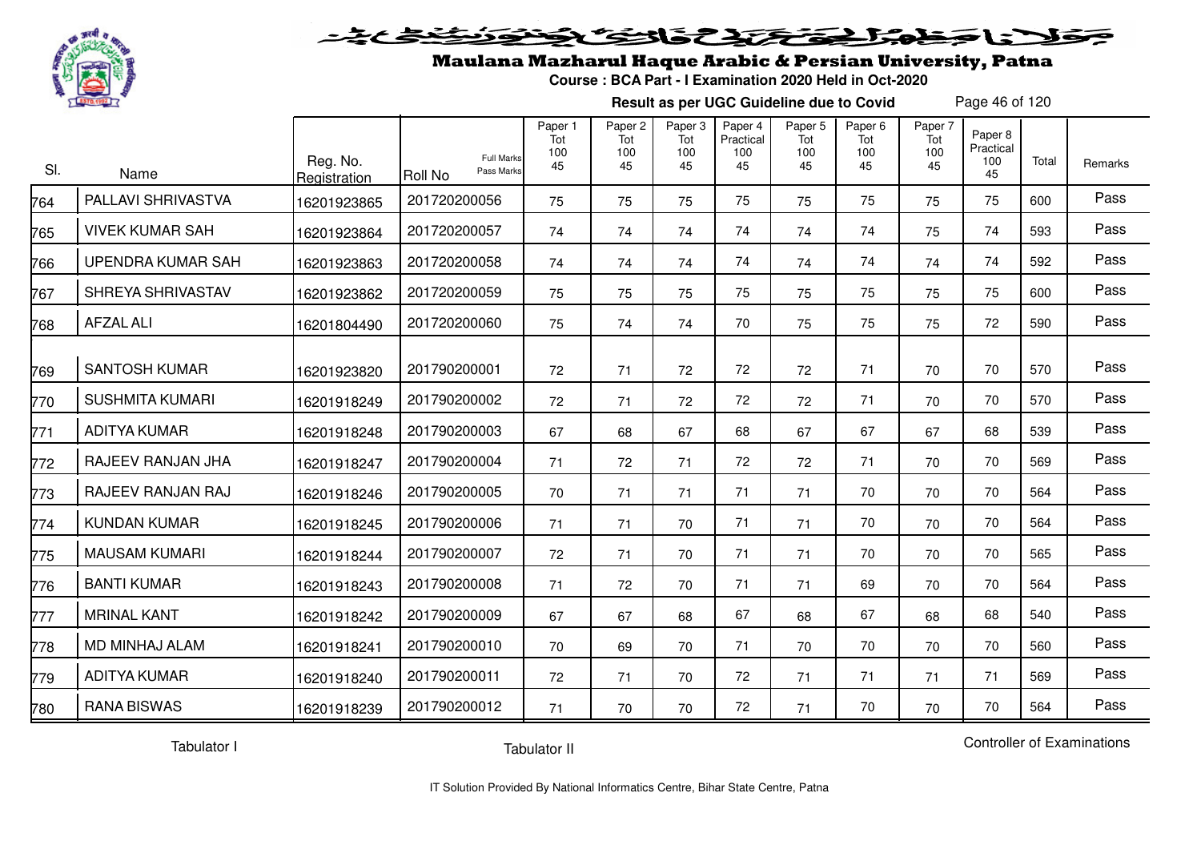# Maulana Mazharul Haque Arabic & Persian University, Patna

**Course : BCA Part - I Examination 2020 Held in Oct-2020**

**Result as per UGC Guideline due to Covid**

| Sl. | Name | Reg. No. Registration | Roll No (Full Marks / Pass Marks) | Paper 1 Tot 100 45 | Paper 2 Tot 100 45 | Paper 3 Tot 100 45 | Paper 4 Practical 100 45 | Paper 5 Tot 100 45 | Paper 6 Tot 100 45 | Paper 7 Tot 100 45 | Paper 8 Practical 100 45 | Total | Remarks |
|---|---|---|---|---|---|---|---|---|---|---|---|---|---|
| 764 | PALLAVI SHRIVASTVA | 16201923865 | 201720200056 | 75 | 75 | 75 | 75 | 75 | 75 | 75 | 75 | 600 | Pass |
| 765 | VIVEK KUMAR SAH | 16201923864 | 201720200057 | 74 | 74 | 74 | 74 | 74 | 74 | 75 | 74 | 593 | Pass |
| 766 | UPENDRA KUMAR SAH | 16201923863 | 201720200058 | 74 | 74 | 74 | 74 | 74 | 74 | 74 | 74 | 592 | Pass |
| 767 | SHREYA SHRIVASTAV | 16201923862 | 201720200059 | 75 | 75 | 75 | 75 | 75 | 75 | 75 | 75 | 600 | Pass |
| 768 | AFZAL ALI | 16201804490 | 201720200060 | 75 | 74 | 74 | 70 | 75 | 75 | 75 | 72 | 590 | Pass |
| 769 | SANTOSH KUMAR | 16201923820 | 201790200001 | 72 | 71 | 72 | 72 | 72 | 71 | 70 | 70 | 570 | Pass |
| 770 | SUSHMITA KUMARI | 16201918249 | 201790200002 | 72 | 71 | 72 | 72 | 72 | 71 | 70 | 70 | 570 | Pass |
| 771 | ADITYA KUMAR | 16201918248 | 201790200003 | 67 | 68 | 67 | 68 | 67 | 67 | 67 | 68 | 539 | Pass |
| 772 | RAJEEV RANJAN JHA | 16201918247 | 201790200004 | 71 | 72 | 71 | 72 | 72 | 71 | 70 | 70 | 569 | Pass |
| 773 | RAJEEV RANJAN RAJ | 16201918246 | 201790200005 | 70 | 71 | 71 | 71 | 71 | 70 | 70 | 70 | 564 | Pass |
| 774 | KUNDAN KUMAR | 16201918245 | 201790200006 | 71 | 71 | 70 | 71 | 71 | 70 | 70 | 70 | 564 | Pass |
| 775 | MAUSAM KUMARI | 16201918244 | 201790200007 | 72 | 71 | 70 | 71 | 71 | 70 | 70 | 70 | 565 | Pass |
| 776 | BANTI KUMAR | 16201918243 | 201790200008 | 71 | 72 | 70 | 71 | 71 | 69 | 70 | 70 | 564 | Pass |
| 777 | MRINAL KANT | 16201918242 | 201790200009 | 67 | 67 | 68 | 67 | 68 | 67 | 68 | 68 | 540 | Pass |
| 778 | MD MINHAJ ALAM | 16201918241 | 201790200010 | 70 | 69 | 70 | 71 | 70 | 70 | 70 | 70 | 560 | Pass |
| 779 | ADITYA KUMAR | 16201918240 | 201790200011 | 72 | 71 | 70 | 72 | 71 | 71 | 71 | 71 | 569 | Pass |
| 780 | RANA BISWAS | 16201918239 | 201790200012 | 71 | 70 | 70 | 72 | 71 | 70 | 70 | 70 | 564 | Pass |

Tabulator I     Tabulator II     Controller of Examinations

IT Solution Provided By National Informatics Centre, Bihar State Centre, Patna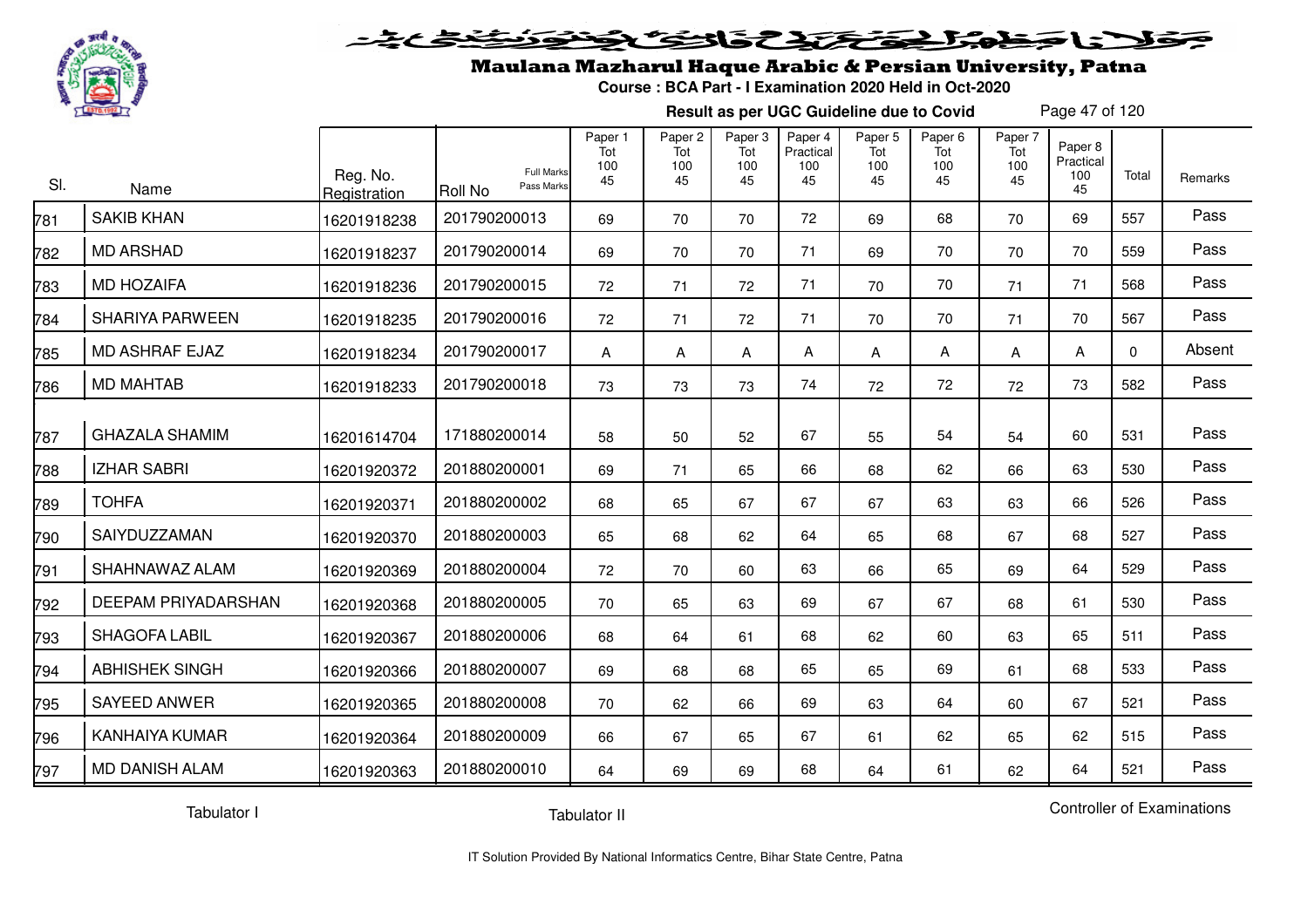# Maulana Mazharul Haque Arabic & Persian University, Patna

**Course : BCA Part - I Examination 2020 Held in Oct-2020**

**Result as per UGC Guideline due to Covid**

| Sl. | Name | Reg. No. Registration | Roll No (Full Marks / Pass Marks) | Paper 1 Tot 100 45 | Paper 2 Tot 100 45 | Paper 3 Tot 100 45 | Paper 4 Practical 100 45 | Paper 5 Tot 100 45 | Paper 6 Tot 100 45 | Paper 7 Tot 100 45 | Paper 8 Practical 100 45 | Total | Remarks |
|---|---|---|---|---|---|---|---|---|---|---|---|---|---|
| 781 | SAKIB KHAN | 16201918238 | 201790200013 | 69 | 70 | 70 | 72 | 69 | 68 | 70 | 69 | 557 | Pass |
| 782 | MD ARSHAD | 16201918237 | 201790200014 | 69 | 70 | 70 | 71 | 69 | 70 | 70 | 70 | 559 | Pass |
| 783 | MD HOZAIFA | 16201918236 | 201790200015 | 72 | 71 | 72 | 71 | 70 | 70 | 71 | 71 | 568 | Pass |
| 784 | SHARIYA PARWEEN | 16201918235 | 201790200016 | 72 | 71 | 72 | 71 | 70 | 70 | 71 | 70 | 567 | Pass |
| 785 | MD ASHRAF EJAZ | 16201918234 | 201790200017 | A | A | A | A | A | A | A | A | 0 | Absent |
| 786 | MD MAHTAB | 16201918233 | 201790200018 | 73 | 73 | 73 | 74 | 72 | 72 | 72 | 73 | 582 | Pass |
| 787 | GHAZALA SHAMIM | 16201614704 | 171880200014 | 58 | 50 | 52 | 67 | 55 | 54 | 54 | 60 | 531 | Pass |
| 788 | IZHAR SABRI | 16201920372 | 201880200001 | 69 | 71 | 65 | 66 | 68 | 62 | 66 | 63 | 530 | Pass |
| 789 | TOHFA | 16201920371 | 201880200002 | 68 | 65 | 67 | 67 | 67 | 63 | 63 | 66 | 526 | Pass |
| 790 | SAIYDUZZAMAN | 16201920370 | 201880200003 | 65 | 68 | 62 | 64 | 65 | 68 | 67 | 68 | 527 | Pass |
| 791 | SHAHNAWAZ ALAM | 16201920369 | 201880200004 | 72 | 70 | 60 | 63 | 66 | 65 | 69 | 64 | 529 | Pass |
| 792 | DEEPAM PRIYADARSHAN | 16201920368 | 201880200005 | 70 | 65 | 63 | 69 | 67 | 67 | 68 | 61 | 530 | Pass |
| 793 | SHAGOFA LABIL | 16201920367 | 201880200006 | 68 | 64 | 61 | 68 | 62 | 60 | 63 | 65 | 511 | Pass |
| 794 | ABHISHEK SINGH | 16201920366 | 201880200007 | 69 | 68 | 68 | 65 | 65 | 69 | 61 | 68 | 533 | Pass |
| 795 | SAYEED ANWER | 16201920365 | 201880200008 | 70 | 62 | 66 | 69 | 63 | 64 | 60 | 67 | 521 | Pass |
| 796 | KANHAIYA KUMAR | 16201920364 | 201880200009 | 66 | 67 | 65 | 67 | 61 | 62 | 65 | 62 | 515 | Pass |
| 797 | MD DANISH ALAM | 16201920363 | 201880200010 | 64 | 69 | 69 | 68 | 64 | 61 | 62 | 64 | 521 | Pass |

Tabulator I | Tabulator II | Controller of Examinations

IT Solution Provided By National Informatics Centre, Bihar State Centre, Patna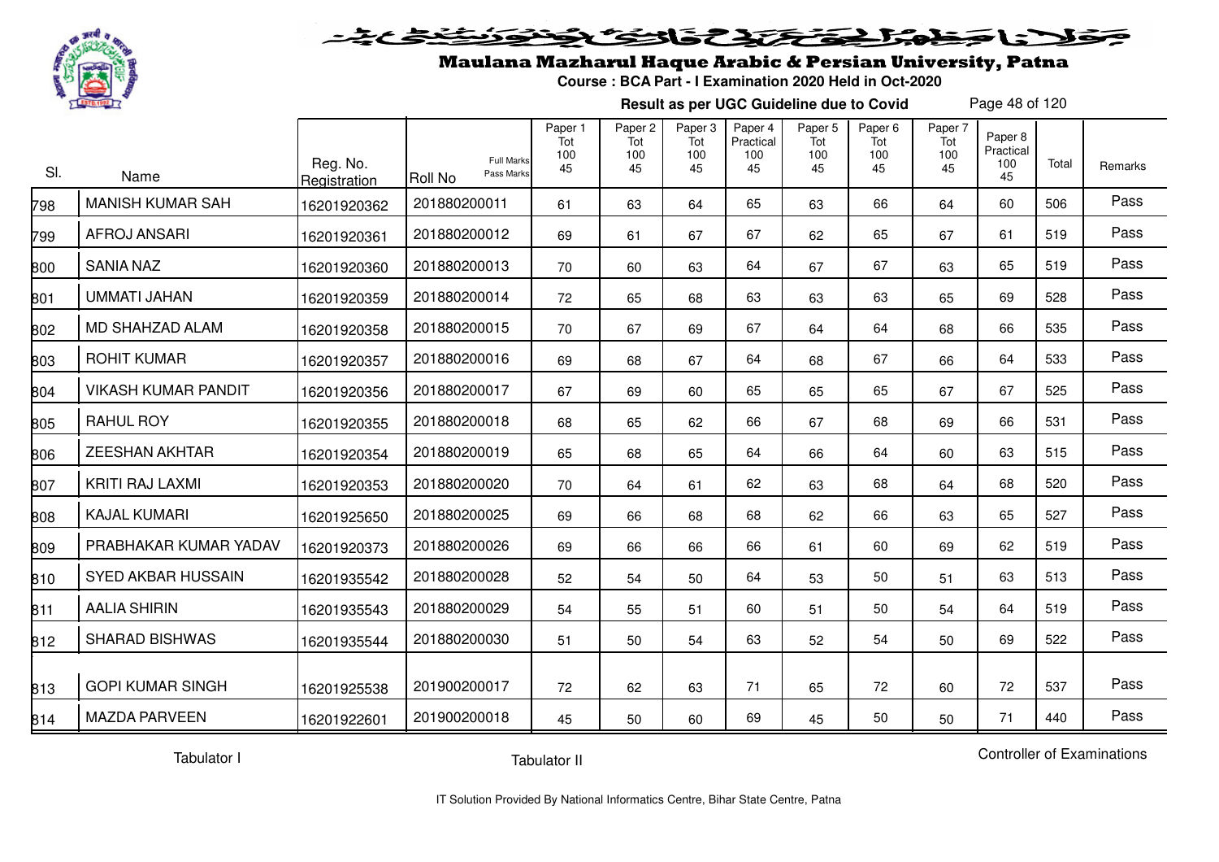# Maulana Mazharul Haque Arabic & Persian University, Patna

**Course : BCA Part - I Examination 2020 Held in Oct-2020**

**Result as per UGC Guideline due to Covid**

| Sl. | Name | Reg. No. Registration | Roll No (Full Marks / Pass Marks) | Paper 1 Tot 100 45 | Paper 2 Tot 100 45 | Paper 3 Tot 100 45 | Paper 4 Practical 100 45 | Paper 5 Tot 100 45 | Paper 6 Tot 100 45 | Paper 7 Tot 100 45 | Paper 8 Practical 100 45 | Total | Remarks |
|---|---|---|---|---|---|---|---|---|---|---|---|---|---|
| 798 | MANISH KUMAR SAH | 16201920362 | 201880200011 | 61 | 63 | 64 | 65 | 63 | 66 | 64 | 60 | 506 | Pass |
| 799 | AFROJ ANSARI | 16201920361 | 201880200012 | 69 | 61 | 67 | 67 | 62 | 65 | 67 | 61 | 519 | Pass |
| 800 | SANIA NAZ | 16201920360 | 201880200013 | 70 | 60 | 63 | 64 | 67 | 67 | 63 | 65 | 519 | Pass |
| 801 | UMMATI JAHAN | 16201920359 | 201880200014 | 72 | 65 | 68 | 63 | 63 | 63 | 65 | 69 | 528 | Pass |
| 802 | MD SHAHZAD ALAM | 16201920358 | 201880200015 | 70 | 67 | 69 | 67 | 64 | 64 | 68 | 66 | 535 | Pass |
| 803 | ROHIT KUMAR | 16201920357 | 201880200016 | 69 | 68 | 67 | 64 | 68 | 67 | 66 | 64 | 533 | Pass |
| 804 | VIKASH KUMAR PANDIT | 16201920356 | 201880200017 | 67 | 69 | 60 | 65 | 65 | 65 | 67 | 67 | 525 | Pass |
| 805 | RAHUL ROY | 16201920355 | 201880200018 | 68 | 65 | 62 | 66 | 67 | 68 | 69 | 66 | 531 | Pass |
| 806 | ZEESHAN AKHTAR | 16201920354 | 201880200019 | 65 | 68 | 65 | 64 | 66 | 64 | 60 | 63 | 515 | Pass |
| 807 | KRITI RAJ LAXMI | 16201920353 | 201880200020 | 70 | 64 | 61 | 62 | 63 | 68 | 64 | 68 | 520 | Pass |
| 808 | KAJAL KUMARI | 16201925650 | 201880200025 | 69 | 66 | 68 | 68 | 62 | 66 | 63 | 65 | 527 | Pass |
| 809 | PRABHAKAR KUMAR YADAV | 16201920373 | 201880200026 | 69 | 66 | 66 | 66 | 61 | 60 | 69 | 62 | 519 | Pass |
| 810 | SYED AKBAR HUSSAIN | 16201935542 | 201880200028 | 52 | 54 | 50 | 64 | 53 | 50 | 51 | 63 | 513 | Pass |
| 811 | AALIA SHIRIN | 16201935543 | 201880200029 | 54 | 55 | 51 | 60 | 51 | 50 | 54 | 64 | 519 | Pass |
| 812 | SHARAD BISHWAS | 16201935544 | 201880200030 | 51 | 50 | 54 | 63 | 52 | 54 | 50 | 69 | 522 | Pass |
| 813 | GOPI KUMAR SINGH | 16201925538 | 201900200017 | 72 | 62 | 63 | 71 | 65 | 72 | 60 | 72 | 537 | Pass |
| 814 | MAZDA PARVEEN | 16201922601 | 201900200018 | 45 | 50 | 60 | 69 | 45 | 50 | 50 | 71 | 440 | Pass |

Tabulator I | Tabulator II | Controller of Examinations

IT Solution Provided By National Informatics Centre, Bihar State Centre, Patna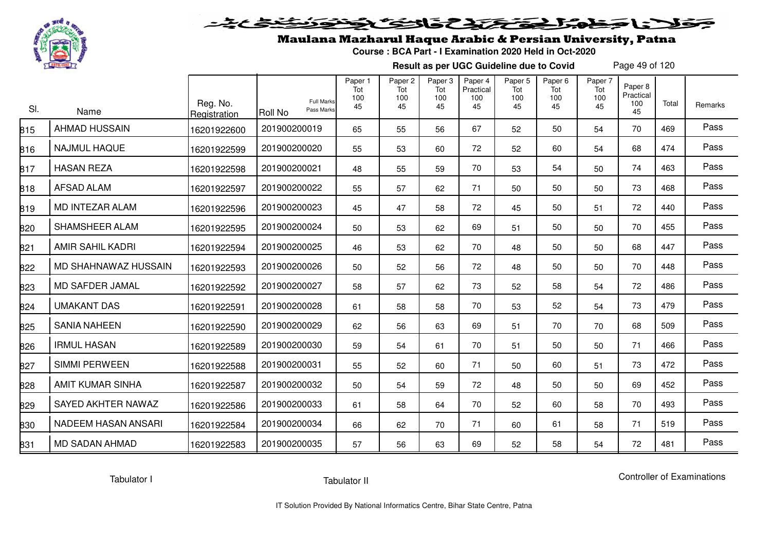# Maulana Mazharul Haque Arabic & Persian University, Patna

**Course : BCA Part - I Examination 2020 Held in Oct-2020**

**Result as per UGC Guideline due to Covid**

| Sl. | Name | Reg. No. Registration | Roll No (Full Marks / Pass Marks) | Paper 1 Tot 100 45 | Paper 2 Tot 100 45 | Paper 3 Tot 100 45 | Paper 4 Practical 100 45 | Paper 5 Tot 100 45 | Paper 6 Tot 100 45 | Paper 7 Tot 100 45 | Paper 8 Practical 100 45 | Total | Remarks |
|---|---|---|---|---|---|---|---|---|---|---|---|---|---|
| 815 | AHMAD HUSSAIN | 16201922600 | 201900200019 | 65 | 55 | 56 | 67 | 52 | 50 | 54 | 70 | 469 | Pass |
| 816 | NAJMUL HAQUE | 16201922599 | 201900200020 | 55 | 53 | 60 | 72 | 52 | 60 | 54 | 68 | 474 | Pass |
| 817 | HASAN REZA | 16201922598 | 201900200021 | 48 | 55 | 59 | 70 | 53 | 54 | 50 | 74 | 463 | Pass |
| 818 | AFSAD ALAM | 16201922597 | 201900200022 | 55 | 57 | 62 | 71 | 50 | 50 | 50 | 73 | 468 | Pass |
| 819 | MD INTEZAR ALAM | 16201922596 | 201900200023 | 45 | 47 | 58 | 72 | 45 | 50 | 51 | 72 | 440 | Pass |
| 820 | SHAMSHEER ALAM | 16201922595 | 201900200024 | 50 | 53 | 62 | 69 | 51 | 50 | 50 | 70 | 455 | Pass |
| 821 | AMIR SAHIL KADRI | 16201922594 | 201900200025 | 46 | 53 | 62 | 70 | 48 | 50 | 50 | 68 | 447 | Pass |
| 822 | MD SHAHNAWAZ HUSSAIN | 16201922593 | 201900200026 | 50 | 52 | 56 | 72 | 48 | 50 | 50 | 70 | 448 | Pass |
| 823 | MD SAFDER JAMAL | 16201922592 | 201900200027 | 58 | 57 | 62 | 73 | 52 | 58 | 54 | 72 | 486 | Pass |
| 824 | UMAKANT DAS | 16201922591 | 201900200028 | 61 | 58 | 58 | 70 | 53 | 52 | 54 | 73 | 479 | Pass |
| 825 | SANIA NAHEEN | 16201922590 | 201900200029 | 62 | 56 | 63 | 69 | 51 | 70 | 70 | 68 | 509 | Pass |
| 826 | IRMUL HASAN | 16201922589 | 201900200030 | 59 | 54 | 61 | 70 | 51 | 50 | 50 | 71 | 466 | Pass |
| 827 | SIMMI PERWEEN | 16201922588 | 201900200031 | 55 | 52 | 60 | 71 | 50 | 60 | 51 | 73 | 472 | Pass |
| 828 | AMIT KUMAR SINHA | 16201922587 | 201900200032 | 50 | 54 | 59 | 72 | 48 | 50 | 50 | 69 | 452 | Pass |
| 829 | SAYED AKHTER NAWAZ | 16201922586 | 201900200033 | 61 | 58 | 64 | 70 | 52 | 60 | 58 | 70 | 493 | Pass |
| 830 | NADEEM HASAN ANSARI | 16201922584 | 201900200034 | 66 | 62 | 70 | 71 | 60 | 61 | 58 | 71 | 519 | Pass |
| 831 | MD SADAN AHMAD | 16201922583 | 201900200035 | 57 | 56 | 63 | 69 | 52 | 58 | 54 | 72 | 481 | Pass |

Tabulator I | Tabulator II | Controller of Examinations

IT Solution Provided By National Informatics Centre, Bihar State Centre, Patna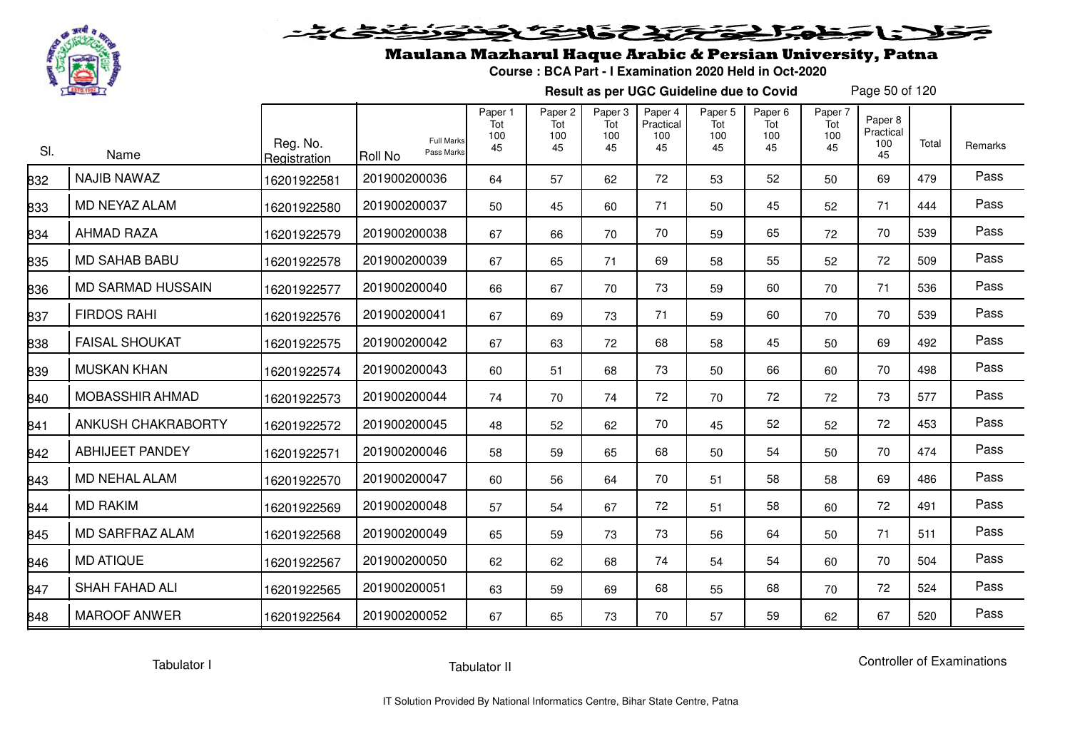# Maulana Mazharul Haque Arabic & Persian University, Patna

**Course : BCA Part - I Examination 2020 Held in Oct-2020**

**Result as per UGC Guideline due to Covid**

| Sl. | Name | Reg. No. Registration | Roll No (Full Marks / Pass Marks) | Paper 1 Tot 100 45 | Paper 2 Tot 100 45 | Paper 3 Tot 100 45 | Paper 4 Practical 100 45 | Paper 5 Tot 100 45 | Paper 6 Tot 100 45 | Paper 7 Tot 100 45 | Paper 8 Practical 100 45 | Total | Remarks |
|---|---|---|---|---|---|---|---|---|---|---|---|---|---|
| 832 | NAJIB NAWAZ | 16201922581 | 201900200036 | 64 | 57 | 62 | 72 | 53 | 52 | 50 | 69 | 479 | Pass |
| 833 | MD NEYAZ ALAM | 16201922580 | 201900200037 | 50 | 45 | 60 | 71 | 50 | 45 | 52 | 71 | 444 | Pass |
| 834 | AHMAD RAZA | 16201922579 | 201900200038 | 67 | 66 | 70 | 70 | 59 | 65 | 72 | 70 | 539 | Pass |
| 835 | MD SAHAB BABU | 16201922578 | 201900200039 | 67 | 65 | 71 | 69 | 58 | 55 | 52 | 72 | 509 | Pass |
| 836 | MD SARMAD HUSSAIN | 16201922577 | 201900200040 | 66 | 67 | 70 | 73 | 59 | 60 | 70 | 71 | 536 | Pass |
| 837 | FIRDOS RAHI | 16201922576 | 201900200041 | 67 | 69 | 73 | 71 | 59 | 60 | 70 | 70 | 539 | Pass |
| 838 | FAISAL SHOUKAT | 16201922575 | 201900200042 | 67 | 63 | 72 | 68 | 58 | 45 | 50 | 69 | 492 | Pass |
| 839 | MUSKAN KHAN | 16201922574 | 201900200043 | 60 | 51 | 68 | 73 | 50 | 66 | 60 | 70 | 498 | Pass |
| 840 | MOBASSHIR AHMAD | 16201922573 | 201900200044 | 74 | 70 | 74 | 72 | 70 | 72 | 72 | 73 | 577 | Pass |
| 841 | ANKUSH CHAKRABORTY | 16201922572 | 201900200045 | 48 | 52 | 62 | 70 | 45 | 52 | 52 | 72 | 453 | Pass |
| 842 | ABHIJEET PANDEY | 16201922571 | 201900200046 | 58 | 59 | 65 | 68 | 50 | 54 | 50 | 70 | 474 | Pass |
| 843 | MD NEHAL ALAM | 16201922570 | 201900200047 | 60 | 56 | 64 | 70 | 51 | 58 | 58 | 69 | 486 | Pass |
| 844 | MD RAKIM | 16201922569 | 201900200048 | 57 | 54 | 67 | 72 | 51 | 58 | 60 | 72 | 491 | Pass |
| 845 | MD SARFRAZ ALAM | 16201922568 | 201900200049 | 65 | 59 | 73 | 73 | 56 | 64 | 50 | 71 | 511 | Pass |
| 846 | MD ATIQUE | 16201922567 | 201900200050 | 62 | 62 | 68 | 74 | 54 | 54 | 60 | 70 | 504 | Pass |
| 847 | SHAH FAHAD ALI | 16201922565 | 201900200051 | 63 | 59 | 69 | 68 | 55 | 68 | 70 | 72 | 524 | Pass |
| 848 | MAROOF ANWER | 16201922564 | 201900200052 | 67 | 65 | 73 | 70 | 57 | 59 | 62 | 67 | 520 | Pass |

Tabulator I          Tabulator II          Controller of Examinations

IT Solution Provided By National Informatics Centre, Bihar State Centre, Patna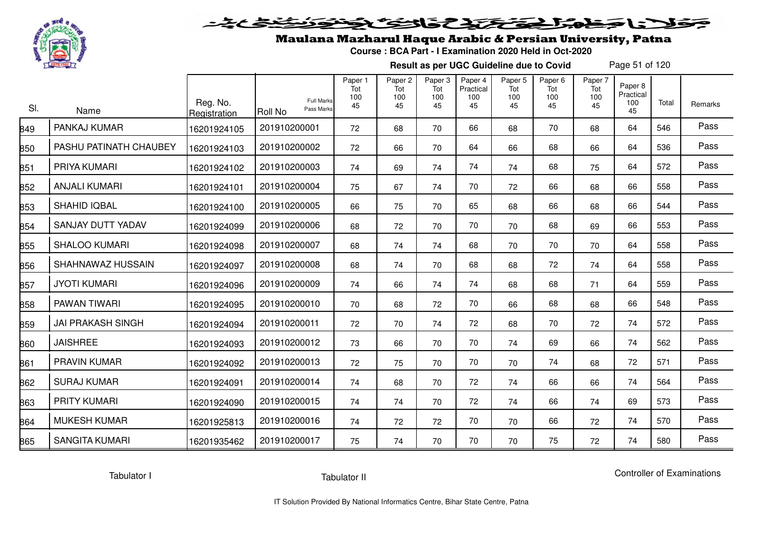# Maulana Mazharul Haque Arabic & Persian University, Patna

**Course : BCA Part - I Examination 2020 Held in Oct-2020**

**Result as per UGC Guideline due to Covid**

| Sl. | Name | Reg. No. Registration | Roll No (Full Marks / Pass Marks) | Paper 1 Tot 100 45 | Paper 2 Tot 100 45 | Paper 3 Tot 100 45 | Paper 4 Practical 100 45 | Paper 5 Tot 100 45 | Paper 6 Tot 100 45 | Paper 7 Tot 100 45 | Paper 8 Practical 100 45 | Total | Remarks |
|---|---|---|---|---|---|---|---|---|---|---|---|---|---|
| 849 | PANKAJ KUMAR | 16201924105 | 201910200001 | 72 | 68 | 70 | 66 | 68 | 70 | 68 | 64 | 546 | Pass |
| 850 | PASHU PATINATH CHAUBEY | 16201924103 | 201910200002 | 72 | 66 | 70 | 64 | 66 | 68 | 66 | 64 | 536 | Pass |
| 851 | PRIYA KUMARI | 16201924102 | 201910200003 | 74 | 69 | 74 | 74 | 74 | 68 | 75 | 64 | 572 | Pass |
| 852 | ANJALI KUMARI | 16201924101 | 201910200004 | 75 | 67 | 74 | 70 | 72 | 66 | 68 | 66 | 558 | Pass |
| 853 | SHAHID IQBAL | 16201924100 | 201910200005 | 66 | 75 | 70 | 65 | 68 | 66 | 68 | 66 | 544 | Pass |
| 854 | SANJAY DUTT YADAV | 16201924099 | 201910200006 | 68 | 72 | 70 | 70 | 70 | 68 | 69 | 66 | 553 | Pass |
| 855 | SHALOO KUMARI | 16201924098 | 201910200007 | 68 | 74 | 74 | 68 | 70 | 70 | 70 | 64 | 558 | Pass |
| 856 | SHAHNAWAZ HUSSAIN | 16201924097 | 201910200008 | 68 | 74 | 70 | 68 | 68 | 72 | 74 | 64 | 558 | Pass |
| 857 | JYOTI KUMARI | 16201924096 | 201910200009 | 74 | 66 | 74 | 74 | 68 | 68 | 71 | 64 | 559 | Pass |
| 858 | PAWAN TIWARI | 16201924095 | 201910200010 | 70 | 68 | 72 | 70 | 66 | 68 | 68 | 66 | 548 | Pass |
| 859 | JAI PRAKASH SINGH | 16201924094 | 201910200011 | 72 | 70 | 74 | 72 | 68 | 70 | 72 | 74 | 572 | Pass |
| 860 | JAISHREE | 16201924093 | 201910200012 | 73 | 66 | 70 | 70 | 74 | 69 | 66 | 74 | 562 | Pass |
| 861 | PRAVIN KUMAR | 16201924092 | 201910200013 | 72 | 75 | 70 | 70 | 70 | 74 | 68 | 72 | 571 | Pass |
| 862 | SURAJ KUMAR | 16201924091 | 201910200014 | 74 | 68 | 70 | 72 | 74 | 66 | 66 | 74 | 564 | Pass |
| 863 | PRITY KUMARI | 16201924090 | 201910200015 | 74 | 74 | 70 | 72 | 74 | 66 | 74 | 69 | 573 | Pass |
| 864 | MUKESH KUMAR | 16201925813 | 201910200016 | 74 | 72 | 72 | 70 | 70 | 66 | 72 | 74 | 570 | Pass |
| 865 | SANGITA KUMARI | 16201935462 | 201910200017 | 75 | 74 | 70 | 70 | 70 | 75 | 72 | 74 | 580 | Pass |

Tabulator I          Tabulator II          Controller of Examinations

IT Solution Provided By National Informatics Centre, Bihar State Centre, Patna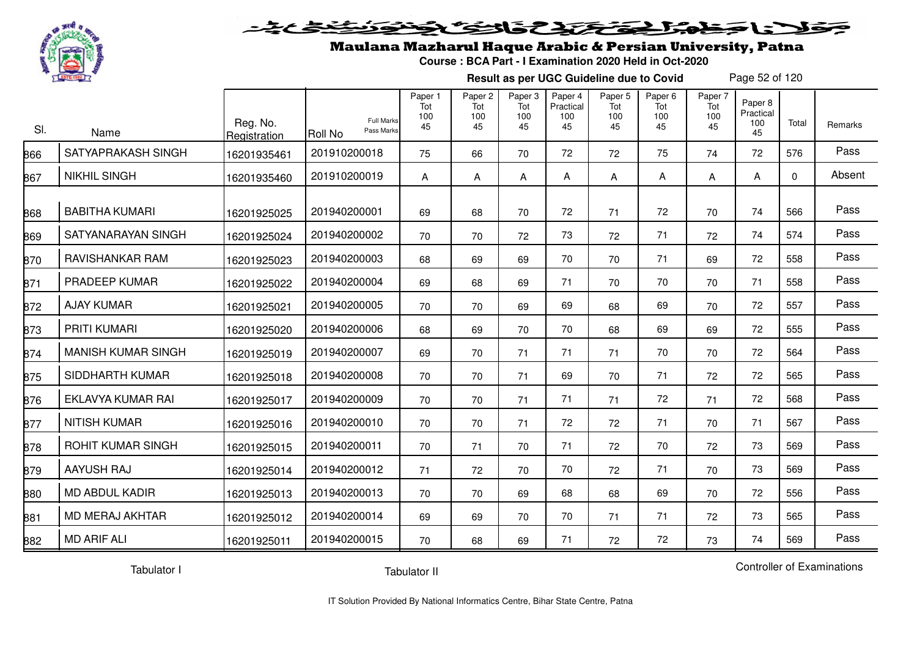# Maulana Mazharul Haque Arabic & Persian University, Patna

**Course : BCA Part - I Examination 2020 Held in Oct-2020**

**Result as per UGC Guideline due to Covid**

| Sl. | Name | Reg. No. Registration | Roll No (Full Marks / Pass Marks) | Paper 1 Tot 100 45 | Paper 2 Tot 100 45 | Paper 3 Tot 100 45 | Paper 4 Practical 100 45 | Paper 5 Tot 100 45 | Paper 6 Tot 100 45 | Paper 7 Tot 100 45 | Paper 8 Practical 100 45 | Total | Remarks |
|---|---|---|---|---|---|---|---|---|---|---|---|---|---|
| 866 | SATYAPRAKASH SINGH | 16201935461 | 201910200018 | 75 | 66 | 70 | 72 | 72 | 75 | 74 | 72 | 576 | Pass |
| 867 | NIKHIL SINGH | 16201935460 | 201910200019 | A | A | A | A | A | A | A | A | 0 | Absent |
| 868 | BABITHA KUMARI | 16201925025 | 201940200001 | 69 | 68 | 70 | 72 | 71 | 72 | 70 | 74 | 566 | Pass |
| 869 | SATYANARAYAN SINGH | 16201925024 | 201940200002 | 70 | 70 | 72 | 73 | 72 | 71 | 72 | 74 | 574 | Pass |
| 870 | RAVISHANKAR RAM | 16201925023 | 201940200003 | 68 | 69 | 69 | 70 | 70 | 71 | 69 | 72 | 558 | Pass |
| 871 | PRADEEP KUMAR | 16201925022 | 201940200004 | 69 | 68 | 69 | 71 | 70 | 70 | 70 | 71 | 558 | Pass |
| 872 | AJAY KUMAR | 16201925021 | 201940200005 | 70 | 70 | 69 | 69 | 68 | 69 | 70 | 72 | 557 | Pass |
| 873 | PRITI KUMARI | 16201925020 | 201940200006 | 68 | 69 | 70 | 70 | 68 | 69 | 69 | 72 | 555 | Pass |
| 874 | MANISH KUMAR SINGH | 16201925019 | 201940200007 | 69 | 70 | 71 | 71 | 71 | 70 | 70 | 72 | 564 | Pass |
| 875 | SIDDHARTH KUMAR | 16201925018 | 201940200008 | 70 | 70 | 71 | 69 | 70 | 71 | 72 | 72 | 565 | Pass |
| 876 | EKLAVYA KUMAR RAI | 16201925017 | 201940200009 | 70 | 70 | 71 | 71 | 71 | 72 | 71 | 72 | 568 | Pass |
| 877 | NITISH KUMAR | 16201925016 | 201940200010 | 70 | 70 | 71 | 72 | 72 | 71 | 70 | 71 | 567 | Pass |
| 878 | ROHIT KUMAR SINGH | 16201925015 | 201940200011 | 70 | 71 | 70 | 71 | 72 | 70 | 72 | 73 | 569 | Pass |
| 879 | AAYUSH RAJ | 16201925014 | 201940200012 | 71 | 72 | 70 | 70 | 72 | 71 | 70 | 73 | 569 | Pass |
| 880 | MD ABDUL KADIR | 16201925013 | 201940200013 | 70 | 70 | 69 | 68 | 68 | 69 | 70 | 72 | 556 | Pass |
| 881 | MD MERAJ AKHTAR | 16201925012 | 201940200014 | 69 | 69 | 70 | 70 | 71 | 71 | 72 | 73 | 565 | Pass |
| 882 | MD ARIF ALI | 16201925011 | 201940200015 | 70 | 68 | 69 | 71 | 72 | 72 | 73 | 74 | 569 | Pass |

Tabulator I    Tabulator II    Controller of Examinations

IT Solution Provided By National Informatics Centre, Bihar State Centre, Patna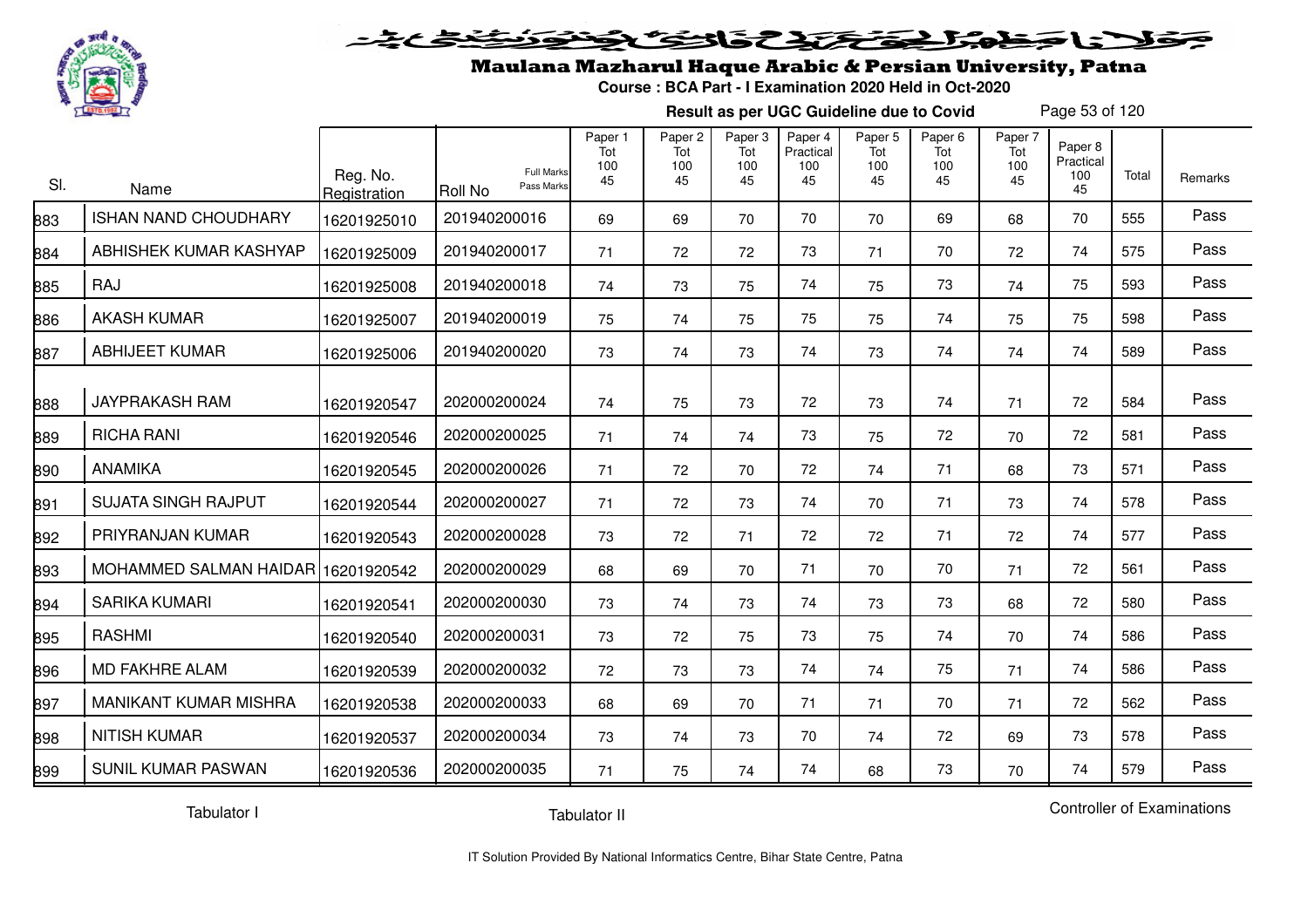# Maulana Mazharul Haque Arabic & Persian University, Patna

**Course : BCA Part - I Examination 2020 Held in Oct-2020**

**Result as per UGC Guideline due to Covid**

| Sl. | Name | Reg. No. Registration | Roll No (Full Marks / Pass Marks) | Paper 1 Tot 100 45 | Paper 2 Tot 100 45 | Paper 3 Tot 100 45 | Paper 4 Practical 100 45 | Paper 5 Tot 100 45 | Paper 6 Tot 100 45 | Paper 7 Tot 100 45 | Paper 8 Practical 100 45 | Total | Remarks |
|---|---|---|---|---|---|---|---|---|---|---|---|---|---|
| 883 | ISHAN NAND CHOUDHARY | 16201925010 | 201940200016 | 69 | 69 | 70 | 70 | 70 | 69 | 68 | 70 | 555 | Pass |
| 884 | ABHISHEK KUMAR KASHYAP | 16201925009 | 201940200017 | 71 | 72 | 72 | 73 | 71 | 70 | 72 | 74 | 575 | Pass |
| 885 | RAJ | 16201925008 | 201940200018 | 74 | 73 | 75 | 74 | 75 | 73 | 74 | 75 | 593 | Pass |
| 886 | AKASH KUMAR | 16201925007 | 201940200019 | 75 | 74 | 75 | 75 | 75 | 74 | 75 | 75 | 598 | Pass |
| 887 | ABHIJEET KUMAR | 16201925006 | 201940200020 | 73 | 74 | 73 | 74 | 73 | 74 | 74 | 74 | 589 | Pass |
| 888 | JAYPRAKASH RAM | 16201920547 | 202000200024 | 74 | 75 | 73 | 72 | 73 | 74 | 71 | 72 | 584 | Pass |
| 889 | RICHA RANI | 16201920546 | 202000200025 | 71 | 74 | 74 | 73 | 75 | 72 | 70 | 72 | 581 | Pass |
| 890 | ANAMIKA | 16201920545 | 202000200026 | 71 | 72 | 70 | 72 | 74 | 71 | 68 | 73 | 571 | Pass |
| 891 | SUJATA SINGH RAJPUT | 16201920544 | 202000200027 | 71 | 72 | 73 | 74 | 70 | 71 | 73 | 74 | 578 | Pass |
| 892 | PRIYRANJAN KUMAR | 16201920543 | 202000200028 | 73 | 72 | 71 | 72 | 72 | 71 | 72 | 74 | 577 | Pass |
| 893 | MOHAMMED SALMAN HAIDAR | 16201920542 | 202000200029 | 68 | 69 | 70 | 71 | 70 | 70 | 71 | 72 | 561 | Pass |
| 894 | SARIKA KUMARI | 16201920541 | 202000200030 | 73 | 74 | 73 | 74 | 73 | 73 | 68 | 72 | 580 | Pass |
| 895 | RASHMI | 16201920540 | 202000200031 | 73 | 72 | 75 | 73 | 75 | 74 | 70 | 74 | 586 | Pass |
| 896 | MD FAKHRE ALAM | 16201920539 | 202000200032 | 72 | 73 | 73 | 74 | 74 | 75 | 71 | 74 | 586 | Pass |
| 897 | MANIKANT KUMAR MISHRA | 16201920538 | 202000200033 | 68 | 69 | 70 | 71 | 71 | 70 | 71 | 72 | 562 | Pass |
| 898 | NITISH KUMAR | 16201920537 | 202000200034 | 73 | 74 | 73 | 70 | 74 | 72 | 69 | 73 | 578 | Pass |
| 899 | SUNIL KUMAR PASWAN | 16201920536 | 202000200035 | 71 | 75 | 74 | 74 | 68 | 73 | 70 | 74 | 579 | Pass |

Tabulator I     Tabulator II     Controller of Examinations

IT Solution Provided By National Informatics Centre, Bihar State Centre, Patna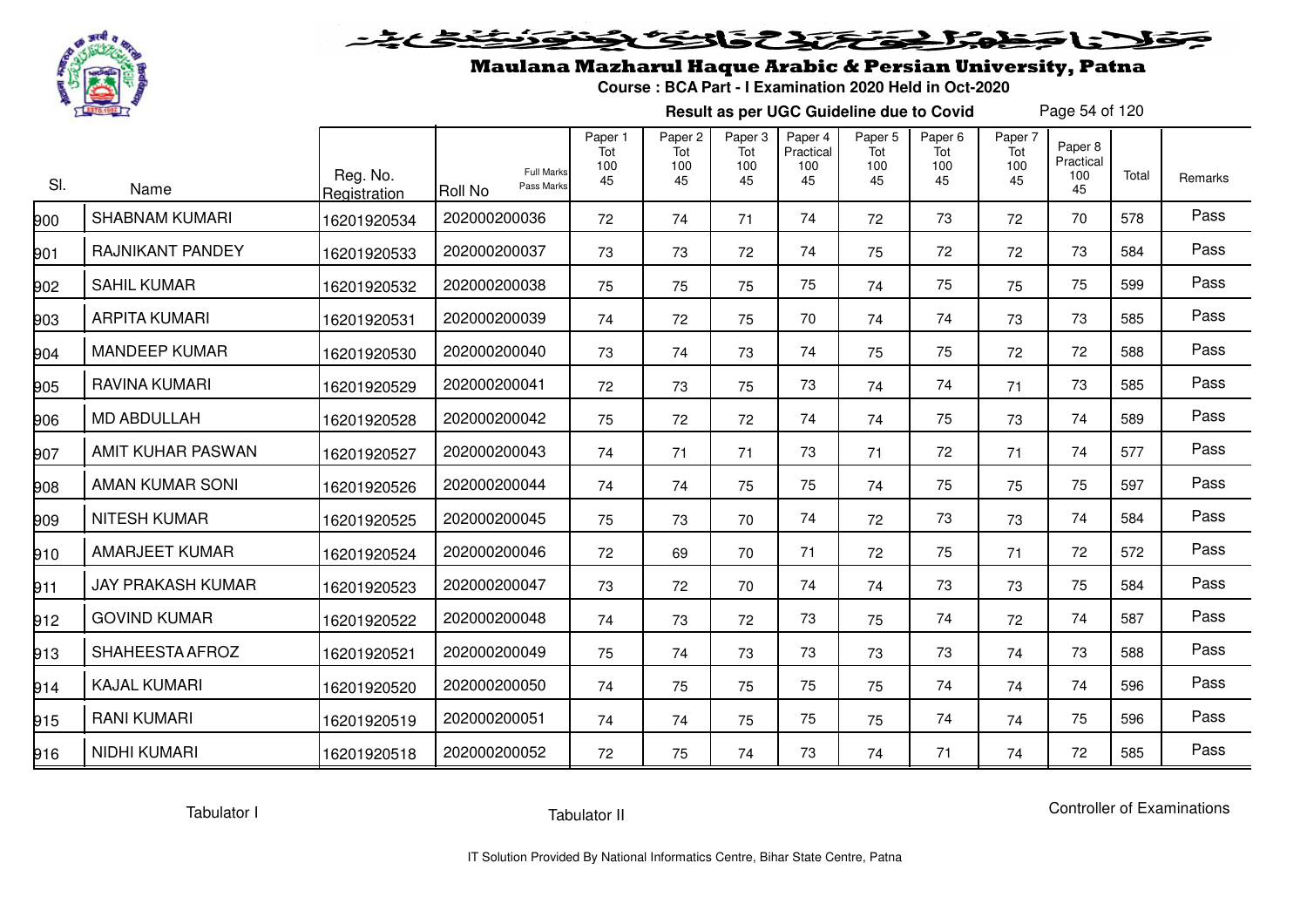# Maulana Mazharul Haque Arabic & Persian University, Patna

**Course : BCA Part - I Examination 2020 Held in Oct-2020**

**Result as per UGC Guideline due to Covid**

| Sl. | Name | Reg. No. Registration | Roll No (Full Marks / Pass Marks) | Paper 1 Tot 100 45 | Paper 2 Tot 100 45 | Paper 3 Tot 100 45 | Paper 4 Practical 100 45 | Paper 5 Tot 100 45 | Paper 6 Tot 100 45 | Paper 7 Tot 100 45 | Paper 8 Practical 100 45 | Total | Remarks |
|---|---|---|---|---|---|---|---|---|---|---|---|---|---|
| 900 | SHABNAM KUMARI | 16201920534 | 202000200036 | 72 | 74 | 71 | 74 | 72 | 73 | 72 | 70 | 578 | Pass |
| 901 | RAJNIKANT PANDEY | 16201920533 | 202000200037 | 73 | 73 | 72 | 74 | 75 | 72 | 72 | 73 | 584 | Pass |
| 902 | SAHIL KUMAR | 16201920532 | 202000200038 | 75 | 75 | 75 | 75 | 74 | 75 | 75 | 75 | 599 | Pass |
| 903 | ARPITA KUMARI | 16201920531 | 202000200039 | 74 | 72 | 75 | 70 | 74 | 74 | 73 | 73 | 585 | Pass |
| 904 | MANDEEP KUMAR | 16201920530 | 202000200040 | 73 | 74 | 73 | 74 | 75 | 75 | 72 | 72 | 588 | Pass |
| 905 | RAVINA KUMARI | 16201920529 | 202000200041 | 72 | 73 | 75 | 73 | 74 | 74 | 71 | 73 | 585 | Pass |
| 906 | MD ABDULLAH | 16201920528 | 202000200042 | 75 | 72 | 72 | 74 | 74 | 75 | 73 | 74 | 589 | Pass |
| 907 | AMIT KUHAR PASWAN | 16201920527 | 202000200043 | 74 | 71 | 71 | 73 | 71 | 72 | 71 | 74 | 577 | Pass |
| 908 | AMAN KUMAR SONI | 16201920526 | 202000200044 | 74 | 74 | 75 | 75 | 74 | 75 | 75 | 75 | 597 | Pass |
| 909 | NITESH KUMAR | 16201920525 | 202000200045 | 75 | 73 | 70 | 74 | 72 | 73 | 73 | 74 | 584 | Pass |
| 910 | AMARJEET KUMAR | 16201920524 | 202000200046 | 72 | 69 | 70 | 71 | 72 | 75 | 71 | 72 | 572 | Pass |
| 911 | JAY PRAKASH KUMAR | 16201920523 | 202000200047 | 73 | 72 | 70 | 74 | 74 | 73 | 73 | 75 | 584 | Pass |
| 912 | GOVIND KUMAR | 16201920522 | 202000200048 | 74 | 73 | 72 | 73 | 75 | 74 | 72 | 74 | 587 | Pass |
| 913 | SHAHEESTA AFROZ | 16201920521 | 202000200049 | 75 | 74 | 73 | 73 | 73 | 73 | 74 | 73 | 588 | Pass |
| 914 | KAJAL KUMARI | 16201920520 | 202000200050 | 74 | 75 | 75 | 75 | 75 | 74 | 74 | 74 | 596 | Pass |
| 915 | RANI KUMARI | 16201920519 | 202000200051 | 74 | 74 | 75 | 75 | 75 | 74 | 74 | 75 | 596 | Pass |
| 916 | NIDHI KUMARI | 16201920518 | 202000200052 | 72 | 75 | 74 | 73 | 74 | 71 | 74 | 72 | 585 | Pass |

Tabulator I    Tabulator II    Controller of Examinations

IT Solution Provided By National Informatics Centre, Bihar State Centre, Patna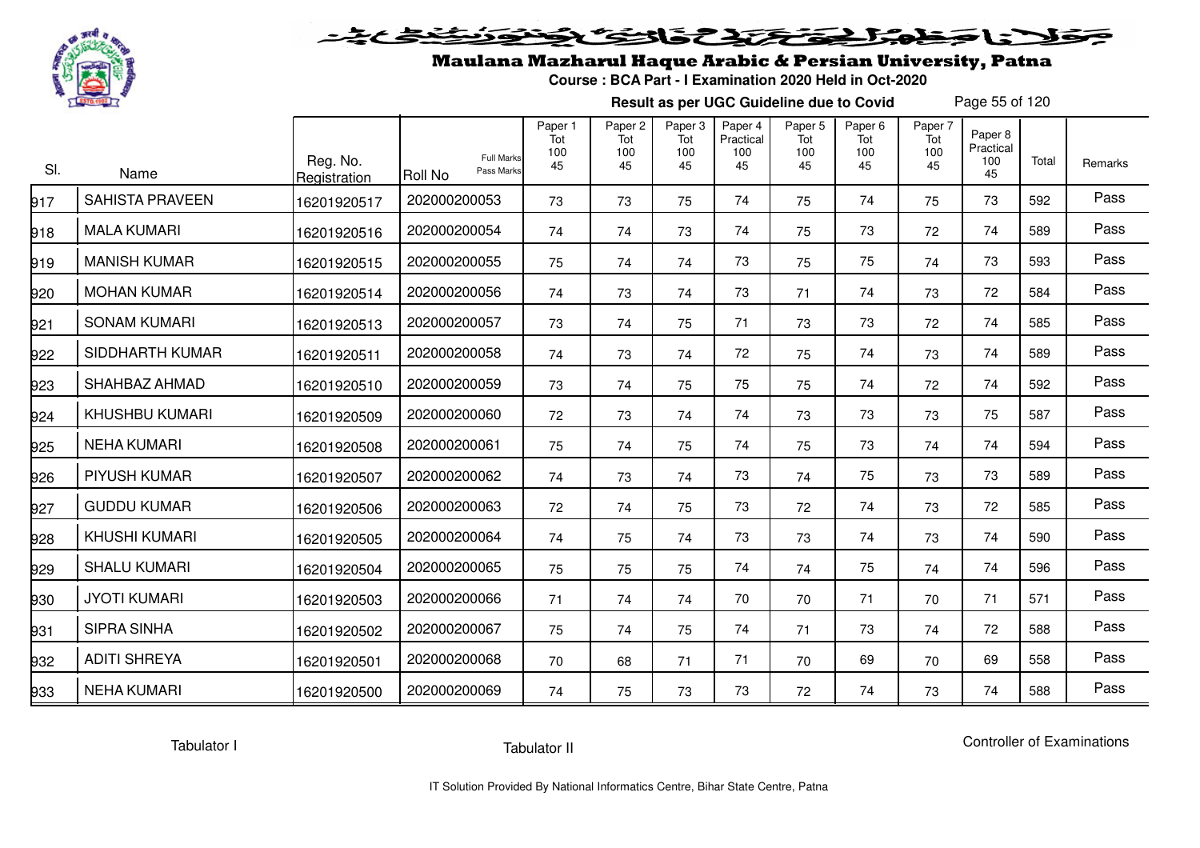# Maulana Mazharul Haque Arabic & Persian University, Patna

**Course : BCA Part - I Examination 2020 Held in Oct-2020**

**Result as per UGC Guideline due to Covid**

| Sl. | Name | Reg. No. Registration | Roll No (Full Marks / Pass Marks) | Paper 1 Tot 100 45 | Paper 2 Tot 100 45 | Paper 3 Tot 100 45 | Paper 4 Practical 100 45 | Paper 5 Tot 100 45 | Paper 6 Tot 100 45 | Paper 7 Tot 100 45 | Paper 8 Practical 100 45 | Total | Remarks |
|---|---|---|---|---|---|---|---|---|---|---|---|---|---|
| 917 | SAHISTA PRAVEEN | 16201920517 | 202000200053 | 73 | 73 | 75 | 74 | 75 | 74 | 75 | 73 | 592 | Pass |
| 918 | MALA KUMARI | 16201920516 | 202000200054 | 74 | 74 | 73 | 74 | 75 | 73 | 72 | 74 | 589 | Pass |
| 919 | MANISH KUMAR | 16201920515 | 202000200055 | 75 | 74 | 74 | 73 | 75 | 75 | 74 | 73 | 593 | Pass |
| 920 | MOHAN KUMAR | 16201920514 | 202000200056 | 74 | 73 | 74 | 73 | 71 | 74 | 73 | 72 | 584 | Pass |
| 921 | SONAM KUMARI | 16201920513 | 202000200057 | 73 | 74 | 75 | 71 | 73 | 73 | 72 | 74 | 585 | Pass |
| 922 | SIDDHARTH KUMAR | 16201920511 | 202000200058 | 74 | 73 | 74 | 72 | 75 | 74 | 73 | 74 | 589 | Pass |
| 923 | SHAHBAZ AHMAD | 16201920510 | 202000200059 | 73 | 74 | 75 | 75 | 75 | 74 | 72 | 74 | 592 | Pass |
| 924 | KHUSHBU KUMARI | 16201920509 | 202000200060 | 72 | 73 | 74 | 74 | 73 | 73 | 73 | 75 | 587 | Pass |
| 925 | NEHA KUMARI | 16201920508 | 202000200061 | 75 | 74 | 75 | 74 | 75 | 73 | 74 | 74 | 594 | Pass |
| 926 | PIYUSH KUMAR | 16201920507 | 202000200062 | 74 | 73 | 74 | 73 | 74 | 75 | 73 | 73 | 589 | Pass |
| 927 | GUDDU KUMAR | 16201920506 | 202000200063 | 72 | 74 | 75 | 73 | 72 | 74 | 73 | 72 | 585 | Pass |
| 928 | KHUSHI KUMARI | 16201920505 | 202000200064 | 74 | 75 | 74 | 73 | 73 | 74 | 73 | 74 | 590 | Pass |
| 929 | SHALU KUMARI | 16201920504 | 202000200065 | 75 | 75 | 75 | 74 | 74 | 75 | 74 | 74 | 596 | Pass |
| 930 | JYOTI KUMARI | 16201920503 | 202000200066 | 71 | 74 | 74 | 70 | 70 | 71 | 70 | 71 | 571 | Pass |
| 931 | SIPRA SINHA | 16201920502 | 202000200067 | 75 | 74 | 75 | 74 | 71 | 73 | 74 | 72 | 588 | Pass |
| 932 | ADITI SHREYA | 16201920501 | 202000200068 | 70 | 68 | 71 | 71 | 70 | 69 | 70 | 69 | 558 | Pass |
| 933 | NEHA KUMARI | 16201920500 | 202000200069 | 74 | 75 | 73 | 73 | 72 | 74 | 73 | 74 | 588 | Pass |

Tabulator I          Tabulator II          Controller of Examinations

IT Solution Provided By National Informatics Centre, Bihar State Centre, Patna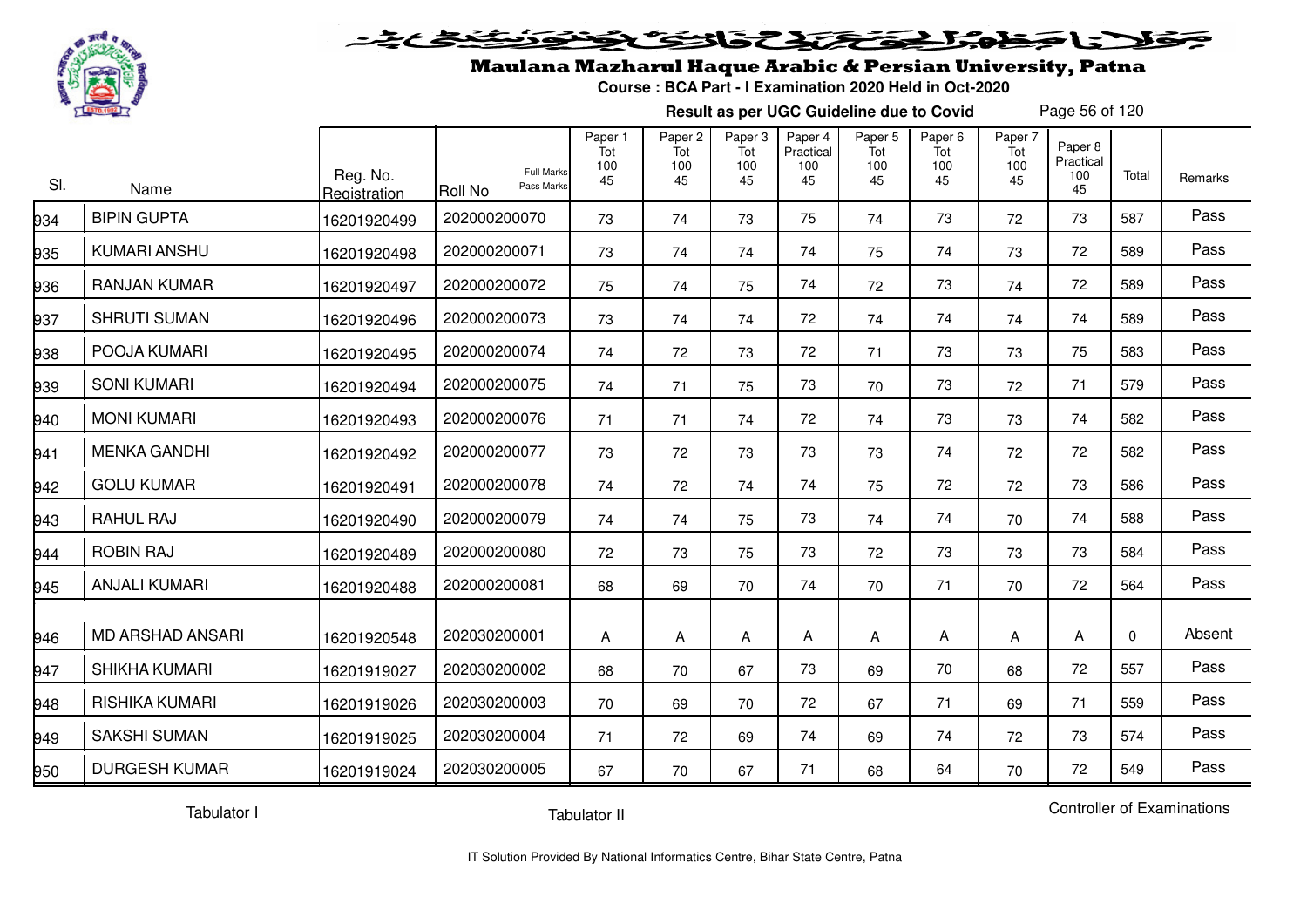# Maulana Mazharul Haque Arabic & Persian University, Patna

**Course : BCA Part - I Examination 2020 Held in Oct-2020**

**Result as per UGC Guideline due to Covid**

| Sl. | Name | Reg. No. Registration | Roll No (Full Marks / Pass Marks) | Paper 1 Tot 100 45 | Paper 2 Tot 100 45 | Paper 3 Tot 100 45 | Paper 4 Practical 100 45 | Paper 5 Tot 100 45 | Paper 6 Tot 100 45 | Paper 7 Tot 100 45 | Paper 8 Practical 100 45 | Total | Remarks |
|---|---|---|---|---|---|---|---|---|---|---|---|---|---|
| 934 | BIPIN GUPTA | 16201920499 | 202000200070 | 73 | 74 | 73 | 75 | 74 | 73 | 72 | 73 | 587 | Pass |
| 935 | KUMARI ANSHU | 16201920498 | 202000200071 | 73 | 74 | 74 | 74 | 75 | 74 | 73 | 72 | 589 | Pass |
| 936 | RANJAN KUMAR | 16201920497 | 202000200072 | 75 | 74 | 75 | 74 | 72 | 73 | 74 | 72 | 589 | Pass |
| 937 | SHRUTI SUMAN | 16201920496 | 202000200073 | 73 | 74 | 74 | 72 | 74 | 74 | 74 | 74 | 589 | Pass |
| 938 | POOJA KUMARI | 16201920495 | 202000200074 | 74 | 72 | 73 | 72 | 71 | 73 | 73 | 75 | 583 | Pass |
| 939 | SONI KUMARI | 16201920494 | 202000200075 | 74 | 71 | 75 | 73 | 70 | 73 | 72 | 71 | 579 | Pass |
| 940 | MONI KUMARI | 16201920493 | 202000200076 | 71 | 71 | 74 | 72 | 74 | 73 | 73 | 74 | 582 | Pass |
| 941 | MENKA GANDHI | 16201920492 | 202000200077 | 73 | 72 | 73 | 73 | 73 | 74 | 72 | 72 | 582 | Pass |
| 942 | GOLU KUMAR | 16201920491 | 202000200078 | 74 | 72 | 74 | 74 | 75 | 72 | 72 | 73 | 586 | Pass |
| 943 | RAHUL RAJ | 16201920490 | 202000200079 | 74 | 74 | 75 | 73 | 74 | 74 | 70 | 74 | 588 | Pass |
| 944 | ROBIN RAJ | 16201920489 | 202000200080 | 72 | 73 | 75 | 73 | 72 | 73 | 73 | 73 | 584 | Pass |
| 945 | ANJALI KUMARI | 16201920488 | 202000200081 | 68 | 69 | 70 | 74 | 70 | 71 | 70 | 72 | 564 | Pass |
| 946 | MD ARSHAD ANSARI | 16201920548 | 202030200001 | A | A | A | A | A | A | A | A | 0 | Absent |
| 947 | SHIKHA KUMARI | 16201919027 | 202030200002 | 68 | 70 | 67 | 73 | 69 | 70 | 68 | 72 | 557 | Pass |
| 948 | RISHIKA KUMARI | 16201919026 | 202030200003 | 70 | 69 | 70 | 72 | 67 | 71 | 69 | 71 | 559 | Pass |
| 949 | SAKSHI SUMAN | 16201919025 | 202030200004 | 71 | 72 | 69 | 74 | 69 | 74 | 72 | 73 | 574 | Pass |
| 950 | DURGESH KUMAR | 16201919024 | 202030200005 | 67 | 70 | 67 | 71 | 68 | 64 | 70 | 72 | 549 | Pass |

Tabulator I | Tabulator II | Controller of Examinations

IT Solution Provided By National Informatics Centre, Bihar State Centre, Patna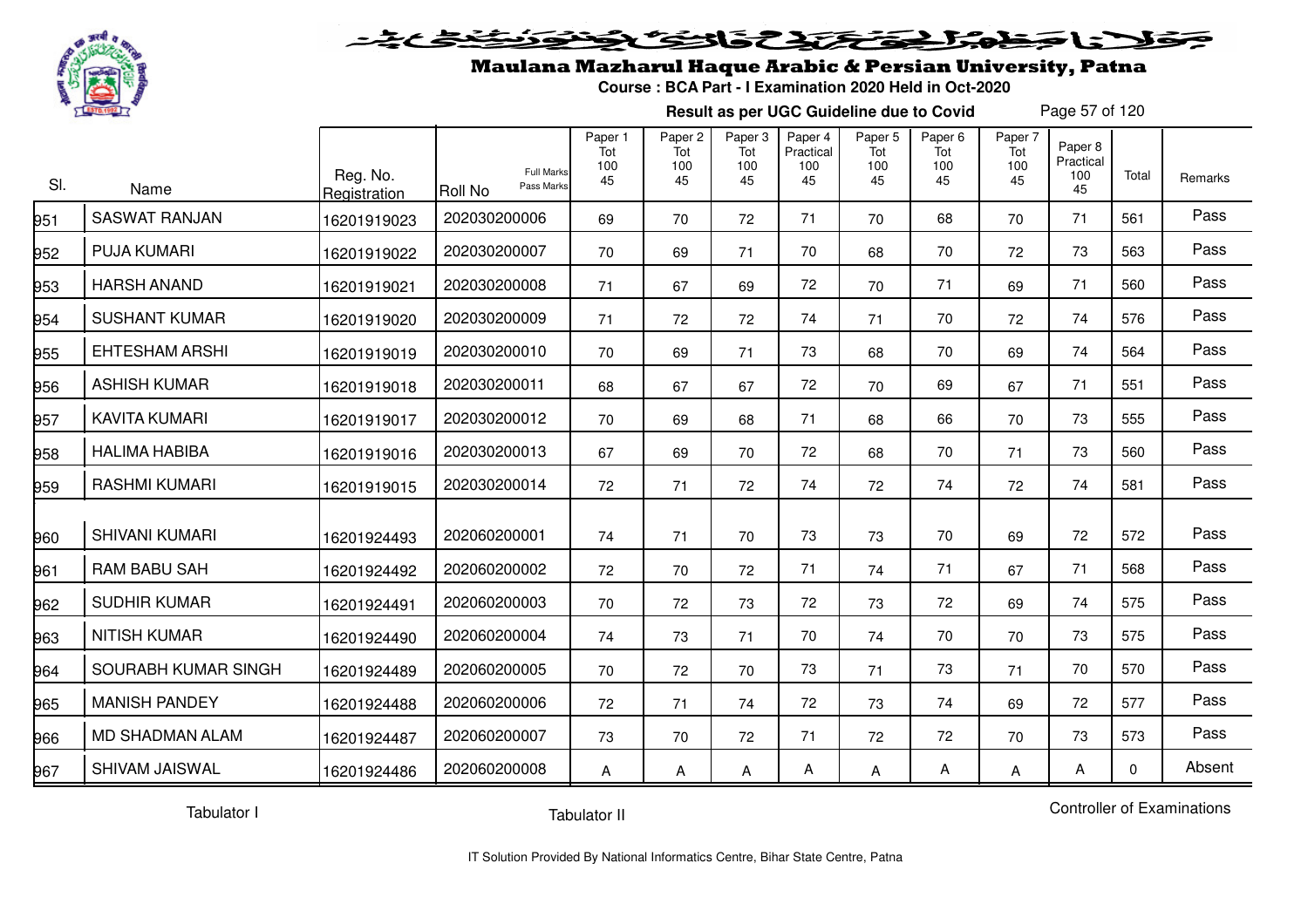# Maulana Mazharul Haque Arabic & Persian University, Patna

**Course : BCA Part - I Examination 2020 Held in Oct-2020**

**Result as per UGC Guideline due to Covid**

| Sl. | Name | Reg. No. Registration | Roll No (Full Marks / Pass Marks) | Paper 1 Tot 100 45 | Paper 2 Tot 100 45 | Paper 3 Tot 100 45 | Paper 4 Practical 100 45 | Paper 5 Tot 100 45 | Paper 6 Tot 100 45 | Paper 7 Tot 100 45 | Paper 8 Practical 100 45 | Total | Remarks |
|---|---|---|---|---|---|---|---|---|---|---|---|---|---|
| 951 | SASWAT RANJAN | 16201919023 | 202030200006 | 69 | 70 | 72 | 71 | 70 | 68 | 70 | 71 | 561 | Pass |
| 952 | PUJA KUMARI | 16201919022 | 202030200007 | 70 | 69 | 71 | 70 | 68 | 70 | 72 | 73 | 563 | Pass |
| 953 | HARSH ANAND | 16201919021 | 202030200008 | 71 | 67 | 69 | 72 | 70 | 71 | 69 | 71 | 560 | Pass |
| 954 | SUSHANT KUMAR | 16201919020 | 202030200009 | 71 | 72 | 72 | 74 | 71 | 70 | 72 | 74 | 576 | Pass |
| 955 | EHTESHAM ARSHI | 16201919019 | 202030200010 | 70 | 69 | 71 | 73 | 68 | 70 | 69 | 74 | 564 | Pass |
| 956 | ASHISH KUMAR | 16201919018 | 202030200011 | 68 | 67 | 67 | 72 | 70 | 69 | 67 | 71 | 551 | Pass |
| 957 | KAVITA KUMARI | 16201919017 | 202030200012 | 70 | 69 | 68 | 71 | 68 | 66 | 70 | 73 | 555 | Pass |
| 958 | HALIMA HABIBA | 16201919016 | 202030200013 | 67 | 69 | 70 | 72 | 68 | 70 | 71 | 73 | 560 | Pass |
| 959 | RASHMI KUMARI | 16201919015 | 202030200014 | 72 | 71 | 72 | 74 | 72 | 74 | 72 | 74 | 581 | Pass |
| 960 | SHIVANI KUMARI | 16201924493 | 202060200001 | 74 | 71 | 70 | 73 | 73 | 70 | 69 | 72 | 572 | Pass |
| 961 | RAM BABU SAH | 16201924492 | 202060200002 | 72 | 70 | 72 | 71 | 74 | 71 | 67 | 71 | 568 | Pass |
| 962 | SUDHIR KUMAR | 16201924491 | 202060200003 | 70 | 72 | 73 | 72 | 73 | 72 | 69 | 74 | 575 | Pass |
| 963 | NITISH KUMAR | 16201924490 | 202060200004 | 74 | 73 | 71 | 70 | 74 | 70 | 70 | 73 | 575 | Pass |
| 964 | SOURABH KUMAR SINGH | 16201924489 | 202060200005 | 70 | 72 | 70 | 73 | 71 | 73 | 71 | 70 | 570 | Pass |
| 965 | MANISH PANDEY | 16201924488 | 202060200006 | 72 | 71 | 74 | 72 | 73 | 74 | 69 | 72 | 577 | Pass |
| 966 | MD SHADMAN ALAM | 16201924487 | 202060200007 | 73 | 70 | 72 | 71 | 72 | 72 | 70 | 73 | 573 | Pass |
| 967 | SHIVAM JAISWAL | 16201924486 | 202060200008 | A | A | A | A | A | A | A | A | 0 | Absent |

Tabulator I    Tabulator II    Controller of Examinations

IT Solution Provided By National Informatics Centre, Bihar State Centre, Patna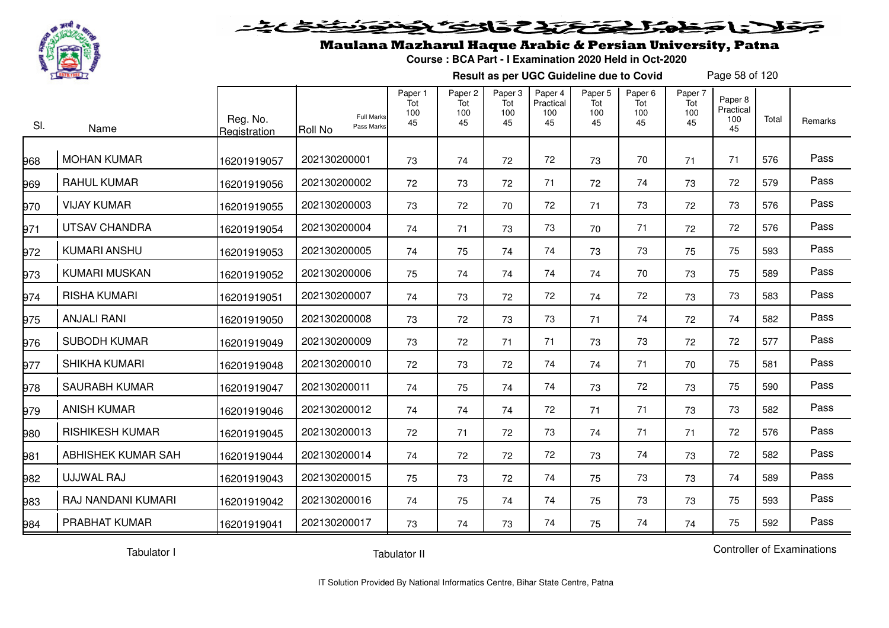# Maulana Mazharul Haque Arabic & Persian University, Patna

**Course : BCA Part - I Examination 2020 Held in Oct-2020**

**Result as per UGC Guideline due to Covid**

| Sl. | Name | Reg. No. Registration | Roll No | Paper 1 Tot 100 45 | Paper 2 Tot 100 45 | Paper 3 Tot 100 45 | Paper 4 Practical 100 45 | Paper 5 Tot 100 45 | Paper 6 Tot 100 45 | Paper 7 Tot 100 45 | Paper 8 Practical 100 45 | Total | Remarks |
|---|---|---|---|---|---|---|---|---|---|---|---|---|---|
| 968 | MOHAN KUMAR | 16201919057 | 202130200001 | 73 | 74 | 72 | 72 | 73 | 70 | 71 | 71 | 576 | Pass |
| 969 | RAHUL KUMAR | 16201919056 | 202130200002 | 72 | 73 | 72 | 71 | 72 | 74 | 73 | 72 | 579 | Pass |
| 970 | VIJAY KUMAR | 16201919055 | 202130200003 | 73 | 72 | 70 | 72 | 71 | 73 | 72 | 73 | 576 | Pass |
| 971 | UTSAV CHANDRA | 16201919054 | 202130200004 | 74 | 71 | 73 | 73 | 70 | 71 | 72 | 72 | 576 | Pass |
| 972 | KUMARI ANSHU | 16201919053 | 202130200005 | 74 | 75 | 74 | 74 | 73 | 73 | 75 | 75 | 593 | Pass |
| 973 | KUMARI MUSKAN | 16201919052 | 202130200006 | 75 | 74 | 74 | 74 | 74 | 70 | 73 | 75 | 589 | Pass |
| 974 | RISHA KUMARI | 16201919051 | 202130200007 | 74 | 73 | 72 | 72 | 74 | 72 | 73 | 73 | 583 | Pass |
| 975 | ANJALI RANI | 16201919050 | 202130200008 | 73 | 72 | 73 | 73 | 71 | 74 | 72 | 74 | 582 | Pass |
| 976 | SUBODH KUMAR | 16201919049 | 202130200009 | 73 | 72 | 71 | 71 | 73 | 73 | 72 | 72 | 577 | Pass |
| 977 | SHIKHA KUMARI | 16201919048 | 202130200010 | 72 | 73 | 72 | 74 | 74 | 71 | 70 | 75 | 581 | Pass |
| 978 | SAURABH KUMAR | 16201919047 | 202130200011 | 74 | 75 | 74 | 74 | 73 | 72 | 73 | 75 | 590 | Pass |
| 979 | ANISH KUMAR | 16201919046 | 202130200012 | 74 | 74 | 74 | 72 | 71 | 71 | 73 | 73 | 582 | Pass |
| 980 | RISHIKESH KUMAR | 16201919045 | 202130200013 | 72 | 71 | 72 | 73 | 74 | 71 | 71 | 72 | 576 | Pass |
| 981 | ABHISHEK KUMAR SAH | 16201919044 | 202130200014 | 74 | 72 | 72 | 72 | 73 | 74 | 73 | 72 | 582 | Pass |
| 982 | UJJWAL RAJ | 16201919043 | 202130200015 | 75 | 73 | 72 | 74 | 75 | 73 | 73 | 74 | 589 | Pass |
| 983 | RAJ NANDANI KUMARI | 16201919042 | 202130200016 | 74 | 75 | 74 | 74 | 75 | 73 | 73 | 75 | 593 | Pass |
| 984 | PRABHAT KUMAR | 16201919041 | 202130200017 | 73 | 74 | 73 | 74 | 75 | 74 | 74 | 75 | 592 | Pass |

Tabulator I | Tabulator II | Controller of Examinations

IT Solution Provided By National Informatics Centre, Bihar State Centre, Patna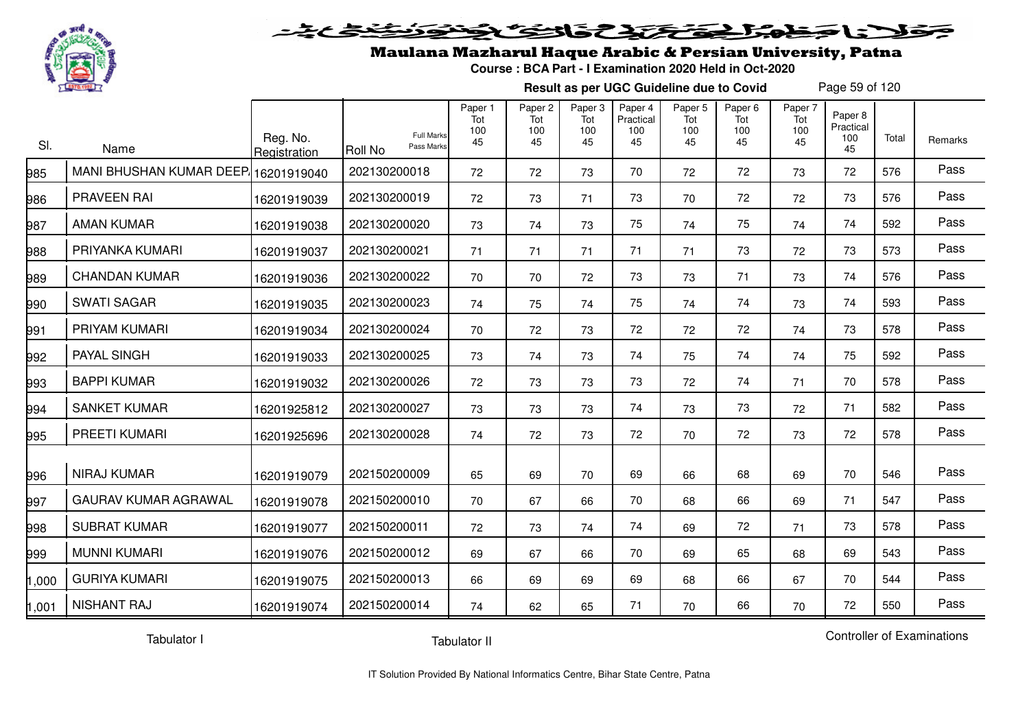# Maulana Mazharul Haque Arabic & Persian University, Patna

**Course : BCA Part - I Examination 2020 Held in Oct-2020**

**Result as per UGC Guideline due to Covid**

| Sl. | Name | Reg. No. Registration | Roll No (Full Marks / Pass Marks) | Paper 1 Tot 100 45 | Paper 2 Tot 100 45 | Paper 3 Tot 100 45 | Paper 4 Practical 100 45 | Paper 5 Tot 100 45 | Paper 6 Tot 100 45 | Paper 7 Tot 100 45 | Paper 8 Practical 100 45 | Total | Remarks |
|---|---|---|---|---|---|---|---|---|---|---|---|---|---|
| 985 | MANI BHUSHAN KUMAR DEEP. | 16201919040 | 202130200018 | 72 | 72 | 73 | 70 | 72 | 72 | 73 | 72 | 576 | Pass |
| 986 | PRAVEEN RAI | 16201919039 | 202130200019 | 72 | 73 | 71 | 73 | 70 | 72 | 72 | 73 | 576 | Pass |
| 987 | AMAN KUMAR | 16201919038 | 202130200020 | 73 | 74 | 73 | 75 | 74 | 75 | 74 | 74 | 592 | Pass |
| 988 | PRIYANKA KUMARI | 16201919037 | 202130200021 | 71 | 71 | 71 | 71 | 71 | 73 | 72 | 73 | 573 | Pass |
| 989 | CHANDAN KUMAR | 16201919036 | 202130200022 | 70 | 70 | 72 | 73 | 73 | 71 | 73 | 74 | 576 | Pass |
| 990 | SWATI SAGAR | 16201919035 | 202130200023 | 74 | 75 | 74 | 75 | 74 | 74 | 73 | 74 | 593 | Pass |
| 991 | PRIYAM KUMARI | 16201919034 | 202130200024 | 70 | 72 | 73 | 72 | 72 | 72 | 74 | 73 | 578 | Pass |
| 992 | PAYAL SINGH | 16201919033 | 202130200025 | 73 | 74 | 73 | 74 | 75 | 74 | 74 | 75 | 592 | Pass |
| 993 | BAPPI KUMAR | 16201919032 | 202130200026 | 72 | 73 | 73 | 73 | 72 | 74 | 71 | 70 | 578 | Pass |
| 994 | SANKET KUMAR | 16201925812 | 202130200027 | 73 | 73 | 73 | 74 | 73 | 73 | 72 | 71 | 582 | Pass |
| 995 | PREETI KUMARI | 16201925696 | 202130200028 | 74 | 72 | 73 | 72 | 70 | 72 | 73 | 72 | 578 | Pass |
| 996 | NIRAJ KUMAR | 16201919079 | 202150200009 | 65 | 69 | 70 | 69 | 66 | 68 | 69 | 70 | 546 | Pass |
| 997 | GAURAV KUMAR AGRAWAL | 16201919078 | 202150200010 | 70 | 67 | 66 | 70 | 68 | 66 | 69 | 71 | 547 | Pass |
| 998 | SUBRAT KUMAR | 16201919077 | 202150200011 | 72 | 73 | 74 | 74 | 69 | 72 | 71 | 73 | 578 | Pass |
| 999 | MUNNI KUMARI | 16201919076 | 202150200012 | 69 | 67 | 66 | 70 | 69 | 65 | 68 | 69 | 543 | Pass |
| 1,000 | GURIYA KUMARI | 16201919075 | 202150200013 | 66 | 69 | 69 | 69 | 68 | 66 | 67 | 70 | 544 | Pass |
| 1,001 | NISHANT RAJ | 16201919074 | 202150200014 | 74 | 62 | 65 | 71 | 70 | 66 | 70 | 72 | 550 | Pass |

Tabulator I Tabulator II Controller of Examinations

IT Solution Provided By National Informatics Centre, Bihar State Centre, Patna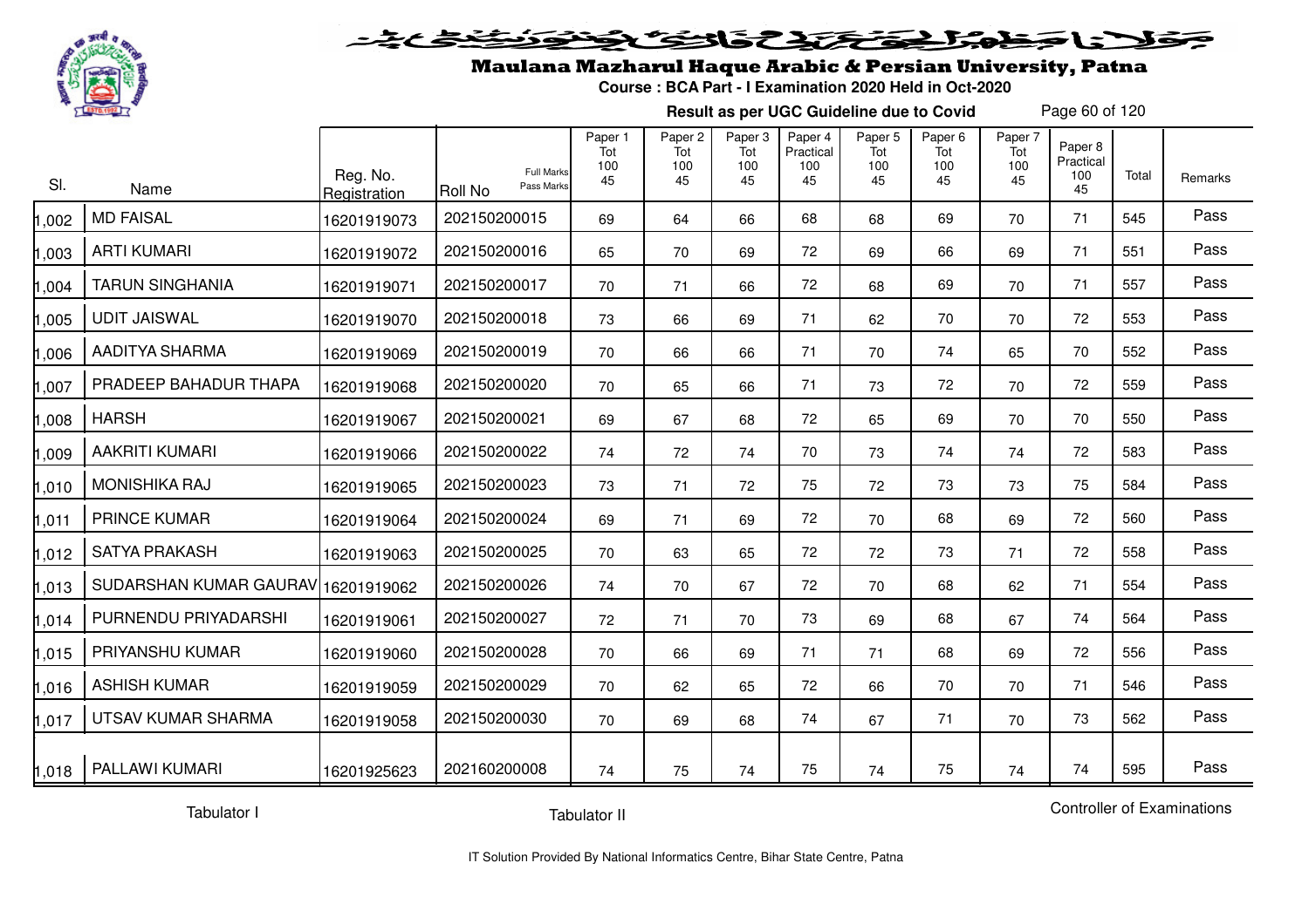# Maulana Mazharul Haque Arabic & Persian University, Patna

**Course : BCA Part - I Examination 2020 Held in Oct-2020**

**Result as per UGC Guideline due to Covid**

| Sl. | Name | Reg. No. Registration | Roll No (Full Marks / Pass Marks) | Paper 1 Tot 100 45 | Paper 2 Tot 100 45 | Paper 3 Tot 100 45 | Paper 4 Practical 100 45 | Paper 5 Tot 100 45 | Paper 6 Tot 100 45 | Paper 7 Tot 100 45 | Paper 8 Practical 100 45 | Total | Remarks |
|---|---|---|---|---|---|---|---|---|---|---|---|---|---|
| 1,002 | MD FAISAL | 16201919073 | 202150200015 | 69 | 64 | 66 | 68 | 68 | 69 | 70 | 71 | 545 | Pass |
| 1,003 | ARTI KUMARI | 16201919072 | 202150200016 | 65 | 70 | 69 | 72 | 69 | 66 | 69 | 71 | 551 | Pass |
| 1,004 | TARUN SINGHANIA | 16201919071 | 202150200017 | 70 | 71 | 66 | 72 | 68 | 69 | 70 | 71 | 557 | Pass |
| 1,005 | UDIT JAISWAL | 16201919070 | 202150200018 | 73 | 66 | 69 | 71 | 62 | 70 | 70 | 72 | 553 | Pass |
| 1,006 | AADITYA SHARMA | 16201919069 | 202150200019 | 70 | 66 | 66 | 71 | 70 | 74 | 65 | 70 | 552 | Pass |
| 1,007 | PRADEEP BAHADUR THAPA | 16201919068 | 202150200020 | 70 | 65 | 66 | 71 | 73 | 72 | 70 | 72 | 559 | Pass |
| 1,008 | HARSH | 16201919067 | 202150200021 | 69 | 67 | 68 | 72 | 65 | 69 | 70 | 70 | 550 | Pass |
| 1,009 | AAKRITI KUMARI | 16201919066 | 202150200022 | 74 | 72 | 74 | 70 | 73 | 74 | 74 | 72 | 583 | Pass |
| 1,010 | MONISHIKA RAJ | 16201919065 | 202150200023 | 73 | 71 | 72 | 75 | 72 | 73 | 73 | 75 | 584 | Pass |
| 1,011 | PRINCE KUMAR | 16201919064 | 202150200024 | 69 | 71 | 69 | 72 | 70 | 68 | 69 | 72 | 560 | Pass |
| 1,012 | SATYA PRAKASH | 16201919063 | 202150200025 | 70 | 63 | 65 | 72 | 72 | 73 | 71 | 72 | 558 | Pass |
| 1,013 | SUDARSHAN KUMAR GAURAV | 16201919062 | 202150200026 | 74 | 70 | 67 | 72 | 70 | 68 | 62 | 71 | 554 | Pass |
| 1,014 | PURNENDU PRIYADARSHI | 16201919061 | 202150200027 | 72 | 71 | 70 | 73 | 69 | 68 | 67 | 74 | 564 | Pass |
| 1,015 | PRIYANSHU KUMAR | 16201919060 | 202150200028 | 70 | 66 | 69 | 71 | 71 | 68 | 69 | 72 | 556 | Pass |
| 1,016 | ASHISH KUMAR | 16201919059 | 202150200029 | 70 | 62 | 65 | 72 | 66 | 70 | 70 | 71 | 546 | Pass |
| 1,017 | UTSAV KUMAR SHARMA | 16201919058 | 202150200030 | 70 | 69 | 68 | 74 | 67 | 71 | 70 | 73 | 562 | Pass |
| 1,018 | PALLAWI KUMARI | 16201925623 | 202160200008 | 74 | 75 | 74 | 75 | 74 | 75 | 74 | 74 | 595 | Pass |

Tabulator I    Tabulator II    Controller of Examinations

IT Solution Provided By National Informatics Centre, Bihar State Centre, Patna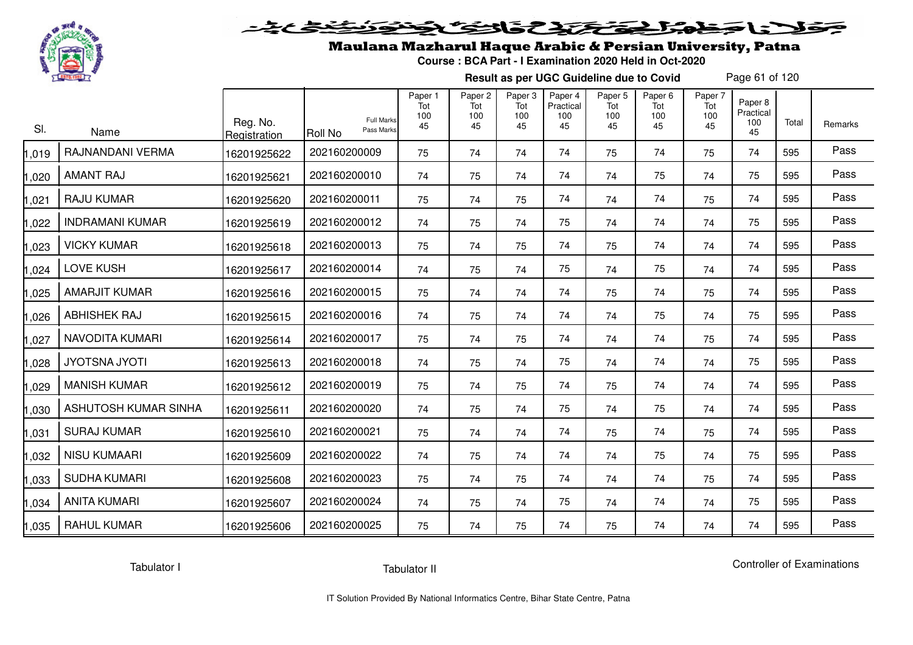# Maulana Mazharul Haque Arabic & Persian University, Patna

**Course : BCA Part - I Examination 2020 Held in Oct-2020**

**Result as per UGC Guideline due to Covid**

| Sl. | Name | Reg. No. Registration | Roll No (Full Marks / Pass Marks) | Paper 1 Tot 100 45 | Paper 2 Tot 100 45 | Paper 3 Tot 100 45 | Paper 4 Practical 100 45 | Paper 5 Tot 100 45 | Paper 6 Tot 100 45 | Paper 7 Tot 100 45 | Paper 8 Practical 100 45 | Total | Remarks |
|---|---|---|---|---|---|---|---|---|---|---|---|---|---|
| 1,019 | RAJNANDANI VERMA | 16201925622 | 202160200009 | 75 | 74 | 74 | 74 | 75 | 74 | 75 | 74 | 595 | Pass |
| 1,020 | AMANT RAJ | 16201925621 | 202160200010 | 74 | 75 | 74 | 74 | 74 | 75 | 74 | 75 | 595 | Pass |
| 1,021 | RAJU KUMAR | 16201925620 | 202160200011 | 75 | 74 | 75 | 74 | 74 | 74 | 75 | 74 | 595 | Pass |
| 1,022 | INDRAMANI KUMAR | 16201925619 | 202160200012 | 74 | 75 | 74 | 75 | 74 | 74 | 74 | 75 | 595 | Pass |
| 1,023 | VICKY KUMAR | 16201925618 | 202160200013 | 75 | 74 | 75 | 74 | 75 | 74 | 74 | 74 | 595 | Pass |
| 1,024 | LOVE KUSH | 16201925617 | 202160200014 | 74 | 75 | 74 | 75 | 74 | 75 | 74 | 74 | 595 | Pass |
| 1,025 | AMARJIT KUMAR | 16201925616 | 202160200015 | 75 | 74 | 74 | 74 | 75 | 74 | 75 | 74 | 595 | Pass |
| 1,026 | ABHISHEK RAJ | 16201925615 | 202160200016 | 74 | 75 | 74 | 74 | 74 | 75 | 74 | 75 | 595 | Pass |
| 1,027 | NAVODITA KUMARI | 16201925614 | 202160200017 | 75 | 74 | 75 | 74 | 74 | 74 | 75 | 74 | 595 | Pass |
| 1,028 | JYOTSNA JYOTI | 16201925613 | 202160200018 | 74 | 75 | 74 | 75 | 74 | 74 | 74 | 75 | 595 | Pass |
| 1,029 | MANISH KUMAR | 16201925612 | 202160200019 | 75 | 74 | 75 | 74 | 75 | 74 | 74 | 74 | 595 | Pass |
| 1,030 | ASHUTOSH KUMAR SINHA | 16201925611 | 202160200020 | 74 | 75 | 74 | 75 | 74 | 75 | 74 | 74 | 595 | Pass |
| 1,031 | SURAJ KUMAR | 16201925610 | 202160200021 | 75 | 74 | 74 | 74 | 75 | 74 | 75 | 74 | 595 | Pass |
| 1,032 | NISU KUMAARI | 16201925609 | 202160200022 | 74 | 75 | 74 | 74 | 74 | 75 | 74 | 75 | 595 | Pass |
| 1,033 | SUDHA KUMARI | 16201925608 | 202160200023 | 75 | 74 | 75 | 74 | 74 | 74 | 75 | 74 | 595 | Pass |
| 1,034 | ANITA KUMARI | 16201925607 | 202160200024 | 74 | 75 | 74 | 75 | 74 | 74 | 74 | 75 | 595 | Pass |
| 1,035 | RAHUL KUMAR | 16201925606 | 202160200025 | 75 | 74 | 75 | 74 | 75 | 74 | 74 | 74 | 595 | Pass |

Tabulator I | Tabulator II | Controller of Examinations

IT Solution Provided By National Informatics Centre, Bihar State Centre, Patna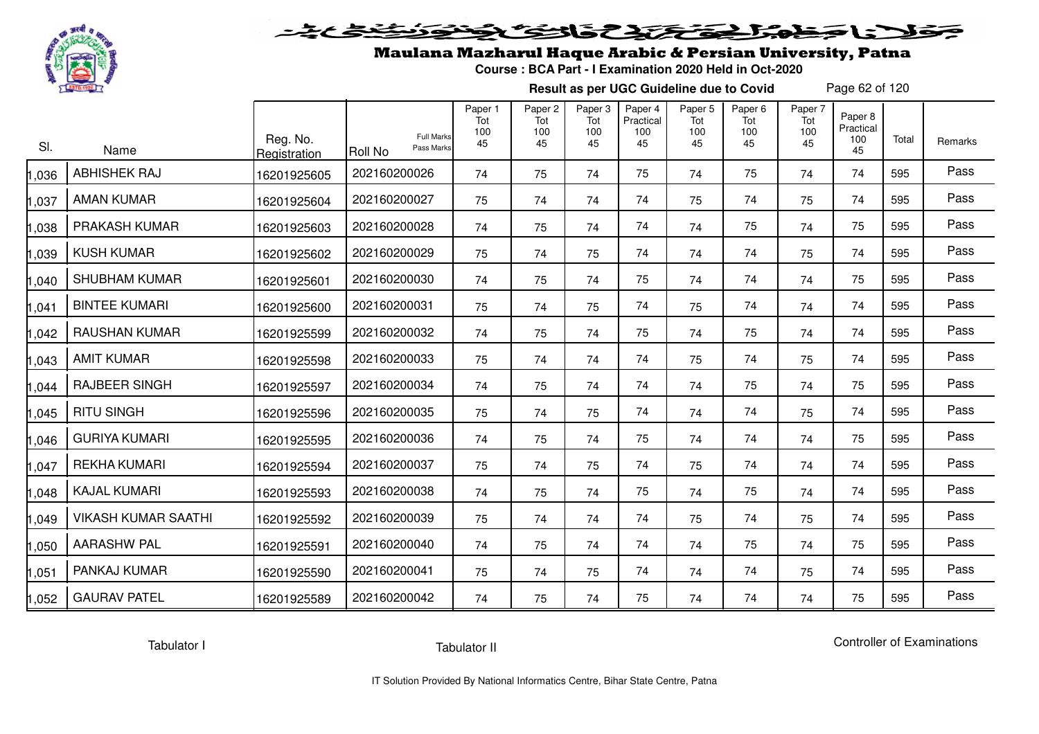# Maulana Mazharul Haque Arabic & Persian University, Patna

**Course : BCA Part - I Examination 2020 Held in Oct-2020**

**Result as per UGC Guideline due to Covid**

| Sl. | Name | Reg. No. Registration | Roll No | Paper 1 Tot 100 45 | Paper 2 Tot 100 45 | Paper 3 Tot 100 45 | Paper 4 Practical 100 45 | Paper 5 Tot 100 45 | Paper 6 Tot 100 45 | Paper 7 Tot 100 45 | Paper 8 Practical 100 45 | Total | Remarks |
|---|---|---|---|---|---|---|---|---|---|---|---|---|---|
| 1,036 | ABHISHEK RAJ | 16201925605 | 202160200026 | 74 | 75 | 74 | 75 | 74 | 75 | 74 | 74 | 595 | Pass |
| 1,037 | AMAN KUMAR | 16201925604 | 202160200027 | 75 | 74 | 74 | 74 | 75 | 74 | 75 | 74 | 595 | Pass |
| 1,038 | PRAKASH KUMAR | 16201925603 | 202160200028 | 74 | 75 | 74 | 74 | 74 | 75 | 74 | 75 | 595 | Pass |
| 1,039 | KUSH KUMAR | 16201925602 | 202160200029 | 75 | 74 | 75 | 74 | 74 | 74 | 75 | 74 | 595 | Pass |
| 1,040 | SHUBHAM KUMAR | 16201925601 | 202160200030 | 74 | 75 | 74 | 75 | 74 | 74 | 74 | 75 | 595 | Pass |
| 1,041 | BINTEE KUMARI | 16201925600 | 202160200031 | 75 | 74 | 75 | 74 | 75 | 74 | 74 | 74 | 595 | Pass |
| 1,042 | RAUSHAN KUMAR | 16201925599 | 202160200032 | 74 | 75 | 74 | 75 | 74 | 75 | 74 | 74 | 595 | Pass |
| 1,043 | AMIT KUMAR | 16201925598 | 202160200033 | 75 | 74 | 74 | 74 | 75 | 74 | 75 | 74 | 595 | Pass |
| 1,044 | RAJBEER SINGH | 16201925597 | 202160200034 | 74 | 75 | 74 | 74 | 74 | 75 | 74 | 75 | 595 | Pass |
| 1,045 | RITU SINGH | 16201925596 | 202160200035 | 75 | 74 | 75 | 74 | 74 | 74 | 75 | 74 | 595 | Pass |
| 1,046 | GURIYA KUMARI | 16201925595 | 202160200036 | 74 | 75 | 74 | 75 | 74 | 74 | 74 | 75 | 595 | Pass |
| 1,047 | REKHA KUMARI | 16201925594 | 202160200037 | 75 | 74 | 75 | 74 | 75 | 74 | 74 | 74 | 595 | Pass |
| 1,048 | KAJAL KUMARI | 16201925593 | 202160200038 | 74 | 75 | 74 | 75 | 74 | 75 | 74 | 74 | 595 | Pass |
| 1,049 | VIKASH KUMAR SAATHI | 16201925592 | 202160200039 | 75 | 74 | 74 | 74 | 75 | 74 | 75 | 74 | 595 | Pass |
| 1,050 | AARASHW PAL | 16201925591 | 202160200040 | 74 | 75 | 74 | 74 | 74 | 75 | 74 | 75 | 595 | Pass |
| 1,051 | PANKAJ KUMAR | 16201925590 | 202160200041 | 75 | 74 | 75 | 74 | 74 | 74 | 75 | 74 | 595 | Pass |
| 1,052 | GAURAV PATEL | 16201925589 | 202160200042 | 74 | 75 | 74 | 75 | 74 | 74 | 74 | 75 | 595 | Pass |

Tabulator I    Tabulator II    Controller of Examinations

IT Solution Provided By National Informatics Centre, Bihar State Centre, Patna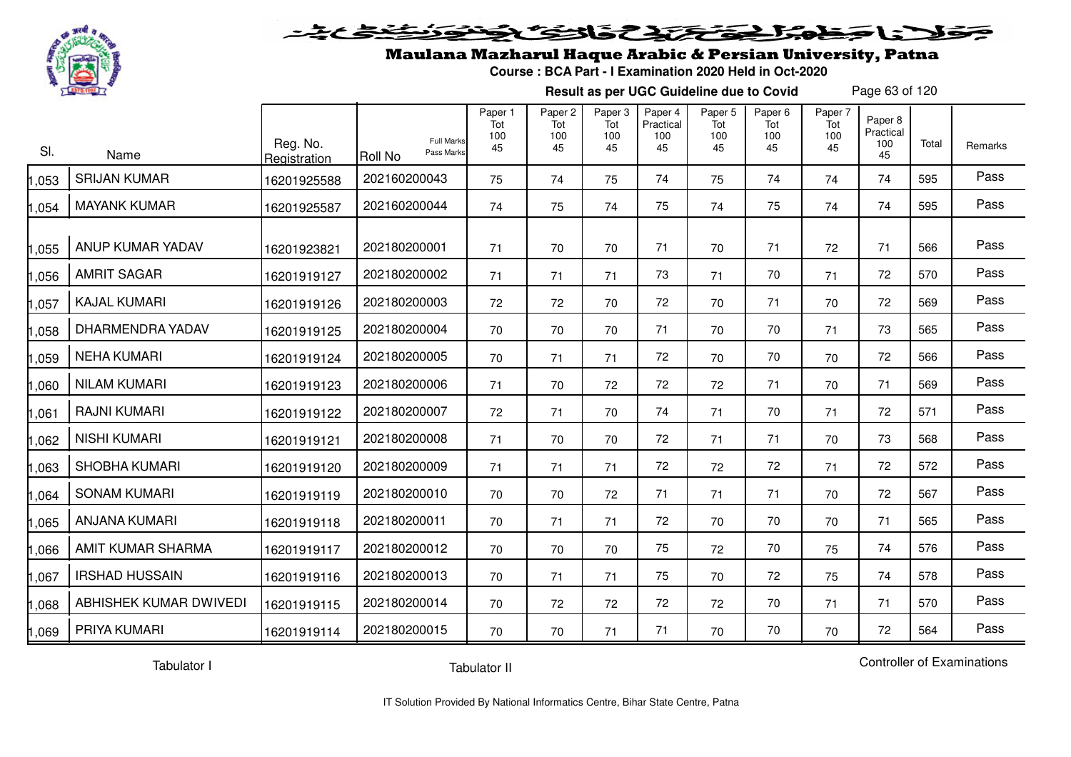# Maulana Mazharul Haque Arabic & Persian University, Patna

**Course : BCA Part - I Examination 2020 Held in Oct-2020**

**Result as per UGC Guideline due to Covid**

| Sl. | Name | Reg. No. Registration | Roll No | Paper 1 Tot 100 45 | Paper 2 Tot 100 45 | Paper 3 Tot 100 45 | Paper 4 Practical 100 45 | Paper 5 Tot 100 45 | Paper 6 Tot 100 45 | Paper 7 Tot 100 45 | Paper 8 Practical 100 45 | Total | Remarks |
|---|---|---|---|---|---|---|---|---|---|---|---|---|---|
| 1,053 | SRIJAN KUMAR | 16201925588 | 202160200043 | 75 | 74 | 75 | 74 | 75 | 74 | 74 | 74 | 595 | Pass |
| 1,054 | MAYANK KUMAR | 16201925587 | 202160200044 | 74 | 75 | 74 | 75 | 74 | 75 | 74 | 74 | 595 | Pass |
| 1,055 | ANUP KUMAR YADAV | 16201923821 | 202180200001 | 71 | 70 | 70 | 71 | 70 | 71 | 72 | 71 | 566 | Pass |
| 1,056 | AMRIT SAGAR | 16201919127 | 202180200002 | 71 | 71 | 71 | 73 | 71 | 70 | 71 | 72 | 570 | Pass |
| 1,057 | KAJAL KUMARI | 16201919126 | 202180200003 | 72 | 72 | 70 | 72 | 70 | 71 | 70 | 72 | 569 | Pass |
| 1,058 | DHARMENDRA YADAV | 16201919125 | 202180200004 | 70 | 70 | 70 | 71 | 70 | 70 | 71 | 73 | 565 | Pass |
| 1,059 | NEHA KUMARI | 16201919124 | 202180200005 | 70 | 71 | 71 | 72 | 70 | 70 | 70 | 72 | 566 | Pass |
| 1,060 | NILAM KUMARI | 16201919123 | 202180200006 | 71 | 70 | 72 | 72 | 72 | 71 | 70 | 71 | 569 | Pass |
| 1,061 | RAJNI KUMARI | 16201919122 | 202180200007 | 72 | 71 | 70 | 74 | 71 | 70 | 71 | 72 | 571 | Pass |
| 1,062 | NISHI KUMARI | 16201919121 | 202180200008 | 71 | 70 | 70 | 72 | 71 | 71 | 70 | 73 | 568 | Pass |
| 1,063 | SHOBHA KUMARI | 16201919120 | 202180200009 | 71 | 71 | 71 | 72 | 72 | 72 | 71 | 72 | 572 | Pass |
| 1,064 | SONAM KUMARI | 16201919119 | 202180200010 | 70 | 70 | 72 | 71 | 71 | 71 | 70 | 72 | 567 | Pass |
| 1,065 | ANJANA KUMARI | 16201919118 | 202180200011 | 70 | 71 | 71 | 72 | 70 | 70 | 70 | 71 | 565 | Pass |
| 1,066 | AMIT KUMAR SHARMA | 16201919117 | 202180200012 | 70 | 70 | 70 | 75 | 72 | 70 | 75 | 74 | 576 | Pass |
| 1,067 | IRSHAD HUSSAIN | 16201919116 | 202180200013 | 70 | 71 | 71 | 75 | 70 | 72 | 75 | 74 | 578 | Pass |
| 1,068 | ABHISHEK KUMAR DWIVEDI | 16201919115 | 202180200014 | 70 | 72 | 72 | 72 | 72 | 70 | 71 | 71 | 570 | Pass |
| 1,069 | PRIYA KUMARI | 16201919114 | 202180200015 | 70 | 70 | 71 | 71 | 70 | 70 | 70 | 72 | 564 | Pass |

Tabulator I　　Tabulator II　　Controller of Examinations

IT Solution Provided By National Informatics Centre, Bihar State Centre, Patna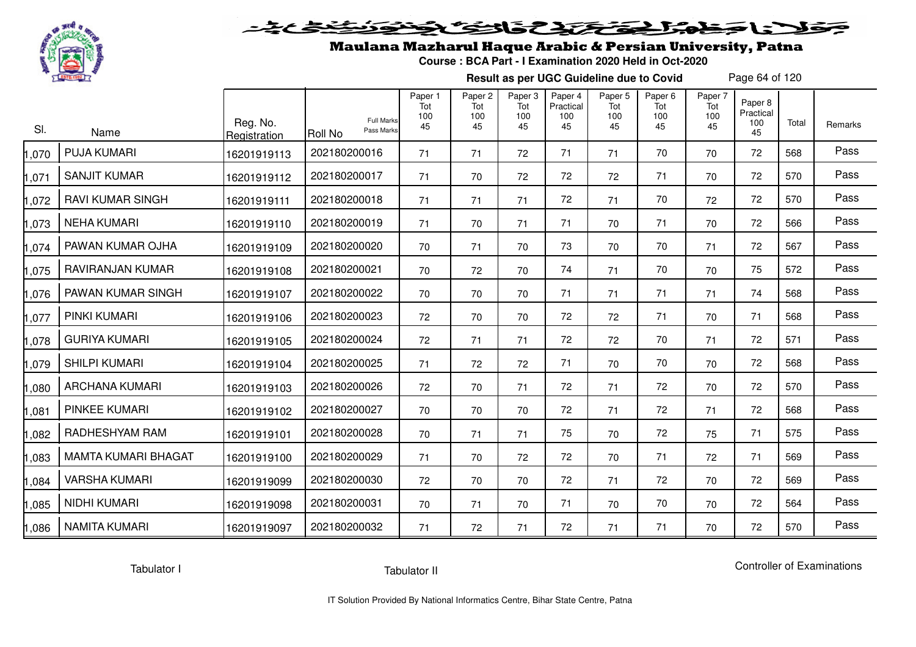# Maulana Mazharul Haque Arabic & Persian University, Patna

**Course : BCA Part - I Examination 2020 Held in Oct-2020**

**Result as per UGC Guideline due to Covid**

| Sl. | Name | Reg. No. Registration | Roll No (Full Marks / Pass Marks) | Paper 1 Tot 100 45 | Paper 2 Tot 100 45 | Paper 3 Tot 100 45 | Paper 4 Practical 100 45 | Paper 5 Tot 100 45 | Paper 6 Tot 100 45 | Paper 7 Tot 100 45 | Paper 8 Practical 100 45 | Total | Remarks |
|---|---|---|---|---|---|---|---|---|---|---|---|---|---|
| 1,070 | PUJA KUMARI | 16201919113 | 202180200016 | 71 | 71 | 72 | 71 | 71 | 70 | 70 | 72 | 568 | Pass |
| 1,071 | SANJIT KUMAR | 16201919112 | 202180200017 | 71 | 70 | 72 | 72 | 72 | 71 | 70 | 72 | 570 | Pass |
| 1,072 | RAVI KUMAR SINGH | 16201919111 | 202180200018 | 71 | 71 | 71 | 72 | 71 | 70 | 72 | 72 | 570 | Pass |
| 1,073 | NEHA KUMARI | 16201919110 | 202180200019 | 71 | 70 | 71 | 71 | 70 | 71 | 70 | 72 | 566 | Pass |
| 1,074 | PAWAN KUMAR OJHA | 16201919109 | 202180200020 | 70 | 71 | 70 | 73 | 70 | 70 | 71 | 72 | 567 | Pass |
| 1,075 | RAVIRANJAN KUMAR | 16201919108 | 202180200021 | 70 | 72 | 70 | 74 | 71 | 70 | 70 | 75 | 572 | Pass |
| 1,076 | PAWAN KUMAR SINGH | 16201919107 | 202180200022 | 70 | 70 | 70 | 71 | 71 | 71 | 71 | 74 | 568 | Pass |
| 1,077 | PINKI KUMARI | 16201919106 | 202180200023 | 72 | 70 | 70 | 72 | 72 | 71 | 70 | 71 | 568 | Pass |
| 1,078 | GURIYA KUMARI | 16201919105 | 202180200024 | 72 | 71 | 71 | 72 | 72 | 70 | 71 | 72 | 571 | Pass |
| 1,079 | SHILPI KUMARI | 16201919104 | 202180200025 | 71 | 72 | 72 | 71 | 70 | 70 | 70 | 72 | 568 | Pass |
| 1,080 | ARCHANA KUMARI | 16201919103 | 202180200026 | 72 | 70 | 71 | 72 | 71 | 72 | 70 | 72 | 570 | Pass |
| 1,081 | PINKEE KUMARI | 16201919102 | 202180200027 | 70 | 70 | 70 | 72 | 71 | 72 | 71 | 72 | 568 | Pass |
| 1,082 | RADHESHYAM RAM | 16201919101 | 202180200028 | 70 | 71 | 71 | 75 | 70 | 72 | 75 | 71 | 575 | Pass |
| 1,083 | MAMTA KUMARI BHAGAT | 16201919100 | 202180200029 | 71 | 70 | 72 | 72 | 70 | 71 | 72 | 71 | 569 | Pass |
| 1,084 | VARSHA KUMARI | 16201919099 | 202180200030 | 72 | 70 | 70 | 72 | 71 | 72 | 70 | 72 | 569 | Pass |
| 1,085 | NIDHI KUMARI | 16201919098 | 202180200031 | 70 | 71 | 70 | 71 | 70 | 70 | 70 | 72 | 564 | Pass |
| 1,086 | NAMITA KUMARI | 16201919097 | 202180200032 | 71 | 72 | 71 | 72 | 71 | 71 | 70 | 72 | 570 | Pass |

Tabulator I          Tabulator II          Controller of Examinations

IT Solution Provided By National Informatics Centre, Bihar State Centre, Patna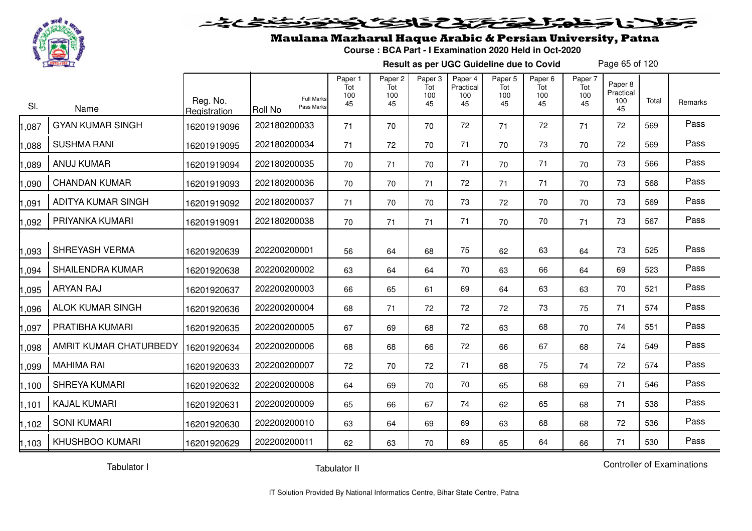# Maulana Mazharul Haque Arabic & Persian University, Patna

**Course : BCA Part - I Examination 2020 Held in Oct-2020**

**Result as per UGC Guideline due to Covid**

| Sl. | Name | Reg. No. Registration | Roll No (Full Marks / Pass Marks) | Paper 1 Tot 100 45 | Paper 2 Tot 100 45 | Paper 3 Tot 100 45 | Paper 4 Practical 100 45 | Paper 5 Tot 100 45 | Paper 6 Tot 100 45 | Paper 7 Tot 100 45 | Paper 8 Practical 100 45 | Total | Remarks |
|---|---|---|---|---|---|---|---|---|---|---|---|---|---|
| 1,087 | GYAN KUMAR SINGH | 16201919096 | 202180200033 | 71 | 70 | 70 | 72 | 71 | 72 | 71 | 72 | 569 | Pass |
| 1,088 | SUSHMA RANI | 16201919095 | 202180200034 | 71 | 72 | 70 | 71 | 70 | 73 | 70 | 72 | 569 | Pass |
| 1,089 | ANUJ KUMAR | 16201919094 | 202180200035 | 70 | 71 | 70 | 71 | 70 | 71 | 70 | 73 | 566 | Pass |
| 1,090 | CHANDAN KUMAR | 16201919093 | 202180200036 | 70 | 70 | 71 | 72 | 71 | 71 | 70 | 73 | 568 | Pass |
| 1,091 | ADITYA KUMAR SINGH | 16201919092 | 202180200037 | 71 | 70 | 70 | 73 | 72 | 70 | 70 | 73 | 569 | Pass |
| 1,092 | PRIYANKA KUMARI | 16201919091 | 202180200038 | 70 | 71 | 71 | 71 | 70 | 70 | 71 | 73 | 567 | Pass |
| 1,093 | SHREYASH VERMA | 16201920639 | 202200200001 | 56 | 64 | 68 | 75 | 62 | 63 | 64 | 73 | 525 | Pass |
| 1,094 | SHAILENDRA KUMAR | 16201920638 | 202200200002 | 63 | 64 | 64 | 70 | 63 | 66 | 64 | 69 | 523 | Pass |
| 1,095 | ARYAN RAJ | 16201920637 | 202200200003 | 66 | 65 | 61 | 69 | 64 | 63 | 63 | 70 | 521 | Pass |
| 1,096 | ALOK KUMAR SINGH | 16201920636 | 202200200004 | 68 | 71 | 72 | 72 | 72 | 73 | 75 | 71 | 574 | Pass |
| 1,097 | PRATIBHA KUMARI | 16201920635 | 202200200005 | 67 | 69 | 68 | 72 | 63 | 68 | 70 | 74 | 551 | Pass |
| 1,098 | AMRIT KUMAR CHATURBEDY | 16201920634 | 202200200006 | 68 | 68 | 66 | 72 | 66 | 67 | 68 | 74 | 549 | Pass |
| 1,099 | MAHIMA RAI | 16201920633 | 202200200007 | 72 | 70 | 72 | 71 | 68 | 75 | 74 | 72 | 574 | Pass |
| 1,100 | SHREYA KUMARI | 16201920632 | 202200200008 | 64 | 69 | 70 | 70 | 65 | 68 | 69 | 71 | 546 | Pass |
| 1,101 | KAJAL KUMARI | 16201920631 | 202200200009 | 65 | 66 | 67 | 74 | 62 | 65 | 68 | 71 | 538 | Pass |
| 1,102 | SONI KUMARI | 16201920630 | 202200200010 | 63 | 64 | 69 | 69 | 63 | 68 | 68 | 72 | 536 | Pass |
| 1,103 | KHUSHBOO KUMARI | 16201920629 | 202200200011 | 62 | 63 | 70 | 69 | 65 | 64 | 66 | 71 | 530 | Pass |

Tabulator I    Tabulator II    Controller of Examinations

IT Solution Provided By National Informatics Centre, Bihar State Centre, Patna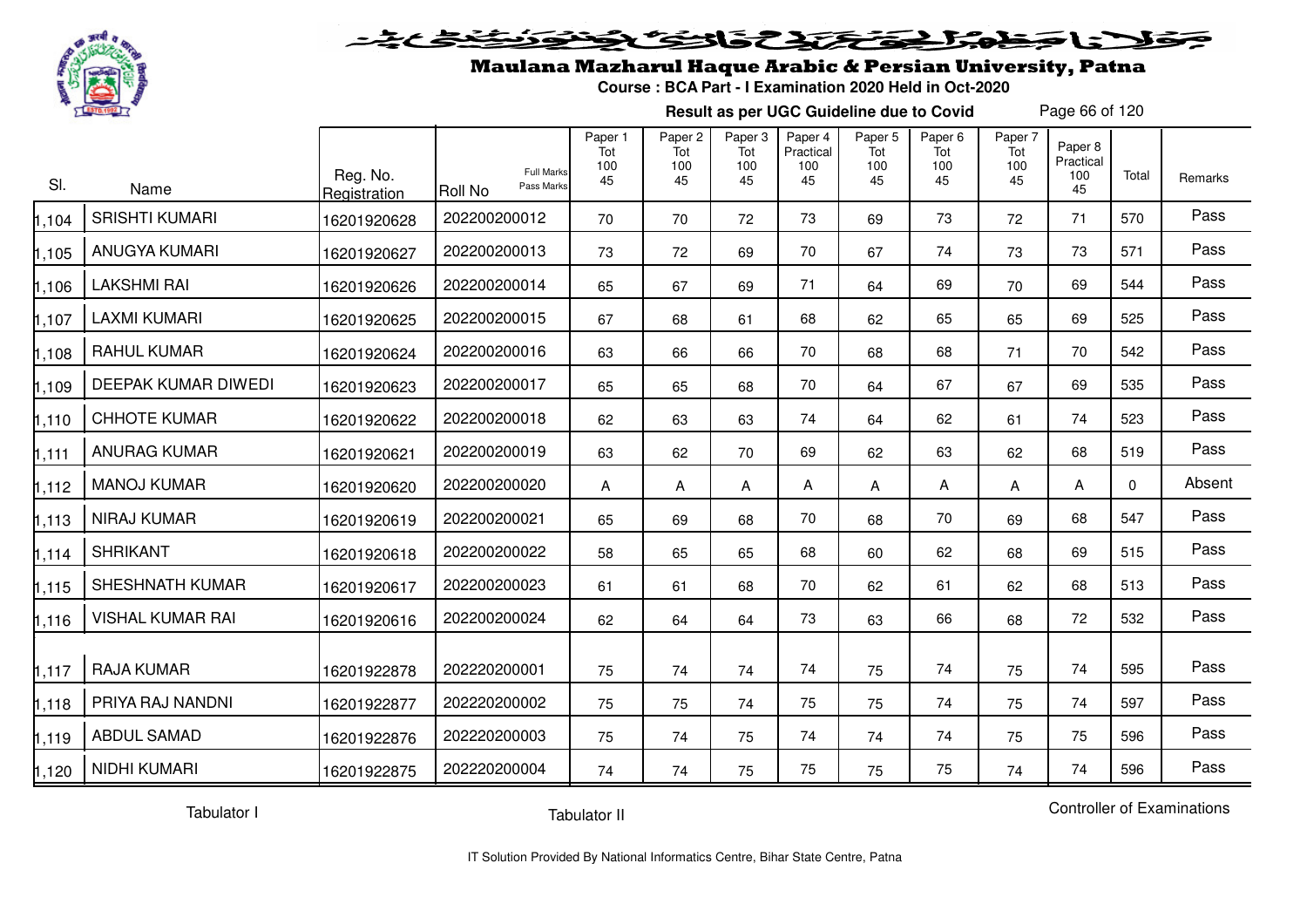# Maulana Mazharul Haque Arabic & Persian University, Patna

**Course : BCA Part - I Examination 2020 Held in Oct-2020**

**Result as per UGC Guideline due to Covid**

| Sl. | Name | Reg. No. Registration | Roll No (Full Marks / Pass Marks) | Paper 1 Tot 100 45 | Paper 2 Tot 100 45 | Paper 3 Tot 100 45 | Paper 4 Practical 100 45 | Paper 5 Tot 100 45 | Paper 6 Tot 100 45 | Paper 7 Tot 100 45 | Paper 8 Practical 100 45 | Total | Remarks |
|---|---|---|---|---|---|---|---|---|---|---|---|---|---|
| 1,104 | SRISHTI KUMARI | 16201920628 | 202200200012 | 70 | 70 | 72 | 73 | 69 | 73 | 72 | 71 | 570 | Pass |
| 1,105 | ANUGYA KUMARI | 16201920627 | 202200200013 | 73 | 72 | 69 | 70 | 67 | 74 | 73 | 73 | 571 | Pass |
| 1,106 | LAKSHMI RAI | 16201920626 | 202200200014 | 65 | 67 | 69 | 71 | 64 | 69 | 70 | 69 | 544 | Pass |
| 1,107 | LAXMI KUMARI | 16201920625 | 202200200015 | 67 | 68 | 61 | 68 | 62 | 65 | 65 | 69 | 525 | Pass |
| 1,108 | RAHUL KUMAR | 16201920624 | 202200200016 | 63 | 66 | 66 | 70 | 68 | 68 | 71 | 70 | 542 | Pass |
| 1,109 | DEEPAK KUMAR DIWEDI | 16201920623 | 202200200017 | 65 | 65 | 68 | 70 | 64 | 67 | 67 | 69 | 535 | Pass |
| 1,110 | CHHOTE KUMAR | 16201920622 | 202200200018 | 62 | 63 | 63 | 74 | 64 | 62 | 61 | 74 | 523 | Pass |
| 1,111 | ANURAG KUMAR | 16201920621 | 202200200019 | 63 | 62 | 70 | 69 | 62 | 63 | 62 | 68 | 519 | Pass |
| 1,112 | MANOJ KUMAR | 16201920620 | 202200200020 | A | A | A | A | A | A | A | A | 0 | Absent |
| 1,113 | NIRAJ KUMAR | 16201920619 | 202200200021 | 65 | 69 | 68 | 70 | 68 | 70 | 69 | 68 | 547 | Pass |
| 1,114 | SHRIKANT | 16201920618 | 202200200022 | 58 | 65 | 65 | 68 | 60 | 62 | 68 | 69 | 515 | Pass |
| 1,115 | SHESHNATH KUMAR | 16201920617 | 202200200023 | 61 | 61 | 68 | 70 | 62 | 61 | 62 | 68 | 513 | Pass |
| 1,116 | VISHAL KUMAR RAI | 16201920616 | 202200200024 | 62 | 64 | 64 | 73 | 63 | 66 | 68 | 72 | 532 | Pass |
| 1,117 | RAJA KUMAR | 16201922878 | 202220200001 | 75 | 74 | 74 | 74 | 75 | 74 | 75 | 74 | 595 | Pass |
| 1,118 | PRIYA RAJ NANDNI | 16201922877 | 202220200002 | 75 | 75 | 74 | 75 | 75 | 74 | 75 | 74 | 597 | Pass |
| 1,119 | ABDUL SAMAD | 16201922876 | 202220200003 | 75 | 74 | 75 | 74 | 74 | 74 | 75 | 75 | 596 | Pass |
| 1,120 | NIDHI KUMARI | 16201922875 | 202220200004 | 74 | 74 | 75 | 75 | 75 | 75 | 74 | 74 | 596 | Pass |

Tabulator I | Tabulator II | Controller of Examinations

IT Solution Provided By National Informatics Centre, Bihar State Centre, Patna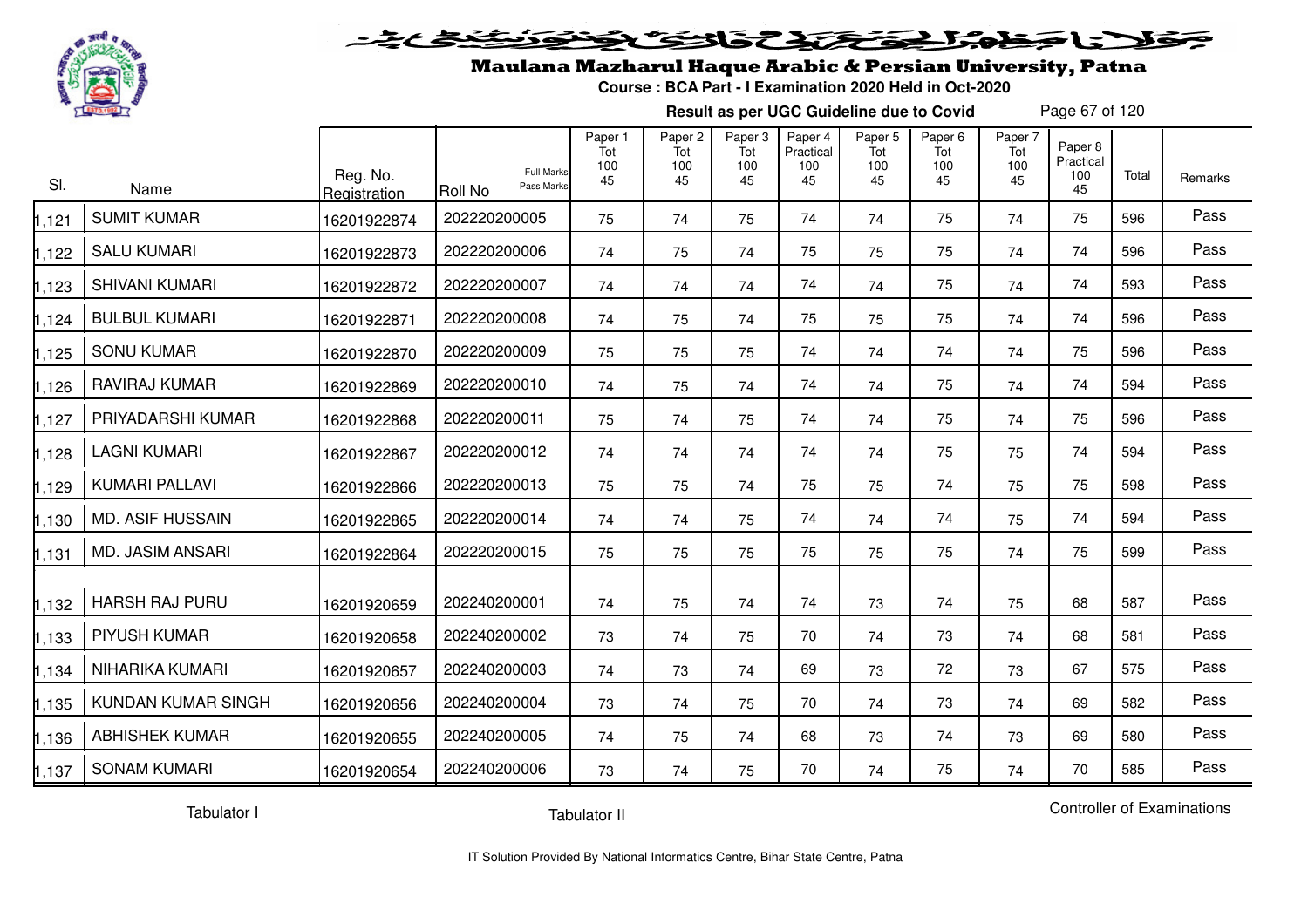# Maulana Mazharul Haque Arabic & Persian University, Patna

**Course : BCA Part - I Examination 2020 Held in Oct-2020**

**Result as per UGC Guideline due to Covid**

| Sl. | Name | Reg. No. Registration | Roll No (Full Marks / Pass Marks) | Paper 1 Tot 100 45 | Paper 2 Tot 100 45 | Paper 3 Tot 100 45 | Paper 4 Practical 100 45 | Paper 5 Tot 100 45 | Paper 6 Tot 100 45 | Paper 7 Tot 100 45 | Paper 8 Practical 100 45 | Total | Remarks |
|---|---|---|---|---|---|---|---|---|---|---|---|---|---|
| 1,121 | SUMIT KUMAR | 16201922874 | 202220200005 | 75 | 74 | 75 | 74 | 74 | 75 | 74 | 75 | 596 | Pass |
| 1,122 | SALU KUMARI | 16201922873 | 202220200006 | 74 | 75 | 74 | 75 | 75 | 75 | 74 | 74 | 596 | Pass |
| 1,123 | SHIVANI KUMARI | 16201922872 | 202220200007 | 74 | 74 | 74 | 74 | 74 | 75 | 74 | 74 | 593 | Pass |
| 1,124 | BULBUL KUMARI | 16201922871 | 202220200008 | 74 | 75 | 74 | 75 | 75 | 75 | 74 | 74 | 596 | Pass |
| 1,125 | SONU KUMAR | 16201922870 | 202220200009 | 75 | 75 | 75 | 74 | 74 | 74 | 74 | 75 | 596 | Pass |
| 1,126 | RAVIRAJ KUMAR | 16201922869 | 202220200010 | 74 | 75 | 74 | 74 | 74 | 75 | 74 | 74 | 594 | Pass |
| 1,127 | PRIYADARSHI KUMAR | 16201922868 | 202220200011 | 75 | 74 | 75 | 74 | 74 | 75 | 74 | 75 | 596 | Pass |
| 1,128 | LAGNI KUMARI | 16201922867 | 202220200012 | 74 | 74 | 74 | 74 | 74 | 75 | 75 | 74 | 594 | Pass |
| 1,129 | KUMARI PALLAVI | 16201922866 | 202220200013 | 75 | 75 | 74 | 75 | 75 | 74 | 75 | 75 | 598 | Pass |
| 1,130 | MD. ASIF HUSSAIN | 16201922865 | 202220200014 | 74 | 74 | 75 | 74 | 74 | 74 | 75 | 74 | 594 | Pass |
| 1,131 | MD. JASIM ANSARI | 16201922864 | 202220200015 | 75 | 75 | 75 | 75 | 75 | 75 | 74 | 75 | 599 | Pass |
| 1,132 | HARSH RAJ PURU | 16201920659 | 202240200001 | 74 | 75 | 74 | 74 | 73 | 74 | 75 | 68 | 587 | Pass |
| 1,133 | PIYUSH KUMAR | 16201920658 | 202240200002 | 73 | 74 | 75 | 70 | 74 | 73 | 74 | 68 | 581 | Pass |
| 1,134 | NIHARIKA KUMARI | 16201920657 | 202240200003 | 74 | 73 | 74 | 69 | 73 | 72 | 73 | 67 | 575 | Pass |
| 1,135 | KUNDAN KUMAR SINGH | 16201920656 | 202240200004 | 73 | 74 | 75 | 70 | 74 | 73 | 74 | 69 | 582 | Pass |
| 1,136 | ABHISHEK KUMAR | 16201920655 | 202240200005 | 74 | 75 | 74 | 68 | 73 | 74 | 73 | 69 | 580 | Pass |
| 1,137 | SONAM KUMARI | 16201920654 | 202240200006 | 73 | 74 | 75 | 70 | 74 | 75 | 74 | 70 | 585 | Pass |

Tabulator I | Tabulator II | Controller of Examinations

IT Solution Provided By National Informatics Centre, Bihar State Centre, Patna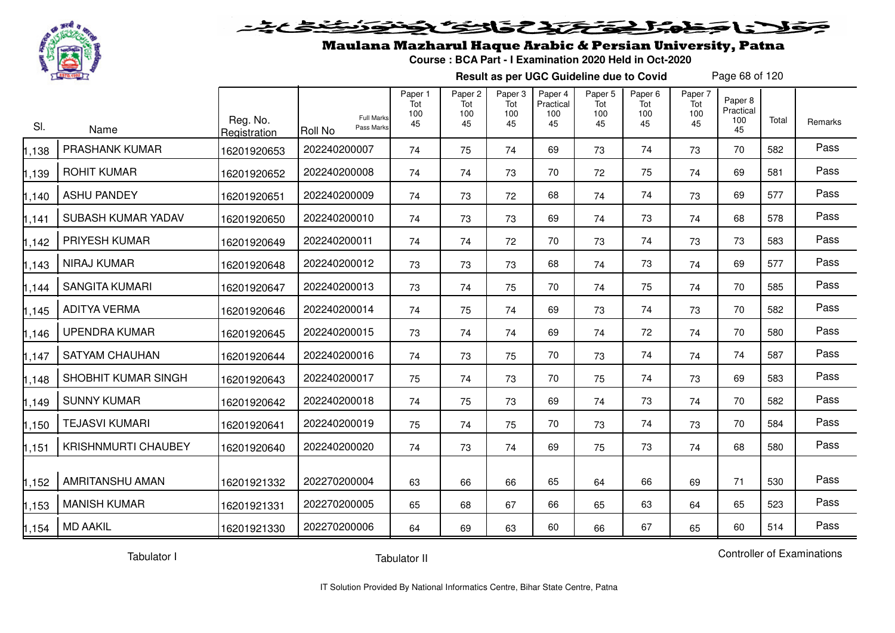# Maulana Mazharul Haque Arabic & Persian University, Patna

**Course : BCA Part - I Examination 2020 Held in Oct-2020**

**Result as per UGC Guideline due to Covid**

| Sl. | Name | Reg. No. Registration | Roll No (Full Marks / Pass Marks) | Paper 1 Tot 100 45 | Paper 2 Tot 100 45 | Paper 3 Tot 100 45 | Paper 4 Practical 100 45 | Paper 5 Tot 100 45 | Paper 6 Tot 100 45 | Paper 7 Tot 100 45 | Paper 8 Practical 100 45 | Total | Remarks |
|---|---|---|---|---|---|---|---|---|---|---|---|---|---|
| 1,138 | PRASHANK KUMAR | 16201920653 | 202240200007 | 74 | 75 | 74 | 69 | 73 | 74 | 73 | 70 | 582 | Pass |
| 1,139 | ROHIT KUMAR | 16201920652 | 202240200008 | 74 | 74 | 73 | 70 | 72 | 75 | 74 | 69 | 581 | Pass |
| 1,140 | ASHU PANDEY | 16201920651 | 202240200009 | 74 | 73 | 72 | 68 | 74 | 74 | 73 | 69 | 577 | Pass |
| 1,141 | SUBASH KUMAR YADAV | 16201920650 | 202240200010 | 74 | 73 | 73 | 69 | 74 | 73 | 74 | 68 | 578 | Pass |
| 1,142 | PRIYESH KUMAR | 16201920649 | 202240200011 | 74 | 74 | 72 | 70 | 73 | 74 | 73 | 73 | 583 | Pass |
| 1,143 | NIRAJ KUMAR | 16201920648 | 202240200012 | 73 | 73 | 73 | 68 | 74 | 73 | 74 | 69 | 577 | Pass |
| 1,144 | SANGITA KUMARI | 16201920647 | 202240200013 | 73 | 74 | 75 | 70 | 74 | 75 | 74 | 70 | 585 | Pass |
| 1,145 | ADITYA VERMA | 16201920646 | 202240200014 | 74 | 75 | 74 | 69 | 73 | 74 | 73 | 70 | 582 | Pass |
| 1,146 | UPENDRA KUMAR | 16201920645 | 202240200015 | 73 | 74 | 74 | 69 | 74 | 72 | 74 | 70 | 580 | Pass |
| 1,147 | SATYAM CHAUHAN | 16201920644 | 202240200016 | 74 | 73 | 75 | 70 | 73 | 74 | 74 | 74 | 587 | Pass |
| 1,148 | SHOBHIT KUMAR SINGH | 16201920643 | 202240200017 | 75 | 74 | 73 | 70 | 75 | 74 | 73 | 69 | 583 | Pass |
| 1,149 | SUNNY KUMAR | 16201920642 | 202240200018 | 74 | 75 | 73 | 69 | 74 | 73 | 74 | 70 | 582 | Pass |
| 1,150 | TEJASVI KUMARI | 16201920641 | 202240200019 | 75 | 74 | 75 | 70 | 73 | 74 | 73 | 70 | 584 | Pass |
| 1,151 | KRISHNMURTI CHAUBEY | 16201920640 | 202240200020 | 74 | 73 | 74 | 69 | 75 | 73 | 74 | 68 | 580 | Pass |
| 1,152 | AMRITANSHU AMAN | 16201921332 | 202270200004 | 63 | 66 | 66 | 65 | 64 | 66 | 69 | 71 | 530 | Pass |
| 1,153 | MANISH KUMAR | 16201921331 | 202270200005 | 65 | 68 | 67 | 66 | 65 | 63 | 64 | 65 | 523 | Pass |
| 1,154 | MD AAKIL | 16201921330 | 202270200006 | 64 | 69 | 63 | 60 | 66 | 67 | 65 | 60 | 514 | Pass |

Tabulator I | Tabulator II | Controller of Examinations

IT Solution Provided By National Informatics Centre, Bihar State Centre, Patna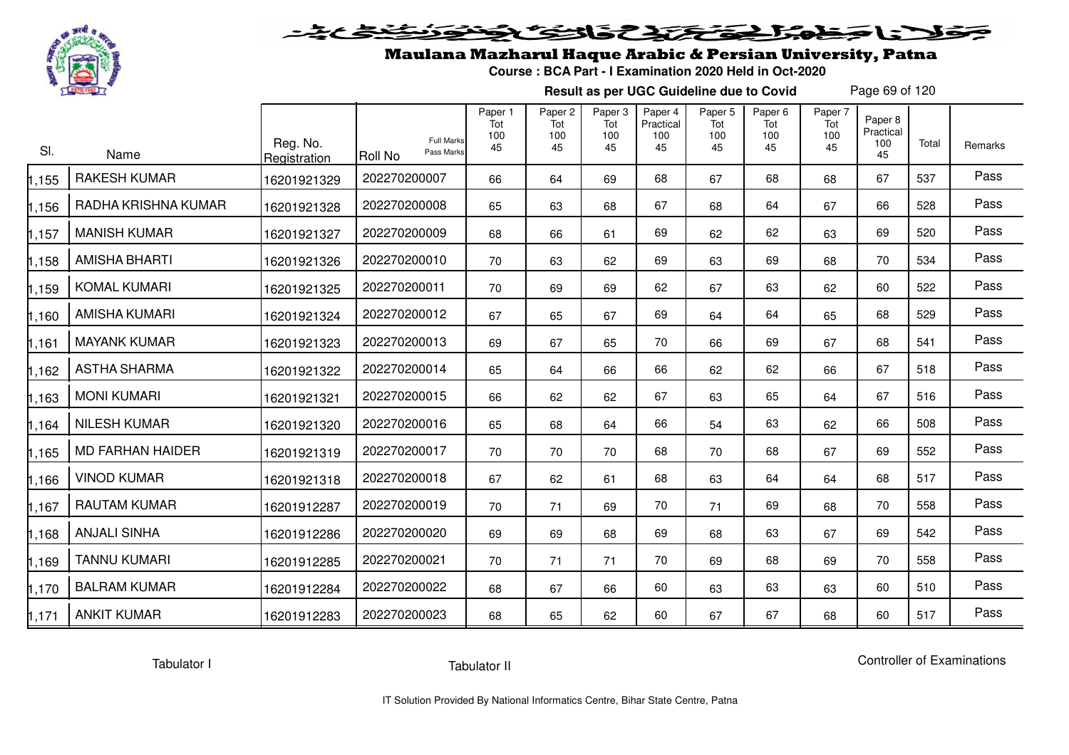# Maulana Mazharul Haque Arabic & Persian University, Patna

**Course : BCA Part - I Examination 2020 Held in Oct-2020**

**Result as per UGC Guideline due to Covid**

| Sl. | Name | Reg. No. Registration | Roll No (Full Marks / Pass Marks) | Paper 1 Tot 100 45 | Paper 2 Tot 100 45 | Paper 3 Tot 100 45 | Paper 4 Practical 100 45 | Paper 5 Tot 100 45 | Paper 6 Tot 100 45 | Paper 7 Tot 100 45 | Paper 8 Practical 100 45 | Total | Remarks |
|---|---|---|---|---|---|---|---|---|---|---|---|---|---|
| 1,155 | RAKESH KUMAR | 16201921329 | 202270200007 | 66 | 64 | 69 | 68 | 67 | 68 | 68 | 67 | 537 | Pass |
| 1,156 | RADHA KRISHNA KUMAR | 16201921328 | 202270200008 | 65 | 63 | 68 | 67 | 68 | 64 | 67 | 66 | 528 | Pass |
| 1,157 | MANISH KUMAR | 16201921327 | 202270200009 | 68 | 66 | 61 | 69 | 62 | 62 | 63 | 69 | 520 | Pass |
| 1,158 | AMISHA BHARTI | 16201921326 | 202270200010 | 70 | 63 | 62 | 69 | 63 | 69 | 68 | 70 | 534 | Pass |
| 1,159 | KOMAL KUMARI | 16201921325 | 202270200011 | 70 | 69 | 69 | 62 | 67 | 63 | 62 | 60 | 522 | Pass |
| 1,160 | AMISHA KUMARI | 16201921324 | 202270200012 | 67 | 65 | 67 | 69 | 64 | 64 | 65 | 68 | 529 | Pass |
| 1,161 | MAYANK KUMAR | 16201921323 | 202270200013 | 69 | 67 | 65 | 70 | 66 | 69 | 67 | 68 | 541 | Pass |
| 1,162 | ASTHA SHARMA | 16201921322 | 202270200014 | 65 | 64 | 66 | 66 | 62 | 62 | 66 | 67 | 518 | Pass |
| 1,163 | MONI KUMARI | 16201921321 | 202270200015 | 66 | 62 | 62 | 67 | 63 | 65 | 64 | 67 | 516 | Pass |
| 1,164 | NILESH KUMAR | 16201921320 | 202270200016 | 65 | 68 | 64 | 66 | 54 | 63 | 62 | 66 | 508 | Pass |
| 1,165 | MD FARHAN HAIDER | 16201921319 | 202270200017 | 70 | 70 | 70 | 68 | 70 | 68 | 67 | 69 | 552 | Pass |
| 1,166 | VINOD KUMAR | 16201921318 | 202270200018 | 67 | 62 | 61 | 68 | 63 | 64 | 64 | 68 | 517 | Pass |
| 1,167 | RAUTAM KUMAR | 16201912287 | 202270200019 | 70 | 71 | 69 | 70 | 71 | 69 | 68 | 70 | 558 | Pass |
| 1,168 | ANJALI SINHA | 16201912286 | 202270200020 | 69 | 69 | 68 | 69 | 68 | 63 | 67 | 69 | 542 | Pass |
| 1,169 | TANNU KUMARI | 16201912285 | 202270200021 | 70 | 71 | 71 | 70 | 69 | 68 | 69 | 70 | 558 | Pass |
| 1,170 | BALRAM KUMAR | 16201912284 | 202270200022 | 68 | 67 | 66 | 60 | 63 | 63 | 63 | 60 | 510 | Pass |
| 1,171 | ANKIT KUMAR | 16201912283 | 202270200023 | 68 | 65 | 62 | 60 | 67 | 67 | 68 | 60 | 517 | Pass |

Tabulator I

Tabulator II

Controller of Examinations

IT Solution Provided By National Informatics Centre, Bihar State Centre, Patna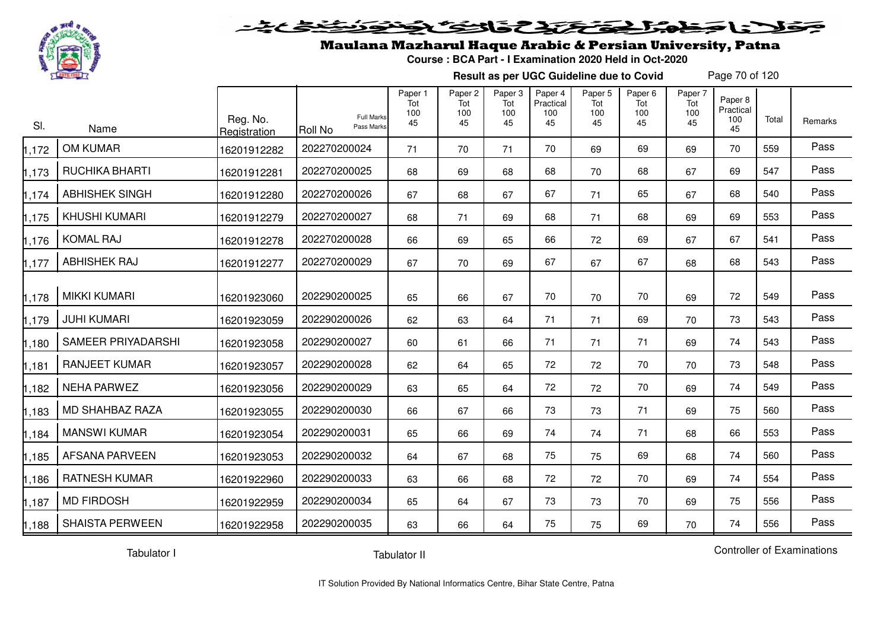# Maulana Mazharul Haque Arabic & Persian University, Patna

**Course : BCA Part - I Examination 2020 Held in Oct-2020**

**Result as per UGC Guideline due to Covid**

| Sl. | Name | Reg. No. Registration | Roll No (Full Marks / Pass Marks) | Paper 1 Tot 100 45 | Paper 2 Tot 100 45 | Paper 3 Tot 100 45 | Paper 4 Practical 100 45 | Paper 5 Tot 100 45 | Paper 6 Tot 100 45 | Paper 7 Tot 100 45 | Paper 8 Practical 100 45 | Total | Remarks |
|---|---|---|---|---|---|---|---|---|---|---|---|---|---|
| 1,172 | OM KUMAR | 16201912282 | 202270200024 | 71 | 70 | 71 | 70 | 69 | 69 | 69 | 70 | 559 | Pass |
| 1,173 | RUCHIKA BHARTI | 16201912281 | 202270200025 | 68 | 69 | 68 | 68 | 70 | 68 | 67 | 69 | 547 | Pass |
| 1,174 | ABHISHEK SINGH | 16201912280 | 202270200026 | 67 | 68 | 67 | 67 | 71 | 65 | 67 | 68 | 540 | Pass |
| 1,175 | KHUSHI KUMARI | 16201912279 | 202270200027 | 68 | 71 | 69 | 68 | 71 | 68 | 69 | 69 | 553 | Pass |
| 1,176 | KOMAL RAJ | 16201912278 | 202270200028 | 66 | 69 | 65 | 66 | 72 | 69 | 67 | 67 | 541 | Pass |
| 1,177 | ABHISHEK RAJ | 16201912277 | 202270200029 | 67 | 70 | 69 | 67 | 67 | 67 | 68 | 68 | 543 | Pass |
| 1,178 | MIKKI KUMARI | 16201923060 | 202290200025 | 65 | 66 | 67 | 70 | 70 | 70 | 69 | 72 | 549 | Pass |
| 1,179 | JUHI KUMARI | 16201923059 | 202290200026 | 62 | 63 | 64 | 71 | 71 | 69 | 70 | 73 | 543 | Pass |
| 1,180 | SAMEER PRIYADARSHI | 16201923058 | 202290200027 | 60 | 61 | 66 | 71 | 71 | 71 | 69 | 74 | 543 | Pass |
| 1,181 | RANJEET KUMAR | 16201923057 | 202290200028 | 62 | 64 | 65 | 72 | 72 | 70 | 70 | 73 | 548 | Pass |
| 1,182 | NEHA PARWEZ | 16201923056 | 202290200029 | 63 | 65 | 64 | 72 | 72 | 70 | 69 | 74 | 549 | Pass |
| 1,183 | MD SHAHBAZ RAZA | 16201923055 | 202290200030 | 66 | 67 | 66 | 73 | 73 | 71 | 69 | 75 | 560 | Pass |
| 1,184 | MANSWI KUMAR | 16201923054 | 202290200031 | 65 | 66 | 69 | 74 | 74 | 71 | 68 | 66 | 553 | Pass |
| 1,185 | AFSANA PARVEEN | 16201923053 | 202290200032 | 64 | 67 | 68 | 75 | 75 | 69 | 68 | 74 | 560 | Pass |
| 1,186 | RATNESH KUMAR | 16201922960 | 202290200033 | 63 | 66 | 68 | 72 | 72 | 70 | 69 | 74 | 554 | Pass |
| 1,187 | MD FIRDOSH | 16201922959 | 202290200034 | 65 | 64 | 67 | 73 | 73 | 70 | 69 | 75 | 556 | Pass |
| 1,188 | SHAISTA PERWEEN | 16201922958 | 202290200035 | 63 | 66 | 64 | 75 | 75 | 69 | 70 | 74 | 556 | Pass |

Tabulator I　　　　Tabulator II　　　　Controller of Examinations

IT Solution Provided By National Informatics Centre, Bihar State Centre, Patna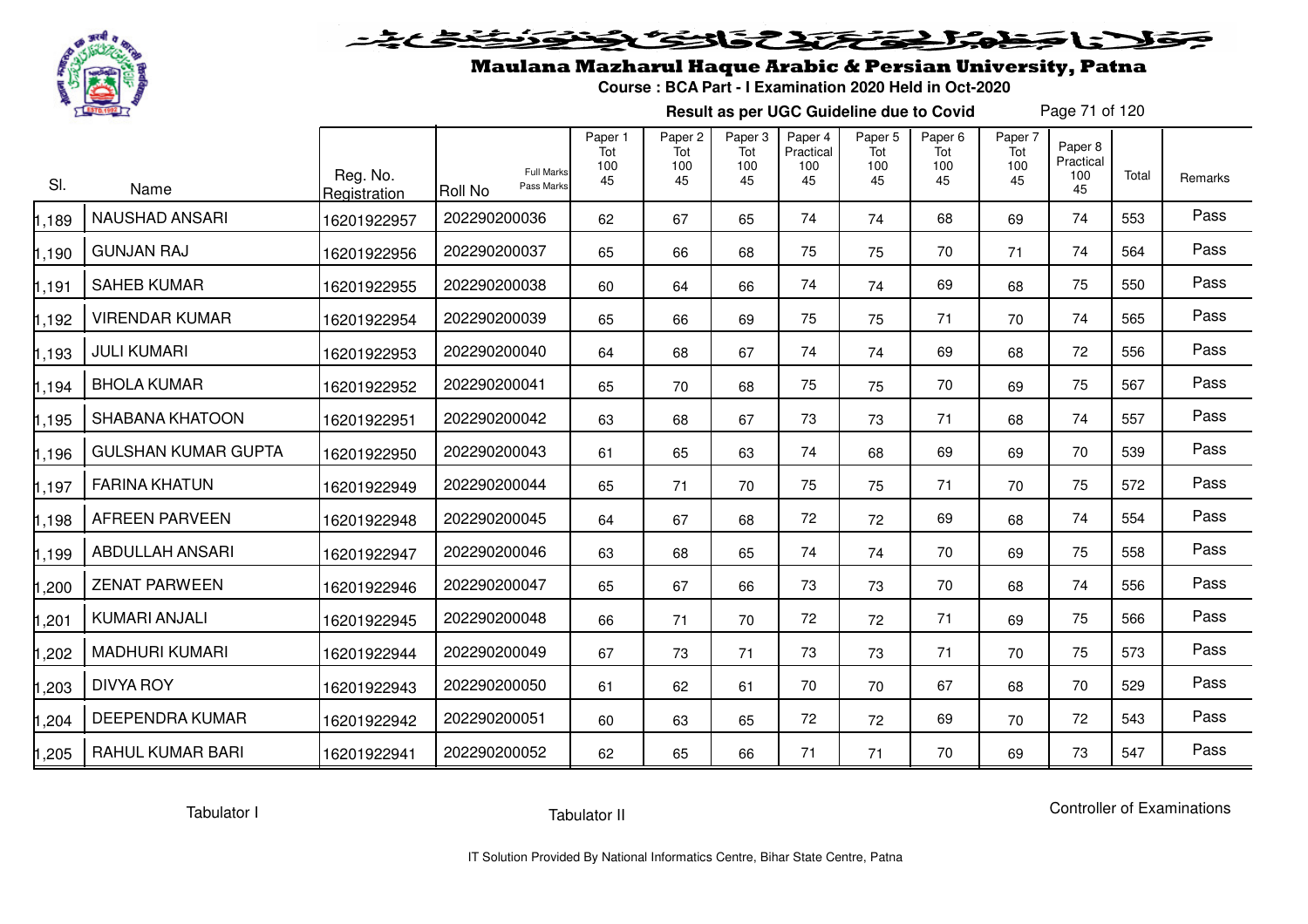# Maulana Mazharul Haque Arabic & Persian University, Patna

**Course : BCA Part - I Examination 2020 Held in Oct-2020**

**Result as per UGC Guideline due to Covid**

| Sl. | Name | Reg. No. Registration | Roll No (Full Marks / Pass Marks) | Paper 1 Tot 100 45 | Paper 2 Tot 100 45 | Paper 3 Tot 100 45 | Paper 4 Practical 100 45 | Paper 5 Tot 100 45 | Paper 6 Tot 100 45 | Paper 7 Tot 100 45 | Paper 8 Practical 100 45 | Total | Remarks |
|---|---|---|---|---|---|---|---|---|---|---|---|---|---|
| 1,189 | NAUSHAD ANSARI | 16201922957 | 202290200036 | 62 | 67 | 65 | 74 | 74 | 68 | 69 | 74 | 553 | Pass |
| 1,190 | GUNJAN RAJ | 16201922956 | 202290200037 | 65 | 66 | 68 | 75 | 75 | 70 | 71 | 74 | 564 | Pass |
| 1,191 | SAHEB KUMAR | 16201922955 | 202290200038 | 60 | 64 | 66 | 74 | 74 | 69 | 68 | 75 | 550 | Pass |
| 1,192 | VIRENDAR KUMAR | 16201922954 | 202290200039 | 65 | 66 | 69 | 75 | 75 | 71 | 70 | 74 | 565 | Pass |
| 1,193 | JULI KUMARI | 16201922953 | 202290200040 | 64 | 68 | 67 | 74 | 74 | 69 | 68 | 72 | 556 | Pass |
| 1,194 | BHOLA KUMAR | 16201922952 | 202290200041 | 65 | 70 | 68 | 75 | 75 | 70 | 69 | 75 | 567 | Pass |
| 1,195 | SHABANA KHATOON | 16201922951 | 202290200042 | 63 | 68 | 67 | 73 | 73 | 71 | 68 | 74 | 557 | Pass |
| 1,196 | GULSHAN KUMAR GUPTA | 16201922950 | 202290200043 | 61 | 65 | 63 | 74 | 68 | 69 | 69 | 70 | 539 | Pass |
| 1,197 | FARINA KHATUN | 16201922949 | 202290200044 | 65 | 71 | 70 | 75 | 75 | 71 | 70 | 75 | 572 | Pass |
| 1,198 | AFREEN PARVEEN | 16201922948 | 202290200045 | 64 | 67 | 68 | 72 | 72 | 69 | 68 | 74 | 554 | Pass |
| 1,199 | ABDULLAH ANSARI | 16201922947 | 202290200046 | 63 | 68 | 65 | 74 | 74 | 70 | 69 | 75 | 558 | Pass |
| 1,200 | ZENAT PARWEEN | 16201922946 | 202290200047 | 65 | 67 | 66 | 73 | 73 | 70 | 68 | 74 | 556 | Pass |
| 1,201 | KUMARI ANJALI | 16201922945 | 202290200048 | 66 | 71 | 70 | 72 | 72 | 71 | 69 | 75 | 566 | Pass |
| 1,202 | MADHURI KUMARI | 16201922944 | 202290200049 | 67 | 73 | 71 | 73 | 73 | 71 | 70 | 75 | 573 | Pass |
| 1,203 | DIVYA ROY | 16201922943 | 202290200050 | 61 | 62 | 61 | 70 | 70 | 67 | 68 | 70 | 529 | Pass |
| 1,204 | DEEPENDRA KUMAR | 16201922942 | 202290200051 | 60 | 63 | 65 | 72 | 72 | 69 | 70 | 72 | 543 | Pass |
| 1,205 | RAHUL KUMAR BARI | 16201922941 | 202290200052 | 62 | 65 | 66 | 71 | 71 | 70 | 69 | 73 | 547 | Pass |

Tabulator I    Tabulator II    Controller of Examinations

IT Solution Provided By National Informatics Centre, Bihar State Centre, Patna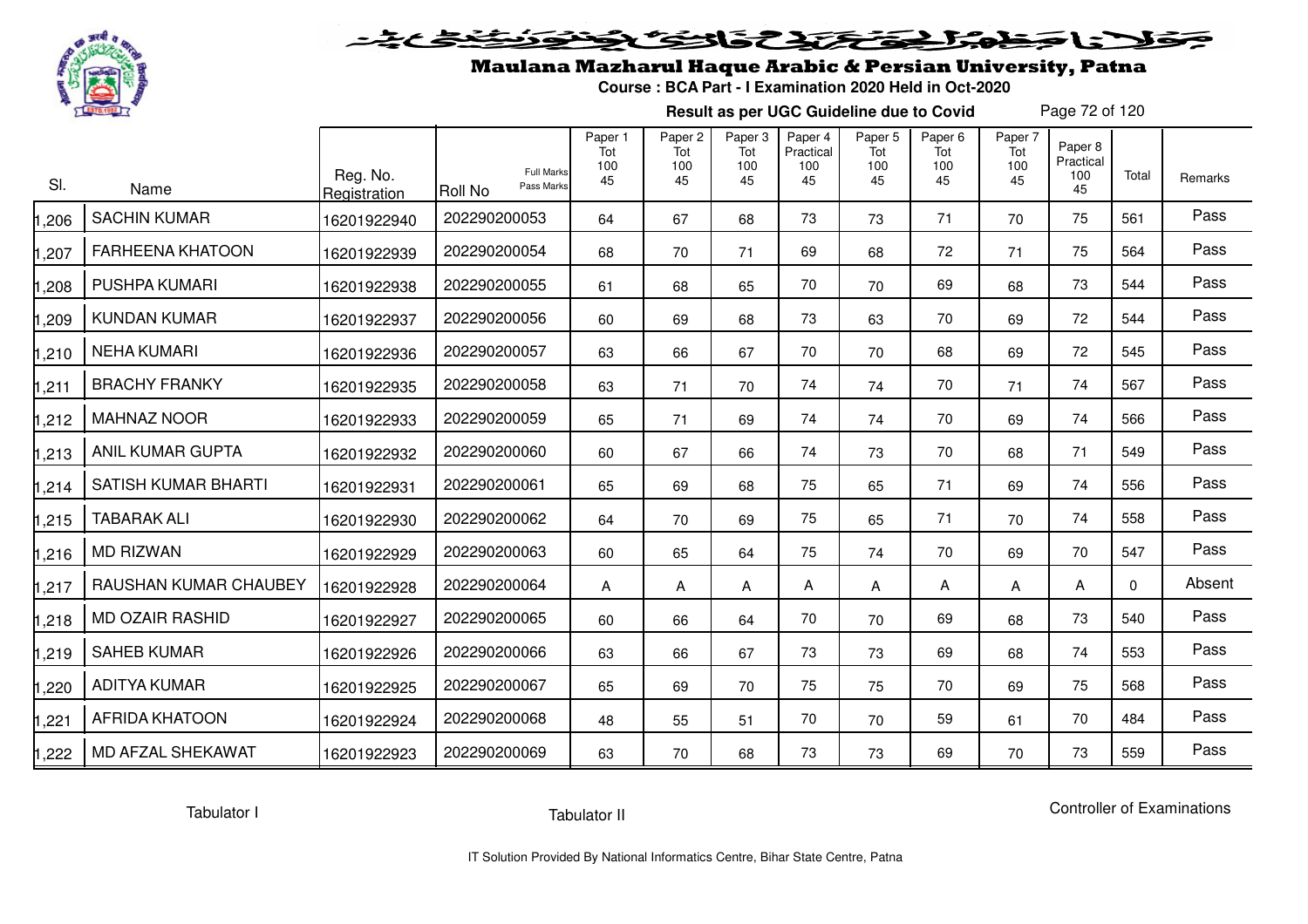# Maulana Mazharul Haque Arabic & Persian University, Patna

**Course : BCA Part - I Examination 2020 Held in Oct-2020**

**Result as per UGC Guideline due to Covid**

| Sl. | Name | Reg. No. Registration | Roll No (Full Marks / Pass Marks) | Paper 1 Tot 100 45 | Paper 2 Tot 100 45 | Paper 3 Tot 100 45 | Paper 4 Practical 100 45 | Paper 5 Tot 100 45 | Paper 6 Tot 100 45 | Paper 7 Tot 100 45 | Paper 8 Practical 100 45 | Total | Remarks |
|---|---|---|---|---|---|---|---|---|---|---|---|---|---|
| 1,206 | SACHIN KUMAR | 16201922940 | 202290200053 | 64 | 67 | 68 | 73 | 73 | 71 | 70 | 75 | 561 | Pass |
| 1,207 | FARHEENA KHATOON | 16201922939 | 202290200054 | 68 | 70 | 71 | 69 | 68 | 72 | 71 | 75 | 564 | Pass |
| 1,208 | PUSHPA KUMARI | 16201922938 | 202290200055 | 61 | 68 | 65 | 70 | 70 | 69 | 68 | 73 | 544 | Pass |
| 1,209 | KUNDAN KUMAR | 16201922937 | 202290200056 | 60 | 69 | 68 | 73 | 63 | 70 | 69 | 72 | 544 | Pass |
| 1,210 | NEHA KUMARI | 16201922936 | 202290200057 | 63 | 66 | 67 | 70 | 70 | 68 | 69 | 72 | 545 | Pass |
| 1,211 | BRACHY FRANKY | 16201922935 | 202290200058 | 63 | 71 | 70 | 74 | 74 | 70 | 71 | 74 | 567 | Pass |
| 1,212 | MAHNAZ NOOR | 16201922933 | 202290200059 | 65 | 71 | 69 | 74 | 74 | 70 | 69 | 74 | 566 | Pass |
| 1,213 | ANIL KUMAR GUPTA | 16201922932 | 202290200060 | 60 | 67 | 66 | 74 | 73 | 70 | 68 | 71 | 549 | Pass |
| 1,214 | SATISH KUMAR BHARTI | 16201922931 | 202290200061 | 65 | 69 | 68 | 75 | 65 | 71 | 69 | 74 | 556 | Pass |
| 1,215 | TABARAK ALI | 16201922930 | 202290200062 | 64 | 70 | 69 | 75 | 65 | 71 | 70 | 74 | 558 | Pass |
| 1,216 | MD RIZWAN | 16201922929 | 202290200063 | 60 | 65 | 64 | 75 | 74 | 70 | 69 | 70 | 547 | Pass |
| 1,217 | RAUSHAN KUMAR CHAUBEY | 16201922928 | 202290200064 | A | A | A | A | A | A | A | A | 0 | Absent |
| 1,218 | MD OZAIR RASHID | 16201922927 | 202290200065 | 60 | 66 | 64 | 70 | 70 | 69 | 68 | 73 | 540 | Pass |
| 1,219 | SAHEB KUMAR | 16201922926 | 202290200066 | 63 | 66 | 67 | 73 | 73 | 69 | 68 | 74 | 553 | Pass |
| 1,220 | ADITYA KUMAR | 16201922925 | 202290200067 | 65 | 69 | 70 | 75 | 75 | 70 | 69 | 75 | 568 | Pass |
| 1,221 | AFRIDA KHATOON | 16201922924 | 202290200068 | 48 | 55 | 51 | 70 | 70 | 59 | 61 | 70 | 484 | Pass |
| 1,222 | MD AFZAL SHEKAWAT | 16201922923 | 202290200069 | 63 | 70 | 68 | 73 | 73 | 69 | 70 | 73 | 559 | Pass |

Tabulator I          Tabulator II          Controller of Examinations

IT Solution Provided By National Informatics Centre, Bihar State Centre, Patna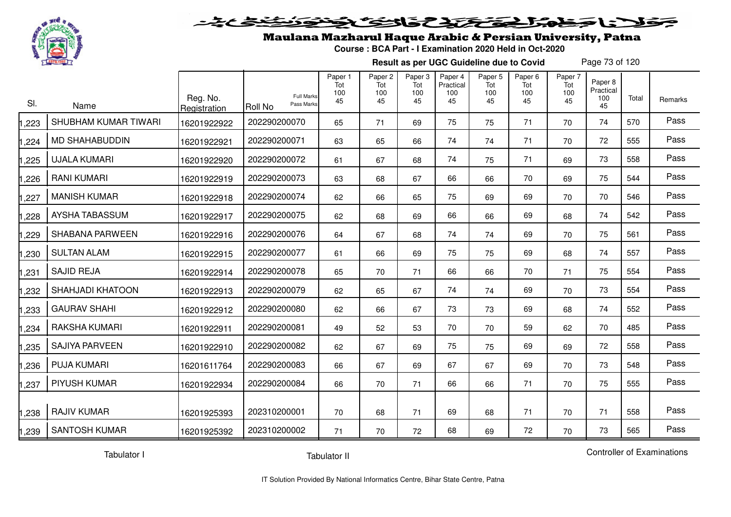# Maulana Mazharul Haque Arabic & Persian University, Patna

**Course : BCA Part - I Examination 2020 Held in Oct-2020**

**Result as per UGC Guideline due to Covid**

| Sl. | Name | Reg. No. Registration | Roll No (Full Marks / Pass Marks) | Paper 1 Tot 100 45 | Paper 2 Tot 100 45 | Paper 3 Tot 100 45 | Paper 4 Practical 100 45 | Paper 5 Tot 100 45 | Paper 6 Tot 100 45 | Paper 7 Tot 100 45 | Paper 8 Practical 100 45 | Total | Remarks |
|---|---|---|---|---|---|---|---|---|---|---|---|---|---|
| 1,223 | SHUBHAM KUMAR TIWARI | 16201922922 | 202290200070 | 65 | 71 | 69 | 75 | 75 | 71 | 70 | 74 | 570 | Pass |
| 1,224 | MD SHAHABUDDIN | 16201922921 | 202290200071 | 63 | 65 | 66 | 74 | 74 | 71 | 70 | 72 | 555 | Pass |
| 1,225 | UJALA KUMARI | 16201922920 | 202290200072 | 61 | 67 | 68 | 74 | 75 | 71 | 69 | 73 | 558 | Pass |
| 1,226 | RANI KUMARI | 16201922919 | 202290200073 | 63 | 68 | 67 | 66 | 66 | 70 | 69 | 75 | 544 | Pass |
| 1,227 | MANISH KUMAR | 16201922918 | 202290200074 | 62 | 66 | 65 | 75 | 69 | 69 | 70 | 70 | 546 | Pass |
| 1,228 | AYSHA TABASSUM | 16201922917 | 202290200075 | 62 | 68 | 69 | 66 | 66 | 69 | 68 | 74 | 542 | Pass |
| 1,229 | SHABANA PARWEEN | 16201922916 | 202290200076 | 64 | 67 | 68 | 74 | 74 | 69 | 70 | 75 | 561 | Pass |
| 1,230 | SULTAN ALAM | 16201922915 | 202290200077 | 61 | 66 | 69 | 75 | 75 | 69 | 68 | 74 | 557 | Pass |
| 1,231 | SAJID REJA | 16201922914 | 202290200078 | 65 | 70 | 71 | 66 | 66 | 70 | 71 | 75 | 554 | Pass |
| 1,232 | SHAHJADI KHATOON | 16201922913 | 202290200079 | 62 | 65 | 67 | 74 | 74 | 69 | 70 | 73 | 554 | Pass |
| 1,233 | GAURAV SHAHI | 16201922912 | 202290200080 | 62 | 66 | 67 | 73 | 73 | 69 | 68 | 74 | 552 | Pass |
| 1,234 | RAKSHA KUMARI | 16201922911 | 202290200081 | 49 | 52 | 53 | 70 | 70 | 59 | 62 | 70 | 485 | Pass |
| 1,235 | SAJIYA PARVEEN | 16201922910 | 202290200082 | 62 | 67 | 69 | 75 | 75 | 69 | 69 | 72 | 558 | Pass |
| 1,236 | PUJA KUMARI | 16201611764 | 202290200083 | 66 | 67 | 69 | 67 | 67 | 69 | 70 | 73 | 548 | Pass |
| 1,237 | PIYUSH KUMAR | 16201922934 | 202290200084 | 66 | 70 | 71 | 66 | 66 | 71 | 70 | 75 | 555 | Pass |
| 1,238 | RAJIV KUMAR | 16201925393 | 202310200001 | 70 | 68 | 71 | 69 | 68 | 71 | 70 | 71 | 558 | Pass |
| 1,239 | SANTOSH KUMAR | 16201925392 | 202310200002 | 71 | 70 | 72 | 68 | 69 | 72 | 70 | 73 | 565 | Pass |

Tabulator I | Tabulator II | Controller of Examinations

IT Solution Provided By National Informatics Centre, Bihar State Centre, Patna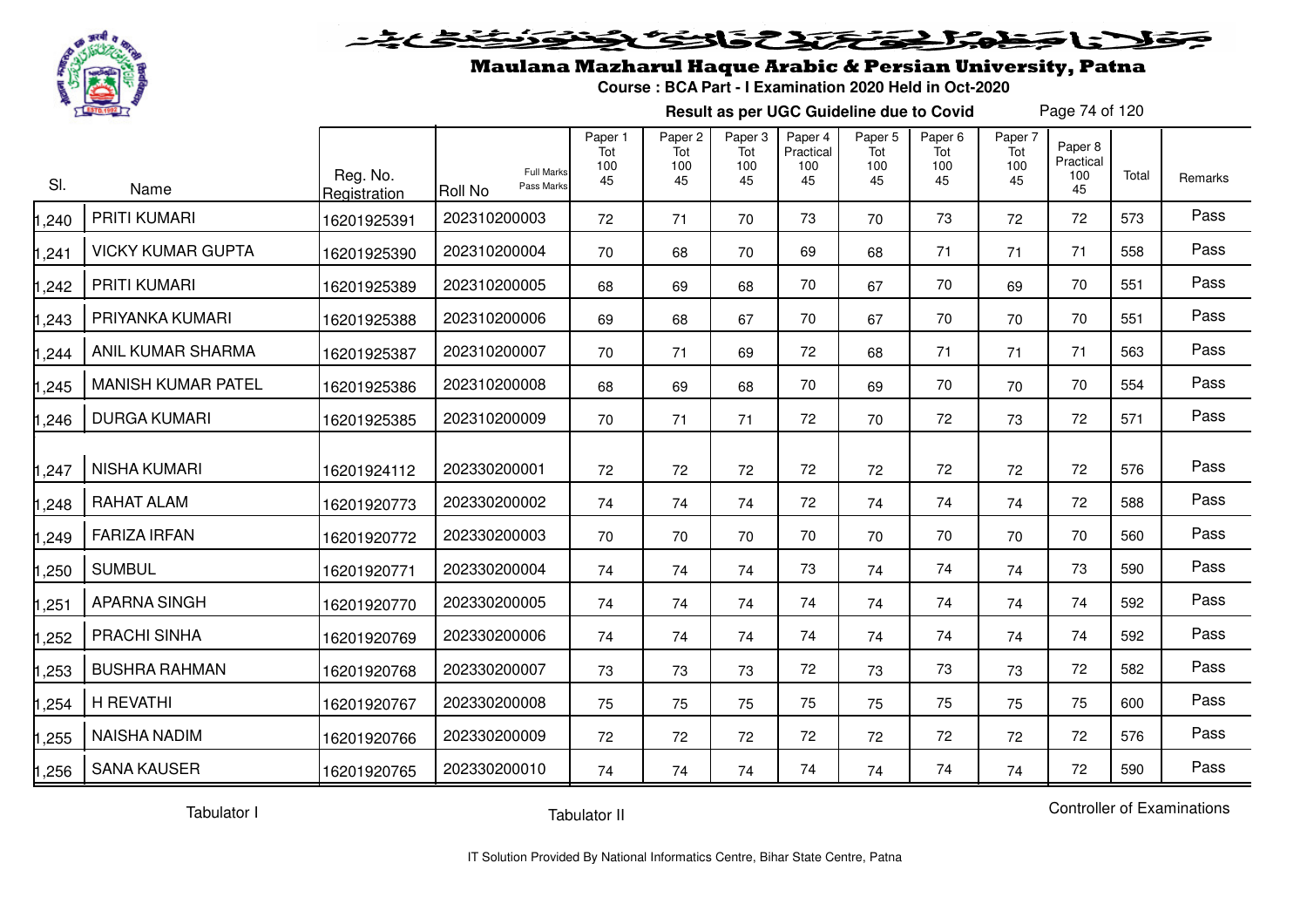# Maulana Mazharul Haque Arabic & Persian University, Patna

**Course : BCA Part - I Examination 2020 Held in Oct-2020**

**Result as per UGC Guideline due to Covid**

| Sl. | Name | Reg. No. Registration | Roll No | Paper 1 Tot 100 45 | Paper 2 Tot 100 45 | Paper 3 Tot 100 45 | Paper 4 Practical 100 45 | Paper 5 Tot 100 45 | Paper 6 Tot 100 45 | Paper 7 Tot 100 45 | Paper 8 Practical 100 45 | Total | Remarks |
|---|---|---|---|---|---|---|---|---|---|---|---|---|---|
| 1,240 | PRITI KUMARI | 16201925391 | 202310200003 | 72 | 71 | 70 | 73 | 70 | 73 | 72 | 72 | 573 | Pass |
| 1,241 | VICKY KUMAR GUPTA | 16201925390 | 202310200004 | 70 | 68 | 70 | 69 | 68 | 71 | 71 | 71 | 558 | Pass |
| 1,242 | PRITI KUMARI | 16201925389 | 202310200005 | 68 | 69 | 68 | 70 | 67 | 70 | 69 | 70 | 551 | Pass |
| 1,243 | PRIYANKA KUMARI | 16201925388 | 202310200006 | 69 | 68 | 67 | 70 | 67 | 70 | 70 | 70 | 551 | Pass |
| 1,244 | ANIL KUMAR SHARMA | 16201925387 | 202310200007 | 70 | 71 | 69 | 72 | 68 | 71 | 71 | 71 | 563 | Pass |
| 1,245 | MANISH KUMAR PATEL | 16201925386 | 202310200008 | 68 | 69 | 68 | 70 | 69 | 70 | 70 | 70 | 554 | Pass |
| 1,246 | DURGA KUMARI | 16201925385 | 202310200009 | 70 | 71 | 71 | 72 | 70 | 72 | 73 | 72 | 571 | Pass |
| 1,247 | NISHA KUMARI | 16201924112 | 202330200001 | 72 | 72 | 72 | 72 | 72 | 72 | 72 | 72 | 576 | Pass |
| 1,248 | RAHAT ALAM | 16201920773 | 202330200002 | 74 | 74 | 74 | 72 | 74 | 74 | 74 | 72 | 588 | Pass |
| 1,249 | FARIZA IRFAN | 16201920772 | 202330200003 | 70 | 70 | 70 | 70 | 70 | 70 | 70 | 70 | 560 | Pass |
| 1,250 | SUMBUL | 16201920771 | 202330200004 | 74 | 74 | 74 | 73 | 74 | 74 | 74 | 73 | 590 | Pass |
| 1,251 | APARNA SINGH | 16201920770 | 202330200005 | 74 | 74 | 74 | 74 | 74 | 74 | 74 | 74 | 592 | Pass |
| 1,252 | PRACHI SINHA | 16201920769 | 202330200006 | 74 | 74 | 74 | 74 | 74 | 74 | 74 | 74 | 592 | Pass |
| 1,253 | BUSHRA RAHMAN | 16201920768 | 202330200007 | 73 | 73 | 73 | 72 | 73 | 73 | 73 | 72 | 582 | Pass |
| 1,254 | H REVATHI | 16201920767 | 202330200008 | 75 | 75 | 75 | 75 | 75 | 75 | 75 | 75 | 600 | Pass |
| 1,255 | NAISHA NADIM | 16201920766 | 202330200009 | 72 | 72 | 72 | 72 | 72 | 72 | 72 | 72 | 576 | Pass |
| 1,256 | SANA KAUSER | 16201920765 | 202330200010 | 74 | 74 | 74 | 74 | 74 | 74 | 74 | 72 | 590 | Pass |

Tabulator I | Tabulator II | Controller of Examinations

IT Solution Provided By National Informatics Centre, Bihar State Centre, Patna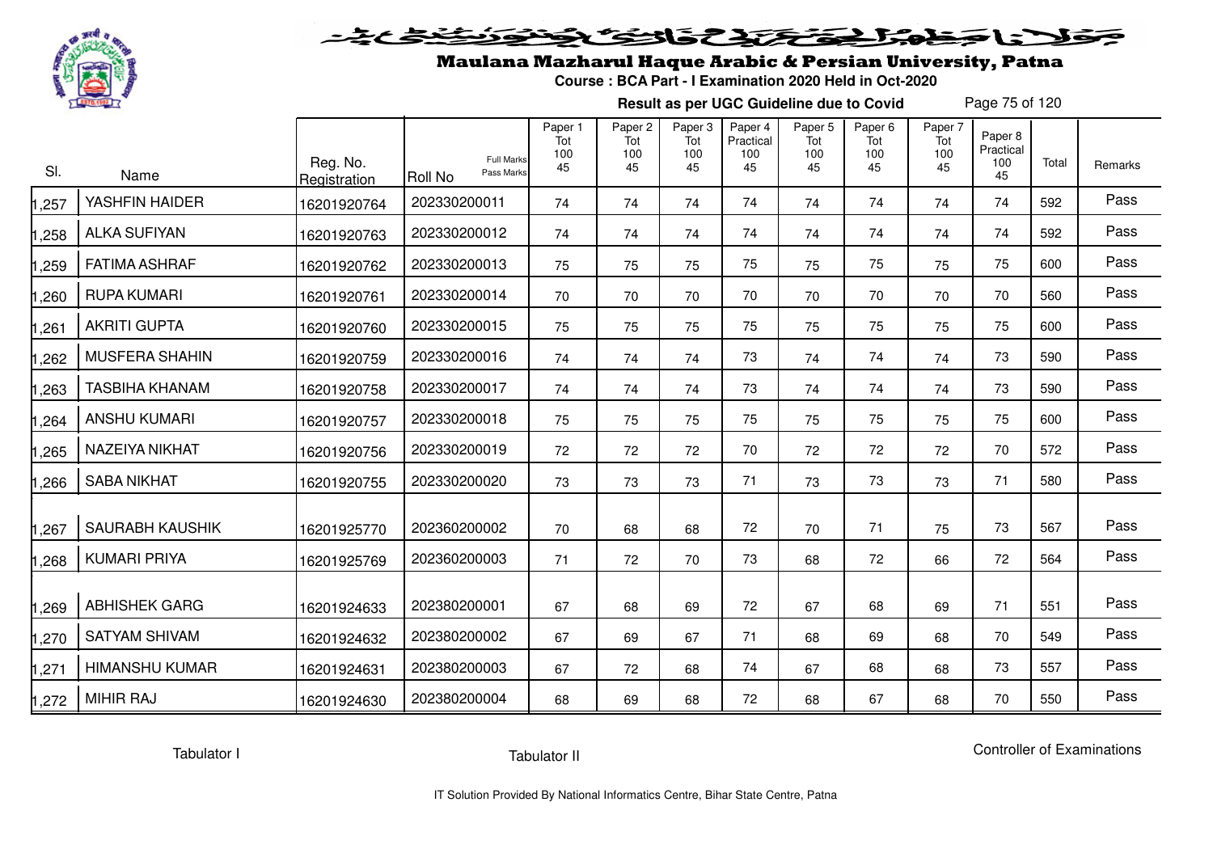# Maulana Mazharul Haque Arabic & Persian University, Patna

**Course : BCA Part - I Examination 2020 Held in Oct-2020**

**Result as per UGC Guideline due to Covid**

| Sl. | Name | Reg. No. Registration | Roll No (Full Marks / Pass Marks) | Paper 1 Tot 100 45 | Paper 2 Tot 100 45 | Paper 3 Tot 100 45 | Paper 4 Practical 100 45 | Paper 5 Tot 100 45 | Paper 6 Tot 100 45 | Paper 7 Tot 100 45 | Paper 8 Practical 100 45 | Total | Remarks |
|---|---|---|---|---|---|---|---|---|---|---|---|---|---|
| 1,257 | YASHFIN HAIDER | 16201920764 | 202330200011 | 74 | 74 | 74 | 74 | 74 | 74 | 74 | 74 | 592 | Pass |
| 1,258 | ALKA SUFIYAN | 16201920763 | 202330200012 | 74 | 74 | 74 | 74 | 74 | 74 | 74 | 74 | 592 | Pass |
| 1,259 | FATIMA ASHRAF | 16201920762 | 202330200013 | 75 | 75 | 75 | 75 | 75 | 75 | 75 | 75 | 600 | Pass |
| 1,260 | RUPA KUMARI | 16201920761 | 202330200014 | 70 | 70 | 70 | 70 | 70 | 70 | 70 | 70 | 560 | Pass |
| 1,261 | AKRITI GUPTA | 16201920760 | 202330200015 | 75 | 75 | 75 | 75 | 75 | 75 | 75 | 75 | 600 | Pass |
| 1,262 | MUSFERA SHAHIN | 16201920759 | 202330200016 | 74 | 74 | 74 | 73 | 74 | 74 | 74 | 73 | 590 | Pass |
| 1,263 | TASBIHA KHANAM | 16201920758 | 202330200017 | 74 | 74 | 74 | 73 | 74 | 74 | 74 | 73 | 590 | Pass |
| 1,264 | ANSHU KUMARI | 16201920757 | 202330200018 | 75 | 75 | 75 | 75 | 75 | 75 | 75 | 75 | 600 | Pass |
| 1,265 | NAZEIYA NIKHAT | 16201920756 | 202330200019 | 72 | 72 | 72 | 70 | 72 | 72 | 72 | 70 | 572 | Pass |
| 1,266 | SABA NIKHAT | 16201920755 | 202330200020 | 73 | 73 | 73 | 71 | 73 | 73 | 73 | 71 | 580 | Pass |
| 1,267 | SAURABH KAUSHIK | 16201925770 | 202360200002 | 70 | 68 | 68 | 72 | 70 | 71 | 75 | 73 | 567 | Pass |
| 1,268 | KUMARI PRIYA | 16201925769 | 202360200003 | 71 | 72 | 70 | 73 | 68 | 72 | 66 | 72 | 564 | Pass |
| 1,269 | ABHISHEK GARG | 16201924633 | 202380200001 | 67 | 68 | 69 | 72 | 67 | 68 | 69 | 71 | 551 | Pass |
| 1,270 | SATYAM SHIVAM | 16201924632 | 202380200002 | 67 | 69 | 67 | 71 | 68 | 69 | 68 | 70 | 549 | Pass |
| 1,271 | HIMANSHU KUMAR | 16201924631 | 202380200003 | 67 | 72 | 68 | 74 | 67 | 68 | 68 | 73 | 557 | Pass |
| 1,272 | MIHIR RAJ | 16201924630 | 202380200004 | 68 | 69 | 68 | 72 | 68 | 67 | 68 | 70 | 550 | Pass |

Tabulator I &nbsp;&nbsp;&nbsp;&nbsp; Tabulator II &nbsp;&nbsp;&nbsp;&nbsp; Controller of Examinations

IT Solution Provided By National Informatics Centre, Bihar State Centre, Patna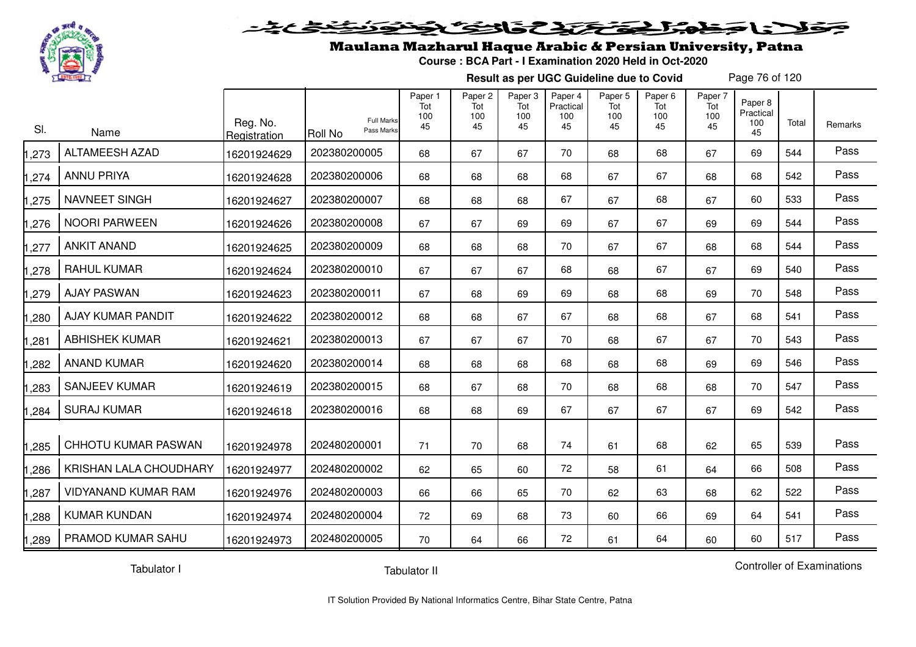# Maulana Mazharul Haque Arabic & Persian University, Patna

**Course : BCA Part - I Examination 2020 Held in Oct-2020**

**Result as per UGC Guideline due to Covid**

| Sl. | Name | Reg. No. Registration | Roll No (Full Marks / Pass Marks) | Paper 1 Tot 100 45 | Paper 2 Tot 100 45 | Paper 3 Tot 100 45 | Paper 4 Practical 100 45 | Paper 5 Tot 100 45 | Paper 6 Tot 100 45 | Paper 7 Tot 100 45 | Paper 8 Practical 100 45 | Total | Remarks |
|---|---|---|---|---|---|---|---|---|---|---|---|---|---|
| 1,273 | ALTAMEESH AZAD | 16201924629 | 202380200005 | 68 | 67 | 67 | 70 | 68 | 68 | 67 | 69 | 544 | Pass |
| 1,274 | ANNU PRIYA | 16201924628 | 202380200006 | 68 | 68 | 68 | 68 | 67 | 67 | 68 | 68 | 542 | Pass |
| 1,275 | NAVNEET SINGH | 16201924627 | 202380200007 | 68 | 68 | 68 | 67 | 67 | 68 | 67 | 60 | 533 | Pass |
| 1,276 | NOORI PARWEEN | 16201924626 | 202380200008 | 67 | 67 | 69 | 69 | 67 | 67 | 69 | 69 | 544 | Pass |
| 1,277 | ANKIT ANAND | 16201924625 | 202380200009 | 68 | 68 | 68 | 70 | 67 | 67 | 68 | 68 | 544 | Pass |
| 1,278 | RAHUL KUMAR | 16201924624 | 202380200010 | 67 | 67 | 67 | 68 | 68 | 67 | 67 | 69 | 540 | Pass |
| 1,279 | AJAY PASWAN | 16201924623 | 202380200011 | 67 | 68 | 69 | 69 | 68 | 68 | 69 | 70 | 548 | Pass |
| 1,280 | AJAY KUMAR PANDIT | 16201924622 | 202380200012 | 68 | 68 | 67 | 67 | 68 | 68 | 67 | 68 | 541 | Pass |
| 1,281 | ABHISHEK KUMAR | 16201924621 | 202380200013 | 67 | 67 | 67 | 70 | 68 | 67 | 67 | 70 | 543 | Pass |
| 1,282 | ANAND KUMAR | 16201924620 | 202380200014 | 68 | 68 | 68 | 68 | 68 | 68 | 69 | 69 | 546 | Pass |
| 1,283 | SANJEEV KUMAR | 16201924619 | 202380200015 | 68 | 67 | 68 | 70 | 68 | 68 | 68 | 70 | 547 | Pass |
| 1,284 | SURAJ KUMAR | 16201924618 | 202380200016 | 68 | 68 | 69 | 67 | 67 | 67 | 67 | 69 | 542 | Pass |
| 1,285 | CHHOTU KUMAR PASWAN | 16201924978 | 202480200001 | 71 | 70 | 68 | 74 | 61 | 68 | 62 | 65 | 539 | Pass |
| 1,286 | KRISHAN LALA CHOUDHARY | 16201924977 | 202480200002 | 62 | 65 | 60 | 72 | 58 | 61 | 64 | 66 | 508 | Pass |
| 1,287 | VIDYANAND KUMAR RAM | 16201924976 | 202480200003 | 66 | 66 | 65 | 70 | 62 | 63 | 68 | 62 | 522 | Pass |
| 1,288 | KUMAR KUNDAN | 16201924974 | 202480200004 | 72 | 69 | 68 | 73 | 60 | 66 | 69 | 64 | 541 | Pass |
| 1,289 | PRAMOD KUMAR SAHU | 16201924973 | 202480200005 | 70 | 64 | 66 | 72 | 61 | 64 | 60 | 60 | 517 | Pass |

Tabulator I &nbsp;&nbsp;&nbsp;&nbsp; Tabulator II &nbsp;&nbsp;&nbsp;&nbsp; Controller of Examinations

IT Solution Provided By National Informatics Centre, Bihar State Centre, Patna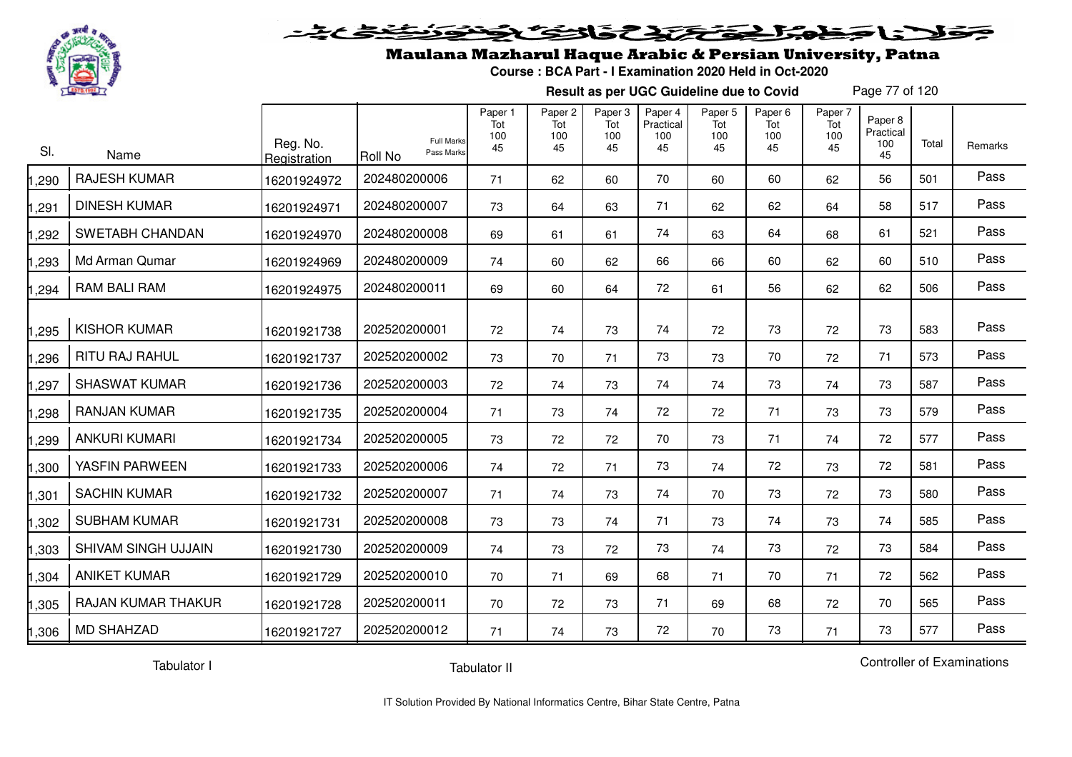# Maulana Mazharul Haque Arabic & Persian University, Patna

**Course : BCA Part - I Examination 2020 Held in Oct-2020**

**Result as per UGC Guideline due to Covid**

| Sl. | Name | Reg. No. Registration | Roll No (Full Marks / Pass Marks) | Paper 1 Tot 100 45 | Paper 2 Tot 100 45 | Paper 3 Tot 100 45 | Paper 4 Practical 100 45 | Paper 5 Tot 100 45 | Paper 6 Tot 100 45 | Paper 7 Tot 100 45 | Paper 8 Practical 100 45 | Total | Remarks |
|---|---|---|---|---|---|---|---|---|---|---|---|---|---|
| 1,290 | RAJESH KUMAR | 16201924972 | 202480200006 | 71 | 62 | 60 | 70 | 60 | 60 | 62 | 56 | 501 | Pass |
| 1,291 | DINESH KUMAR | 16201924971 | 202480200007 | 73 | 64 | 63 | 71 | 62 | 62 | 64 | 58 | 517 | Pass |
| 1,292 | SWETABH CHANDAN | 16201924970 | 202480200008 | 69 | 61 | 61 | 74 | 63 | 64 | 68 | 61 | 521 | Pass |
| 1,293 | Md Arman Qumar | 16201924969 | 202480200009 | 74 | 60 | 62 | 66 | 66 | 60 | 62 | 60 | 510 | Pass |
| 1,294 | RAM BALI RAM | 16201924975 | 202480200011 | 69 | 60 | 64 | 72 | 61 | 56 | 62 | 62 | 506 | Pass |
| 1,295 | KISHOR KUMAR | 16201921738 | 202520200001 | 72 | 74 | 73 | 74 | 72 | 73 | 72 | 73 | 583 | Pass |
| 1,296 | RITU RAJ RAHUL | 16201921737 | 202520200002 | 73 | 70 | 71 | 73 | 73 | 70 | 72 | 71 | 573 | Pass |
| 1,297 | SHASWAT KUMAR | 16201921736 | 202520200003 | 72 | 74 | 73 | 74 | 74 | 73 | 74 | 73 | 587 | Pass |
| 1,298 | RANJAN KUMAR | 16201921735 | 202520200004 | 71 | 73 | 74 | 72 | 72 | 71 | 73 | 73 | 579 | Pass |
| 1,299 | ANKURI KUMARI | 16201921734 | 202520200005 | 73 | 72 | 72 | 70 | 73 | 71 | 74 | 72 | 577 | Pass |
| 1,300 | YASFIN PARWEEN | 16201921733 | 202520200006 | 74 | 72 | 71 | 73 | 74 | 72 | 73 | 72 | 581 | Pass |
| 1,301 | SACHIN KUMAR | 16201921732 | 202520200007 | 71 | 74 | 73 | 74 | 70 | 73 | 72 | 73 | 580 | Pass |
| 1,302 | SUBHAM KUMAR | 16201921731 | 202520200008 | 73 | 73 | 74 | 71 | 73 | 74 | 73 | 74 | 585 | Pass |
| 1,303 | SHIVAM SINGH UJJAIN | 16201921730 | 202520200009 | 74 | 73 | 72 | 73 | 74 | 73 | 72 | 73 | 584 | Pass |
| 1,304 | ANIKET KUMAR | 16201921729 | 202520200010 | 70 | 71 | 69 | 68 | 71 | 70 | 71 | 72 | 562 | Pass |
| 1,305 | RAJAN KUMAR THAKUR | 16201921728 | 202520200011 | 70 | 72 | 73 | 71 | 69 | 68 | 72 | 70 | 565 | Pass |
| 1,306 | MD SHAHZAD | 16201921727 | 202520200012 | 71 | 74 | 73 | 72 | 70 | 73 | 71 | 73 | 577 | Pass |

Tabulator I  Tabulator II  Controller of Examinations

IT Solution Provided By National Informatics Centre, Bihar State Centre, Patna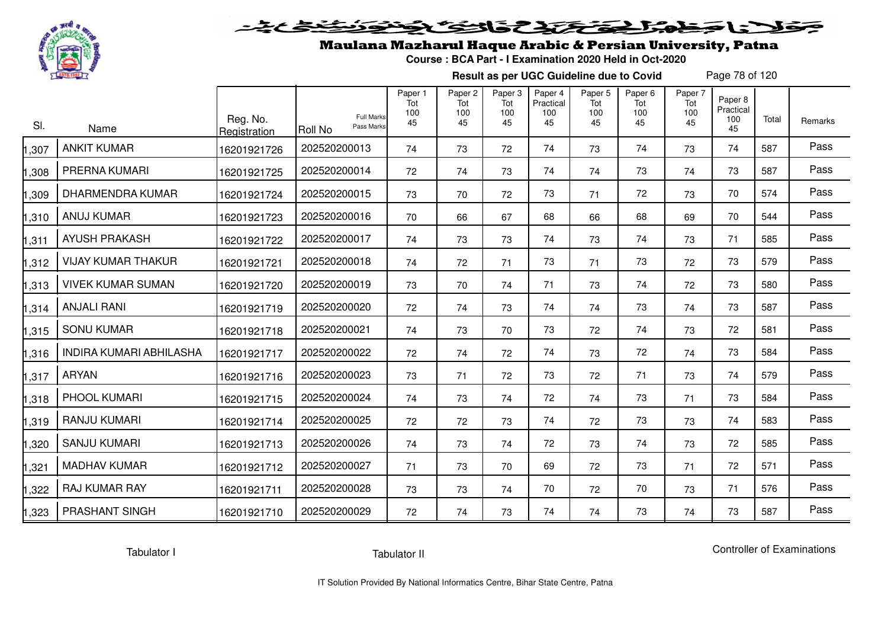# Maulana Mazharul Haque Arabic & Persian University, Patna

**Course : BCA Part - I Examination 2020 Held in Oct-2020**

**Result as per UGC Guideline due to Covid**

| Sl. | Name | Reg. No. Registration | Roll No (Full Marks / Pass Marks) | Paper 1 Tot 100 45 | Paper 2 Tot 100 45 | Paper 3 Tot 100 45 | Paper 4 Practical 100 45 | Paper 5 Tot 100 45 | Paper 6 Tot 100 45 | Paper 7 Tot 100 45 | Paper 8 Practical 100 45 | Total | Remarks |
|---|---|---|---|---|---|---|---|---|---|---|---|---|---|
| 1,307 | ANKIT KUMAR | 16201921726 | 202520200013 | 74 | 73 | 72 | 74 | 73 | 74 | 73 | 74 | 587 | Pass |
| 1,308 | PRERNA KUMARI | 16201921725 | 202520200014 | 72 | 74 | 73 | 74 | 74 | 73 | 74 | 73 | 587 | Pass |
| 1,309 | DHARMENDRA KUMAR | 16201921724 | 202520200015 | 73 | 70 | 72 | 73 | 71 | 72 | 73 | 70 | 574 | Pass |
| 1,310 | ANUJ KUMAR | 16201921723 | 202520200016 | 70 | 66 | 67 | 68 | 66 | 68 | 69 | 70 | 544 | Pass |
| 1,311 | AYUSH PRAKASH | 16201921722 | 202520200017 | 74 | 73 | 73 | 74 | 73 | 74 | 73 | 71 | 585 | Pass |
| 1,312 | VIJAY KUMAR THAKUR | 16201921721 | 202520200018 | 74 | 72 | 71 | 73 | 71 | 73 | 72 | 73 | 579 | Pass |
| 1,313 | VIVEK KUMAR SUMAN | 16201921720 | 202520200019 | 73 | 70 | 74 | 71 | 73 | 74 | 72 | 73 | 580 | Pass |
| 1,314 | ANJALI RANI | 16201921719 | 202520200020 | 72 | 74 | 73 | 74 | 74 | 73 | 74 | 73 | 587 | Pass |
| 1,315 | SONU KUMAR | 16201921718 | 202520200021 | 74 | 73 | 70 | 73 | 72 | 74 | 73 | 72 | 581 | Pass |
| 1,316 | INDIRA KUMARI ABHILASHA | 16201921717 | 202520200022 | 72 | 74 | 72 | 74 | 73 | 72 | 74 | 73 | 584 | Pass |
| 1,317 | ARYAN | 16201921716 | 202520200023 | 73 | 71 | 72 | 73 | 72 | 71 | 73 | 74 | 579 | Pass |
| 1,318 | PHOOL KUMARI | 16201921715 | 202520200024 | 74 | 73 | 74 | 72 | 74 | 73 | 71 | 73 | 584 | Pass |
| 1,319 | RANJU KUMARI | 16201921714 | 202520200025 | 72 | 72 | 73 | 74 | 72 | 73 | 73 | 74 | 583 | Pass |
| 1,320 | SANJU KUMARI | 16201921713 | 202520200026 | 74 | 73 | 74 | 72 | 73 | 74 | 73 | 72 | 585 | Pass |
| 1,321 | MADHAV KUMAR | 16201921712 | 202520200027 | 71 | 73 | 70 | 69 | 72 | 73 | 71 | 72 | 571 | Pass |
| 1,322 | RAJ KUMAR RAY | 16201921711 | 202520200028 | 73 | 73 | 74 | 70 | 72 | 70 | 73 | 71 | 576 | Pass |
| 1,323 | PRASHANT SINGH | 16201921710 | 202520200029 | 72 | 74 | 73 | 74 | 74 | 73 | 74 | 73 | 587 | Pass |

Tabulator I — Tabulator II — Controller of Examinations

IT Solution Provided By National Informatics Centre, Bihar State Centre, Patna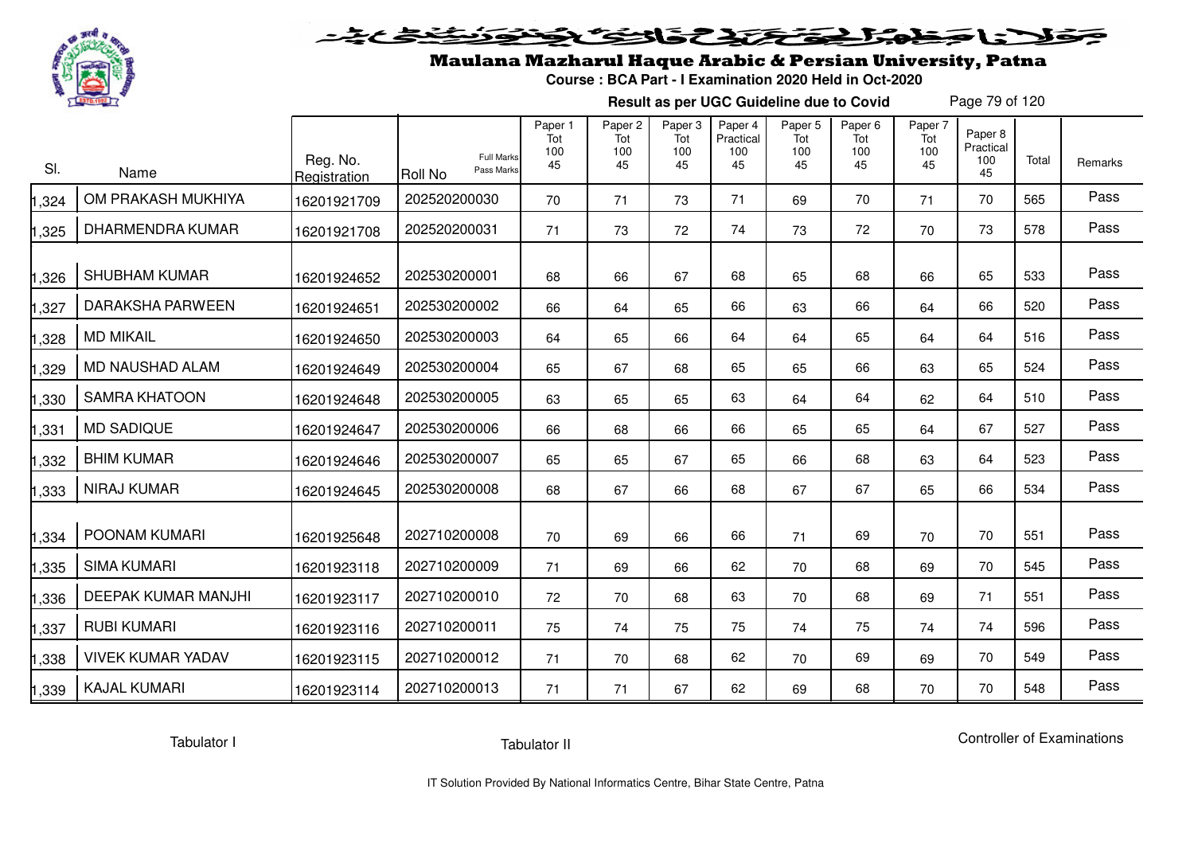# Maulana Mazharul Haque Arabic & Persian University, Patna

**Course : BCA Part - I Examination 2020 Held in Oct-2020**

**Result as per UGC Guideline due to Covid**

| Sl. | Name | Reg. No. Registration | Roll No (Full Marks / Pass Marks) | Paper 1 Tot 100 45 | Paper 2 Tot 100 45 | Paper 3 Tot 100 45 | Paper 4 Practical 100 45 | Paper 5 Tot 100 45 | Paper 6 Tot 100 45 | Paper 7 Tot 100 45 | Paper 8 Practical 100 45 | Total | Remarks |
|---|---|---|---|---|---|---|---|---|---|---|---|---|---|
| 1,324 | OM PRAKASH MUKHIYA | 16201921709 | 202520200030 | 70 | 71 | 73 | 71 | 69 | 70 | 71 | 70 | 565 | Pass |
| 1,325 | DHARMENDRA KUMAR | 16201921708 | 202520200031 | 71 | 73 | 72 | 74 | 73 | 72 | 70 | 73 | 578 | Pass |
| 1,326 | SHUBHAM KUMAR | 16201924652 | 202530200001 | 68 | 66 | 67 | 68 | 65 | 68 | 66 | 65 | 533 | Pass |
| 1,327 | DARAKSHA PARWEEN | 16201924651 | 202530200002 | 66 | 64 | 65 | 66 | 63 | 66 | 64 | 66 | 520 | Pass |
| 1,328 | MD MIKAIL | 16201924650 | 202530200003 | 64 | 65 | 66 | 64 | 64 | 65 | 64 | 64 | 516 | Pass |
| 1,329 | MD NAUSHAD ALAM | 16201924649 | 202530200004 | 65 | 67 | 68 | 65 | 65 | 66 | 63 | 65 | 524 | Pass |
| 1,330 | SAMRA KHATOON | 16201924648 | 202530200005 | 63 | 65 | 65 | 63 | 64 | 64 | 62 | 64 | 510 | Pass |
| 1,331 | MD SADIQUE | 16201924647 | 202530200006 | 66 | 68 | 66 | 66 | 65 | 65 | 64 | 67 | 527 | Pass |
| 1,332 | BHIM KUMAR | 16201924646 | 202530200007 | 65 | 65 | 67 | 65 | 66 | 68 | 63 | 64 | 523 | Pass |
| 1,333 | NIRAJ KUMAR | 16201924645 | 202530200008 | 68 | 67 | 66 | 68 | 67 | 67 | 65 | 66 | 534 | Pass |
| 1,334 | POONAM KUMARI | 16201925648 | 202710200008 | 70 | 69 | 66 | 66 | 71 | 69 | 70 | 70 | 551 | Pass |
| 1,335 | SIMA KUMARI | 16201923118 | 202710200009 | 71 | 69 | 66 | 62 | 70 | 68 | 69 | 70 | 545 | Pass |
| 1,336 | DEEPAK KUMAR MANJHI | 16201923117 | 202710200010 | 72 | 70 | 68 | 63 | 70 | 68 | 69 | 71 | 551 | Pass |
| 1,337 | RUBI KUMARI | 16201923116 | 202710200011 | 75 | 74 | 75 | 75 | 74 | 75 | 74 | 74 | 596 | Pass |
| 1,338 | VIVEK KUMAR YADAV | 16201923115 | 202710200012 | 71 | 70 | 68 | 62 | 70 | 69 | 69 | 70 | 549 | Pass |
| 1,339 | KAJAL KUMARI | 16201923114 | 202710200013 | 71 | 71 | 67 | 62 | 69 | 68 | 70 | 70 | 548 | Pass |

Tabulator I Tabulator II Controller of Examinations

IT Solution Provided By National Informatics Centre, Bihar State Centre, Patna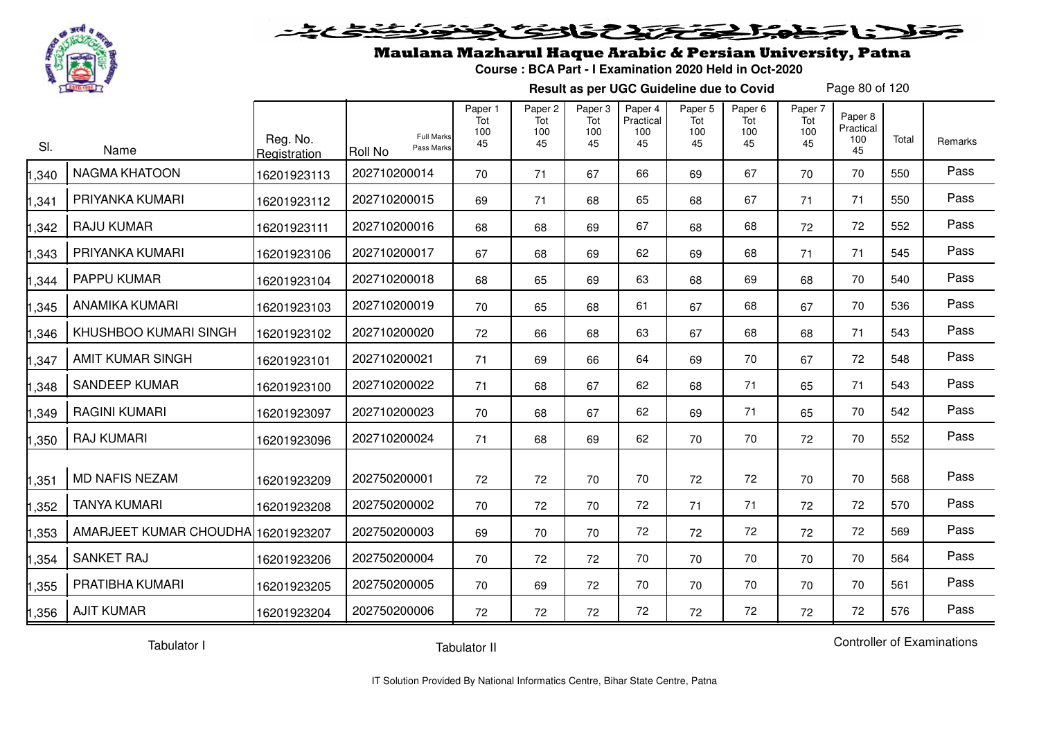# Maulana Mazharul Haque Arabic & Persian University, Patna

**Course : BCA Part - I Examination 2020 Held in Oct-2020**

**Result as per UGC Guideline due to Covid**

| Sl. | Name | Reg. No. Registration | Roll No (Full Marks / Pass Marks) | Paper 1 Tot 100 45 | Paper 2 Tot 100 45 | Paper 3 Tot 100 45 | Paper 4 Practical 100 45 | Paper 5 Tot 100 45 | Paper 6 Tot 100 45 | Paper 7 Tot 100 45 | Paper 8 Practical 100 45 | Total | Remarks |
|---|---|---|---|---|---|---|---|---|---|---|---|---|---|
| 1,340 | NAGMA KHATOON | 16201923113 | 202710200014 | 70 | 71 | 67 | 66 | 69 | 67 | 70 | 70 | 550 | Pass |
| 1,341 | PRIYANKA KUMARI | 16201923112 | 202710200015 | 69 | 71 | 68 | 65 | 68 | 67 | 71 | 71 | 550 | Pass |
| 1,342 | RAJU KUMAR | 16201923111 | 202710200016 | 68 | 68 | 69 | 67 | 68 | 68 | 72 | 72 | 552 | Pass |
| 1,343 | PRIYANKA KUMARI | 16201923106 | 202710200017 | 67 | 68 | 69 | 62 | 69 | 68 | 71 | 71 | 545 | Pass |
| 1,344 | PAPPU KUMAR | 16201923104 | 202710200018 | 68 | 65 | 69 | 63 | 68 | 69 | 68 | 70 | 540 | Pass |
| 1,345 | ANAMIKA KUMARI | 16201923103 | 202710200019 | 70 | 65 | 68 | 61 | 67 | 68 | 67 | 70 | 536 | Pass |
| 1,346 | KHUSHBOO KUMARI SINGH | 16201923102 | 202710200020 | 72 | 66 | 68 | 63 | 67 | 68 | 68 | 71 | 543 | Pass |
| 1,347 | AMIT KUMAR SINGH | 16201923101 | 202710200021 | 71 | 69 | 66 | 64 | 69 | 70 | 67 | 72 | 548 | Pass |
| 1,348 | SANDEEP KUMAR | 16201923100 | 202710200022 | 71 | 68 | 67 | 62 | 68 | 71 | 65 | 71 | 543 | Pass |
| 1,349 | RAGINI KUMARI | 16201923097 | 202710200023 | 70 | 68 | 67 | 62 | 69 | 71 | 65 | 70 | 542 | Pass |
| 1,350 | RAJ KUMARI | 16201923096 | 202710200024 | 71 | 68 | 69 | 62 | 70 | 70 | 72 | 70 | 552 | Pass |
| 1,351 | MD NAFIS NEZAM | 16201923209 | 202750200001 | 72 | 72 | 70 | 70 | 72 | 72 | 70 | 70 | 568 | Pass |
| 1,352 | TANYA KUMARI | 16201923208 | 202750200002 | 70 | 72 | 70 | 72 | 71 | 71 | 72 | 72 | 570 | Pass |
| 1,353 | AMARJEET KUMAR CHOUDHA | 16201923207 | 202750200003 | 69 | 70 | 70 | 72 | 72 | 72 | 72 | 72 | 569 | Pass |
| 1,354 | SANKET RAJ | 16201923206 | 202750200004 | 70 | 72 | 72 | 70 | 70 | 70 | 70 | 70 | 564 | Pass |
| 1,355 | PRATIBHA KUMARI | 16201923205 | 202750200005 | 70 | 69 | 72 | 70 | 70 | 70 | 70 | 70 | 561 | Pass |
| 1,356 | AJIT KUMAR | 16201923204 | 202750200006 | 72 | 72 | 72 | 72 | 72 | 72 | 72 | 72 | 576 | Pass |

Tabulator I &nbsp;&nbsp;&nbsp;&nbsp; Tabulator II &nbsp;&nbsp;&nbsp;&nbsp; Controller of Examinations

IT Solution Provided By National Informatics Centre, Bihar State Centre, Patna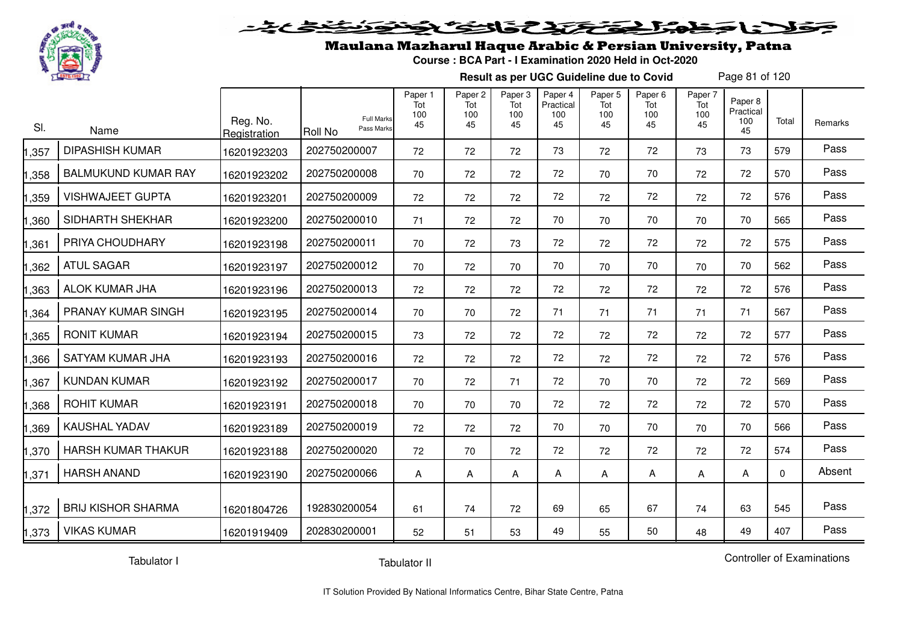# Maulana Mazharul Haque Arabic & Persian University, Patna

**Course : BCA Part - I Examination 2020 Held in Oct-2020**

**Result as per UGC Guideline due to Covid**

| Sl. | Name | Reg. No. Registration | Roll No (Full Marks / Pass Marks) | Paper 1 Tot 100 45 | Paper 2 Tot 100 45 | Paper 3 Tot 100 45 | Paper 4 Practical 100 45 | Paper 5 Tot 100 45 | Paper 6 Tot 100 45 | Paper 7 Tot 100 45 | Paper 8 Practical 100 45 | Total | Remarks |
|---|---|---|---|---|---|---|---|---|---|---|---|---|---|
| 1,357 | DIPASHISH KUMAR | 16201923203 | 202750200007 | 72 | 72 | 72 | 73 | 72 | 72 | 73 | 73 | 579 | Pass |
| 1,358 | BALMUKUND KUMAR RAY | 16201923202 | 202750200008 | 70 | 72 | 72 | 72 | 70 | 70 | 72 | 72 | 570 | Pass |
| 1,359 | VISHWAJEET GUPTA | 16201923201 | 202750200009 | 72 | 72 | 72 | 72 | 72 | 72 | 72 | 72 | 576 | Pass |
| 1,360 | SIDHARTH SHEKHAR | 16201923200 | 202750200010 | 71 | 72 | 72 | 70 | 70 | 70 | 70 | 70 | 565 | Pass |
| 1,361 | PRIYA CHOUDHARY | 16201923198 | 202750200011 | 70 | 72 | 73 | 72 | 72 | 72 | 72 | 72 | 575 | Pass |
| 1,362 | ATUL SAGAR | 16201923197 | 202750200012 | 70 | 72 | 70 | 70 | 70 | 70 | 70 | 70 | 562 | Pass |
| 1,363 | ALOK KUMAR JHA | 16201923196 | 202750200013 | 72 | 72 | 72 | 72 | 72 | 72 | 72 | 72 | 576 | Pass |
| 1,364 | PRANAY KUMAR SINGH | 16201923195 | 202750200014 | 70 | 70 | 72 | 71 | 71 | 71 | 71 | 71 | 567 | Pass |
| 1,365 | RONIT KUMAR | 16201923194 | 202750200015 | 73 | 72 | 72 | 72 | 72 | 72 | 72 | 72 | 577 | Pass |
| 1,366 | SATYAM KUMAR JHA | 16201923193 | 202750200016 | 72 | 72 | 72 | 72 | 72 | 72 | 72 | 72 | 576 | Pass |
| 1,367 | KUNDAN KUMAR | 16201923192 | 202750200017 | 70 | 72 | 71 | 72 | 70 | 70 | 72 | 72 | 569 | Pass |
| 1,368 | ROHIT KUMAR | 16201923191 | 202750200018 | 70 | 70 | 70 | 72 | 72 | 72 | 72 | 72 | 570 | Pass |
| 1,369 | KAUSHAL YADAV | 16201923189 | 202750200019 | 72 | 72 | 72 | 70 | 70 | 70 | 70 | 70 | 566 | Pass |
| 1,370 | HARSH KUMAR THAKUR | 16201923188 | 202750200020 | 72 | 70 | 72 | 72 | 72 | 72 | 72 | 72 | 574 | Pass |
| 1,371 | HARSH ANAND | 16201923190 | 202750200066 | A | A | A | A | A | A | A | A | 0 | Absent |
| 1,372 | BRIJ KISHOR SHARMA | 16201804726 | 192830200054 | 61 | 74 | 72 | 69 | 65 | 67 | 74 | 63 | 545 | Pass |
| 1,373 | VIKAS KUMAR | 16201919409 | 202830200001 | 52 | 51 | 53 | 49 | 55 | 50 | 48 | 49 | 407 | Pass |

Tabulator I

Tabulator II

Controller of Examinations

IT Solution Provided By National Informatics Centre, Bihar State Centre, Patna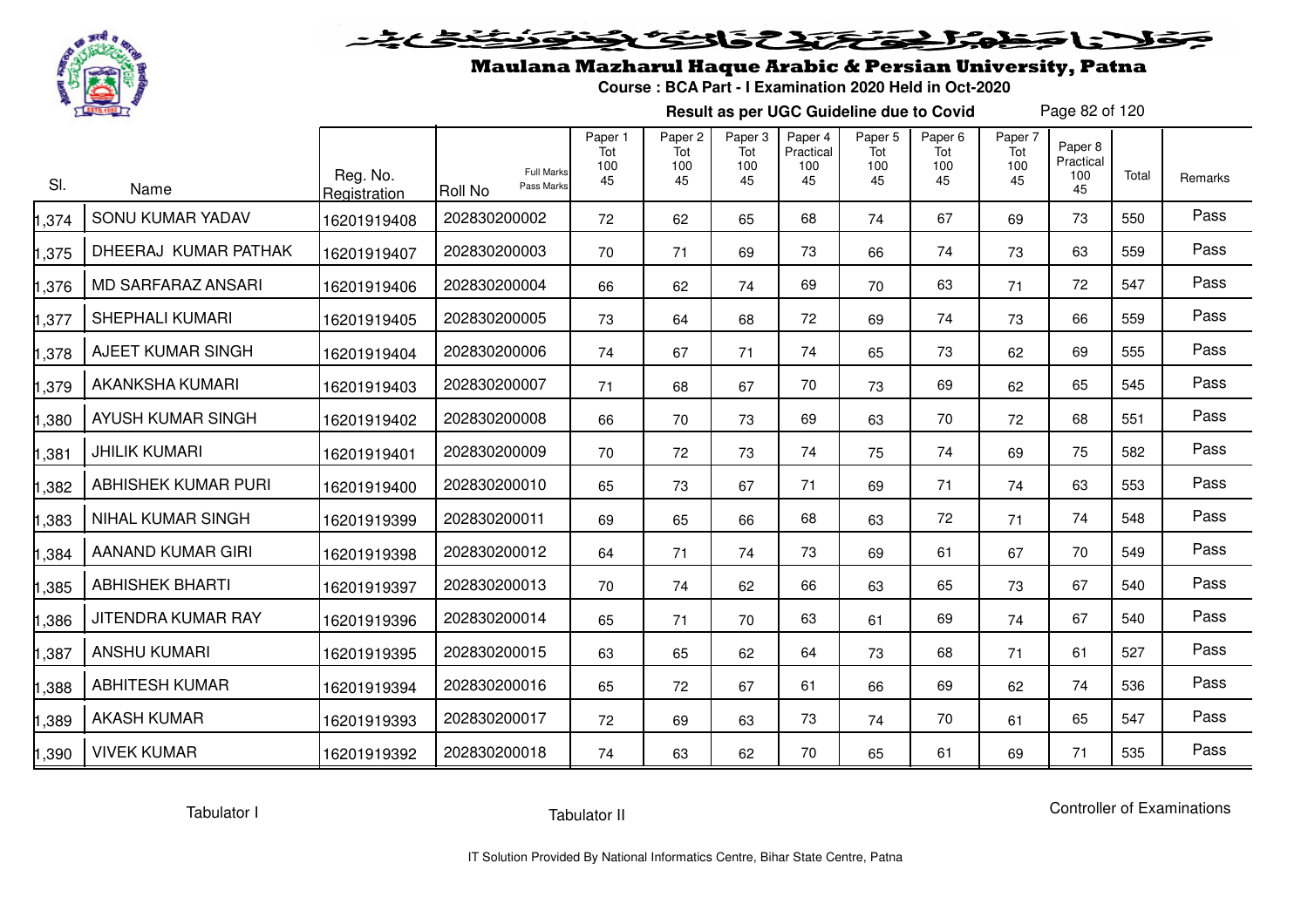# Maulana Mazharul Haque Arabic & Persian University, Patna

**Course : BCA Part - I Examination 2020 Held in Oct-2020**

**Result as per UGC Guideline due to Covid**

| Sl. | Name | Reg. No. Registration | Roll No | Paper 1 Tot 100 45 | Paper 2 Tot 100 45 | Paper 3 Tot 100 45 | Paper 4 Practical 100 45 | Paper 5 Tot 100 45 | Paper 6 Tot 100 45 | Paper 7 Tot 100 45 | Paper 8 Practical 100 45 | Total | Remarks |
|---|---|---|---|---|---|---|---|---|---|---|---|---|---|
| 1,374 | SONU KUMAR YADAV | 16201919408 | 202830200002 | 72 | 62 | 65 | 68 | 74 | 67 | 69 | 73 | 550 | Pass |
| 1,375 | DHEERAJ KUMAR PATHAK | 16201919407 | 202830200003 | 70 | 71 | 69 | 73 | 66 | 74 | 73 | 63 | 559 | Pass |
| 1,376 | MD SARFARAZ ANSARI | 16201919406 | 202830200004 | 66 | 62 | 74 | 69 | 70 | 63 | 71 | 72 | 547 | Pass |
| 1,377 | SHEPHALI KUMARI | 16201919405 | 202830200005 | 73 | 64 | 68 | 72 | 69 | 74 | 73 | 66 | 559 | Pass |
| 1,378 | AJEET KUMAR SINGH | 16201919404 | 202830200006 | 74 | 67 | 71 | 74 | 65 | 73 | 62 | 69 | 555 | Pass |
| 1,379 | AKANKSHA KUMARI | 16201919403 | 202830200007 | 71 | 68 | 67 | 70 | 73 | 69 | 62 | 65 | 545 | Pass |
| 1,380 | AYUSH KUMAR SINGH | 16201919402 | 202830200008 | 66 | 70 | 73 | 69 | 63 | 70 | 72 | 68 | 551 | Pass |
| 1,381 | JHILIK KUMARI | 16201919401 | 202830200009 | 70 | 72 | 73 | 74 | 75 | 74 | 69 | 75 | 582 | Pass |
| 1,382 | ABHISHEK KUMAR PURI | 16201919400 | 202830200010 | 65 | 73 | 67 | 71 | 69 | 71 | 74 | 63 | 553 | Pass |
| 1,383 | NIHAL KUMAR SINGH | 16201919399 | 202830200011 | 69 | 65 | 66 | 68 | 63 | 72 | 71 | 74 | 548 | Pass |
| 1,384 | AANAND KUMAR GIRI | 16201919398 | 202830200012 | 64 | 71 | 74 | 73 | 69 | 61 | 67 | 70 | 549 | Pass |
| 1,385 | ABHISHEK BHARTI | 16201919397 | 202830200013 | 70 | 74 | 62 | 66 | 63 | 65 | 73 | 67 | 540 | Pass |
| 1,386 | JITENDRA KUMAR RAY | 16201919396 | 202830200014 | 65 | 71 | 70 | 63 | 61 | 69 | 74 | 67 | 540 | Pass |
| 1,387 | ANSHU KUMARI | 16201919395 | 202830200015 | 63 | 65 | 62 | 64 | 73 | 68 | 71 | 61 | 527 | Pass |
| 1,388 | ABHITESH KUMAR | 16201919394 | 202830200016 | 65 | 72 | 67 | 61 | 66 | 69 | 62 | 74 | 536 | Pass |
| 1,389 | AKASH KUMAR | 16201919393 | 202830200017 | 72 | 69 | 63 | 73 | 74 | 70 | 61 | 65 | 547 | Pass |
| 1,390 | VIVEK KUMAR | 16201919392 | 202830200018 | 74 | 63 | 62 | 70 | 65 | 61 | 69 | 71 | 535 | Pass |

Tabulator I

Tabulator II

Controller of Examinations

IT Solution Provided By National Informatics Centre, Bihar State Centre, Patna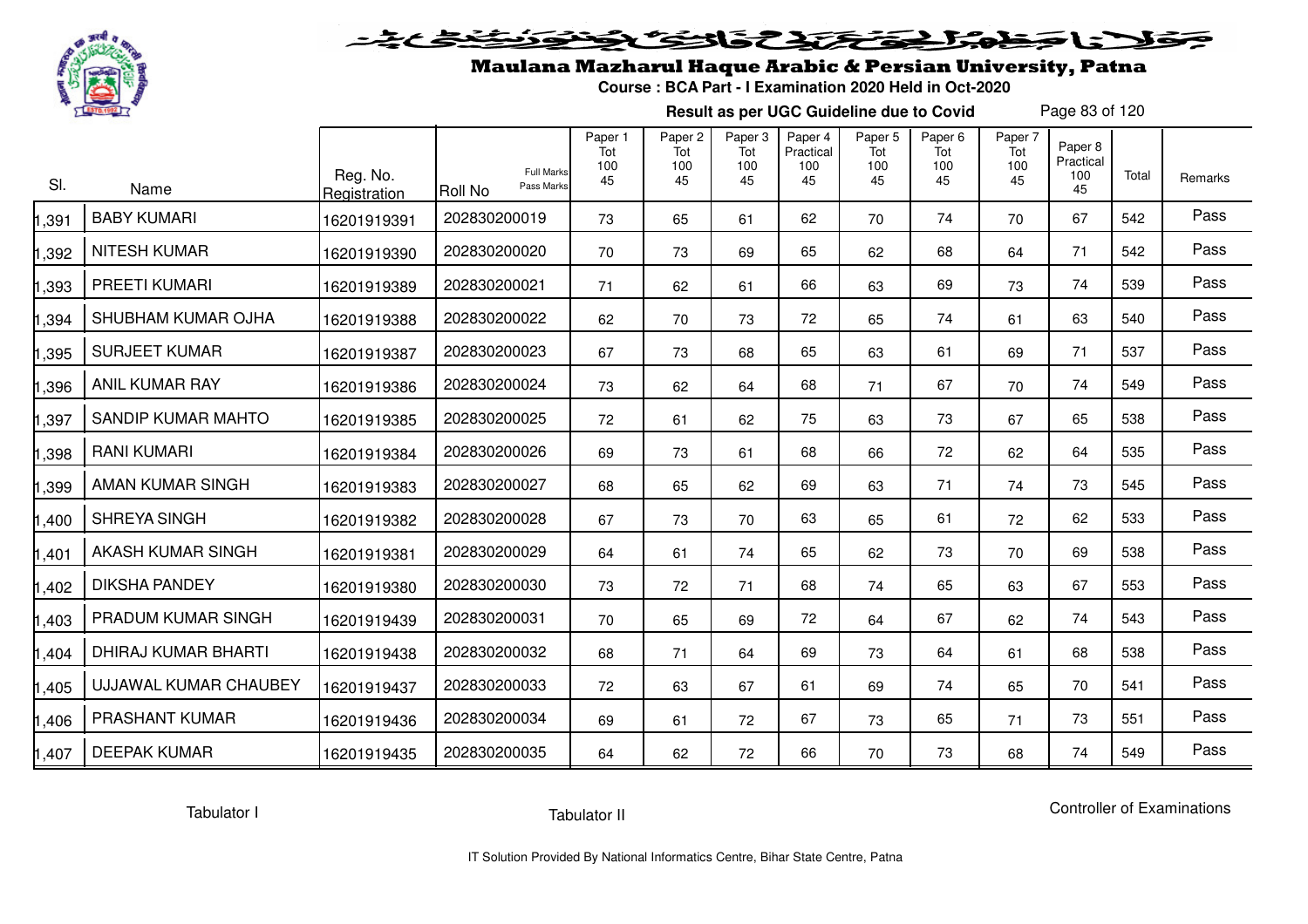# Maulana Mazharul Haque Arabic & Persian University, Patna

**Course : BCA Part - I Examination 2020 Held in Oct-2020**

**Result as per UGC Guideline due to Covid**

| Sl. | Name | Reg. No. Registration | Roll No (Full Marks / Pass Marks) | Paper 1 Tot 100 45 | Paper 2 Tot 100 45 | Paper 3 Tot 100 45 | Paper 4 Practical 100 45 | Paper 5 Tot 100 45 | Paper 6 Tot 100 45 | Paper 7 Tot 100 45 | Paper 8 Practical 100 45 | Total | Remarks |
|---|---|---|---|---|---|---|---|---|---|---|---|---|---|
| 1,391 | BABY KUMARI | 16201919391 | 202830200019 | 73 | 65 | 61 | 62 | 70 | 74 | 70 | 67 | 542 | Pass |
| 1,392 | NITESH KUMAR | 16201919390 | 202830200020 | 70 | 73 | 69 | 65 | 62 | 68 | 64 | 71 | 542 | Pass |
| 1,393 | PREETI KUMARI | 16201919389 | 202830200021 | 71 | 62 | 61 | 66 | 63 | 69 | 73 | 74 | 539 | Pass |
| 1,394 | SHUBHAM KUMAR OJHA | 16201919388 | 202830200022 | 62 | 70 | 73 | 72 | 65 | 74 | 61 | 63 | 540 | Pass |
| 1,395 | SURJEET KUMAR | 16201919387 | 202830200023 | 67 | 73 | 68 | 65 | 63 | 61 | 69 | 71 | 537 | Pass |
| 1,396 | ANIL KUMAR RAY | 16201919386 | 202830200024 | 73 | 62 | 64 | 68 | 71 | 67 | 70 | 74 | 549 | Pass |
| 1,397 | SANDIP KUMAR MAHTO | 16201919385 | 202830200025 | 72 | 61 | 62 | 75 | 63 | 73 | 67 | 65 | 538 | Pass |
| 1,398 | RANI KUMARI | 16201919384 | 202830200026 | 69 | 73 | 61 | 68 | 66 | 72 | 62 | 64 | 535 | Pass |
| 1,399 | AMAN KUMAR SINGH | 16201919383 | 202830200027 | 68 | 65 | 62 | 69 | 63 | 71 | 74 | 73 | 545 | Pass |
| 1,400 | SHREYA SINGH | 16201919382 | 202830200028 | 67 | 73 | 70 | 63 | 65 | 61 | 72 | 62 | 533 | Pass |
| 1,401 | AKASH KUMAR SINGH | 16201919381 | 202830200029 | 64 | 61 | 74 | 65 | 62 | 73 | 70 | 69 | 538 | Pass |
| 1,402 | DIKSHA PANDEY | 16201919380 | 202830200030 | 73 | 72 | 71 | 68 | 74 | 65 | 63 | 67 | 553 | Pass |
| 1,403 | PRADUM KUMAR SINGH | 16201919439 | 202830200031 | 70 | 65 | 69 | 72 | 64 | 67 | 62 | 74 | 543 | Pass |
| 1,404 | DHIRAJ KUMAR BHARTI | 16201919438 | 202830200032 | 68 | 71 | 64 | 69 | 73 | 64 | 61 | 68 | 538 | Pass |
| 1,405 | UJJAWAL KUMAR CHAUBEY | 16201919437 | 202830200033 | 72 | 63 | 67 | 61 | 69 | 74 | 65 | 70 | 541 | Pass |
| 1,406 | PRASHANT KUMAR | 16201919436 | 202830200034 | 69 | 61 | 72 | 67 | 73 | 65 | 71 | 73 | 551 | Pass |
| 1,407 | DEEPAK KUMAR | 16201919435 | 202830200035 | 64 | 62 | 72 | 66 | 70 | 73 | 68 | 74 | 549 | Pass |

Tabulator I Tabulator II Controller of Examinations

IT Solution Provided By National Informatics Centre, Bihar State Centre, Patna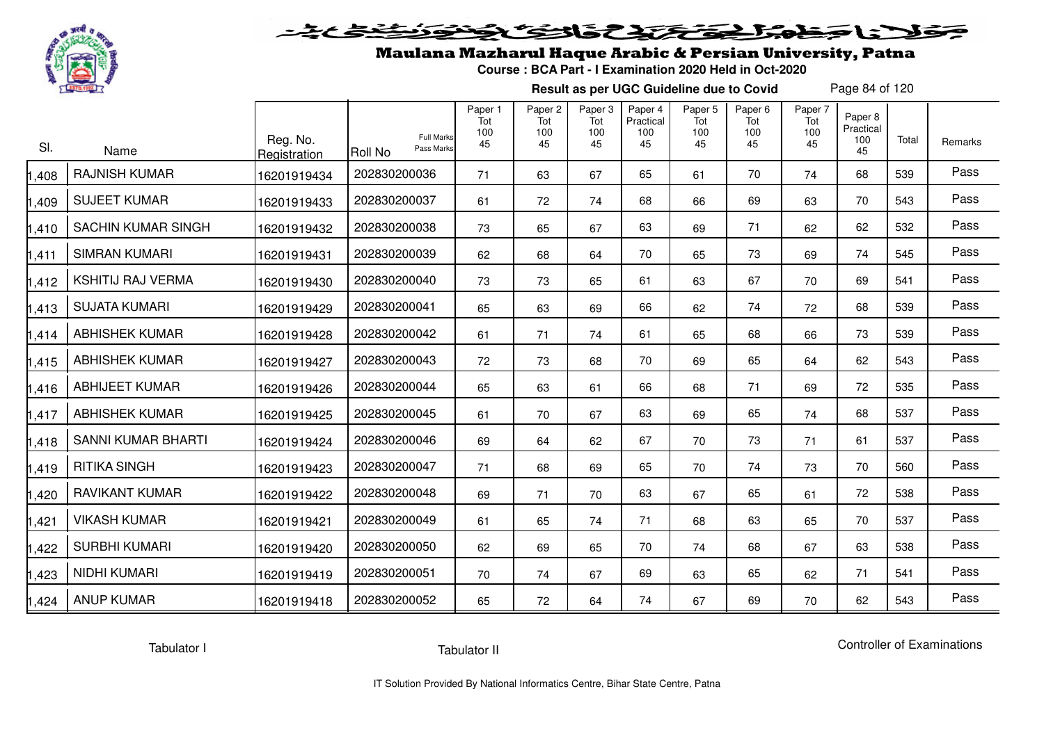# Maulana Mazharul Haque Arabic & Persian University, Patna

**Course : BCA Part - I Examination 2020 Held in Oct-2020**

**Result as per UGC Guideline due to Covid**

| Sl. | Name | Reg. No. Registration | Roll No (Full Marks / Pass Marks) | Paper 1 Tot 100 45 | Paper 2 Tot 100 45 | Paper 3 Tot 100 45 | Paper 4 Practical 100 45 | Paper 5 Tot 100 45 | Paper 6 Tot 100 45 | Paper 7 Tot 100 45 | Paper 8 Practical 100 45 | Total | Remarks |
|---|---|---|---|---|---|---|---|---|---|---|---|---|---|
| 1,408 | RAJNISH KUMAR | 16201919434 | 202830200036 | 71 | 63 | 67 | 65 | 61 | 70 | 74 | 68 | 539 | Pass |
| 1,409 | SUJEET KUMAR | 16201919433 | 202830200037 | 61 | 72 | 74 | 68 | 66 | 69 | 63 | 70 | 543 | Pass |
| 1,410 | SACHIN KUMAR SINGH | 16201919432 | 202830200038 | 73 | 65 | 67 | 63 | 69 | 71 | 62 | 62 | 532 | Pass |
| 1,411 | SIMRAN KUMARI | 16201919431 | 202830200039 | 62 | 68 | 64 | 70 | 65 | 73 | 69 | 74 | 545 | Pass |
| 1,412 | KSHITIJ RAJ VERMA | 16201919430 | 202830200040 | 73 | 73 | 65 | 61 | 63 | 67 | 70 | 69 | 541 | Pass |
| 1,413 | SUJATA KUMARI | 16201919429 | 202830200041 | 65 | 63 | 69 | 66 | 62 | 74 | 72 | 68 | 539 | Pass |
| 1,414 | ABHISHEK KUMAR | 16201919428 | 202830200042 | 61 | 71 | 74 | 61 | 65 | 68 | 66 | 73 | 539 | Pass |
| 1,415 | ABHISHEK KUMAR | 16201919427 | 202830200043 | 72 | 73 | 68 | 70 | 69 | 65 | 64 | 62 | 543 | Pass |
| 1,416 | ABHIJEET KUMAR | 16201919426 | 202830200044 | 65 | 63 | 61 | 66 | 68 | 71 | 69 | 72 | 535 | Pass |
| 1,417 | ABHISHEK KUMAR | 16201919425 | 202830200045 | 61 | 70 | 67 | 63 | 69 | 65 | 74 | 68 | 537 | Pass |
| 1,418 | SANNI KUMAR BHARTI | 16201919424 | 202830200046 | 69 | 64 | 62 | 67 | 70 | 73 | 71 | 61 | 537 | Pass |
| 1,419 | RITIKA SINGH | 16201919423 | 202830200047 | 71 | 68 | 69 | 65 | 70 | 74 | 73 | 70 | 560 | Pass |
| 1,420 | RAVIKANT KUMAR | 16201919422 | 202830200048 | 69 | 71 | 70 | 63 | 67 | 65 | 61 | 72 | 538 | Pass |
| 1,421 | VIKASH KUMAR | 16201919421 | 202830200049 | 61 | 65 | 74 | 71 | 68 | 63 | 65 | 70 | 537 | Pass |
| 1,422 | SURBHI KUMARI | 16201919420 | 202830200050 | 62 | 69 | 65 | 70 | 74 | 68 | 67 | 63 | 538 | Pass |
| 1,423 | NIDHI KUMARI | 16201919419 | 202830200051 | 70 | 74 | 67 | 69 | 63 | 65 | 62 | 71 | 541 | Pass |
| 1,424 | ANUP KUMAR | 16201919418 | 202830200052 | 65 | 72 | 64 | 74 | 67 | 69 | 70 | 62 | 543 | Pass |

Tabulator I | Tabulator II | Controller of Examinations

IT Solution Provided By National Informatics Centre, Bihar State Centre, Patna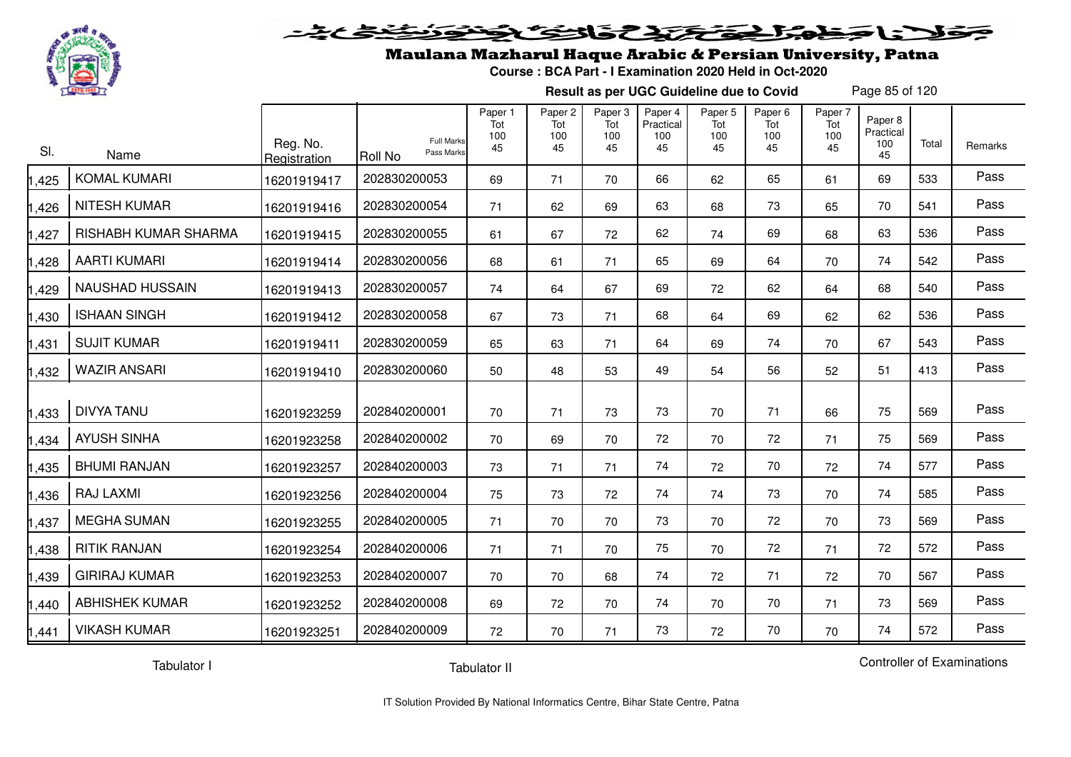# Maulana Mazharul Haque Arabic & Persian University, Patna

**Course : BCA Part - I Examination 2020 Held in Oct-2020**

**Result as per UGC Guideline due to Covid**

| Sl. | Name | Reg. No. Registration | Roll No (Full Marks / Pass Marks) | Paper 1 Tot 100 45 | Paper 2 Tot 100 45 | Paper 3 Tot 100 45 | Paper 4 Practical 100 45 | Paper 5 Tot 100 45 | Paper 6 Tot 100 45 | Paper 7 Tot 100 45 | Paper 8 Practical 100 45 | Total | Remarks |
|---|---|---|---|---|---|---|---|---|---|---|---|---|---|
| 1,425 | KOMAL KUMARI | 16201919417 | 202830200053 | 69 | 71 | 70 | 66 | 62 | 65 | 61 | 69 | 533 | Pass |
| 1,426 | NITESH KUMAR | 16201919416 | 202830200054 | 71 | 62 | 69 | 63 | 68 | 73 | 65 | 70 | 541 | Pass |
| 1,427 | RISHABH KUMAR SHARMA | 16201919415 | 202830200055 | 61 | 67 | 72 | 62 | 74 | 69 | 68 | 63 | 536 | Pass |
| 1,428 | AARTI KUMARI | 16201919414 | 202830200056 | 68 | 61 | 71 | 65 | 69 | 64 | 70 | 74 | 542 | Pass |
| 1,429 | NAUSHAD HUSSAIN | 16201919413 | 202830200057 | 74 | 64 | 67 | 69 | 72 | 62 | 64 | 68 | 540 | Pass |
| 1,430 | ISHAAN SINGH | 16201919412 | 202830200058 | 67 | 73 | 71 | 68 | 64 | 69 | 62 | 62 | 536 | Pass |
| 1,431 | SUJIT KUMAR | 16201919411 | 202830200059 | 65 | 63 | 71 | 64 | 69 | 74 | 70 | 67 | 543 | Pass |
| 1,432 | WAZIR ANSARI | 16201919410 | 202830200060 | 50 | 48 | 53 | 49 | 54 | 56 | 52 | 51 | 413 | Pass |
| 1,433 | DIVYA TANU | 16201923259 | 202840200001 | 70 | 71 | 73 | 73 | 70 | 71 | 66 | 75 | 569 | Pass |
| 1,434 | AYUSH SINHA | 16201923258 | 202840200002 | 70 | 69 | 70 | 72 | 70 | 72 | 71 | 75 | 569 | Pass |
| 1,435 | BHUMI RANJAN | 16201923257 | 202840200003 | 73 | 71 | 71 | 74 | 72 | 70 | 72 | 74 | 577 | Pass |
| 1,436 | RAJ LAXMI | 16201923256 | 202840200004 | 75 | 73 | 72 | 74 | 74 | 73 | 70 | 74 | 585 | Pass |
| 1,437 | MEGHA SUMAN | 16201923255 | 202840200005 | 71 | 70 | 70 | 73 | 70 | 72 | 70 | 73 | 569 | Pass |
| 1,438 | RITIK RANJAN | 16201923254 | 202840200006 | 71 | 71 | 70 | 75 | 70 | 72 | 71 | 72 | 572 | Pass |
| 1,439 | GIRIRAJ KUMAR | 16201923253 | 202840200007 | 70 | 70 | 68 | 74 | 72 | 71 | 72 | 70 | 567 | Pass |
| 1,440 | ABHISHEK KUMAR | 16201923252 | 202840200008 | 69 | 72 | 70 | 74 | 70 | 70 | 71 | 73 | 569 | Pass |
| 1,441 | VIKASH KUMAR | 16201923251 | 202840200009 | 72 | 70 | 71 | 73 | 72 | 70 | 70 | 74 | 572 | Pass |

Tabulator I    Tabulator II    Controller of Examinations

IT Solution Provided By National Informatics Centre, Bihar State Centre, Patna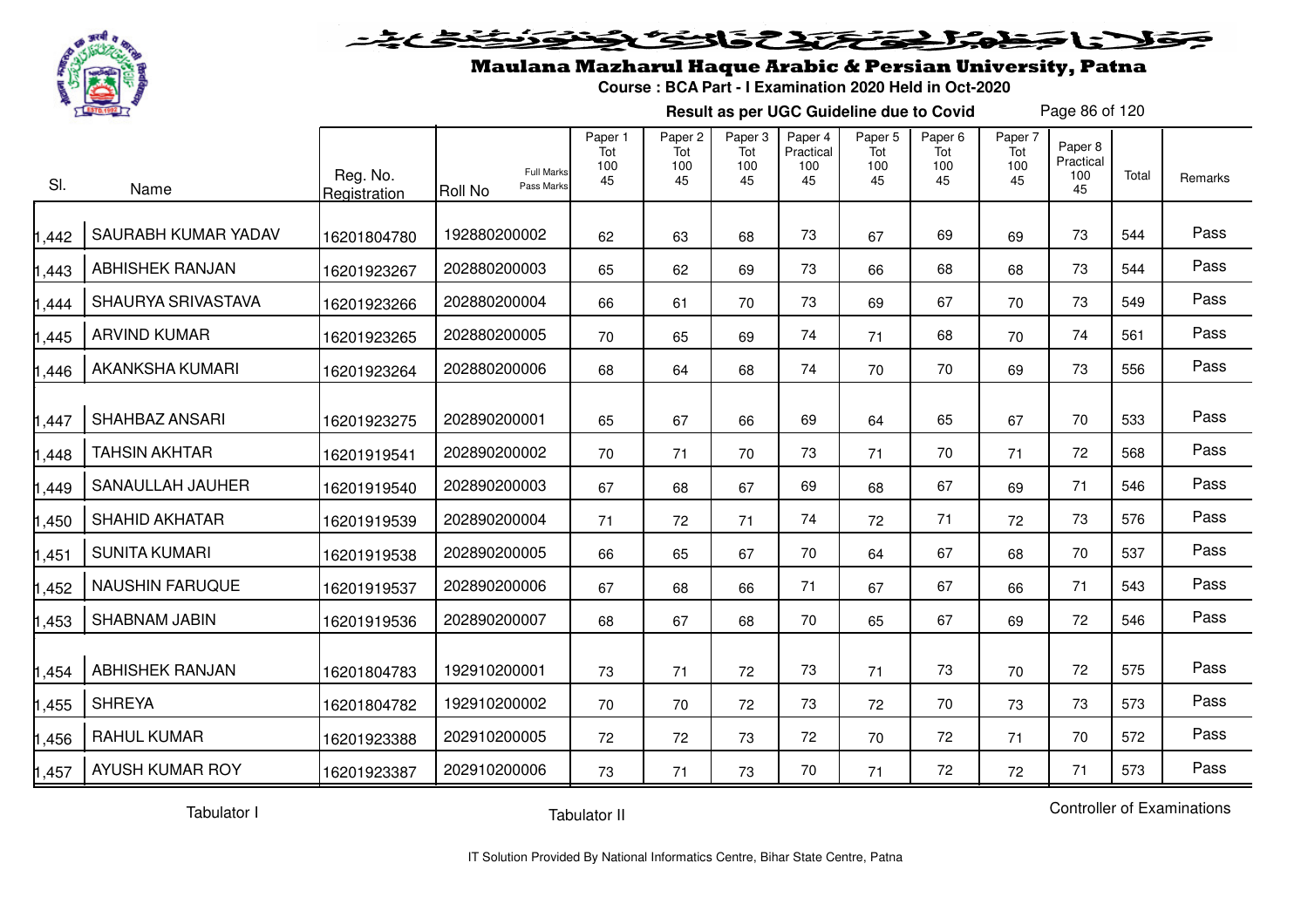# Maulana Mazharul Haque Arabic & Persian University, Patna

**Course : BCA Part - I Examination 2020 Held in Oct-2020**

**Result as per UGC Guideline due to Covid**

| Sl. | Name | Reg. No. Registration | Roll No | Paper 1 Tot 100 45 | Paper 2 Tot 100 45 | Paper 3 Tot 100 45 | Paper 4 Practical 100 45 | Paper 5 Tot 100 45 | Paper 6 Tot 100 45 | Paper 7 Tot 100 45 | Paper 8 Practical 100 45 | Total | Remarks |
|---|---|---|---|---|---|---|---|---|---|---|---|---|---|
| 1,442 | SAURABH KUMAR YADAV | 16201804780 | 192880200002 | 62 | 63 | 68 | 73 | 67 | 69 | 69 | 73 | 544 | Pass |
| 1,443 | ABHISHEK RANJAN | 16201923267 | 202880200003 | 65 | 62 | 69 | 73 | 66 | 68 | 68 | 73 | 544 | Pass |
| 1,444 | SHAURYA SRIVASTAVA | 16201923266 | 202880200004 | 66 | 61 | 70 | 73 | 69 | 67 | 70 | 73 | 549 | Pass |
| 1,445 | ARVIND KUMAR | 16201923265 | 202880200005 | 70 | 65 | 69 | 74 | 71 | 68 | 70 | 74 | 561 | Pass |
| 1,446 | AKANKSHA KUMARI | 16201923264 | 202880200006 | 68 | 64 | 68 | 74 | 70 | 70 | 69 | 73 | 556 | Pass |
| 1,447 | SHAHBAZ ANSARI | 16201923275 | 202890200001 | 65 | 67 | 66 | 69 | 64 | 65 | 67 | 70 | 533 | Pass |
| 1,448 | TAHSIN AKHTAR | 16201919541 | 202890200002 | 70 | 71 | 70 | 73 | 71 | 70 | 71 | 72 | 568 | Pass |
| 1,449 | SANAULLAH JAUHER | 16201919540 | 202890200003 | 67 | 68 | 67 | 69 | 68 | 67 | 69 | 71 | 546 | Pass |
| 1,450 | SHAHID AKHATAR | 16201919539 | 202890200004 | 71 | 72 | 71 | 74 | 72 | 71 | 72 | 73 | 576 | Pass |
| 1,451 | SUNITA KUMARI | 16201919538 | 202890200005 | 66 | 65 | 67 | 70 | 64 | 67 | 68 | 70 | 537 | Pass |
| 1,452 | NAUSHIN FARUQUE | 16201919537 | 202890200006 | 67 | 68 | 66 | 71 | 67 | 67 | 66 | 71 | 543 | Pass |
| 1,453 | SHABNAM JABIN | 16201919536 | 202890200007 | 68 | 67 | 68 | 70 | 65 | 67 | 69 | 72 | 546 | Pass |
| 1,454 | ABHISHEK RANJAN | 16201804783 | 192910200001 | 73 | 71 | 72 | 73 | 71 | 73 | 70 | 72 | 575 | Pass |
| 1,455 | SHREYA | 16201804782 | 192910200002 | 70 | 70 | 72 | 73 | 72 | 70 | 73 | 73 | 573 | Pass |
| 1,456 | RAHUL KUMAR | 16201923388 | 202910200005 | 72 | 72 | 73 | 72 | 70 | 72 | 71 | 70 | 572 | Pass |
| 1,457 | AYUSH KUMAR ROY | 16201923387 | 202910200006 | 73 | 71 | 73 | 70 | 71 | 72 | 72 | 71 | 573 | Pass |

Tabulator I Tabulator II Controller of Examinations

IT Solution Provided By National Informatics Centre, Bihar State Centre, Patna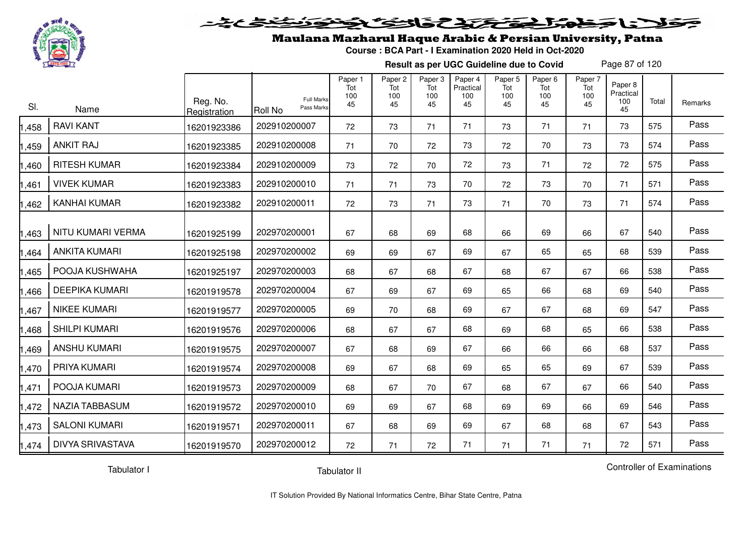# Maulana Mazharul Haque Arabic & Persian University, Patna

**Course : BCA Part - I Examination 2020 Held in Oct-2020**

**Result as per UGC Guideline due to Covid**

| Sl. | Name | Reg. No. Registration | Roll No (Full Marks / Pass Marks) | Paper 1 Tot 100 45 | Paper 2 Tot 100 45 | Paper 3 Tot 100 45 | Paper 4 Practical 100 45 | Paper 5 Tot 100 45 | Paper 6 Tot 100 45 | Paper 7 Tot 100 45 | Paper 8 Practical 100 45 | Total | Remarks |
|---|---|---|---|---|---|---|---|---|---|---|---|---|---|
| 1,458 | RAVI KANT | 16201923386 | 202910200007 | 72 | 73 | 71 | 71 | 73 | 71 | 71 | 73 | 575 | Pass |
| 1,459 | ANKIT RAJ | 16201923385 | 202910200008 | 71 | 70 | 72 | 73 | 72 | 70 | 73 | 73 | 574 | Pass |
| 1,460 | RITESH KUMAR | 16201923384 | 202910200009 | 73 | 72 | 70 | 72 | 73 | 71 | 72 | 72 | 575 | Pass |
| 1,461 | VIVEK KUMAR | 16201923383 | 202910200010 | 71 | 71 | 73 | 70 | 72 | 73 | 70 | 71 | 571 | Pass |
| 1,462 | KANHAI KUMAR | 16201923382 | 202910200011 | 72 | 73 | 71 | 73 | 71 | 70 | 73 | 71 | 574 | Pass |
| 1,463 | NITU KUMARI VERMA | 16201925199 | 202970200001 | 67 | 68 | 69 | 68 | 66 | 69 | 66 | 67 | 540 | Pass |
| 1,464 | ANKITA KUMARI | 16201925198 | 202970200002 | 69 | 69 | 67 | 69 | 67 | 65 | 65 | 68 | 539 | Pass |
| 1,465 | POOJA KUSHWAHA | 16201925197 | 202970200003 | 68 | 67 | 68 | 67 | 68 | 67 | 67 | 66 | 538 | Pass |
| 1,466 | DEEPIKA KUMARI | 16201919578 | 202970200004 | 67 | 69 | 67 | 69 | 65 | 66 | 68 | 69 | 540 | Pass |
| 1,467 | NIKEE KUMARI | 16201919577 | 202970200005 | 69 | 70 | 68 | 69 | 67 | 67 | 68 | 69 | 547 | Pass |
| 1,468 | SHILPI KUMARI | 16201919576 | 202970200006 | 68 | 67 | 67 | 68 | 69 | 68 | 65 | 66 | 538 | Pass |
| 1,469 | ANSHU KUMARI | 16201919575 | 202970200007 | 67 | 68 | 69 | 67 | 66 | 66 | 66 | 68 | 537 | Pass |
| 1,470 | PRIYA KUMARI | 16201919574 | 202970200008 | 69 | 67 | 68 | 69 | 65 | 65 | 69 | 67 | 539 | Pass |
| 1,471 | POOJA KUMARI | 16201919573 | 202970200009 | 68 | 67 | 70 | 67 | 68 | 67 | 67 | 66 | 540 | Pass |
| 1,472 | NAZIA TABBASUM | 16201919572 | 202970200010 | 69 | 69 | 67 | 68 | 69 | 69 | 66 | 69 | 546 | Pass |
| 1,473 | SALONI KUMARI | 16201919571 | 202970200011 | 67 | 68 | 69 | 69 | 67 | 68 | 68 | 67 | 543 | Pass |
| 1,474 | DIVYA SRIVASTAVA | 16201919570 | 202970200012 | 72 | 71 | 72 | 71 | 71 | 71 | 71 | 72 | 571 | Pass |

Tabulator I

Tabulator II

Controller of Examinations

IT Solution Provided By National Informatics Centre, Bihar State Centre, Patna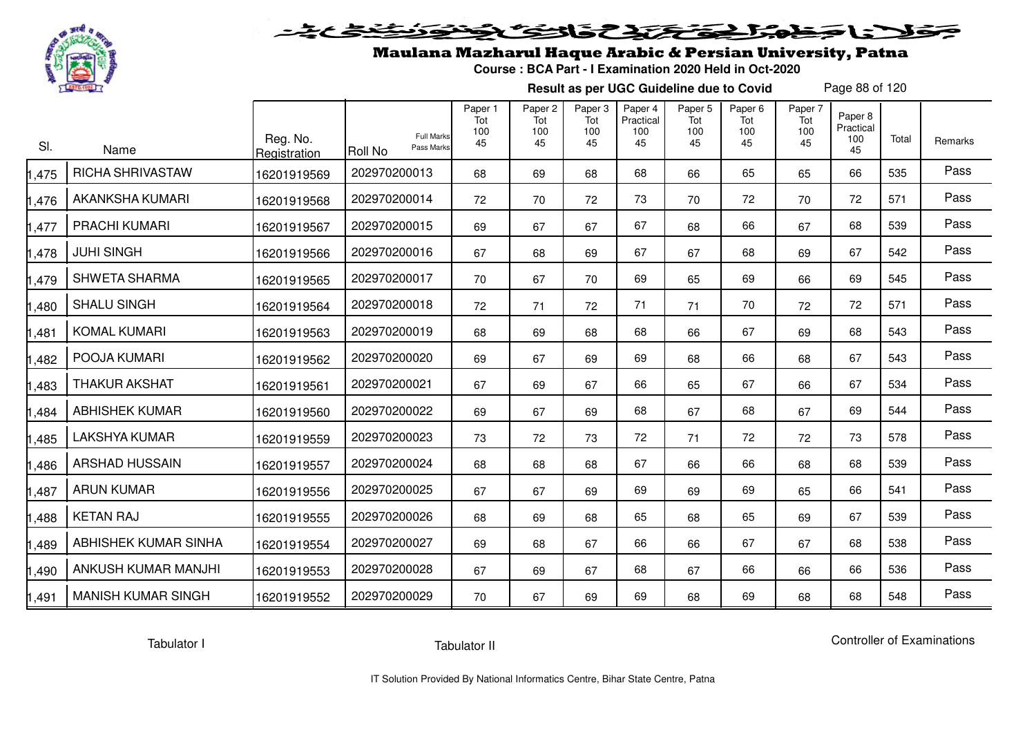# Maulana Mazharul Haque Arabic & Persian University, Patna

**Course : BCA Part - I Examination 2020 Held in Oct-2020**

**Result as per UGC Guideline due to Covid**

| Sl. | Name | Reg. No. Registration | Roll No (Full Marks / Pass Marks) | Paper 1 Tot 100 45 | Paper 2 Tot 100 45 | Paper 3 Tot 100 45 | Paper 4 Practical 100 45 | Paper 5 Tot 100 45 | Paper 6 Tot 100 45 | Paper 7 Tot 100 45 | Paper 8 Practical 100 45 | Total | Remarks |
|---|---|---|---|---|---|---|---|---|---|---|---|---|---|
| 1,475 | RICHA SHRIVASTAW | 16201919569 | 202970200013 | 68 | 69 | 68 | 68 | 66 | 65 | 65 | 66 | 535 | Pass |
| 1,476 | AKANKSHA KUMARI | 16201919568 | 202970200014 | 72 | 70 | 72 | 73 | 70 | 72 | 70 | 72 | 571 | Pass |
| 1,477 | PRACHI KUMARI | 16201919567 | 202970200015 | 69 | 67 | 67 | 67 | 68 | 66 | 67 | 68 | 539 | Pass |
| 1,478 | JUHI SINGH | 16201919566 | 202970200016 | 67 | 68 | 69 | 67 | 67 | 68 | 69 | 67 | 542 | Pass |
| 1,479 | SHWETA SHARMA | 16201919565 | 202970200017 | 70 | 67 | 70 | 69 | 65 | 69 | 66 | 69 | 545 | Pass |
| 1,480 | SHALU SINGH | 16201919564 | 202970200018 | 72 | 71 | 72 | 71 | 71 | 70 | 72 | 72 | 571 | Pass |
| 1,481 | KOMAL KUMARI | 16201919563 | 202970200019 | 68 | 69 | 68 | 68 | 66 | 67 | 69 | 68 | 543 | Pass |
| 1,482 | POOJA KUMARI | 16201919562 | 202970200020 | 69 | 67 | 69 | 69 | 68 | 66 | 68 | 67 | 543 | Pass |
| 1,483 | THAKUR AKSHAT | 16201919561 | 202970200021 | 67 | 69 | 67 | 66 | 65 | 67 | 66 | 67 | 534 | Pass |
| 1,484 | ABHISHEK KUMAR | 16201919560 | 202970200022 | 69 | 67 | 69 | 68 | 67 | 68 | 67 | 69 | 544 | Pass |
| 1,485 | LAKSHYA KUMAR | 16201919559 | 202970200023 | 73 | 72 | 73 | 72 | 71 | 72 | 72 | 73 | 578 | Pass |
| 1,486 | ARSHAD HUSSAIN | 16201919557 | 202970200024 | 68 | 68 | 68 | 67 | 66 | 66 | 68 | 68 | 539 | Pass |
| 1,487 | ARUN KUMAR | 16201919556 | 202970200025 | 67 | 67 | 69 | 69 | 69 | 69 | 65 | 66 | 541 | Pass |
| 1,488 | KETAN RAJ | 16201919555 | 202970200026 | 68 | 69 | 68 | 65 | 68 | 65 | 69 | 67 | 539 | Pass |
| 1,489 | ABHISHEK KUMAR SINHA | 16201919554 | 202970200027 | 69 | 68 | 67 | 66 | 66 | 67 | 67 | 68 | 538 | Pass |
| 1,490 | ANKUSH KUMAR MANJHI | 16201919553 | 202970200028 | 67 | 69 | 67 | 68 | 67 | 66 | 66 | 66 | 536 | Pass |
| 1,491 | MANISH KUMAR SINGH | 16201919552 | 202970200029 | 70 | 67 | 69 | 69 | 68 | 69 | 68 | 68 | 548 | Pass |

Tabulator I        Tabulator II        Controller of Examinations

IT Solution Provided By National Informatics Centre, Bihar State Centre, Patna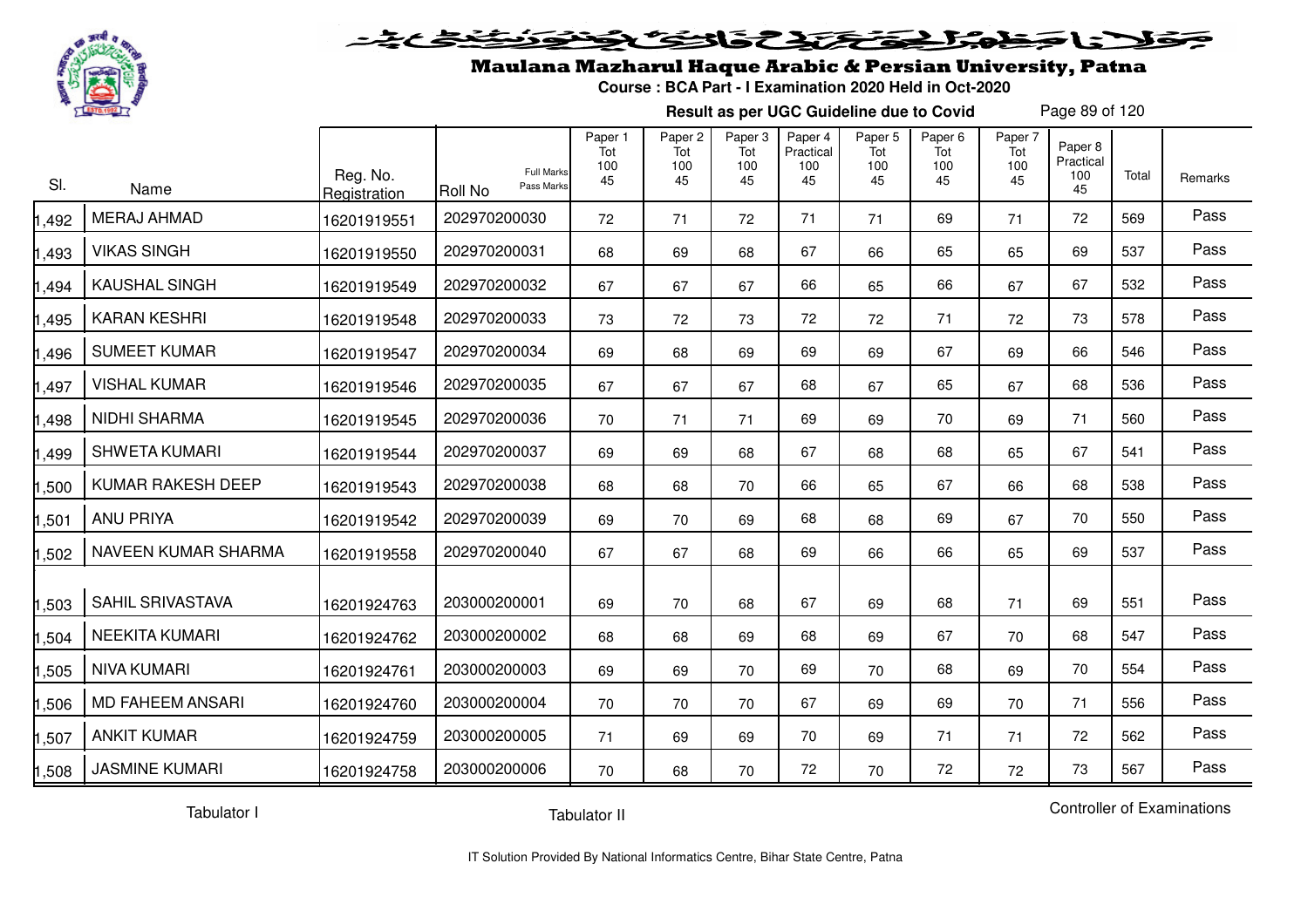# Maulana Mazharul Haque Arabic & Persian University, Patna

**Course : BCA Part - I Examination 2020 Held in Oct-2020**

**Result as per UGC Guideline due to Covid**

| Sl. | Name | Reg. No. Registration | Roll No (Full Marks / Pass Marks) | Paper 1 Tot 100 45 | Paper 2 Tot 100 45 | Paper 3 Tot 100 45 | Paper 4 Practical 100 45 | Paper 5 Tot 100 45 | Paper 6 Tot 100 45 | Paper 7 Tot 100 45 | Paper 8 Practical 100 45 | Total | Remarks |
|---|---|---|---|---|---|---|---|---|---|---|---|---|---|
| 1,492 | MERAJ AHMAD | 16201919551 | 202970200030 | 72 | 71 | 72 | 71 | 71 | 69 | 71 | 72 | 569 | Pass |
| 1,493 | VIKAS SINGH | 16201919550 | 202970200031 | 68 | 69 | 68 | 67 | 66 | 65 | 65 | 69 | 537 | Pass |
| 1,494 | KAUSHAL SINGH | 16201919549 | 202970200032 | 67 | 67 | 67 | 66 | 65 | 66 | 67 | 67 | 532 | Pass |
| 1,495 | KARAN KESHRI | 16201919548 | 202970200033 | 73 | 72 | 73 | 72 | 72 | 71 | 72 | 73 | 578 | Pass |
| 1,496 | SUMEET KUMAR | 16201919547 | 202970200034 | 69 | 68 | 69 | 69 | 69 | 67 | 69 | 66 | 546 | Pass |
| 1,497 | VISHAL KUMAR | 16201919546 | 202970200035 | 67 | 67 | 67 | 68 | 67 | 65 | 67 | 68 | 536 | Pass |
| 1,498 | NIDHI SHARMA | 16201919545 | 202970200036 | 70 | 71 | 71 | 69 | 69 | 70 | 69 | 71 | 560 | Pass |
| 1,499 | SHWETA KUMARI | 16201919544 | 202970200037 | 69 | 69 | 68 | 67 | 68 | 68 | 65 | 67 | 541 | Pass |
| 1,500 | KUMAR RAKESH DEEP | 16201919543 | 202970200038 | 68 | 68 | 70 | 66 | 65 | 67 | 66 | 68 | 538 | Pass |
| 1,501 | ANU PRIYA | 16201919542 | 202970200039 | 69 | 70 | 69 | 68 | 68 | 69 | 67 | 70 | 550 | Pass |
| 1,502 | NAVEEN KUMAR SHARMA | 16201919558 | 202970200040 | 67 | 67 | 68 | 69 | 66 | 66 | 65 | 69 | 537 | Pass |
| 1,503 | SAHIL SRIVASTAVA | 16201924763 | 203000200001 | 69 | 70 | 68 | 67 | 69 | 68 | 71 | 69 | 551 | Pass |
| 1,504 | NEEKITA KUMARI | 16201924762 | 203000200002 | 68 | 68 | 69 | 68 | 69 | 67 | 70 | 68 | 547 | Pass |
| 1,505 | NIVA KUMARI | 16201924761 | 203000200003 | 69 | 69 | 70 | 69 | 70 | 68 | 69 | 70 | 554 | Pass |
| 1,506 | MD FAHEEM ANSARI | 16201924760 | 203000200004 | 70 | 70 | 70 | 67 | 69 | 69 | 70 | 71 | 556 | Pass |
| 1,507 | ANKIT KUMAR | 16201924759 | 203000200005 | 71 | 69 | 69 | 70 | 69 | 71 | 71 | 72 | 562 | Pass |
| 1,508 | JASMINE KUMARI | 16201924758 | 203000200006 | 70 | 68 | 70 | 72 | 70 | 72 | 72 | 73 | 567 | Pass |

Tabulator I　　Tabulator II　　Controller of Examinations

IT Solution Provided By National Informatics Centre, Bihar State Centre, Patna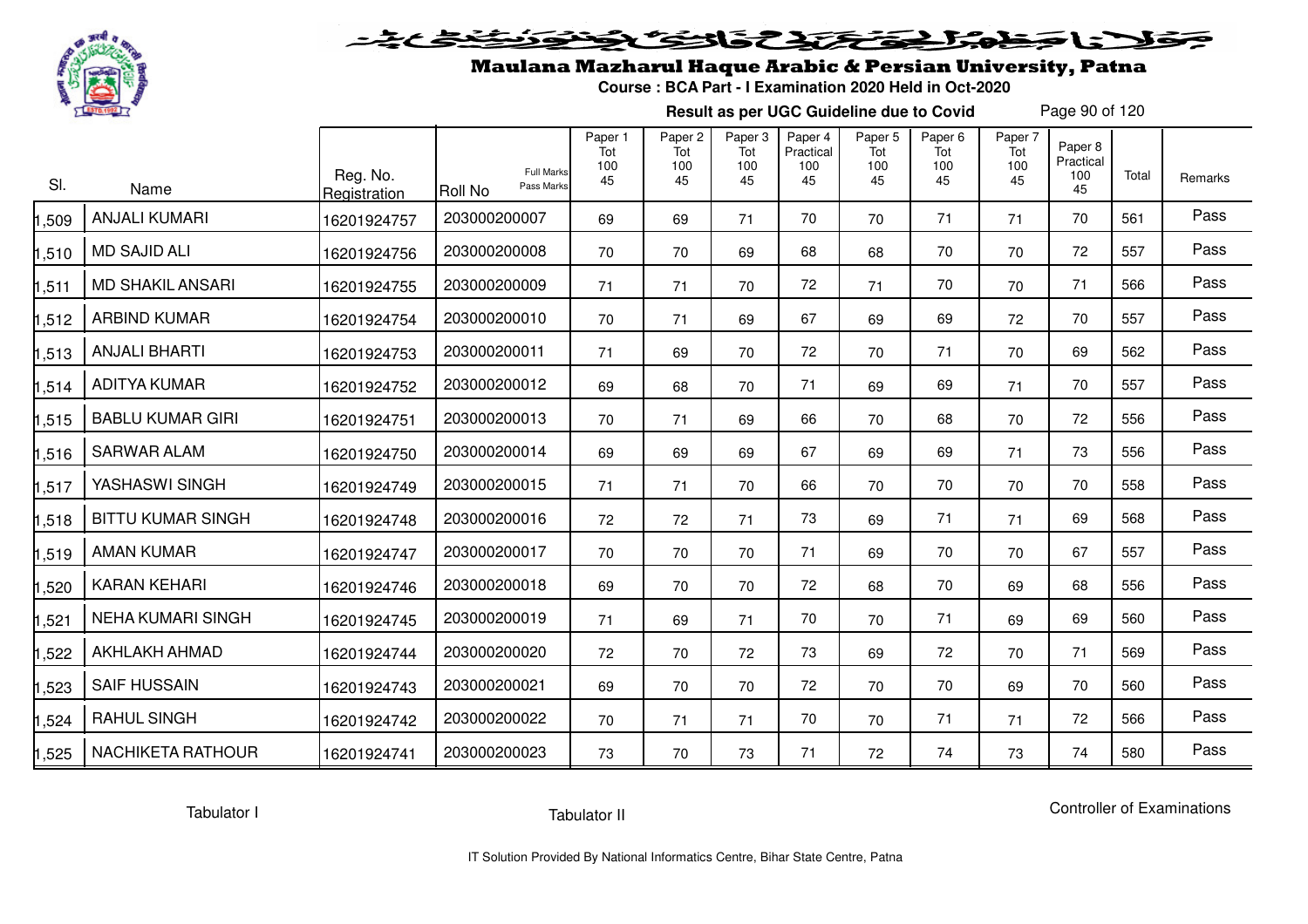# Maulana Mazharul Haque Arabic & Persian University, Patna

**Course : BCA Part - I Examination 2020 Held in Oct-2020**

**Result as per UGC Guideline due to Covid**

| Sl. | Name | Reg. No. Registration | Roll No (Full Marks / Pass Marks) | Paper 1 Tot 100 45 | Paper 2 Tot 100 45 | Paper 3 Tot 100 45 | Paper 4 Practical 100 45 | Paper 5 Tot 100 45 | Paper 6 Tot 100 45 | Paper 7 Tot 100 45 | Paper 8 Practical 100 45 | Total | Remarks |
|---|---|---|---|---|---|---|---|---|---|---|---|---|---|
| 1,509 | ANJALI KUMARI | 16201924757 | 203000200007 | 69 | 69 | 71 | 70 | 70 | 71 | 71 | 70 | 561 | Pass |
| 1,510 | MD SAJID ALI | 16201924756 | 203000200008 | 70 | 70 | 69 | 68 | 68 | 70 | 70 | 72 | 557 | Pass |
| 1,511 | MD SHAKIL ANSARI | 16201924755 | 203000200009 | 71 | 71 | 70 | 72 | 71 | 70 | 70 | 71 | 566 | Pass |
| 1,512 | ARBIND KUMAR | 16201924754 | 203000200010 | 70 | 71 | 69 | 67 | 69 | 69 | 72 | 70 | 557 | Pass |
| 1,513 | ANJALI BHARTI | 16201924753 | 203000200011 | 71 | 69 | 70 | 72 | 70 | 71 | 70 | 69 | 562 | Pass |
| 1,514 | ADITYA KUMAR | 16201924752 | 203000200012 | 69 | 68 | 70 | 71 | 69 | 69 | 71 | 70 | 557 | Pass |
| 1,515 | BABLU KUMAR GIRI | 16201924751 | 203000200013 | 70 | 71 | 69 | 66 | 70 | 68 | 70 | 72 | 556 | Pass |
| 1,516 | SARWAR ALAM | 16201924750 | 203000200014 | 69 | 69 | 69 | 67 | 69 | 69 | 71 | 73 | 556 | Pass |
| 1,517 | YASHASWI SINGH | 16201924749 | 203000200015 | 71 | 71 | 70 | 66 | 70 | 70 | 70 | 70 | 558 | Pass |
| 1,518 | BITTU KUMAR SINGH | 16201924748 | 203000200016 | 72 | 72 | 71 | 73 | 69 | 71 | 71 | 69 | 568 | Pass |
| 1,519 | AMAN KUMAR | 16201924747 | 203000200017 | 70 | 70 | 70 | 71 | 69 | 70 | 70 | 67 | 557 | Pass |
| 1,520 | KARAN KEHARI | 16201924746 | 203000200018 | 69 | 70 | 70 | 72 | 68 | 70 | 69 | 68 | 556 | Pass |
| 1,521 | NEHA KUMARI SINGH | 16201924745 | 203000200019 | 71 | 69 | 71 | 70 | 70 | 71 | 69 | 69 | 560 | Pass |
| 1,522 | AKHLAKH AHMAD | 16201924744 | 203000200020 | 72 | 70 | 72 | 73 | 69 | 72 | 70 | 71 | 569 | Pass |
| 1,523 | SAIF HUSSAIN | 16201924743 | 203000200021 | 69 | 70 | 70 | 72 | 70 | 70 | 69 | 70 | 560 | Pass |
| 1,524 | RAHUL SINGH | 16201924742 | 203000200022 | 70 | 71 | 71 | 70 | 70 | 71 | 71 | 72 | 566 | Pass |
| 1,525 | NACHIKETA RATHOUR | 16201924741 | 203000200023 | 73 | 70 | 73 | 71 | 72 | 74 | 73 | 74 | 580 | Pass |

Tabulator I

Tabulator II

Controller of Examinations

IT Solution Provided By National Informatics Centre, Bihar State Centre, Patna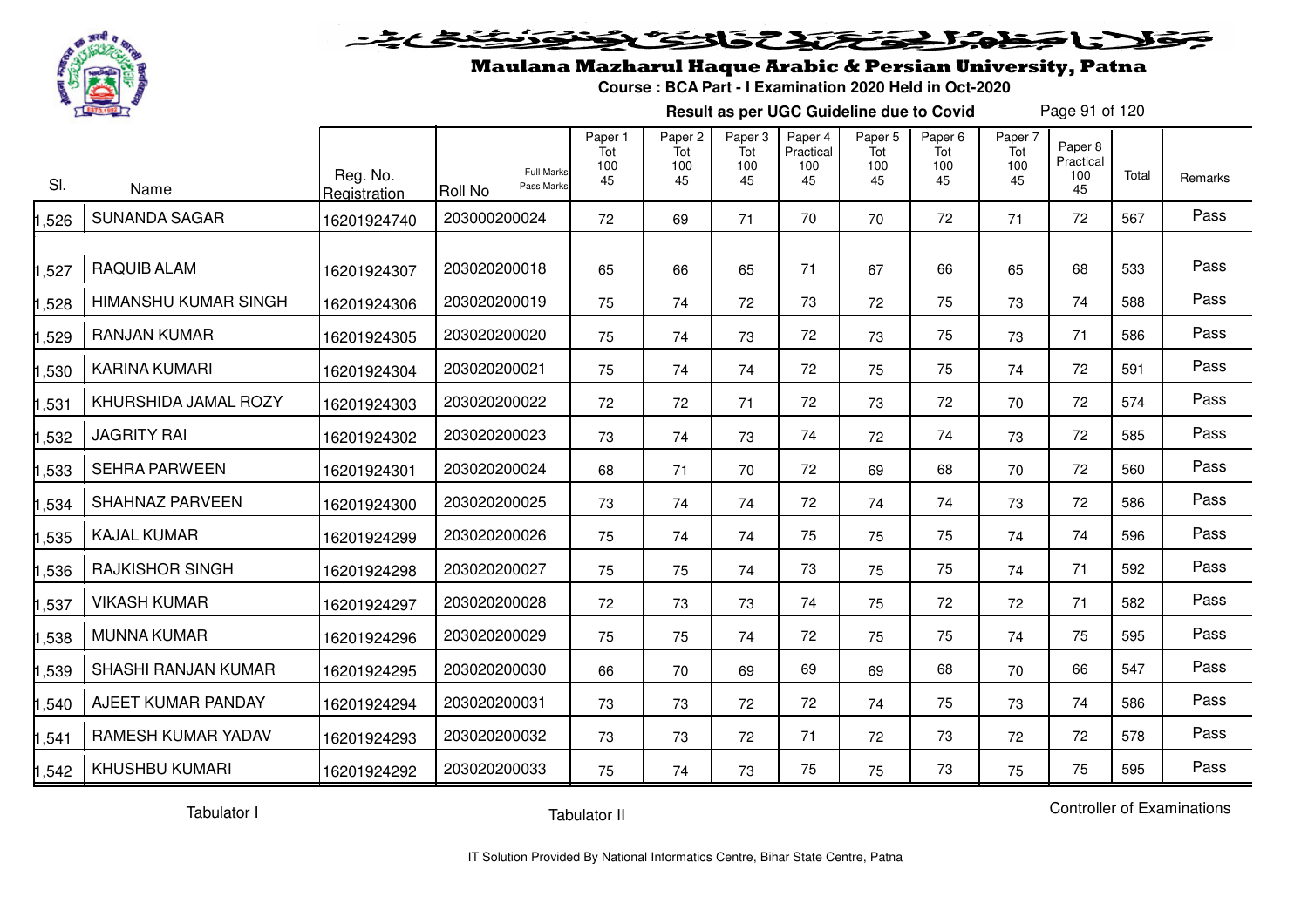# Maulana Mazharul Haque Arabic & Persian University, Patna

**Course : BCA Part - I Examination 2020 Held in Oct-2020**

**Result as per UGC Guideline due to Covid**

| Sl. | Name | Reg. No. Registration | Roll No (Full Marks / Pass Marks) | Paper 1 Tot 100 45 | Paper 2 Tot 100 45 | Paper 3 Tot 100 45 | Paper 4 Practical 100 45 | Paper 5 Tot 100 45 | Paper 6 Tot 100 45 | Paper 7 Tot 100 45 | Paper 8 Practical 100 45 | Total | Remarks |
|---|---|---|---|---|---|---|---|---|---|---|---|---|---|
| 1,526 | SUNANDA SAGAR | 16201924740 | 203000200024 | 72 | 69 | 71 | 70 | 70 | 72 | 71 | 72 | 567 | Pass |
| 1,527 | RAQUIB ALAM | 16201924307 | 203020200018 | 65 | 66 | 65 | 71 | 67 | 66 | 65 | 68 | 533 | Pass |
| 1,528 | HIMANSHU KUMAR SINGH | 16201924306 | 203020200019 | 75 | 74 | 72 | 73 | 72 | 75 | 73 | 74 | 588 | Pass |
| 1,529 | RANJAN KUMAR | 16201924305 | 203020200020 | 75 | 74 | 73 | 72 | 73 | 75 | 73 | 71 | 586 | Pass |
| 1,530 | KARINA KUMARI | 16201924304 | 203020200021 | 75 | 74 | 74 | 72 | 75 | 75 | 74 | 72 | 591 | Pass |
| 1,531 | KHURSHIDA JAMAL ROZY | 16201924303 | 203020200022 | 72 | 72 | 71 | 72 | 73 | 72 | 70 | 72 | 574 | Pass |
| 1,532 | JAGRITY RAI | 16201924302 | 203020200023 | 73 | 74 | 73 | 74 | 72 | 74 | 73 | 72 | 585 | Pass |
| 1,533 | SEHRA PARWEEN | 16201924301 | 203020200024 | 68 | 71 | 70 | 72 | 69 | 68 | 70 | 72 | 560 | Pass |
| 1,534 | SHAHNAZ PARVEEN | 16201924300 | 203020200025 | 73 | 74 | 74 | 72 | 74 | 74 | 73 | 72 | 586 | Pass |
| 1,535 | KAJAL KUMAR | 16201924299 | 203020200026 | 75 | 74 | 74 | 75 | 75 | 75 | 74 | 74 | 596 | Pass |
| 1,536 | RAJKISHOR SINGH | 16201924298 | 203020200027 | 75 | 75 | 74 | 73 | 75 | 75 | 74 | 71 | 592 | Pass |
| 1,537 | VIKASH KUMAR | 16201924297 | 203020200028 | 72 | 73 | 73 | 74 | 75 | 72 | 72 | 71 | 582 | Pass |
| 1,538 | MUNNA KUMAR | 16201924296 | 203020200029 | 75 | 75 | 74 | 72 | 75 | 75 | 74 | 75 | 595 | Pass |
| 1,539 | SHASHI RANJAN KUMAR | 16201924295 | 203020200030 | 66 | 70 | 69 | 69 | 69 | 68 | 70 | 66 | 547 | Pass |
| 1,540 | AJEET KUMAR PANDAY | 16201924294 | 203020200031 | 73 | 73 | 72 | 72 | 74 | 75 | 73 | 74 | 586 | Pass |
| 1,541 | RAMESH KUMAR YADAV | 16201924293 | 203020200032 | 73 | 73 | 72 | 71 | 72 | 73 | 72 | 72 | 578 | Pass |
| 1,542 | KHUSHBU KUMARI | 16201924292 | 203020200033 | 75 | 74 | 73 | 75 | 75 | 73 | 75 | 75 | 595 | Pass |

Tabulator I    Tabulator II    Controller of Examinations

IT Solution Provided By National Informatics Centre, Bihar State Centre, Patna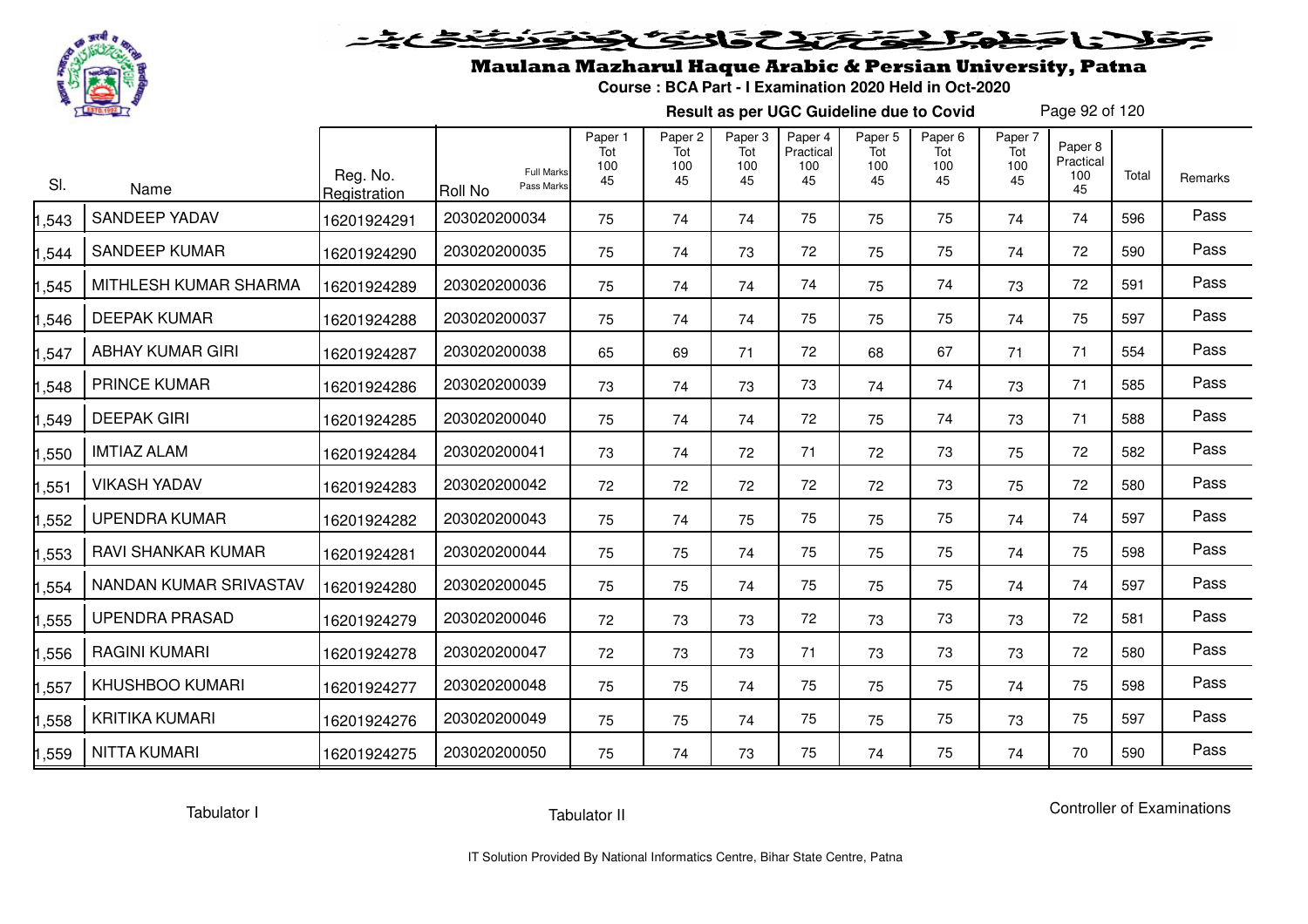# Maulana Mazharul Haque Arabic & Persian University, Patna

**Course : BCA Part - I Examination 2020 Held in Oct-2020**

**Result as per UGC Guideline due to Covid**

| Sl. | Name | Reg. No. Registration | Roll No (Full Marks / Pass Marks) | Paper 1 Tot 100 45 | Paper 2 Tot 100 45 | Paper 3 Tot 100 45 | Paper 4 Practical 100 45 | Paper 5 Tot 100 45 | Paper 6 Tot 100 45 | Paper 7 Tot 100 45 | Paper 8 Practical 100 45 | Total | Remarks |
|---|---|---|---|---|---|---|---|---|---|---|---|---|---|
| 1,543 | SANDEEP YADAV | 16201924291 | 203020200034 | 75 | 74 | 74 | 75 | 75 | 75 | 74 | 74 | 596 | Pass |
| 1,544 | SANDEEP KUMAR | 16201924290 | 203020200035 | 75 | 74 | 73 | 72 | 75 | 75 | 74 | 72 | 590 | Pass |
| 1,545 | MITHLESH KUMAR SHARMA | 16201924289 | 203020200036 | 75 | 74 | 74 | 74 | 75 | 74 | 73 | 72 | 591 | Pass |
| 1,546 | DEEPAK KUMAR | 16201924288 | 203020200037 | 75 | 74 | 74 | 75 | 75 | 75 | 74 | 75 | 597 | Pass |
| 1,547 | ABHAY KUMAR GIRI | 16201924287 | 203020200038 | 65 | 69 | 71 | 72 | 68 | 67 | 71 | 71 | 554 | Pass |
| 1,548 | PRINCE KUMAR | 16201924286 | 203020200039 | 73 | 74 | 73 | 73 | 74 | 74 | 73 | 71 | 585 | Pass |
| 1,549 | DEEPAK GIRI | 16201924285 | 203020200040 | 75 | 74 | 74 | 72 | 75 | 74 | 73 | 71 | 588 | Pass |
| 1,550 | IMTIAZ ALAM | 16201924284 | 203020200041 | 73 | 74 | 72 | 71 | 72 | 73 | 75 | 72 | 582 | Pass |
| 1,551 | VIKASH YADAV | 16201924283 | 203020200042 | 72 | 72 | 72 | 72 | 72 | 73 | 75 | 72 | 580 | Pass |
| 1,552 | UPENDRA KUMAR | 16201924282 | 203020200043 | 75 | 74 | 75 | 75 | 75 | 75 | 74 | 74 | 597 | Pass |
| 1,553 | RAVI SHANKAR KUMAR | 16201924281 | 203020200044 | 75 | 75 | 74 | 75 | 75 | 75 | 74 | 75 | 598 | Pass |
| 1,554 | NANDAN KUMAR SRIVASTAV | 16201924280 | 203020200045 | 75 | 75 | 74 | 75 | 75 | 75 | 74 | 74 | 597 | Pass |
| 1,555 | UPENDRA PRASAD | 16201924279 | 203020200046 | 72 | 73 | 73 | 72 | 73 | 73 | 73 | 72 | 581 | Pass |
| 1,556 | RAGINI KUMARI | 16201924278 | 203020200047 | 72 | 73 | 73 | 71 | 73 | 73 | 73 | 72 | 580 | Pass |
| 1,557 | KHUSHBOO KUMARI | 16201924277 | 203020200048 | 75 | 75 | 74 | 75 | 75 | 75 | 74 | 75 | 598 | Pass |
| 1,558 | KRITIKA KUMARI | 16201924276 | 203020200049 | 75 | 75 | 74 | 75 | 75 | 75 | 73 | 75 | 597 | Pass |
| 1,559 | NITTA KUMARI | 16201924275 | 203020200050 | 75 | 74 | 73 | 75 | 74 | 75 | 74 | 70 | 590 | Pass |

Tabulator I        Tabulator II        Controller of Examinations

IT Solution Provided By National Informatics Centre, Bihar State Centre, Patna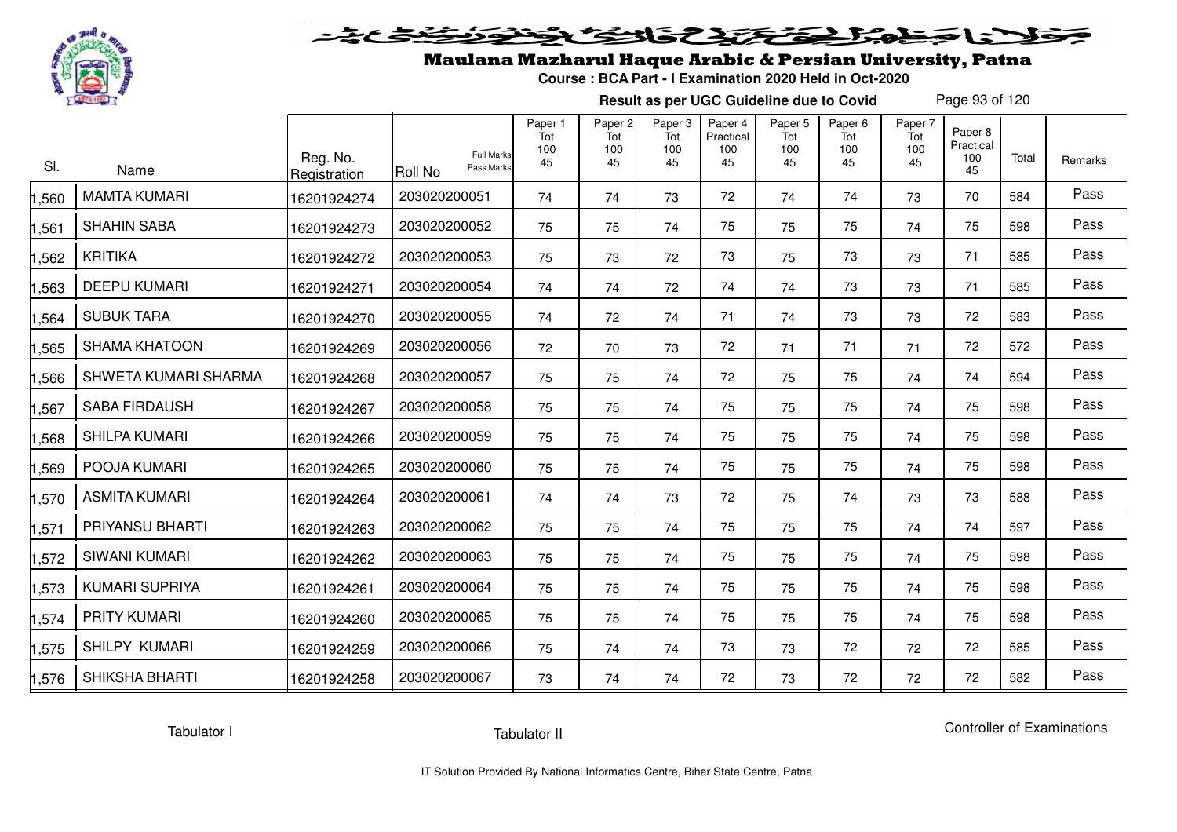# Maulana Mazharul Haque Arabic & Persian University, Patna

**Course : BCA Part - I Examination 2020 Held in Oct-2020**

**Result as per UGC Guideline due to Covid**

| Sl. | Name | Reg. No. Registration | Roll No (Full Marks / Pass Marks) | Paper 1 Tot 100 45 | Paper 2 Tot 100 45 | Paper 3 Tot 100 45 | Paper 4 Practical 100 45 | Paper 5 Tot 100 45 | Paper 6 Tot 100 45 | Paper 7 Tot 100 45 | Paper 8 Practical 100 45 | Total | Remarks |
|---|---|---|---|---|---|---|---|---|---|---|---|---|---|
| 1,560 | MAMTA KUMARI | 16201924274 | 203020200051 | 74 | 74 | 73 | 72 | 74 | 74 | 73 | 70 | 584 | Pass |
| 1,561 | SHAHIN SABA | 16201924273 | 203020200052 | 75 | 75 | 74 | 75 | 75 | 75 | 74 | 75 | 598 | Pass |
| 1,562 | KRITIKA | 16201924272 | 203020200053 | 75 | 73 | 72 | 73 | 75 | 73 | 73 | 71 | 585 | Pass |
| 1,563 | DEEPU KUMARI | 16201924271 | 203020200054 | 74 | 74 | 72 | 74 | 74 | 73 | 73 | 71 | 585 | Pass |
| 1,564 | SUBUK TARA | 16201924270 | 203020200055 | 74 | 72 | 74 | 71 | 74 | 73 | 73 | 72 | 583 | Pass |
| 1,565 | SHAMA KHATOON | 16201924269 | 203020200056 | 72 | 70 | 73 | 72 | 71 | 71 | 71 | 72 | 572 | Pass |
| 1,566 | SHWETA KUMARI SHARMA | 16201924268 | 203020200057 | 75 | 75 | 74 | 72 | 75 | 75 | 74 | 74 | 594 | Pass |
| 1,567 | SABA FIRDAUSH | 16201924267 | 203020200058 | 75 | 75 | 74 | 75 | 75 | 75 | 74 | 75 | 598 | Pass |
| 1,568 | SHILPA KUMARI | 16201924266 | 203020200059 | 75 | 75 | 74 | 75 | 75 | 75 | 74 | 75 | 598 | Pass |
| 1,569 | POOJA KUMARI | 16201924265 | 203020200060 | 75 | 75 | 74 | 75 | 75 | 75 | 74 | 75 | 598 | Pass |
| 1,570 | ASMITA KUMARI | 16201924264 | 203020200061 | 74 | 74 | 73 | 72 | 75 | 74 | 73 | 73 | 588 | Pass |
| 1,571 | PRIYANSU BHARTI | 16201924263 | 203020200062 | 75 | 75 | 74 | 75 | 75 | 75 | 74 | 74 | 597 | Pass |
| 1,572 | SIWANI KUMARI | 16201924262 | 203020200063 | 75 | 75 | 74 | 75 | 75 | 75 | 74 | 75 | 598 | Pass |
| 1,573 | KUMARI SUPRIYA | 16201924261 | 203020200064 | 75 | 75 | 74 | 75 | 75 | 75 | 74 | 75 | 598 | Pass |
| 1,574 | PRITY KUMARI | 16201924260 | 203020200065 | 75 | 75 | 74 | 75 | 75 | 75 | 74 | 75 | 598 | Pass |
| 1,575 | SHILPY KUMARI | 16201924259 | 203020200066 | 75 | 74 | 74 | 73 | 73 | 72 | 72 | 72 | 585 | Pass |
| 1,576 | SHIKSHA BHARTI | 16201924258 | 203020200067 | 73 | 74 | 74 | 72 | 73 | 72 | 72 | 72 | 582 | Pass |

Tabulator I    Tabulator II    Controller of Examinations

IT Solution Provided By National Informatics Centre, Bihar State Centre, Patna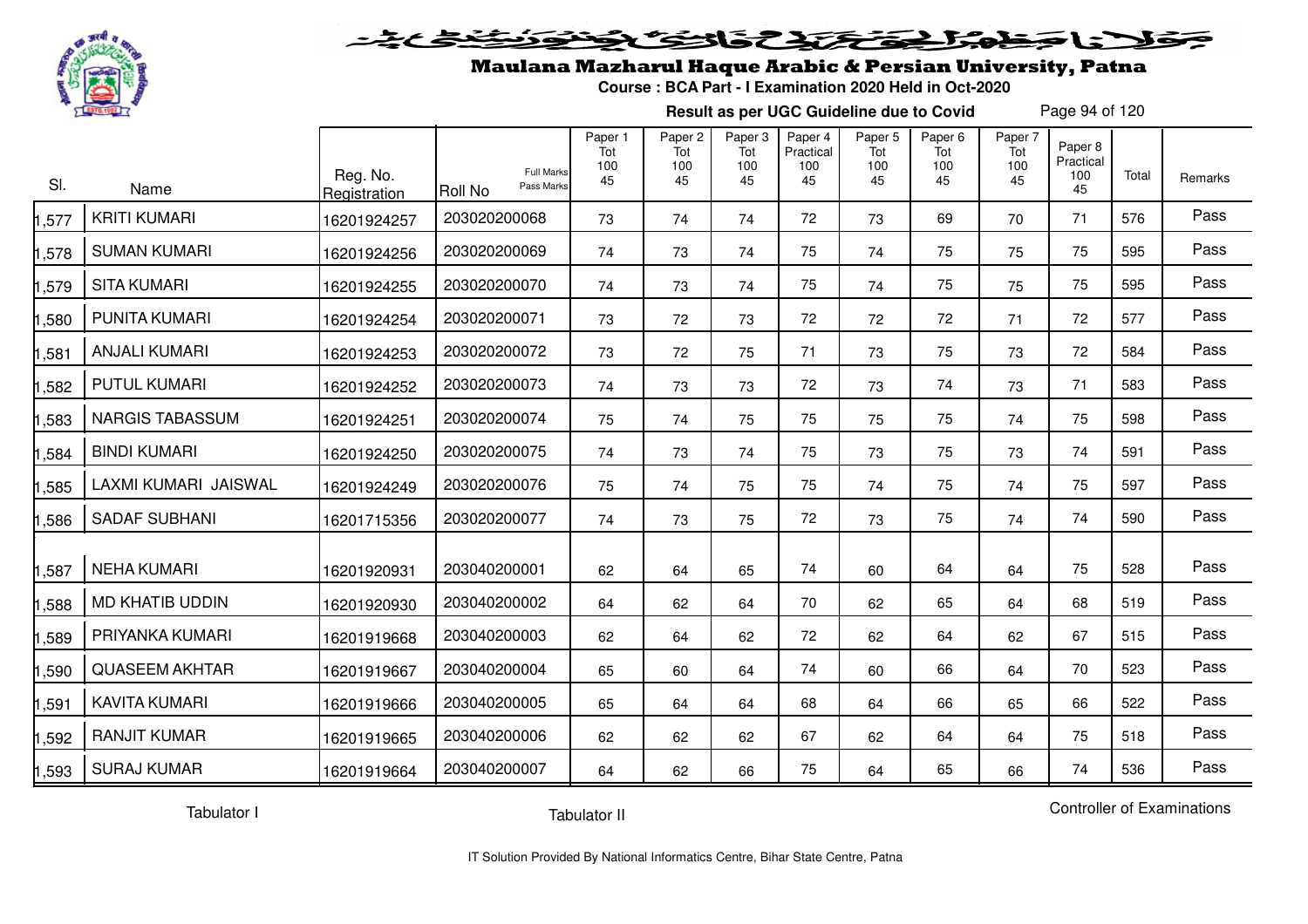# Maulana Mazharul Haque Arabic & Persian University, Patna

**Course : BCA Part - I Examination 2020 Held in Oct-2020**

**Result as per UGC Guideline due to Covid**

| Sl. | Name | Reg. No. Registration | Roll No (Full Marks / Pass Marks) | Paper 1 Tot 100 45 | Paper 2 Tot 100 45 | Paper 3 Tot 100 45 | Paper 4 Practical 100 45 | Paper 5 Tot 100 45 | Paper 6 Tot 100 45 | Paper 7 Tot 100 45 | Paper 8 Practical 100 45 | Total | Remarks |
|---|---|---|---|---|---|---|---|---|---|---|---|---|---|
| 1,577 | KRITI KUMARI | 16201924257 | 203020200068 | 73 | 74 | 74 | 72 | 73 | 69 | 70 | 71 | 576 | Pass |
| 1,578 | SUMAN KUMARI | 16201924256 | 203020200069 | 74 | 73 | 74 | 75 | 74 | 75 | 75 | 75 | 595 | Pass |
| 1,579 | SITA KUMARI | 16201924255 | 203020200070 | 74 | 73 | 74 | 75 | 74 | 75 | 75 | 75 | 595 | Pass |
| 1,580 | PUNITA KUMARI | 16201924254 | 203020200071 | 73 | 72 | 73 | 72 | 72 | 72 | 71 | 72 | 577 | Pass |
| 1,581 | ANJALI KUMARI | 16201924253 | 203020200072 | 73 | 72 | 75 | 71 | 73 | 75 | 73 | 72 | 584 | Pass |
| 1,582 | PUTUL KUMARI | 16201924252 | 203020200073 | 74 | 73 | 73 | 72 | 73 | 74 | 73 | 71 | 583 | Pass |
| 1,583 | NARGIS TABASSUM | 16201924251 | 203020200074 | 75 | 74 | 75 | 75 | 75 | 75 | 74 | 75 | 598 | Pass |
| 1,584 | BINDI KUMARI | 16201924250 | 203020200075 | 74 | 73 | 74 | 75 | 73 | 75 | 73 | 74 | 591 | Pass |
| 1,585 | LAXMI KUMARI JAISWAL | 16201924249 | 203020200076 | 75 | 74 | 75 | 75 | 74 | 75 | 74 | 75 | 597 | Pass |
| 1,586 | SADAF SUBHANI | 16201715356 | 203020200077 | 74 | 73 | 75 | 72 | 73 | 75 | 74 | 74 | 590 | Pass |
| 1,587 | NEHA KUMARI | 16201920931 | 203040200001 | 62 | 64 | 65 | 74 | 60 | 64 | 64 | 75 | 528 | Pass |
| 1,588 | MD KHATIB UDDIN | 16201920930 | 203040200002 | 64 | 62 | 64 | 70 | 62 | 65 | 64 | 68 | 519 | Pass |
| 1,589 | PRIYANKA KUMARI | 16201919668 | 203040200003 | 62 | 64 | 62 | 72 | 62 | 64 | 62 | 67 | 515 | Pass |
| 1,590 | QUASEEM AKHTAR | 16201919667 | 203040200004 | 65 | 60 | 64 | 74 | 60 | 66 | 64 | 70 | 523 | Pass |
| 1,591 | KAVITA KUMARI | 16201919666 | 203040200005 | 65 | 64 | 64 | 68 | 64 | 66 | 65 | 66 | 522 | Pass |
| 1,592 | RANJIT KUMAR | 16201919665 | 203040200006 | 62 | 62 | 62 | 67 | 62 | 64 | 64 | 75 | 518 | Pass |
| 1,593 | SURAJ KUMAR | 16201919664 | 203040200007 | 64 | 62 | 66 | 75 | 64 | 65 | 66 | 74 | 536 | Pass |

Tabulator I          Tabulator II          Controller of Examinations

IT Solution Provided By National Informatics Centre, Bihar State Centre, Patna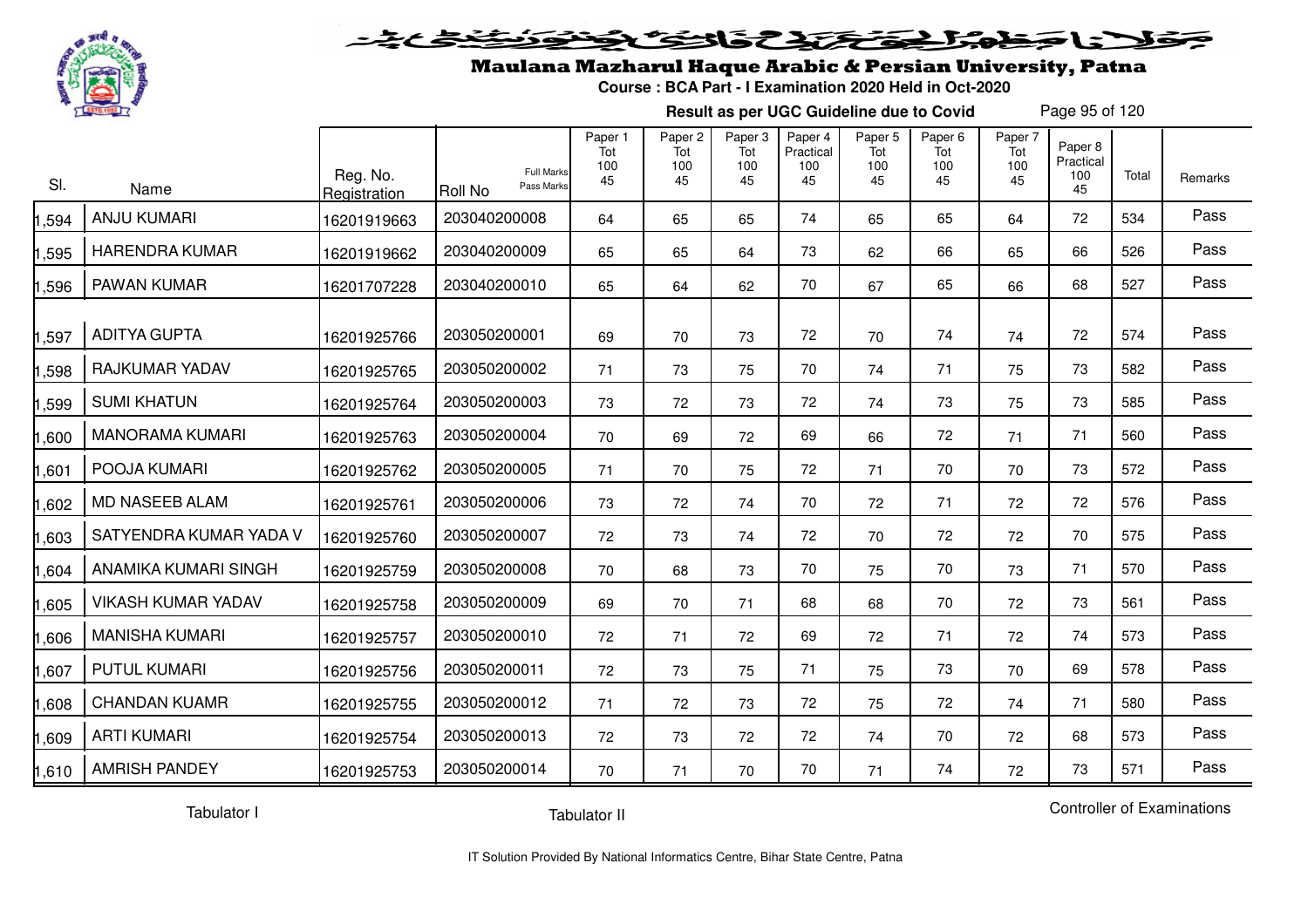# Maulana Mazharul Haque Arabic & Persian University, Patna

**Course : BCA Part - I Examination 2020 Held in Oct-2020**

**Result as per UGC Guideline due to Covid**

| Sl. | Name | Reg. No. Registration | Roll No (Full Marks / Pass Marks) | Paper 1 Tot 100 45 | Paper 2 Tot 100 45 | Paper 3 Tot 100 45 | Paper 4 Practical 100 45 | Paper 5 Tot 100 45 | Paper 6 Tot 100 45 | Paper 7 Tot 100 45 | Paper 8 Practical 100 45 | Total | Remarks |
|---|---|---|---|---|---|---|---|---|---|---|---|---|---|
| 1,594 | ANJU KUMARI | 16201919663 | 203040200008 | 64 | 65 | 65 | 74 | 65 | 65 | 64 | 72 | 534 | Pass |
| 1,595 | HARENDRA KUMAR | 16201919662 | 203040200009 | 65 | 65 | 64 | 73 | 62 | 66 | 65 | 66 | 526 | Pass |
| 1,596 | PAWAN KUMAR | 16201707228 | 203040200010 | 65 | 64 | 62 | 70 | 67 | 65 | 66 | 68 | 527 | Pass |
| 1,597 | ADITYA GUPTA | 16201925766 | 203050200001 | 69 | 70 | 73 | 72 | 70 | 74 | 74 | 72 | 574 | Pass |
| 1,598 | RAJKUMAR YADAV | 16201925765 | 203050200002 | 71 | 73 | 75 | 70 | 74 | 71 | 75 | 73 | 582 | Pass |
| 1,599 | SUMI KHATUN | 16201925764 | 203050200003 | 73 | 72 | 73 | 72 | 74 | 73 | 75 | 73 | 585 | Pass |
| 1,600 | MANORAMA KUMARI | 16201925763 | 203050200004 | 70 | 69 | 72 | 69 | 66 | 72 | 71 | 71 | 560 | Pass |
| 1,601 | POOJA KUMARI | 16201925762 | 203050200005 | 71 | 70 | 75 | 72 | 71 | 70 | 70 | 73 | 572 | Pass |
| 1,602 | MD NASEEB ALAM | 16201925761 | 203050200006 | 73 | 72 | 74 | 70 | 72 | 71 | 72 | 72 | 576 | Pass |
| 1,603 | SATYENDRA KUMAR YADA V | 16201925760 | 203050200007 | 72 | 73 | 74 | 72 | 70 | 72 | 72 | 70 | 575 | Pass |
| 1,604 | ANAMIKA KUMARI SINGH | 16201925759 | 203050200008 | 70 | 68 | 73 | 70 | 75 | 70 | 73 | 71 | 570 | Pass |
| 1,605 | VIKASH KUMAR YADAV | 16201925758 | 203050200009 | 69 | 70 | 71 | 68 | 68 | 70 | 72 | 73 | 561 | Pass |
| 1,606 | MANISHA KUMARI | 16201925757 | 203050200010 | 72 | 71 | 72 | 69 | 72 | 71 | 72 | 74 | 573 | Pass |
| 1,607 | PUTUL KUMARI | 16201925756 | 203050200011 | 72 | 73 | 75 | 71 | 75 | 73 | 70 | 69 | 578 | Pass |
| 1,608 | CHANDAN KUAMR | 16201925755 | 203050200012 | 71 | 72 | 73 | 72 | 75 | 72 | 74 | 71 | 580 | Pass |
| 1,609 | ARTI KUMARI | 16201925754 | 203050200013 | 72 | 73 | 72 | 72 | 74 | 70 | 72 | 68 | 573 | Pass |
| 1,610 | AMRISH PANDEY | 16201925753 | 203050200014 | 70 | 71 | 70 | 70 | 71 | 74 | 72 | 73 | 571 | Pass |

Tabulator I     Tabulator II     Controller of Examinations

IT Solution Provided By National Informatics Centre, Bihar State Centre, Patna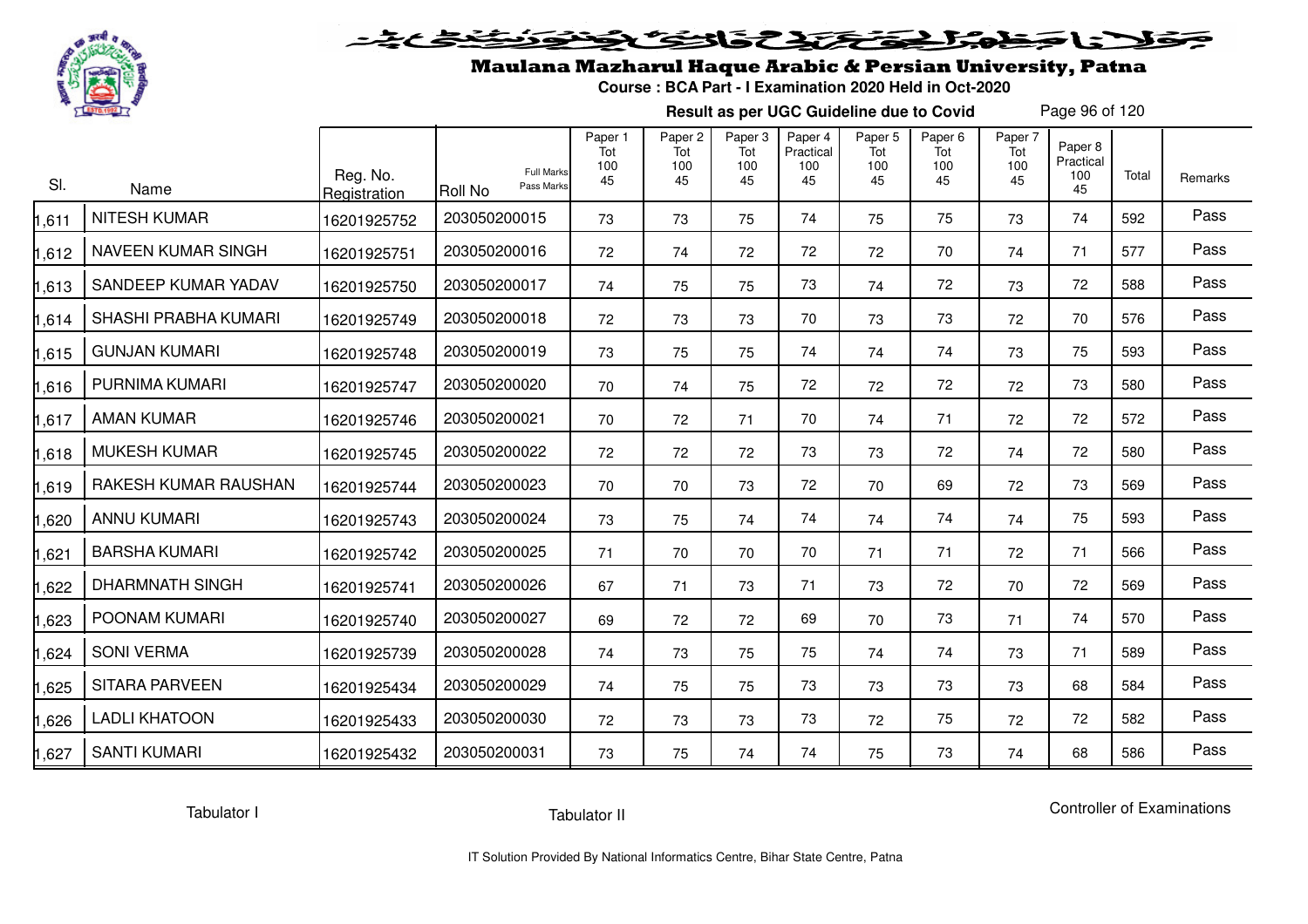# Maulana Mazharul Haque Arabic & Persian University, Patna

**Course : BCA Part - I Examination 2020 Held in Oct-2020**

**Result as per UGC Guideline due to Covid**

| Sl. | Name | Reg. No. Registration | Roll No (Full Marks / Pass Marks) | Paper 1 Tot 100 45 | Paper 2 Tot 100 45 | Paper 3 Tot 100 45 | Paper 4 Practical 100 45 | Paper 5 Tot 100 45 | Paper 6 Tot 100 45 | Paper 7 Tot 100 45 | Paper 8 Practical 100 45 | Total | Remarks |
|---|---|---|---|---|---|---|---|---|---|---|---|---|---|
| 1,611 | NITESH KUMAR | 16201925752 | 203050200015 | 73 | 73 | 75 | 74 | 75 | 75 | 73 | 74 | 592 | Pass |
| 1,612 | NAVEEN KUMAR SINGH | 16201925751 | 203050200016 | 72 | 74 | 72 | 72 | 72 | 70 | 74 | 71 | 577 | Pass |
| 1,613 | SANDEEP KUMAR YADAV | 16201925750 | 203050200017 | 74 | 75 | 75 | 73 | 74 | 72 | 73 | 72 | 588 | Pass |
| 1,614 | SHASHI PRABHA KUMARI | 16201925749 | 203050200018 | 72 | 73 | 73 | 70 | 73 | 73 | 72 | 70 | 576 | Pass |
| 1,615 | GUNJAN KUMARI | 16201925748 | 203050200019 | 73 | 75 | 75 | 74 | 74 | 74 | 73 | 75 | 593 | Pass |
| 1,616 | PURNIMA KUMARI | 16201925747 | 203050200020 | 70 | 74 | 75 | 72 | 72 | 72 | 72 | 73 | 580 | Pass |
| 1,617 | AMAN KUMAR | 16201925746 | 203050200021 | 70 | 72 | 71 | 70 | 74 | 71 | 72 | 72 | 572 | Pass |
| 1,618 | MUKESH KUMAR | 16201925745 | 203050200022 | 72 | 72 | 72 | 73 | 73 | 72 | 74 | 72 | 580 | Pass |
| 1,619 | RAKESH KUMAR RAUSHAN | 16201925744 | 203050200023 | 70 | 70 | 73 | 72 | 70 | 69 | 72 | 73 | 569 | Pass |
| 1,620 | ANNU KUMARI | 16201925743 | 203050200024 | 73 | 75 | 74 | 74 | 74 | 74 | 74 | 75 | 593 | Pass |
| 1,621 | BARSHA KUMARI | 16201925742 | 203050200025 | 71 | 70 | 70 | 70 | 71 | 71 | 72 | 71 | 566 | Pass |
| 1,622 | DHARMNATH SINGH | 16201925741 | 203050200026 | 67 | 71 | 73 | 71 | 73 | 72 | 70 | 72 | 569 | Pass |
| 1,623 | POONAM KUMARI | 16201925740 | 203050200027 | 69 | 72 | 72 | 69 | 70 | 73 | 71 | 74 | 570 | Pass |
| 1,624 | SONI VERMA | 16201925739 | 203050200028 | 74 | 73 | 75 | 75 | 74 | 74 | 73 | 71 | 589 | Pass |
| 1,625 | SITARA PARVEEN | 16201925434 | 203050200029 | 74 | 75 | 75 | 73 | 73 | 73 | 73 | 68 | 584 | Pass |
| 1,626 | LADLI KHATOON | 16201925433 | 203050200030 | 72 | 73 | 73 | 73 | 72 | 75 | 72 | 72 | 582 | Pass |
| 1,627 | SANTI KUMARI | 16201925432 | 203050200031 | 73 | 75 | 74 | 74 | 75 | 73 | 74 | 68 | 586 | Pass |

Tabulator I　　Tabulator II　　Controller of Examinations

IT Solution Provided By National Informatics Centre, Bihar State Centre, Patna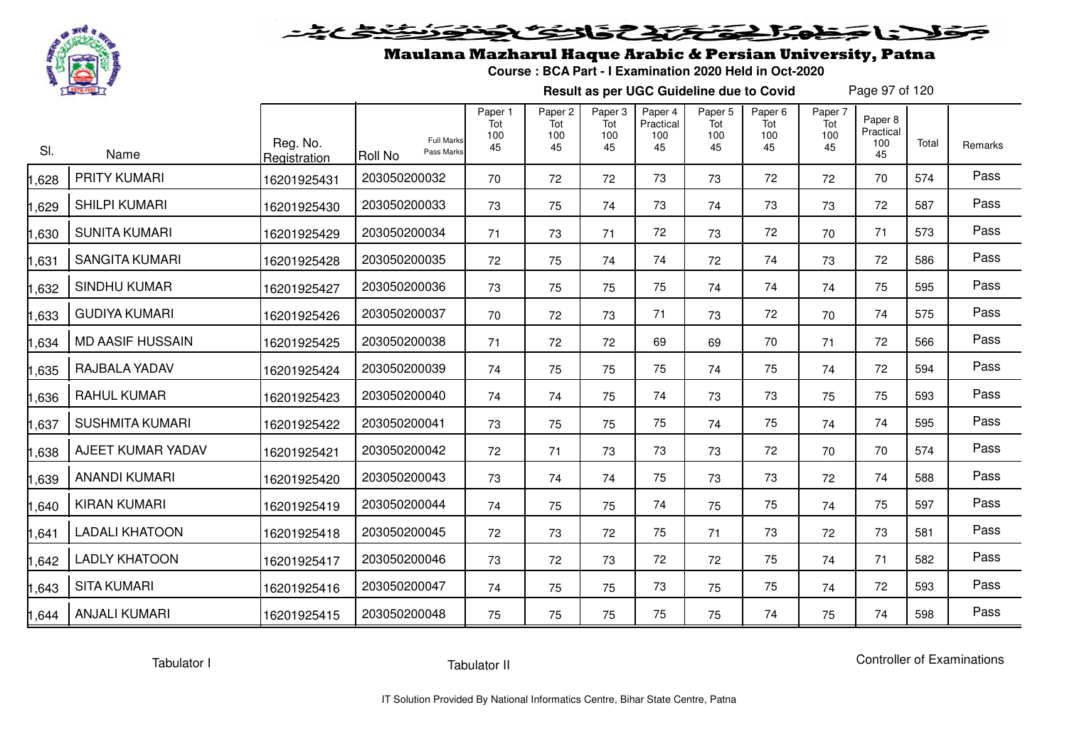# Maulana Mazharul Haque Arabic & Persian University, Patna

**Course : BCA Part - I Examination 2020 Held in Oct-2020**

**Result as per UGC Guideline due to Covid**

| Sl. | Name | Reg. No. Registration | Roll No (Full Marks / Pass Marks) | Paper 1 Tot 100 45 | Paper 2 Tot 100 45 | Paper 3 Tot 100 45 | Paper 4 Practical 100 45 | Paper 5 Tot 100 45 | Paper 6 Tot 100 45 | Paper 7 Tot 100 45 | Paper 8 Practical 100 45 | Total | Remarks |
|---|---|---|---|---|---|---|---|---|---|---|---|---|---|
| 1,628 | PRITY KUMARI | 16201925431 | 203050200032 | 70 | 72 | 72 | 73 | 73 | 72 | 72 | 70 | 574 | Pass |
| 1,629 | SHILPI KUMARI | 16201925430 | 203050200033 | 73 | 75 | 74 | 73 | 74 | 73 | 73 | 72 | 587 | Pass |
| 1,630 | SUNITA KUMARI | 16201925429 | 203050200034 | 71 | 73 | 71 | 72 | 73 | 72 | 70 | 71 | 573 | Pass |
| 1,631 | SANGITA KUMARI | 16201925428 | 203050200035 | 72 | 75 | 74 | 74 | 72 | 74 | 73 | 72 | 586 | Pass |
| 1,632 | SINDHU KUMAR | 16201925427 | 203050200036 | 73 | 75 | 75 | 75 | 74 | 74 | 74 | 75 | 595 | Pass |
| 1,633 | GUDIYA KUMARI | 16201925426 | 203050200037 | 70 | 72 | 73 | 71 | 73 | 72 | 70 | 74 | 575 | Pass |
| 1,634 | MD AASIF HUSSAIN | 16201925425 | 203050200038 | 71 | 72 | 72 | 69 | 69 | 70 | 71 | 72 | 566 | Pass |
| 1,635 | RAJBALA YADAV | 16201925424 | 203050200039 | 74 | 75 | 75 | 75 | 74 | 75 | 74 | 72 | 594 | Pass |
| 1,636 | RAHUL KUMAR | 16201925423 | 203050200040 | 74 | 74 | 75 | 74 | 73 | 73 | 75 | 75 | 593 | Pass |
| 1,637 | SUSHMITA KUMARI | 16201925422 | 203050200041 | 73 | 75 | 75 | 75 | 74 | 75 | 74 | 74 | 595 | Pass |
| 1,638 | AJEET KUMAR YADAV | 16201925421 | 203050200042 | 72 | 71 | 73 | 73 | 73 | 72 | 70 | 70 | 574 | Pass |
| 1,639 | ANANDI KUMARI | 16201925420 | 203050200043 | 73 | 74 | 74 | 75 | 73 | 73 | 72 | 74 | 588 | Pass |
| 1,640 | KIRAN KUMARI | 16201925419 | 203050200044 | 74 | 75 | 75 | 74 | 75 | 75 | 74 | 75 | 597 | Pass |
| 1,641 | LADALI KHATOON | 16201925418 | 203050200045 | 72 | 73 | 72 | 75 | 71 | 73 | 72 | 73 | 581 | Pass |
| 1,642 | LADLY KHATOON | 16201925417 | 203050200046 | 73 | 72 | 73 | 72 | 72 | 75 | 74 | 71 | 582 | Pass |
| 1,643 | SITA KUMARI | 16201925416 | 203050200047 | 74 | 75 | 75 | 73 | 75 | 75 | 74 | 72 | 593 | Pass |
| 1,644 | ANJALI KUMARI | 16201925415 | 203050200048 | 75 | 75 | 75 | 75 | 75 | 74 | 75 | 74 | 598 | Pass |

Tabulator I        Tabulator II        Controller of Examinations

IT Solution Provided By National Informatics Centre, Bihar State Centre, Patna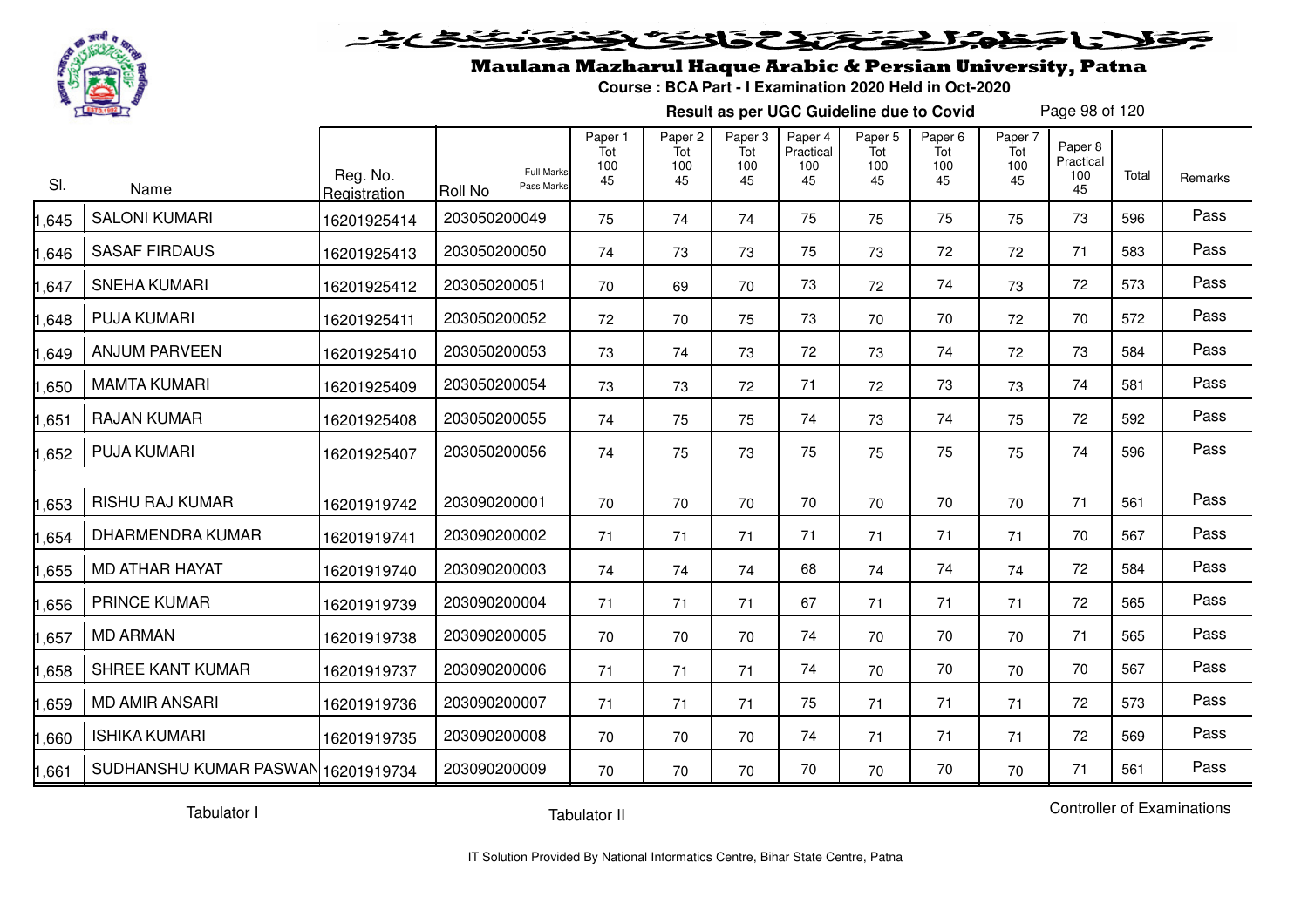# Maulana Mazharul Haque Arabic & Persian University, Patna

**Course : BCA Part - I Examination 2020 Held in Oct-2020**

**Result as per UGC Guideline due to Covid**

| Sl. | Name | Reg. No. Registration | Roll No | Paper 1 Tot 100 45 | Paper 2 Tot 100 45 | Paper 3 Tot 100 45 | Paper 4 Practical 100 45 | Paper 5 Tot 100 45 | Paper 6 Tot 100 45 | Paper 7 Tot 100 45 | Paper 8 Practical 100 45 | Total | Remarks |
|---|---|---|---|---|---|---|---|---|---|---|---|---|---|
| 1,645 | SALONI KUMARI | 16201925414 | 203050200049 | 75 | 74 | 74 | 75 | 75 | 75 | 75 | 73 | 596 | Pass |
| 1,646 | SASAF FIRDAUS | 16201925413 | 203050200050 | 74 | 73 | 73 | 75 | 73 | 72 | 72 | 71 | 583 | Pass |
| 1,647 | SNEHA KUMARI | 16201925412 | 203050200051 | 70 | 69 | 70 | 73 | 72 | 74 | 73 | 72 | 573 | Pass |
| 1,648 | PUJA KUMARI | 16201925411 | 203050200052 | 72 | 70 | 75 | 73 | 70 | 70 | 72 | 70 | 572 | Pass |
| 1,649 | ANJUM PARVEEN | 16201925410 | 203050200053 | 73 | 74 | 73 | 72 | 73 | 74 | 72 | 73 | 584 | Pass |
| 1,650 | MAMTA KUMARI | 16201925409 | 203050200054 | 73 | 73 | 72 | 71 | 72 | 73 | 73 | 74 | 581 | Pass |
| 1,651 | RAJAN KUMAR | 16201925408 | 203050200055 | 74 | 75 | 75 | 74 | 73 | 74 | 75 | 72 | 592 | Pass |
| 1,652 | PUJA KUMARI | 16201925407 | 203050200056 | 74 | 75 | 73 | 75 | 75 | 75 | 75 | 74 | 596 | Pass |
| 1,653 | RISHU RAJ KUMAR | 16201919742 | 203090200001 | 70 | 70 | 70 | 70 | 70 | 70 | 70 | 71 | 561 | Pass |
| 1,654 | DHARMENDRA KUMAR | 16201919741 | 203090200002 | 71 | 71 | 71 | 71 | 71 | 71 | 71 | 70 | 567 | Pass |
| 1,655 | MD ATHAR HAYAT | 16201919740 | 203090200003 | 74 | 74 | 74 | 68 | 74 | 74 | 74 | 72 | 584 | Pass |
| 1,656 | PRINCE KUMAR | 16201919739 | 203090200004 | 71 | 71 | 71 | 67 | 71 | 71 | 71 | 72 | 565 | Pass |
| 1,657 | MD ARMAN | 16201919738 | 203090200005 | 70 | 70 | 70 | 74 | 70 | 70 | 70 | 71 | 565 | Pass |
| 1,658 | SHREE KANT KUMAR | 16201919737 | 203090200006 | 71 | 71 | 71 | 74 | 70 | 70 | 70 | 70 | 567 | Pass |
| 1,659 | MD AMIR ANSARI | 16201919736 | 203090200007 | 71 | 71 | 71 | 75 | 71 | 71 | 71 | 72 | 573 | Pass |
| 1,660 | ISHIKA KUMARI | 16201919735 | 203090200008 | 70 | 70 | 70 | 74 | 71 | 71 | 71 | 72 | 569 | Pass |
| 1,661 | SUDHANSHU KUMAR PASWAN | 16201919734 | 203090200009 | 70 | 70 | 70 | 70 | 70 | 70 | 70 | 71 | 561 | Pass |

Tabulator I    Tabulator II    Controller of Examinations

IT Solution Provided By National Informatics Centre, Bihar State Centre, Patna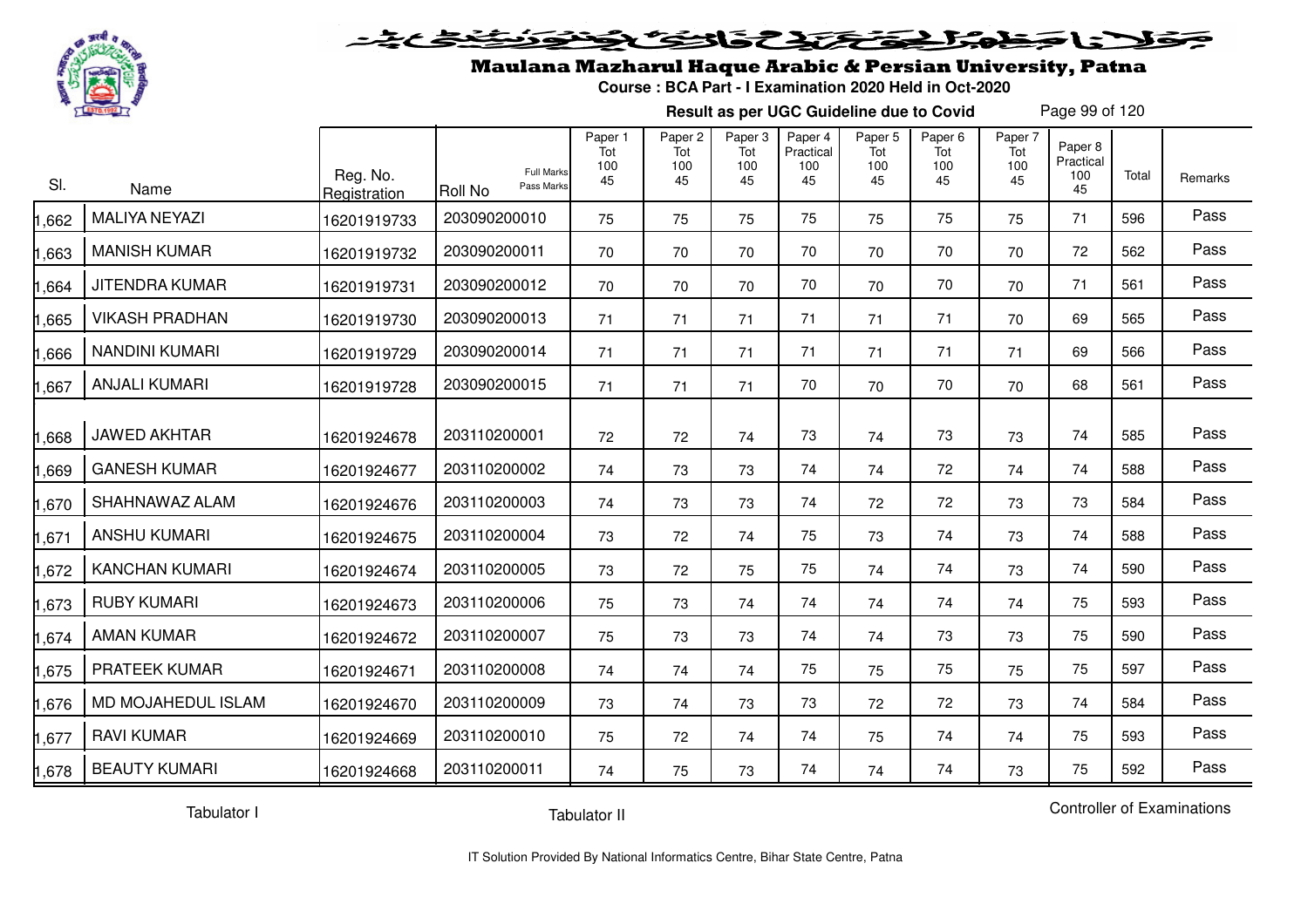# Maulana Mazharul Haque Arabic & Persian University, Patna

**Course : BCA Part - I Examination 2020 Held in Oct-2020**

**Result as per UGC Guideline due to Covid**

| Sl. | Name | Reg. No. Registration | Roll No (Full Marks / Pass Marks) | Paper 1 Tot 100 45 | Paper 2 Tot 100 45 | Paper 3 Tot 100 45 | Paper 4 Practical 100 45 | Paper 5 Tot 100 45 | Paper 6 Tot 100 45 | Paper 7 Tot 100 45 | Paper 8 Practical 100 45 | Total | Remarks |
|---|---|---|---|---|---|---|---|---|---|---|---|---|---|
| 1,662 | MALIYA NEYAZI | 16201919733 | 203090200010 | 75 | 75 | 75 | 75 | 75 | 75 | 75 | 71 | 596 | Pass |
| 1,663 | MANISH KUMAR | 16201919732 | 203090200011 | 70 | 70 | 70 | 70 | 70 | 70 | 70 | 72 | 562 | Pass |
| 1,664 | JITENDRA KUMAR | 16201919731 | 203090200012 | 70 | 70 | 70 | 70 | 70 | 70 | 70 | 71 | 561 | Pass |
| 1,665 | VIKASH PRADHAN | 16201919730 | 203090200013 | 71 | 71 | 71 | 71 | 71 | 71 | 70 | 69 | 565 | Pass |
| 1,666 | NANDINI KUMARI | 16201919729 | 203090200014 | 71 | 71 | 71 | 71 | 71 | 71 | 71 | 69 | 566 | Pass |
| 1,667 | ANJALI KUMARI | 16201919728 | 203090200015 | 71 | 71 | 71 | 70 | 70 | 70 | 70 | 68 | 561 | Pass |
| 1,668 | JAWED AKHTAR | 16201924678 | 203110200001 | 72 | 72 | 74 | 73 | 74 | 73 | 73 | 74 | 585 | Pass |
| 1,669 | GANESH KUMAR | 16201924677 | 203110200002 | 74 | 73 | 73 | 74 | 74 | 72 | 74 | 74 | 588 | Pass |
| 1,670 | SHAHNAWAZ ALAM | 16201924676 | 203110200003 | 74 | 73 | 73 | 74 | 72 | 72 | 73 | 73 | 584 | Pass |
| 1,671 | ANSHU KUMARI | 16201924675 | 203110200004 | 73 | 72 | 74 | 75 | 73 | 74 | 73 | 74 | 588 | Pass |
| 1,672 | KANCHAN KUMARI | 16201924674 | 203110200005 | 73 | 72 | 75 | 75 | 74 | 74 | 73 | 74 | 590 | Pass |
| 1,673 | RUBY KUMARI | 16201924673 | 203110200006 | 75 | 73 | 74 | 74 | 74 | 74 | 74 | 75 | 593 | Pass |
| 1,674 | AMAN KUMAR | 16201924672 | 203110200007 | 75 | 73 | 73 | 74 | 74 | 73 | 73 | 75 | 590 | Pass |
| 1,675 | PRATEEK KUMAR | 16201924671 | 203110200008 | 74 | 74 | 74 | 75 | 75 | 75 | 75 | 75 | 597 | Pass |
| 1,676 | MD MOJAHEDUL ISLAM | 16201924670 | 203110200009 | 73 | 74 | 73 | 73 | 72 | 72 | 73 | 74 | 584 | Pass |
| 1,677 | RAVI KUMAR | 16201924669 | 203110200010 | 75 | 72 | 74 | 74 | 75 | 74 | 74 | 75 | 593 | Pass |
| 1,678 | BEAUTY KUMARI | 16201924668 | 203110200011 | 74 | 75 | 73 | 74 | 74 | 74 | 73 | 75 | 592 | Pass |

Tabulator I | Tabulator II | Controller of Examinations

IT Solution Provided By National Informatics Centre, Bihar State Centre, Patna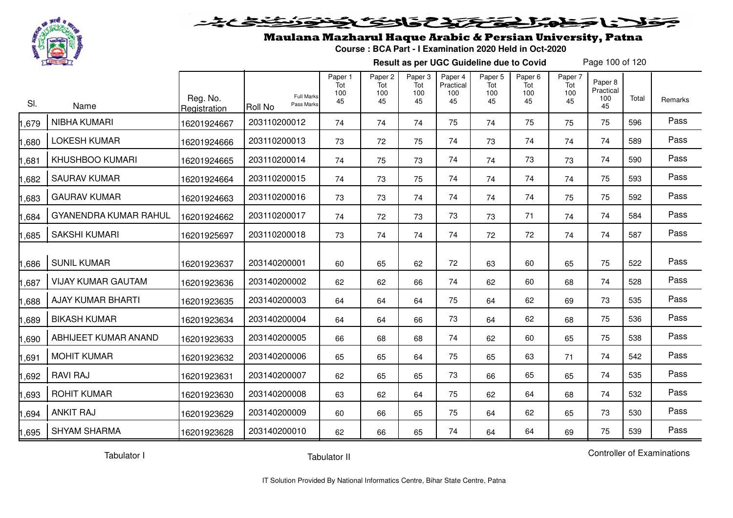# Maulana Mazharul Haque Arabic & Persian University, Patna

**Course : BCA Part - I Examination 2020 Held in Oct-2020**

**Result as per UGC Guideline due to Covid**

| Sl. | Name | Reg. No. Registration | Roll No (Full Marks / Pass Marks) | Paper 1 Tot 100 45 | Paper 2 Tot 100 45 | Paper 3 Tot 100 45 | Paper 4 Practical 100 45 | Paper 5 Tot 100 45 | Paper 6 Tot 100 45 | Paper 7 Tot 100 45 | Paper 8 Practical 100 45 | Total | Remarks |
|---|---|---|---|---|---|---|---|---|---|---|---|---|---|
| 1,679 | NIBHA KUMARI | 16201924667 | 203110200012 | 74 | 74 | 74 | 75 | 74 | 75 | 75 | 75 | 596 | Pass |
| 1,680 | LOKESH KUMAR | 16201924666 | 203110200013 | 73 | 72 | 75 | 74 | 73 | 74 | 74 | 74 | 589 | Pass |
| 1,681 | KHUSHBOO KUMARI | 16201924665 | 203110200014 | 74 | 75 | 73 | 74 | 74 | 73 | 73 | 74 | 590 | Pass |
| 1,682 | SAURAV KUMAR | 16201924664 | 203110200015 | 74 | 73 | 75 | 74 | 74 | 74 | 74 | 75 | 593 | Pass |
| 1,683 | GAURAV KUMAR | 16201924663 | 203110200016 | 73 | 73 | 74 | 74 | 74 | 74 | 75 | 75 | 592 | Pass |
| 1,684 | GYANENDRA KUMAR RAHUL | 16201924662 | 203110200017 | 74 | 72 | 73 | 73 | 73 | 71 | 74 | 74 | 584 | Pass |
| 1,685 | SAKSHI KUMARI | 16201925697 | 203110200018 | 73 | 74 | 74 | 74 | 72 | 72 | 74 | 74 | 587 | Pass |
| 1,686 | SUNIL KUMAR | 16201923637 | 203140200001 | 60 | 65 | 62 | 72 | 63 | 60 | 65 | 75 | 522 | Pass |
| 1,687 | VIJAY KUMAR GAUTAM | 16201923636 | 203140200002 | 62 | 62 | 66 | 74 | 62 | 60 | 68 | 74 | 528 | Pass |
| 1,688 | AJAY KUMAR BHARTI | 16201923635 | 203140200003 | 64 | 64 | 64 | 75 | 64 | 62 | 69 | 73 | 535 | Pass |
| 1,689 | BIKASH KUMAR | 16201923634 | 203140200004 | 64 | 64 | 66 | 73 | 64 | 62 | 68 | 75 | 536 | Pass |
| 1,690 | ABHIJEET KUMAR ANAND | 16201923633 | 203140200005 | 66 | 68 | 68 | 74 | 62 | 60 | 65 | 75 | 538 | Pass |
| 1,691 | MOHIT KUMAR | 16201923632 | 203140200006 | 65 | 65 | 64 | 75 | 65 | 63 | 71 | 74 | 542 | Pass |
| 1,692 | RAVI RAJ | 16201923631 | 203140200007 | 62 | 65 | 65 | 73 | 66 | 65 | 65 | 74 | 535 | Pass |
| 1,693 | ROHIT KUMAR | 16201923630 | 203140200008 | 63 | 62 | 64 | 75 | 62 | 64 | 68 | 74 | 532 | Pass |
| 1,694 | ANKIT RAJ | 16201923629 | 203140200009 | 60 | 66 | 65 | 75 | 64 | 62 | 65 | 73 | 530 | Pass |
| 1,695 | SHYAM SHARMA | 16201923628 | 203140200010 | 62 | 66 | 65 | 74 | 64 | 64 | 69 | 75 | 539 | Pass |

Tabulator I | Tabulator II | Controller of Examinations

IT Solution Provided By National Informatics Centre, Bihar State Centre, Patna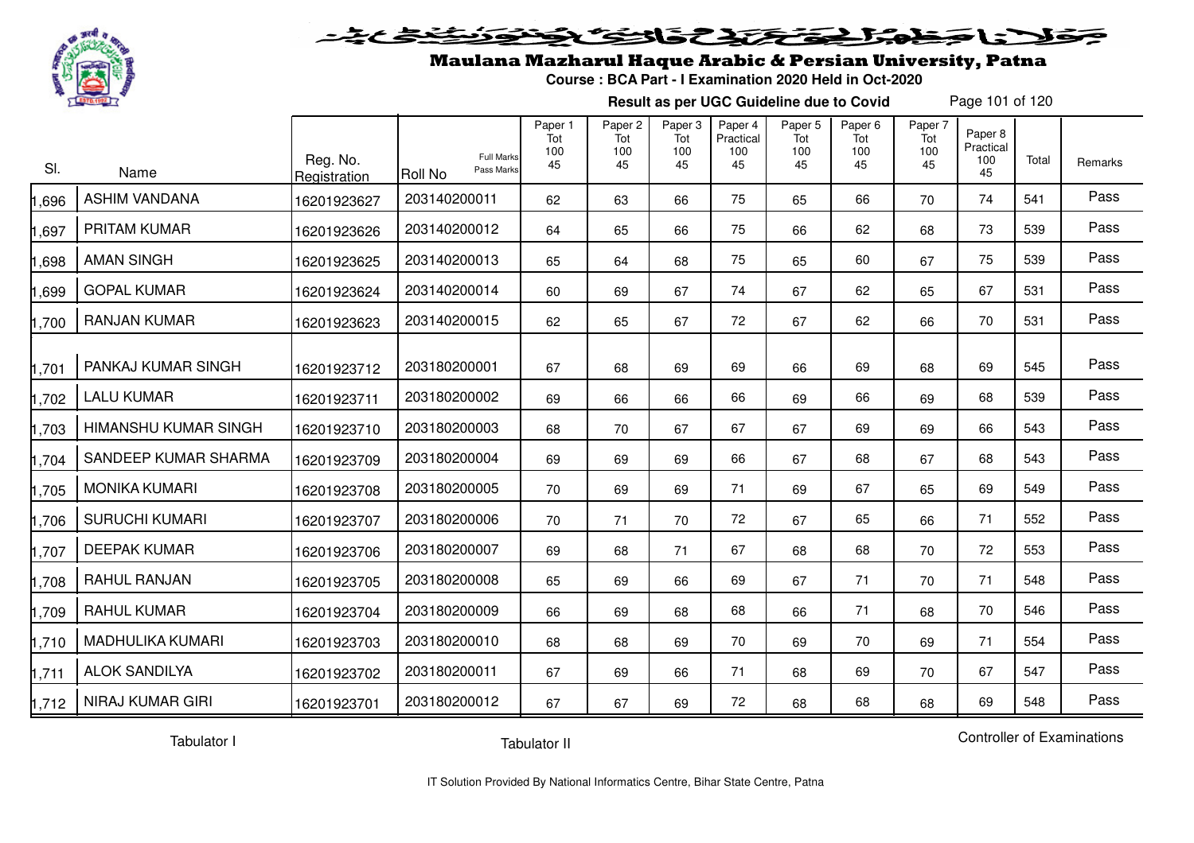# Maulana Mazharul Haque Arabic & Persian University, Patna

**Course : BCA Part - I Examination 2020 Held in Oct-2020**

**Result as per UGC Guideline due to Covid**

| Sl. | Name | Reg. No. Registration | Roll No (Full Marks / Pass Marks) | Paper 1 Tot 100 45 | Paper 2 Tot 100 45 | Paper 3 Tot 100 45 | Paper 4 Practical 100 45 | Paper 5 Tot 100 45 | Paper 6 Tot 100 45 | Paper 7 Tot 100 45 | Paper 8 Practical 100 45 | Total | Remarks |
|---|---|---|---|---|---|---|---|---|---|---|---|---|---|
| 1,696 | ASHIM VANDANA | 16201923627 | 203140200011 | 62 | 63 | 66 | 75 | 65 | 66 | 70 | 74 | 541 | Pass |
| 1,697 | PRITAM KUMAR | 16201923626 | 203140200012 | 64 | 65 | 66 | 75 | 66 | 62 | 68 | 73 | 539 | Pass |
| 1,698 | AMAN SINGH | 16201923625 | 203140200013 | 65 | 64 | 68 | 75 | 65 | 60 | 67 | 75 | 539 | Pass |
| 1,699 | GOPAL KUMAR | 16201923624 | 203140200014 | 60 | 69 | 67 | 74 | 67 | 62 | 65 | 67 | 531 | Pass |
| 1,700 | RANJAN KUMAR | 16201923623 | 203140200015 | 62 | 65 | 67 | 72 | 67 | 62 | 66 | 70 | 531 | Pass |
| 1,701 | PANKAJ KUMAR SINGH | 16201923712 | 203180200001 | 67 | 68 | 69 | 69 | 66 | 69 | 68 | 69 | 545 | Pass |
| 1,702 | LALU KUMAR | 16201923711 | 203180200002 | 69 | 66 | 66 | 66 | 69 | 66 | 69 | 68 | 539 | Pass |
| 1,703 | HIMANSHU KUMAR SINGH | 16201923710 | 203180200003 | 68 | 70 | 67 | 67 | 67 | 69 | 69 | 66 | 543 | Pass |
| 1,704 | SANDEEP KUMAR SHARMA | 16201923709 | 203180200004 | 69 | 69 | 69 | 66 | 67 | 68 | 67 | 68 | 543 | Pass |
| 1,705 | MONIKA KUMARI | 16201923708 | 203180200005 | 70 | 69 | 69 | 71 | 69 | 67 | 65 | 69 | 549 | Pass |
| 1,706 | SURUCHI KUMARI | 16201923707 | 203180200006 | 70 | 71 | 70 | 72 | 67 | 65 | 66 | 71 | 552 | Pass |
| 1,707 | DEEPAK KUMAR | 16201923706 | 203180200007 | 69 | 68 | 71 | 67 | 68 | 68 | 70 | 72 | 553 | Pass |
| 1,708 | RAHUL RANJAN | 16201923705 | 203180200008 | 65 | 69 | 66 | 69 | 67 | 71 | 70 | 71 | 548 | Pass |
| 1,709 | RAHUL KUMAR | 16201923704 | 203180200009 | 66 | 69 | 68 | 68 | 66 | 71 | 68 | 70 | 546 | Pass |
| 1,710 | MADHULIKA KUMARI | 16201923703 | 203180200010 | 68 | 68 | 69 | 70 | 69 | 70 | 69 | 71 | 554 | Pass |
| 1,711 | ALOK SANDILYA | 16201923702 | 203180200011 | 67 | 69 | 66 | 71 | 68 | 69 | 70 | 67 | 547 | Pass |
| 1,712 | NIRAJ KUMAR GIRI | 16201923701 | 203180200012 | 67 | 67 | 69 | 72 | 68 | 68 | 68 | 69 | 548 | Pass |

Tabulator I | Tabulator II | Controller of Examinations

IT Solution Provided By National Informatics Centre, Bihar State Centre, Patna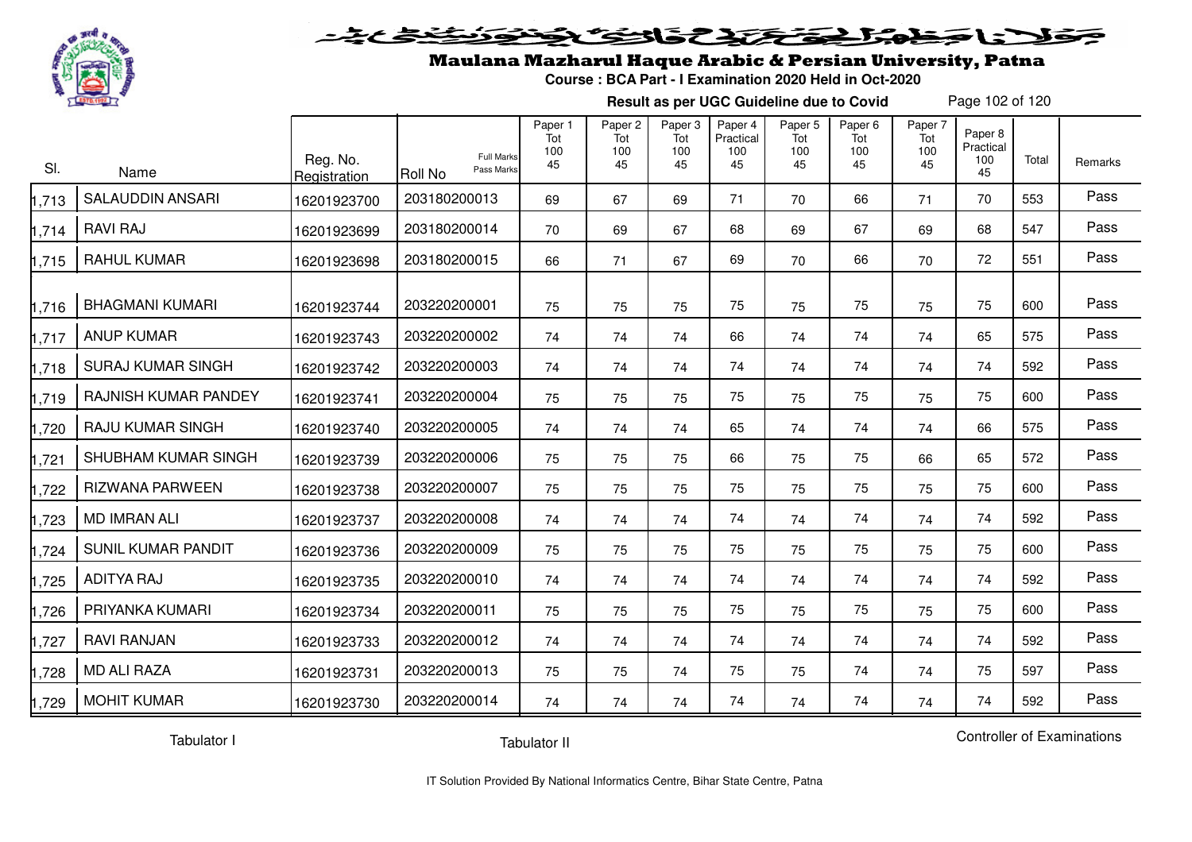# Maulana Mazharul Haque Arabic & Persian University, Patna

**Course : BCA Part - I Examination 2020 Held in Oct-2020**

**Result as per UGC Guideline due to Covid**

| Sl. | Name | Reg. No. Registration | Roll No (Full Marks / Pass Marks) | Paper 1 Tot 100 45 | Paper 2 Tot 100 45 | Paper 3 Tot 100 45 | Paper 4 Practical 100 45 | Paper 5 Tot 100 45 | Paper 6 Tot 100 45 | Paper 7 Tot 100 45 | Paper 8 Practical 100 45 | Total | Remarks |
|---|---|---|---|---|---|---|---|---|---|---|---|---|---|
| 1,713 | SALAUDDIN ANSARI | 16201923700 | 203180200013 | 69 | 67 | 69 | 71 | 70 | 66 | 71 | 70 | 553 | Pass |
| 1,714 | RAVI RAJ | 16201923699 | 203180200014 | 70 | 69 | 67 | 68 | 69 | 67 | 69 | 68 | 547 | Pass |
| 1,715 | RAHUL KUMAR | 16201923698 | 203180200015 | 66 | 71 | 67 | 69 | 70 | 66 | 70 | 72 | 551 | Pass |
| 1,716 | BHAGMANI KUMARI | 16201923744 | 203220200001 | 75 | 75 | 75 | 75 | 75 | 75 | 75 | 75 | 600 | Pass |
| 1,717 | ANUP KUMAR | 16201923743 | 203220200002 | 74 | 74 | 74 | 66 | 74 | 74 | 74 | 65 | 575 | Pass |
| 1,718 | SURAJ KUMAR SINGH | 16201923742 | 203220200003 | 74 | 74 | 74 | 74 | 74 | 74 | 74 | 74 | 592 | Pass |
| 1,719 | RAJNISH KUMAR PANDEY | 16201923741 | 203220200004 | 75 | 75 | 75 | 75 | 75 | 75 | 75 | 75 | 600 | Pass |
| 1,720 | RAJU KUMAR SINGH | 16201923740 | 203220200005 | 74 | 74 | 74 | 65 | 74 | 74 | 74 | 66 | 575 | Pass |
| 1,721 | SHUBHAM KUMAR SINGH | 16201923739 | 203220200006 | 75 | 75 | 75 | 66 | 75 | 75 | 66 | 65 | 572 | Pass |
| 1,722 | RIZWANA PARWEEN | 16201923738 | 203220200007 | 75 | 75 | 75 | 75 | 75 | 75 | 75 | 75 | 600 | Pass |
| 1,723 | MD IMRAN ALI | 16201923737 | 203220200008 | 74 | 74 | 74 | 74 | 74 | 74 | 74 | 74 | 592 | Pass |
| 1,724 | SUNIL KUMAR PANDIT | 16201923736 | 203220200009 | 75 | 75 | 75 | 75 | 75 | 75 | 75 | 75 | 600 | Pass |
| 1,725 | ADITYA RAJ | 16201923735 | 203220200010 | 74 | 74 | 74 | 74 | 74 | 74 | 74 | 74 | 592 | Pass |
| 1,726 | PRIYANKA KUMARI | 16201923734 | 203220200011 | 75 | 75 | 75 | 75 | 75 | 75 | 75 | 75 | 600 | Pass |
| 1,727 | RAVI RANJAN | 16201923733 | 203220200012 | 74 | 74 | 74 | 74 | 74 | 74 | 74 | 74 | 592 | Pass |
| 1,728 | MD ALI RAZA | 16201923731 | 203220200013 | 75 | 75 | 74 | 75 | 75 | 74 | 74 | 75 | 597 | Pass |
| 1,729 | MOHIT KUMAR | 16201923730 | 203220200014 | 74 | 74 | 74 | 74 | 74 | 74 | 74 | 74 | 592 | Pass |

Tabulator I | Tabulator II | Controller of Examinations

IT Solution Provided By National Informatics Centre, Bihar State Centre, Patna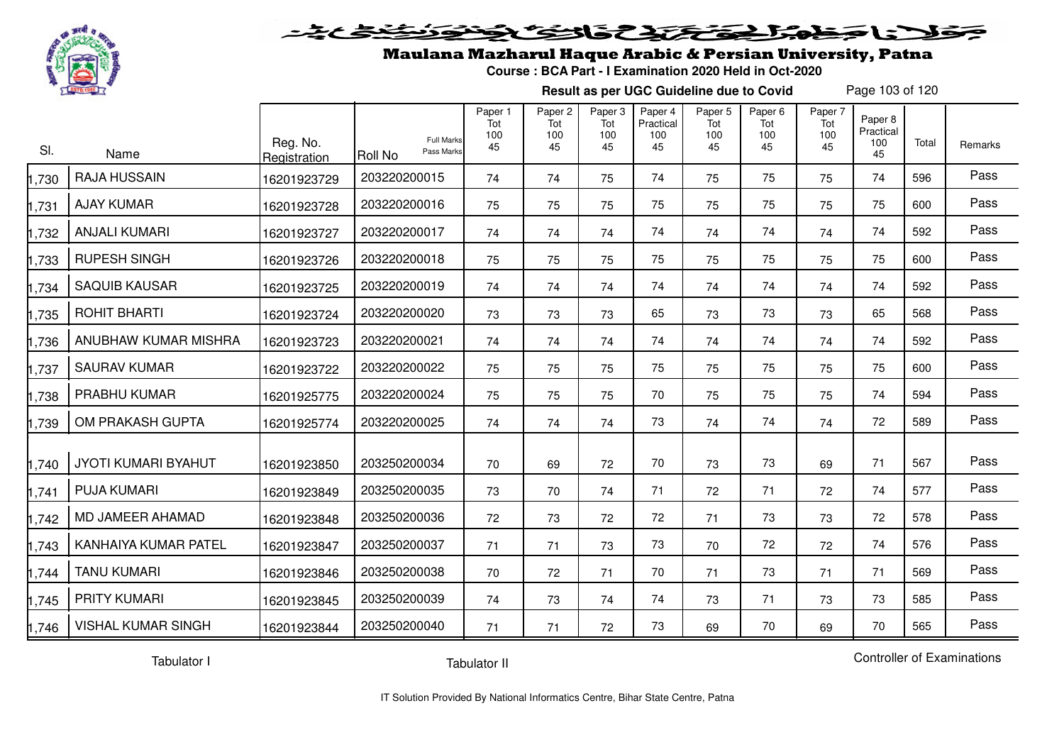# Maulana Mazharul Haque Arabic & Persian University, Patna

**Course : BCA Part - I Examination 2020 Held in Oct-2020**

**Result as per UGC Guideline due to Covid**

| Sl. | Name | Reg. No. Registration | Roll No (Full Marks / Pass Marks) | Paper 1 Tot 100 45 | Paper 2 Tot 100 45 | Paper 3 Tot 100 45 | Paper 4 Practical 100 45 | Paper 5 Tot 100 45 | Paper 6 Tot 100 45 | Paper 7 Tot 100 45 | Paper 8 Practical 100 45 | Total | Remarks |
|---|---|---|---|---|---|---|---|---|---|---|---|---|---|
| 1,730 | RAJA HUSSAIN | 16201923729 | 203220200015 | 74 | 74 | 75 | 74 | 75 | 75 | 75 | 74 | 596 | Pass |
| 1,731 | AJAY KUMAR | 16201923728 | 203220200016 | 75 | 75 | 75 | 75 | 75 | 75 | 75 | 75 | 600 | Pass |
| 1,732 | ANJALI KUMARI | 16201923727 | 203220200017 | 74 | 74 | 74 | 74 | 74 | 74 | 74 | 74 | 592 | Pass |
| 1,733 | RUPESH SINGH | 16201923726 | 203220200018 | 75 | 75 | 75 | 75 | 75 | 75 | 75 | 75 | 600 | Pass |
| 1,734 | SAQUIB KAUSAR | 16201923725 | 203220200019 | 74 | 74 | 74 | 74 | 74 | 74 | 74 | 74 | 592 | Pass |
| 1,735 | ROHIT BHARTI | 16201923724 | 203220200020 | 73 | 73 | 73 | 65 | 73 | 73 | 73 | 65 | 568 | Pass |
| 1,736 | ANUBHAW KUMAR MISHRA | 16201923723 | 203220200021 | 74 | 74 | 74 | 74 | 74 | 74 | 74 | 74 | 592 | Pass |
| 1,737 | SAURAV KUMAR | 16201923722 | 203220200022 | 75 | 75 | 75 | 75 | 75 | 75 | 75 | 75 | 600 | Pass |
| 1,738 | PRABHU KUMAR | 16201925775 | 203220200024 | 75 | 75 | 75 | 70 | 75 | 75 | 75 | 74 | 594 | Pass |
| 1,739 | OM PRAKASH GUPTA | 16201925774 | 203220200025 | 74 | 74 | 74 | 73 | 74 | 74 | 74 | 72 | 589 | Pass |
| 1,740 | JYOTI KUMARI BYAHUT | 16201923850 | 203250200034 | 70 | 69 | 72 | 70 | 73 | 73 | 69 | 71 | 567 | Pass |
| 1,741 | PUJA KUMARI | 16201923849 | 203250200035 | 73 | 70 | 74 | 71 | 72 | 71 | 72 | 74 | 577 | Pass |
| 1,742 | MD JAMEER AHAMAD | 16201923848 | 203250200036 | 72 | 73 | 72 | 72 | 71 | 73 | 73 | 72 | 578 | Pass |
| 1,743 | KANHAIYA KUMAR PATEL | 16201923847 | 203250200037 | 71 | 71 | 73 | 73 | 70 | 72 | 72 | 74 | 576 | Pass |
| 1,744 | TANU KUMARI | 16201923846 | 203250200038 | 70 | 72 | 71 | 70 | 71 | 73 | 71 | 71 | 569 | Pass |
| 1,745 | PRITY KUMARI | 16201923845 | 203250200039 | 74 | 73 | 74 | 74 | 73 | 71 | 73 | 73 | 585 | Pass |
| 1,746 | VISHAL KUMAR SINGH | 16201923844 | 203250200040 | 71 | 71 | 72 | 73 | 69 | 70 | 69 | 70 | 565 | Pass |

Tabulator I          Tabulator II          Controller of Examinations

IT Solution Provided By National Informatics Centre, Bihar State Centre, Patna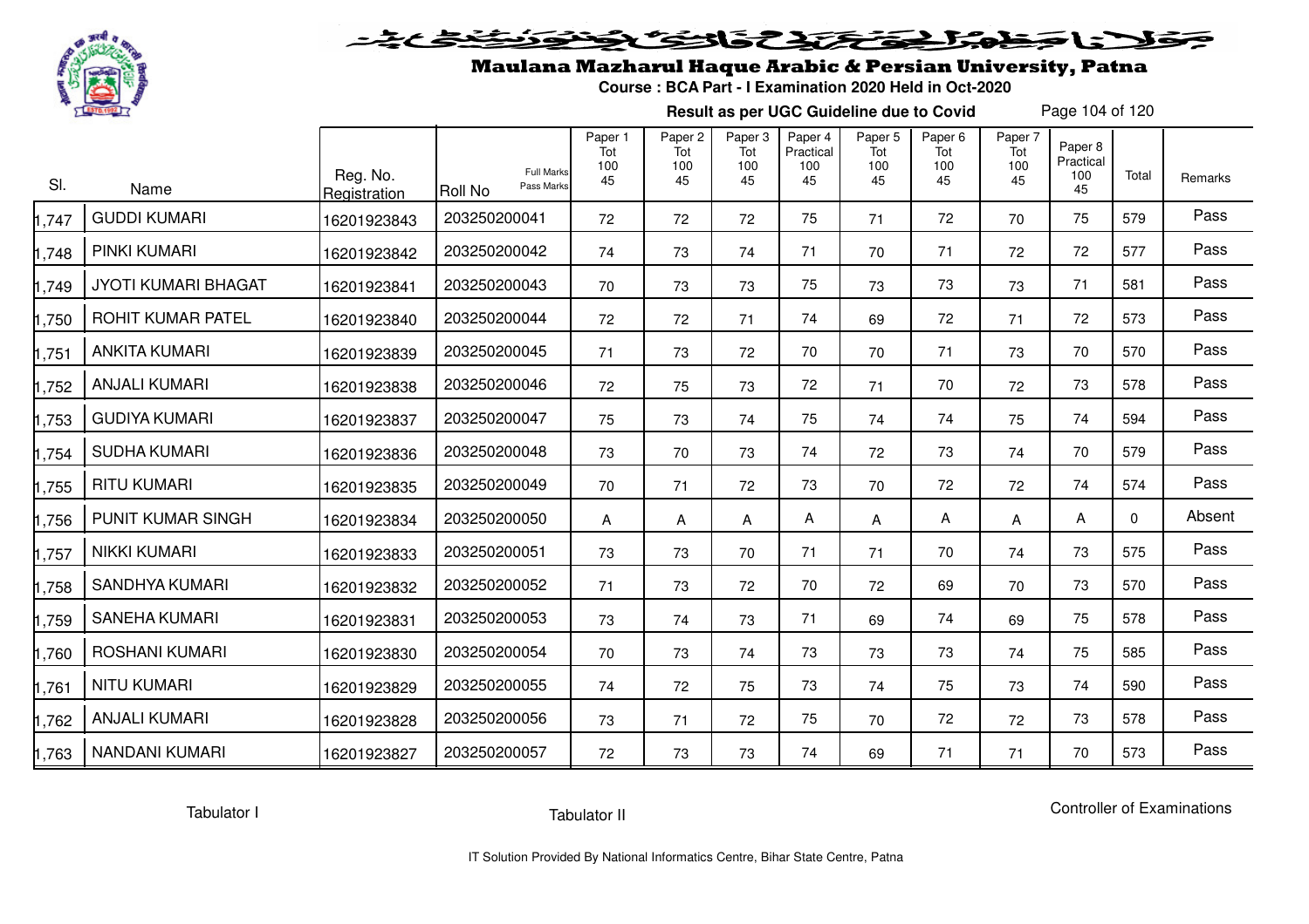# Maulana Mazharul Haque Arabic & Persian University, Patna

**Course : BCA Part - I Examination 2020 Held in Oct-2020**

**Result as per UGC Guideline due to Covid**

| Sl. | Name | Reg. No. Registration | Roll No (Full Marks / Pass Marks) | Paper 1 Tot 100 45 | Paper 2 Tot 100 45 | Paper 3 Tot 100 45 | Paper 4 Practical 100 45 | Paper 5 Tot 100 45 | Paper 6 Tot 100 45 | Paper 7 Tot 100 45 | Paper 8 Practical 100 45 | Total | Remarks |
|---|---|---|---|---|---|---|---|---|---|---|---|---|---|
| 1,747 | GUDDI KUMARI | 16201923843 | 203250200041 | 72 | 72 | 72 | 75 | 71 | 72 | 70 | 75 | 579 | Pass |
| 1,748 | PINKI KUMARI | 16201923842 | 203250200042 | 74 | 73 | 74 | 71 | 70 | 71 | 72 | 72 | 577 | Pass |
| 1,749 | JYOTI KUMARI BHAGAT | 16201923841 | 203250200043 | 70 | 73 | 73 | 75 | 73 | 73 | 73 | 71 | 581 | Pass |
| 1,750 | ROHIT KUMAR PATEL | 16201923840 | 203250200044 | 72 | 72 | 71 | 74 | 69 | 72 | 71 | 72 | 573 | Pass |
| 1,751 | ANKITA KUMARI | 16201923839 | 203250200045 | 71 | 73 | 72 | 70 | 70 | 71 | 73 | 70 | 570 | Pass |
| 1,752 | ANJALI KUMARI | 16201923838 | 203250200046 | 72 | 75 | 73 | 72 | 71 | 70 | 72 | 73 | 578 | Pass |
| 1,753 | GUDIYA KUMARI | 16201923837 | 203250200047 | 75 | 73 | 74 | 75 | 74 | 74 | 75 | 74 | 594 | Pass |
| 1,754 | SUDHA KUMARI | 16201923836 | 203250200048 | 73 | 70 | 73 | 74 | 72 | 73 | 74 | 70 | 579 | Pass |
| 1,755 | RITU KUMARI | 16201923835 | 203250200049 | 70 | 71 | 72 | 73 | 70 | 72 | 72 | 74 | 574 | Pass |
| 1,756 | PUNIT KUMAR SINGH | 16201923834 | 203250200050 | A | A | A | A | A | A | A | A | 0 | Absent |
| 1,757 | NIKKI KUMARI | 16201923833 | 203250200051 | 73 | 73 | 70 | 71 | 71 | 70 | 74 | 73 | 575 | Pass |
| 1,758 | SANDHYA KUMARI | 16201923832 | 203250200052 | 71 | 73 | 72 | 70 | 72 | 69 | 70 | 73 | 570 | Pass |
| 1,759 | SANEHA KUMARI | 16201923831 | 203250200053 | 73 | 74 | 73 | 71 | 69 | 74 | 69 | 75 | 578 | Pass |
| 1,760 | ROSHANI KUMARI | 16201923830 | 203250200054 | 70 | 73 | 74 | 73 | 73 | 73 | 74 | 75 | 585 | Pass |
| 1,761 | NITU KUMARI | 16201923829 | 203250200055 | 74 | 72 | 75 | 73 | 74 | 75 | 73 | 74 | 590 | Pass |
| 1,762 | ANJALI KUMARI | 16201923828 | 203250200056 | 73 | 71 | 72 | 75 | 70 | 72 | 72 | 73 | 578 | Pass |
| 1,763 | NANDANI KUMARI | 16201923827 | 203250200057 | 72 | 73 | 73 | 74 | 69 | 71 | 71 | 70 | 573 | Pass |

Tabulator I | Tabulator II | Controller of Examinations

IT Solution Provided By National Informatics Centre, Bihar State Centre, Patna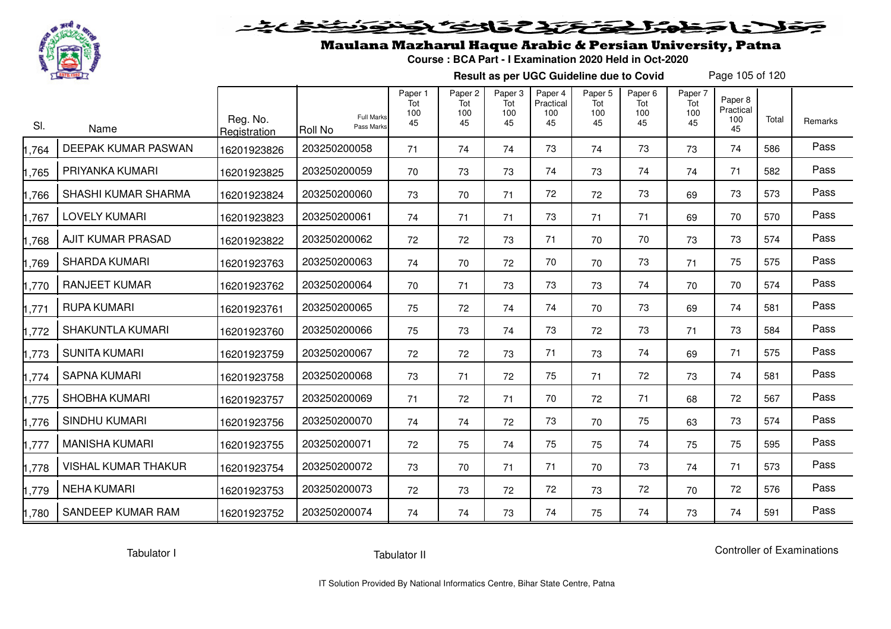# Maulana Mazharul Haque Arabic & Persian University, Patna

**Course : BCA Part - I Examination 2020 Held in Oct-2020**

**Result as per UGC Guideline due to Covid**

| Sl. | Name | Reg. No. Registration | Roll No (Full Marks / Pass Marks) | Paper 1 Tot 100 45 | Paper 2 Tot 100 45 | Paper 3 Tot 100 45 | Paper 4 Practical 100 45 | Paper 5 Tot 100 45 | Paper 6 Tot 100 45 | Paper 7 Tot 100 45 | Paper 8 Practical 100 45 | Total | Remarks |
|---|---|---|---|---|---|---|---|---|---|---|---|---|---|
| 1,764 | DEEPAK KUMAR PASWAN | 16201923826 | 203250200058 | 71 | 74 | 74 | 73 | 74 | 73 | 73 | 74 | 586 | Pass |
| 1,765 | PRIYANKA KUMARI | 16201923825 | 203250200059 | 70 | 73 | 73 | 74 | 73 | 74 | 74 | 71 | 582 | Pass |
| 1,766 | SHASHI KUMAR SHARMA | 16201923824 | 203250200060 | 73 | 70 | 71 | 72 | 72 | 73 | 69 | 73 | 573 | Pass |
| 1,767 | LOVELY KUMARI | 16201923823 | 203250200061 | 74 | 71 | 71 | 73 | 71 | 71 | 69 | 70 | 570 | Pass |
| 1,768 | AJIT KUMAR PRASAD | 16201923822 | 203250200062 | 72 | 72 | 73 | 71 | 70 | 70 | 73 | 73 | 574 | Pass |
| 1,769 | SHARDA KUMARI | 16201923763 | 203250200063 | 74 | 70 | 72 | 70 | 70 | 73 | 71 | 75 | 575 | Pass |
| 1,770 | RANJEET KUMAR | 16201923762 | 203250200064 | 70 | 71 | 73 | 73 | 73 | 74 | 70 | 70 | 574 | Pass |
| 1,771 | RUPA KUMARI | 16201923761 | 203250200065 | 75 | 72 | 74 | 74 | 70 | 73 | 69 | 74 | 581 | Pass |
| 1,772 | SHAKUNTLA KUMARI | 16201923760 | 203250200066 | 75 | 73 | 74 | 73 | 72 | 73 | 71 | 73 | 584 | Pass |
| 1,773 | SUNITA KUMARI | 16201923759 | 203250200067 | 72 | 72 | 73 | 71 | 73 | 74 | 69 | 71 | 575 | Pass |
| 1,774 | SAPNA KUMARI | 16201923758 | 203250200068 | 73 | 71 | 72 | 75 | 71 | 72 | 73 | 74 | 581 | Pass |
| 1,775 | SHOBHA KUMARI | 16201923757 | 203250200069 | 71 | 72 | 71 | 70 | 72 | 71 | 68 | 72 | 567 | Pass |
| 1,776 | SINDHU KUMARI | 16201923756 | 203250200070 | 74 | 74 | 72 | 73 | 70 | 75 | 63 | 73 | 574 | Pass |
| 1,777 | MANISHA KUMARI | 16201923755 | 203250200071 | 72 | 75 | 74 | 75 | 75 | 74 | 75 | 75 | 595 | Pass |
| 1,778 | VISHAL KUMAR THAKUR | 16201923754 | 203250200072 | 73 | 70 | 71 | 71 | 70 | 73 | 74 | 71 | 573 | Pass |
| 1,779 | NEHA KUMARI | 16201923753 | 203250200073 | 72 | 73 | 72 | 72 | 73 | 72 | 70 | 72 | 576 | Pass |
| 1,780 | SANDEEP KUMAR RAM | 16201923752 | 203250200074 | 74 | 74 | 73 | 74 | 75 | 74 | 73 | 74 | 591 | Pass |

Tabulator I | Tabulator II | Controller of Examinations

IT Solution Provided By National Informatics Centre, Bihar State Centre, Patna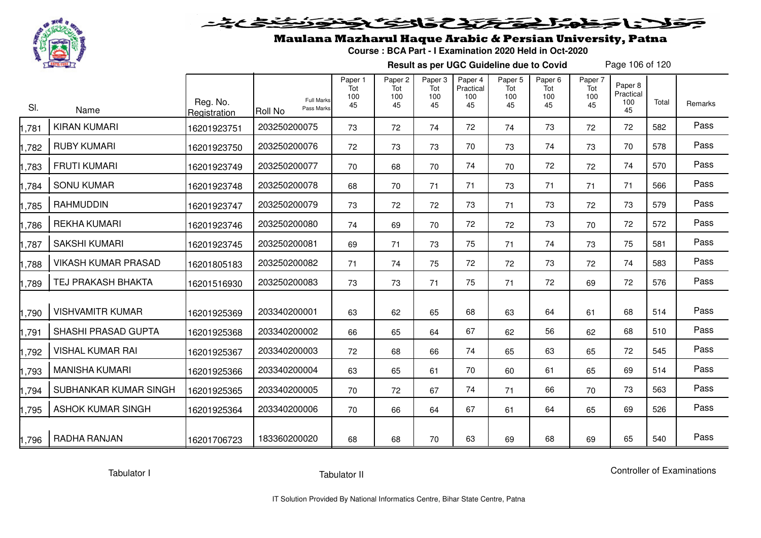# Maulana Mazharul Haque Arabic & Persian University, Patna

**Course : BCA Part - I Examination 2020 Held in Oct-2020**

**Result as per UGC Guideline due to Covid**

| Sl. | Name | Reg. No. Registration | Roll No (Full Marks / Pass Marks) | Paper 1 Tot 100 45 | Paper 2 Tot 100 45 | Paper 3 Tot 100 45 | Paper 4 Practical 100 45 | Paper 5 Tot 100 45 | Paper 6 Tot 100 45 | Paper 7 Tot 100 45 | Paper 8 Practical 100 45 | Total | Remarks |
|---|---|---|---|---|---|---|---|---|---|---|---|---|---|
| 1,781 | KIRAN KUMARI | 16201923751 | 203250200075 | 73 | 72 | 74 | 72 | 74 | 73 | 72 | 72 | 582 | Pass |
| 1,782 | RUBY KUMARI | 16201923750 | 203250200076 | 72 | 73 | 73 | 70 | 73 | 74 | 73 | 70 | 578 | Pass |
| 1,783 | FRUTI KUMARI | 16201923749 | 203250200077 | 70 | 68 | 70 | 74 | 70 | 72 | 72 | 74 | 570 | Pass |
| 1,784 | SONU KUMAR | 16201923748 | 203250200078 | 68 | 70 | 71 | 71 | 73 | 71 | 71 | 71 | 566 | Pass |
| 1,785 | RAHMUDDIN | 16201923747 | 203250200079 | 73 | 72 | 72 | 73 | 71 | 73 | 72 | 73 | 579 | Pass |
| 1,786 | REKHA KUMARI | 16201923746 | 203250200080 | 74 | 69 | 70 | 72 | 72 | 73 | 70 | 72 | 572 | Pass |
| 1,787 | SAKSHI KUMARI | 16201923745 | 203250200081 | 69 | 71 | 73 | 75 | 71 | 74 | 73 | 75 | 581 | Pass |
| 1,788 | VIKASH KUMAR PRASAD | 16201805183 | 203250200082 | 71 | 74 | 75 | 72 | 72 | 73 | 72 | 74 | 583 | Pass |
| 1,789 | TEJ PRAKASH BHAKTA | 16201516930 | 203250200083 | 73 | 73 | 71 | 75 | 71 | 72 | 69 | 72 | 576 | Pass |
| 1,790 | VISHVAMITR KUMAR | 16201925369 | 203340200001 | 63 | 62 | 65 | 68 | 63 | 64 | 61 | 68 | 514 | Pass |
| 1,791 | SHASHI PRASAD GUPTA | 16201925368 | 203340200002 | 66 | 65 | 64 | 67 | 62 | 56 | 62 | 68 | 510 | Pass |
| 1,792 | VISHAL KUMAR RAI | 16201925367 | 203340200003 | 72 | 68 | 66 | 74 | 65 | 63 | 65 | 72 | 545 | Pass |
| 1,793 | MANISHA KUMARI | 16201925366 | 203340200004 | 63 | 65 | 61 | 70 | 60 | 61 | 65 | 69 | 514 | Pass |
| 1,794 | SUBHANKAR KUMAR SINGH | 16201925365 | 203340200005 | 70 | 72 | 67 | 74 | 71 | 66 | 70 | 73 | 563 | Pass |
| 1,795 | ASHOK KUMAR SINGH | 16201925364 | 203340200006 | 70 | 66 | 64 | 67 | 61 | 64 | 65 | 69 | 526 | Pass |
| 1,796 | RADHA RANJAN | 16201706723 | 183360200020 | 68 | 68 | 70 | 63 | 69 | 68 | 69 | 65 | 540 | Pass |

Tabulator I | Tabulator II | Controller of Examinations

IT Solution Provided By National Informatics Centre, Bihar State Centre, Patna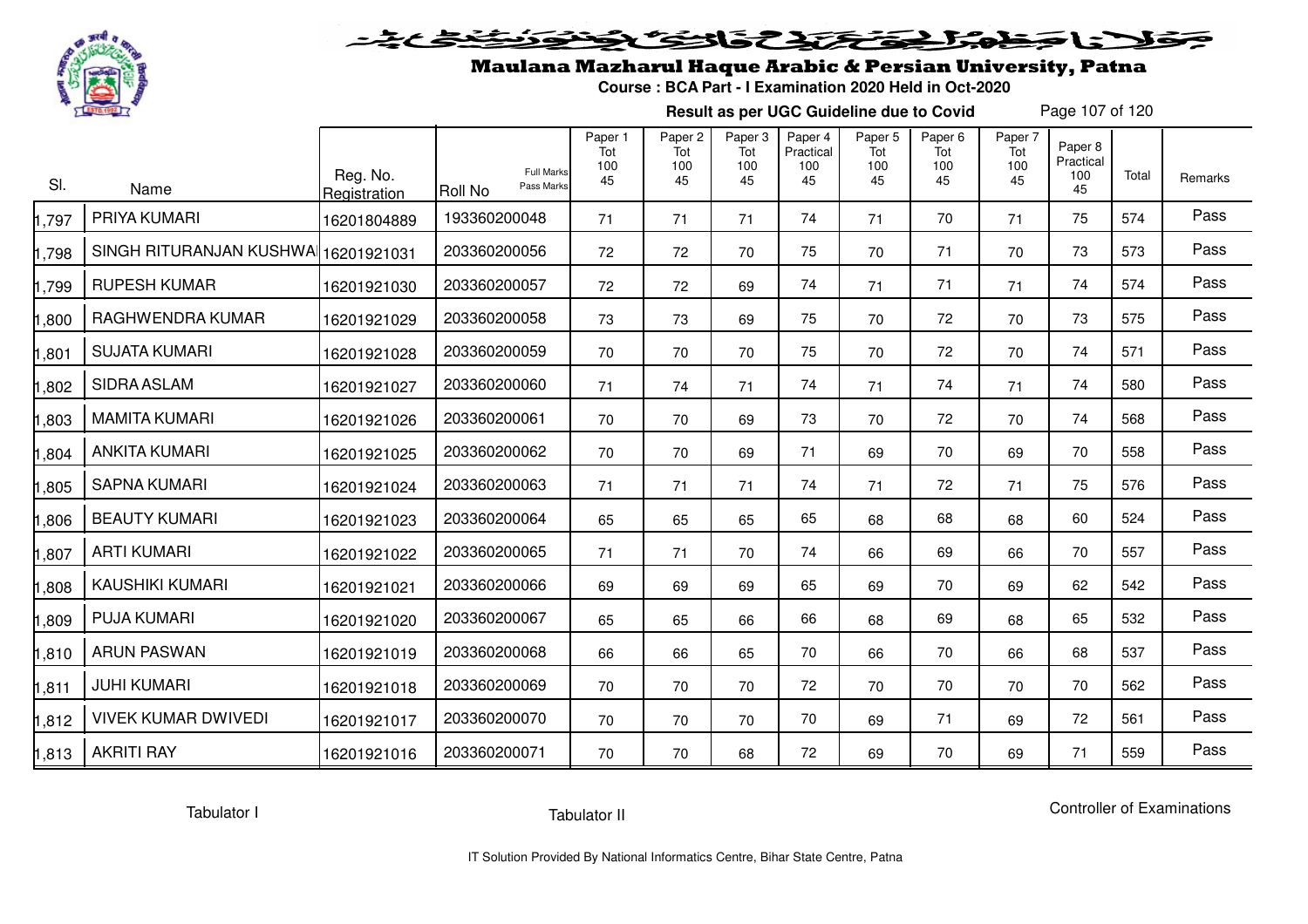# Maulana Mazharul Haque Arabic & Persian University, Patna

**Course : BCA Part - I Examination 2020 Held in Oct-2020**

**Result as per UGC Guideline due to Covid**

| Sl. | Name | Reg. No. Registration | Roll No (Full Marks / Pass Marks) | Paper 1 Tot 100 45 | Paper 2 Tot 100 45 | Paper 3 Tot 100 45 | Paper 4 Practical 100 45 | Paper 5 Tot 100 45 | Paper 6 Tot 100 45 | Paper 7 Tot 100 45 | Paper 8 Practical 100 45 | Total | Remarks |
|---|---|---|---|---|---|---|---|---|---|---|---|---|---|
| 1,797 | PRIYA KUMARI | 16201804889 | 193360200048 | 71 | 71 | 71 | 74 | 71 | 70 | 71 | 75 | 574 | Pass |
| 1,798 | SINGH RITURANJAN KUSHWA | 16201921031 | 203360200056 | 72 | 72 | 70 | 75 | 70 | 71 | 70 | 73 | 573 | Pass |
| 1,799 | RUPESH KUMAR | 16201921030 | 203360200057 | 72 | 72 | 69 | 74 | 71 | 71 | 71 | 74 | 574 | Pass |
| 1,800 | RAGHWENDRA KUMAR | 16201921029 | 203360200058 | 73 | 73 | 69 | 75 | 70 | 72 | 70 | 73 | 575 | Pass |
| 1,801 | SUJATA KUMARI | 16201921028 | 203360200059 | 70 | 70 | 70 | 75 | 70 | 72 | 70 | 74 | 571 | Pass |
| 1,802 | SIDRA ASLAM | 16201921027 | 203360200060 | 71 | 74 | 71 | 74 | 71 | 74 | 71 | 74 | 580 | Pass |
| 1,803 | MAMITA KUMARI | 16201921026 | 203360200061 | 70 | 70 | 69 | 73 | 70 | 72 | 70 | 74 | 568 | Pass |
| 1,804 | ANKITA KUMARI | 16201921025 | 203360200062 | 70 | 70 | 69 | 71 | 69 | 70 | 69 | 70 | 558 | Pass |
| 1,805 | SAPNA KUMARI | 16201921024 | 203360200063 | 71 | 71 | 71 | 74 | 71 | 72 | 71 | 75 | 576 | Pass |
| 1,806 | BEAUTY KUMARI | 16201921023 | 203360200064 | 65 | 65 | 65 | 65 | 68 | 68 | 68 | 60 | 524 | Pass |
| 1,807 | ARTI KUMARI | 16201921022 | 203360200065 | 71 | 71 | 70 | 74 | 66 | 69 | 66 | 70 | 557 | Pass |
| 1,808 | KAUSHIKI KUMARI | 16201921021 | 203360200066 | 69 | 69 | 69 | 65 | 69 | 70 | 69 | 62 | 542 | Pass |
| 1,809 | PUJA KUMARI | 16201921020 | 203360200067 | 65 | 65 | 66 | 66 | 68 | 69 | 68 | 65 | 532 | Pass |
| 1,810 | ARUN PASWAN | 16201921019 | 203360200068 | 66 | 66 | 65 | 70 | 66 | 70 | 66 | 68 | 537 | Pass |
| 1,811 | JUHI KUMARI | 16201921018 | 203360200069 | 70 | 70 | 70 | 72 | 70 | 70 | 70 | 70 | 562 | Pass |
| 1,812 | VIVEK KUMAR DWIVEDI | 16201921017 | 203360200070 | 70 | 70 | 70 | 70 | 69 | 71 | 69 | 72 | 561 | Pass |
| 1,813 | AKRITI RAY | 16201921016 | 203360200071 | 70 | 70 | 68 | 72 | 69 | 70 | 69 | 71 | 559 | Pass |

Tabulator I | Tabulator II | Controller of Examinations

IT Solution Provided By National Informatics Centre, Bihar State Centre, Patna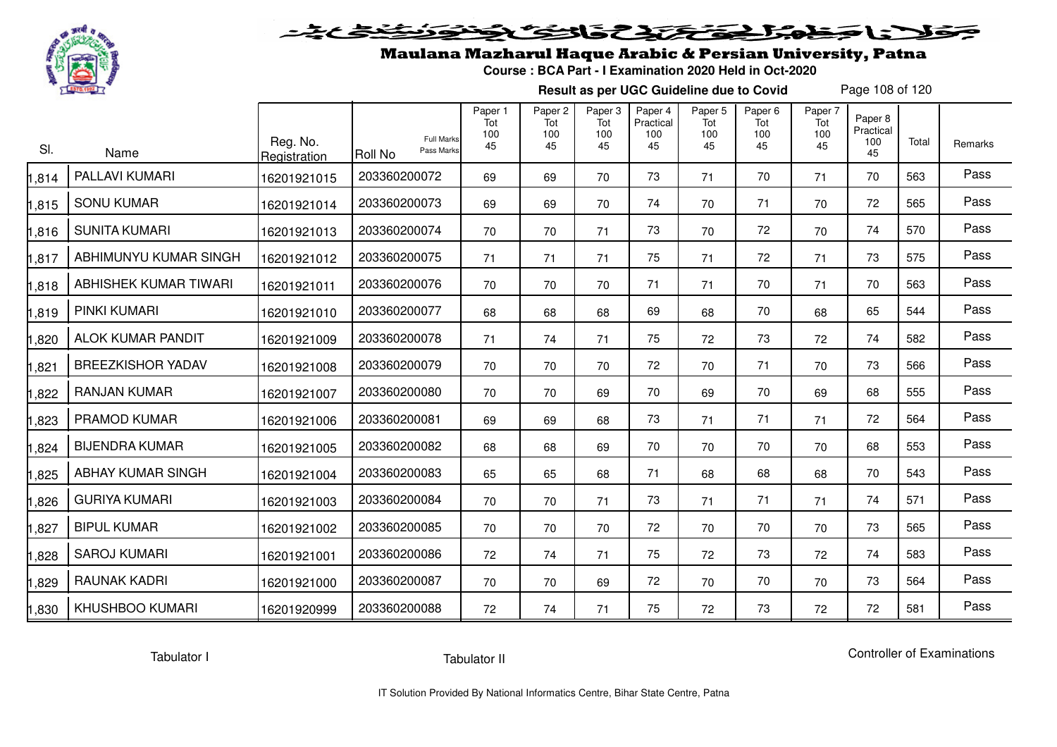# Maulana Mazharul Haque Arabic & Persian University, Patna

**Course : BCA Part - I Examination 2020 Held in Oct-2020**

**Result as per UGC Guideline due to Covid**

| Sl. | Name | Reg. No. Registration | Roll No (Full Marks / Pass Marks) | Paper 1 Tot 100 45 | Paper 2 Tot 100 45 | Paper 3 Tot 100 45 | Paper 4 Practical 100 45 | Paper 5 Tot 100 45 | Paper 6 Tot 100 45 | Paper 7 Tot 100 45 | Paper 8 Practical 100 45 | Total | Remarks |
|---|---|---|---|---|---|---|---|---|---|---|---|---|---|
| 1,814 | PALLAVI KUMARI | 16201921015 | 203360200072 | 69 | 69 | 70 | 73 | 71 | 70 | 71 | 70 | 563 | Pass |
| 1,815 | SONU KUMAR | 16201921014 | 203360200073 | 69 | 69 | 70 | 74 | 70 | 71 | 70 | 72 | 565 | Pass |
| 1,816 | SUNITA KUMARI | 16201921013 | 203360200074 | 70 | 70 | 71 | 73 | 70 | 72 | 70 | 74 | 570 | Pass |
| 1,817 | ABHIMUNYU KUMAR SINGH | 16201921012 | 203360200075 | 71 | 71 | 71 | 75 | 71 | 72 | 71 | 73 | 575 | Pass |
| 1,818 | ABHISHEK KUMAR TIWARI | 16201921011 | 203360200076 | 70 | 70 | 70 | 71 | 71 | 70 | 71 | 70 | 563 | Pass |
| 1,819 | PINKI KUMARI | 16201921010 | 203360200077 | 68 | 68 | 68 | 69 | 68 | 70 | 68 | 65 | 544 | Pass |
| 1,820 | ALOK KUMAR PANDIT | 16201921009 | 203360200078 | 71 | 74 | 71 | 75 | 72 | 73 | 72 | 74 | 582 | Pass |
| 1,821 | BREEZKISHOR YADAV | 16201921008 | 203360200079 | 70 | 70 | 70 | 72 | 70 | 71 | 70 | 73 | 566 | Pass |
| 1,822 | RANJAN KUMAR | 16201921007 | 203360200080 | 70 | 70 | 69 | 70 | 69 | 70 | 69 | 68 | 555 | Pass |
| 1,823 | PRAMOD KUMAR | 16201921006 | 203360200081 | 69 | 69 | 68 | 73 | 71 | 71 | 71 | 72 | 564 | Pass |
| 1,824 | BIJENDRA KUMAR | 16201921005 | 203360200082 | 68 | 68 | 69 | 70 | 70 | 70 | 70 | 68 | 553 | Pass |
| 1,825 | ABHAY KUMAR SINGH | 16201921004 | 203360200083 | 65 | 65 | 68 | 71 | 68 | 68 | 68 | 70 | 543 | Pass |
| 1,826 | GURIYA KUMARI | 16201921003 | 203360200084 | 70 | 70 | 71 | 73 | 71 | 71 | 71 | 74 | 571 | Pass |
| 1,827 | BIPUL KUMAR | 16201921002 | 203360200085 | 70 | 70 | 70 | 72 | 70 | 70 | 70 | 73 | 565 | Pass |
| 1,828 | SAROJ KUMARI | 16201921001 | 203360200086 | 72 | 74 | 71 | 75 | 72 | 73 | 72 | 74 | 583 | Pass |
| 1,829 | RAUNAK KADRI | 16201921000 | 203360200087 | 70 | 70 | 69 | 72 | 70 | 70 | 70 | 73 | 564 | Pass |
| 1,830 | KHUSHBOO KUMARI | 16201920999 | 203360200088 | 72 | 74 | 71 | 75 | 72 | 73 | 72 | 72 | 581 | Pass |

Tabulator I | Tabulator II | Controller of Examinations

IT Solution Provided By National Informatics Centre, Bihar State Centre, Patna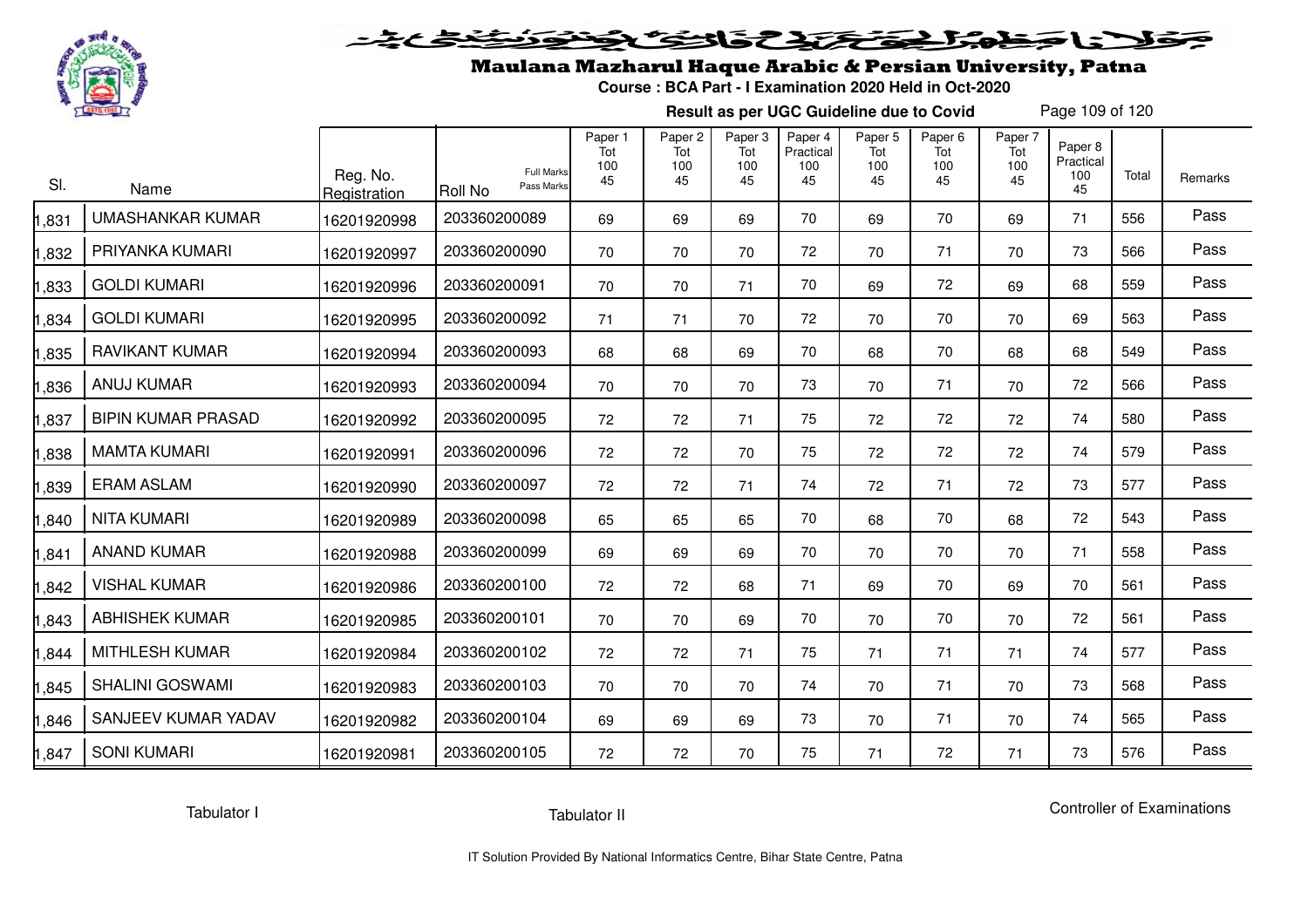# Maulana Mazharul Haque Arabic & Persian University, Patna

**Course : BCA Part - I Examination 2020 Held in Oct-2020**

**Result as per UGC Guideline due to Covid**

| Sl. | Name | Reg. No. Registration | Roll No (Full Marks / Pass Marks) | Paper 1 Tot 100 45 | Paper 2 Tot 100 45 | Paper 3 Tot 100 45 | Paper 4 Practical 100 45 | Paper 5 Tot 100 45 | Paper 6 Tot 100 45 | Paper 7 Tot 100 45 | Paper 8 Practical 100 45 | Total | Remarks |
|---|---|---|---|---|---|---|---|---|---|---|---|---|---|
| 1,831 | UMASHANKAR KUMAR | 16201920998 | 203360200089 | 69 | 69 | 69 | 70 | 69 | 70 | 69 | 71 | 556 | Pass |
| 1,832 | PRIYANKA KUMARI | 16201920997 | 203360200090 | 70 | 70 | 70 | 72 | 70 | 71 | 70 | 73 | 566 | Pass |
| 1,833 | GOLDI KUMARI | 16201920996 | 203360200091 | 70 | 70 | 71 | 70 | 69 | 72 | 69 | 68 | 559 | Pass |
| 1,834 | GOLDI KUMARI | 16201920995 | 203360200092 | 71 | 71 | 70 | 72 | 70 | 70 | 70 | 69 | 563 | Pass |
| 1,835 | RAVIKANT KUMAR | 16201920994 | 203360200093 | 68 | 68 | 69 | 70 | 68 | 70 | 68 | 68 | 549 | Pass |
| 1,836 | ANUJ KUMAR | 16201920993 | 203360200094 | 70 | 70 | 70 | 73 | 70 | 71 | 70 | 72 | 566 | Pass |
| 1,837 | BIPIN KUMAR PRASAD | 16201920992 | 203360200095 | 72 | 72 | 71 | 75 | 72 | 72 | 72 | 74 | 580 | Pass |
| 1,838 | MAMTA KUMARI | 16201920991 | 203360200096 | 72 | 72 | 70 | 75 | 72 | 72 | 72 | 74 | 579 | Pass |
| 1,839 | ERAM ASLAM | 16201920990 | 203360200097 | 72 | 72 | 71 | 74 | 72 | 71 | 72 | 73 | 577 | Pass |
| 1,840 | NITA KUMARI | 16201920989 | 203360200098 | 65 | 65 | 65 | 70 | 68 | 70 | 68 | 72 | 543 | Pass |
| 1,841 | ANAND KUMAR | 16201920988 | 203360200099 | 69 | 69 | 69 | 70 | 70 | 70 | 70 | 71 | 558 | Pass |
| 1,842 | VISHAL KUMAR | 16201920986 | 203360200100 | 72 | 72 | 68 | 71 | 69 | 70 | 69 | 70 | 561 | Pass |
| 1,843 | ABHISHEK KUMAR | 16201920985 | 203360200101 | 70 | 70 | 69 | 70 | 70 | 70 | 70 | 72 | 561 | Pass |
| 1,844 | MITHLESH KUMAR | 16201920984 | 203360200102 | 72 | 72 | 71 | 75 | 71 | 71 | 71 | 74 | 577 | Pass |
| 1,845 | SHALINI GOSWAMI | 16201920983 | 203360200103 | 70 | 70 | 70 | 74 | 70 | 71 | 70 | 73 | 568 | Pass |
| 1,846 | SANJEEV KUMAR YADAV | 16201920982 | 203360200104 | 69 | 69 | 69 | 73 | 70 | 71 | 70 | 74 | 565 | Pass |
| 1,847 | SONI KUMARI | 16201920981 | 203360200105 | 72 | 72 | 70 | 75 | 71 | 72 | 71 | 73 | 576 | Pass |

Tabulator I

Tabulator II

Controller of Examinations

IT Solution Provided By National Informatics Centre, Bihar State Centre, Patna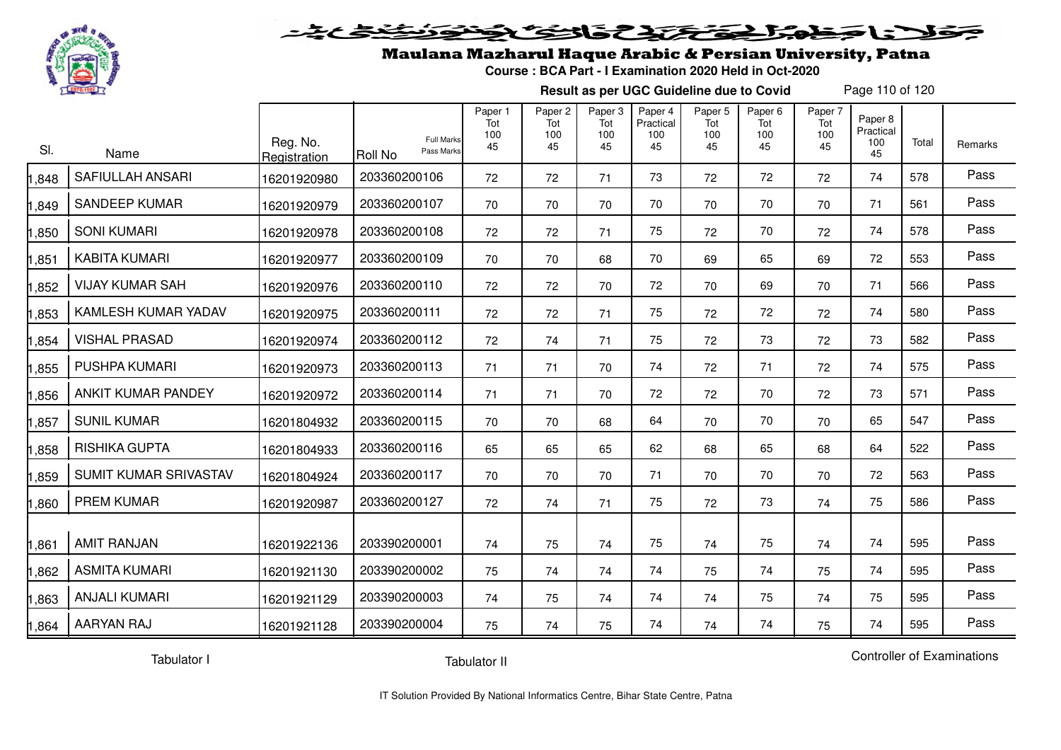# Maulana Mazharul Haque Arabic & Persian University, Patna

**Course : BCA Part - I Examination 2020 Held in Oct-2020**

**Result as per UGC Guideline due to Covid**

| Sl. | Name | Reg. No. Registration | Roll No (Full Marks / Pass Marks) | Paper 1 Tot 100 45 | Paper 2 Tot 100 45 | Paper 3 Tot 100 45 | Paper 4 Practical 100 45 | Paper 5 Tot 100 45 | Paper 6 Tot 100 45 | Paper 7 Tot 100 45 | Paper 8 Practical 100 45 | Total | Remarks |
|---|---|---|---|---|---|---|---|---|---|---|---|---|---|
| 1,848 | SAFIULLAH ANSARI | 16201920980 | 203360200106 | 72 | 72 | 71 | 73 | 72 | 72 | 72 | 74 | 578 | Pass |
| 1,849 | SANDEEP KUMAR | 16201920979 | 203360200107 | 70 | 70 | 70 | 70 | 70 | 70 | 70 | 71 | 561 | Pass |
| 1,850 | SONI KUMARI | 16201920978 | 203360200108 | 72 | 72 | 71 | 75 | 72 | 70 | 72 | 74 | 578 | Pass |
| 1,851 | KABITA KUMARI | 16201920977 | 203360200109 | 70 | 70 | 68 | 70 | 69 | 65 | 69 | 72 | 553 | Pass |
| 1,852 | VIJAY KUMAR SAH | 16201920976 | 203360200110 | 72 | 72 | 70 | 72 | 70 | 69 | 70 | 71 | 566 | Pass |
| 1,853 | KAMLESH KUMAR YADAV | 16201920975 | 203360200111 | 72 | 72 | 71 | 75 | 72 | 72 | 72 | 74 | 580 | Pass |
| 1,854 | VISHAL PRASAD | 16201920974 | 203360200112 | 72 | 74 | 71 | 75 | 72 | 73 | 72 | 73 | 582 | Pass |
| 1,855 | PUSHPA KUMARI | 16201920973 | 203360200113 | 71 | 71 | 70 | 74 | 72 | 71 | 72 | 74 | 575 | Pass |
| 1,856 | ANKIT KUMAR PANDEY | 16201920972 | 203360200114 | 71 | 71 | 70 | 72 | 72 | 70 | 72 | 73 | 571 | Pass |
| 1,857 | SUNIL KUMAR | 16201804932 | 203360200115 | 70 | 70 | 68 | 64 | 70 | 70 | 70 | 65 | 547 | Pass |
| 1,858 | RISHIKA GUPTA | 16201804933 | 203360200116 | 65 | 65 | 65 | 62 | 68 | 65 | 68 | 64 | 522 | Pass |
| 1,859 | SUMIT KUMAR SRIVASTAV | 16201804924 | 203360200117 | 70 | 70 | 70 | 71 | 70 | 70 | 70 | 72 | 563 | Pass |
| 1,860 | PREM KUMAR | 16201920987 | 203360200127 | 72 | 74 | 71 | 75 | 72 | 73 | 74 | 75 | 586 | Pass |
| 1,861 | AMIT RANJAN | 16201922136 | 203390200001 | 74 | 75 | 74 | 75 | 74 | 75 | 74 | 74 | 595 | Pass |
| 1,862 | ASMITA KUMARI | 16201921130 | 203390200002 | 75 | 74 | 74 | 74 | 75 | 74 | 75 | 74 | 595 | Pass |
| 1,863 | ANJALI KUMARI | 16201921129 | 203390200003 | 74 | 75 | 74 | 74 | 74 | 75 | 74 | 75 | 595 | Pass |
| 1,864 | AARYAN RAJ | 16201921128 | 203390200004 | 75 | 74 | 75 | 74 | 74 | 74 | 75 | 74 | 595 | Pass |

Tabulator I    Tabulator II    Controller of Examinations

IT Solution Provided By National Informatics Centre, Bihar State Centre, Patna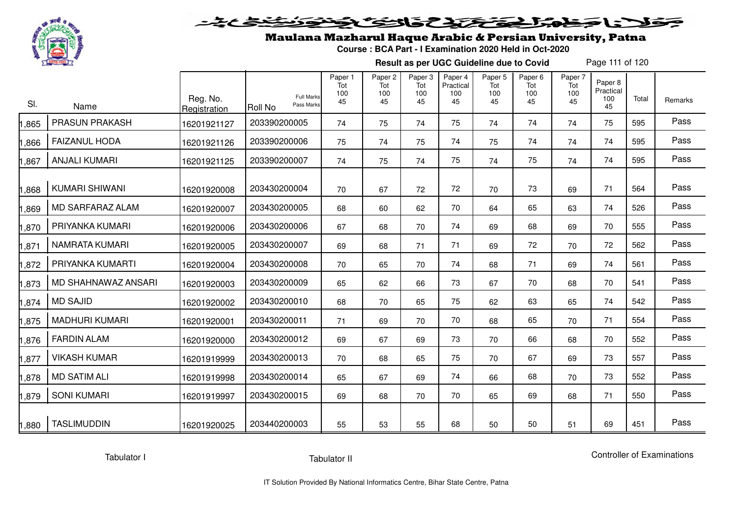# Maulana Mazharul Haque Arabic & Persian University, Patna

**Course : BCA Part - I Examination 2020 Held in Oct-2020**

**Result as per UGC Guideline due to Covid**

| Sl. | Name | Reg. No. Registration | Roll No (Full Marks / Pass Marks) | Paper 1 Tot 100 45 | Paper 2 Tot 100 45 | Paper 3 Tot 100 45 | Paper 4 Practical 100 45 | Paper 5 Tot 100 45 | Paper 6 Tot 100 45 | Paper 7 Tot 100 45 | Paper 8 Practical 100 45 | Total | Remarks |
|---|---|---|---|---|---|---|---|---|---|---|---|---|---|
| 1,865 | PRASUN PRAKASH | 16201921127 | 203390200005 | 74 | 75 | 74 | 75 | 74 | 74 | 74 | 75 | 595 | Pass |
| 1,866 | FAIZANUL HODA | 16201921126 | 203390200006 | 75 | 74 | 75 | 74 | 75 | 74 | 74 | 74 | 595 | Pass |
| 1,867 | ANJALI KUMARI | 16201921125 | 203390200007 | 74 | 75 | 74 | 75 | 74 | 75 | 74 | 74 | 595 | Pass |
| 1,868 | KUMARI SHIWANI | 16201920008 | 203430200004 | 70 | 67 | 72 | 72 | 70 | 73 | 69 | 71 | 564 | Pass |
| 1,869 | MD SARFARAZ ALAM | 16201920007 | 203430200005 | 68 | 60 | 62 | 70 | 64 | 65 | 63 | 74 | 526 | Pass |
| 1,870 | PRIYANKA KUMARI | 16201920006 | 203430200006 | 67 | 68 | 70 | 74 | 69 | 68 | 69 | 70 | 555 | Pass |
| 1,871 | NAMRATA KUMARI | 16201920005 | 203430200007 | 69 | 68 | 71 | 71 | 69 | 72 | 70 | 72 | 562 | Pass |
| 1,872 | PRIYANKA KUMARTI | 16201920004 | 203430200008 | 70 | 65 | 70 | 74 | 68 | 71 | 69 | 74 | 561 | Pass |
| 1,873 | MD SHAHNAWAZ ANSARI | 16201920003 | 203430200009 | 65 | 62 | 66 | 73 | 67 | 70 | 68 | 70 | 541 | Pass |
| 1,874 | MD SAJID | 16201920002 | 203430200010 | 68 | 70 | 65 | 75 | 62 | 63 | 65 | 74 | 542 | Pass |
| 1,875 | MADHURI KUMARI | 16201920001 | 203430200011 | 71 | 69 | 70 | 70 | 68 | 65 | 70 | 71 | 554 | Pass |
| 1,876 | FARDIN ALAM | 16201920000 | 203430200012 | 69 | 67 | 69 | 73 | 70 | 66 | 68 | 70 | 552 | Pass |
| 1,877 | VIKASH KUMAR | 16201919999 | 203430200013 | 70 | 68 | 65 | 75 | 70 | 67 | 69 | 73 | 557 | Pass |
| 1,878 | MD SATIM ALI | 16201919998 | 203430200014 | 65 | 67 | 69 | 74 | 66 | 68 | 70 | 73 | 552 | Pass |
| 1,879 | SONI KUMARI | 16201919997 | 203430200015 | 69 | 68 | 70 | 70 | 65 | 69 | 68 | 71 | 550 | Pass |
| 1,880 | TASLIMUDDIN | 16201920025 | 203440200003 | 55 | 53 | 55 | 68 | 50 | 50 | 51 | 69 | 451 | Pass |

Tabulator I          Tabulator II          Controller of Examinations

IT Solution Provided By National Informatics Centre, Bihar State Centre, Patna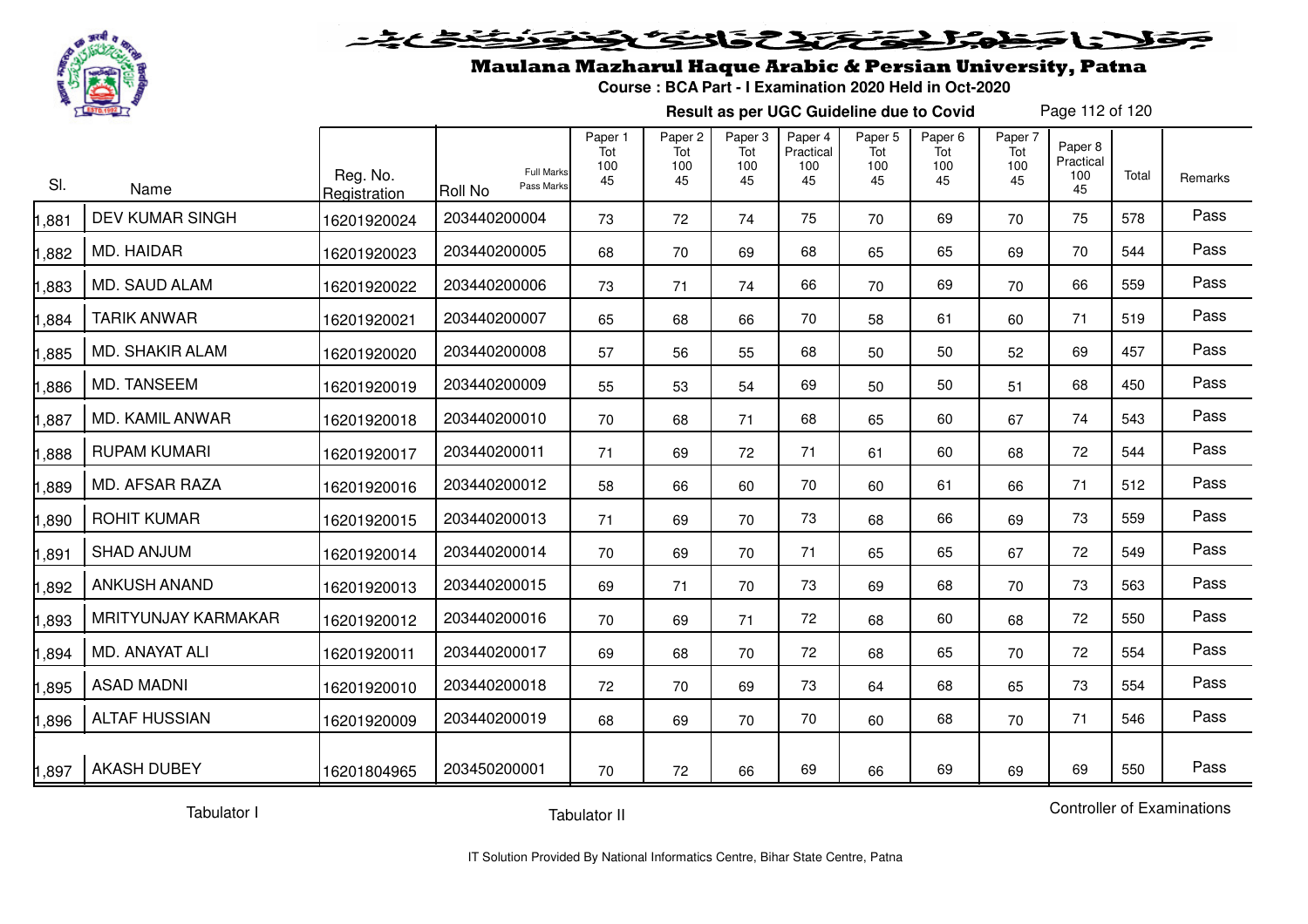# Maulana Mazharul Haque Arabic & Persian University, Patna

**Course : BCA Part - I Examination 2020 Held in Oct-2020**

**Result as per UGC Guideline due to Covid**

| Sl. | Name | Reg. No. Registration | Roll No (Full Marks / Pass Marks) | Paper 1 Tot 100 45 | Paper 2 Tot 100 45 | Paper 3 Tot 100 45 | Paper 4 Practical 100 45 | Paper 5 Tot 100 45 | Paper 6 Tot 100 45 | Paper 7 Tot 100 45 | Paper 8 Practical 100 45 | Total | Remarks |
|---|---|---|---|---|---|---|---|---|---|---|---|---|---|
| 1,881 | DEV KUMAR SINGH | 16201920024 | 203440200004 | 73 | 72 | 74 | 75 | 70 | 69 | 70 | 75 | 578 | Pass |
| 1,882 | MD. HAIDAR | 16201920023 | 203440200005 | 68 | 70 | 69 | 68 | 65 | 65 | 69 | 70 | 544 | Pass |
| 1,883 | MD. SAUD ALAM | 16201920022 | 203440200006 | 73 | 71 | 74 | 66 | 70 | 69 | 70 | 66 | 559 | Pass |
| 1,884 | TARIK ANWAR | 16201920021 | 203440200007 | 65 | 68 | 66 | 70 | 58 | 61 | 60 | 71 | 519 | Pass |
| 1,885 | MD. SHAKIR ALAM | 16201920020 | 203440200008 | 57 | 56 | 55 | 68 | 50 | 50 | 52 | 69 | 457 | Pass |
| 1,886 | MD. TANSEEM | 16201920019 | 203440200009 | 55 | 53 | 54 | 69 | 50 | 50 | 51 | 68 | 450 | Pass |
| 1,887 | MD. KAMIL ANWAR | 16201920018 | 203440200010 | 70 | 68 | 71 | 68 | 65 | 60 | 67 | 74 | 543 | Pass |
| 1,888 | RUPAM KUMARI | 16201920017 | 203440200011 | 71 | 69 | 72 | 71 | 61 | 60 | 68 | 72 | 544 | Pass |
| 1,889 | MD. AFSAR RAZA | 16201920016 | 203440200012 | 58 | 66 | 60 | 70 | 60 | 61 | 66 | 71 | 512 | Pass |
| 1,890 | ROHIT KUMAR | 16201920015 | 203440200013 | 71 | 69 | 70 | 73 | 68 | 66 | 69 | 73 | 559 | Pass |
| 1,891 | SHAD ANJUM | 16201920014 | 203440200014 | 70 | 69 | 70 | 71 | 65 | 65 | 67 | 72 | 549 | Pass |
| 1,892 | ANKUSH ANAND | 16201920013 | 203440200015 | 69 | 71 | 70 | 73 | 69 | 68 | 70 | 73 | 563 | Pass |
| 1,893 | MRITYUNJAY KARMAKAR | 16201920012 | 203440200016 | 70 | 69 | 71 | 72 | 68 | 60 | 68 | 72 | 550 | Pass |
| 1,894 | MD. ANAYAT ALI | 16201920011 | 203440200017 | 69 | 68 | 70 | 72 | 68 | 65 | 70 | 72 | 554 | Pass |
| 1,895 | ASAD MADNI | 16201920010 | 203440200018 | 72 | 70 | 69 | 73 | 64 | 68 | 65 | 73 | 554 | Pass |
| 1,896 | ALTAF HUSSIAN | 16201920009 | 203440200019 | 68 | 69 | 70 | 70 | 60 | 68 | 70 | 71 | 546 | Pass |
| 1,897 | AKASH DUBEY | 16201804965 | 203450200001 | 70 | 72 | 66 | 69 | 66 | 69 | 69 | 69 | 550 | Pass |

Tabulator I &nbsp;&nbsp;&nbsp;&nbsp; Tabulator II &nbsp;&nbsp;&nbsp;&nbsp; Controller of Examinations

IT Solution Provided By National Informatics Centre, Bihar State Centre, Patna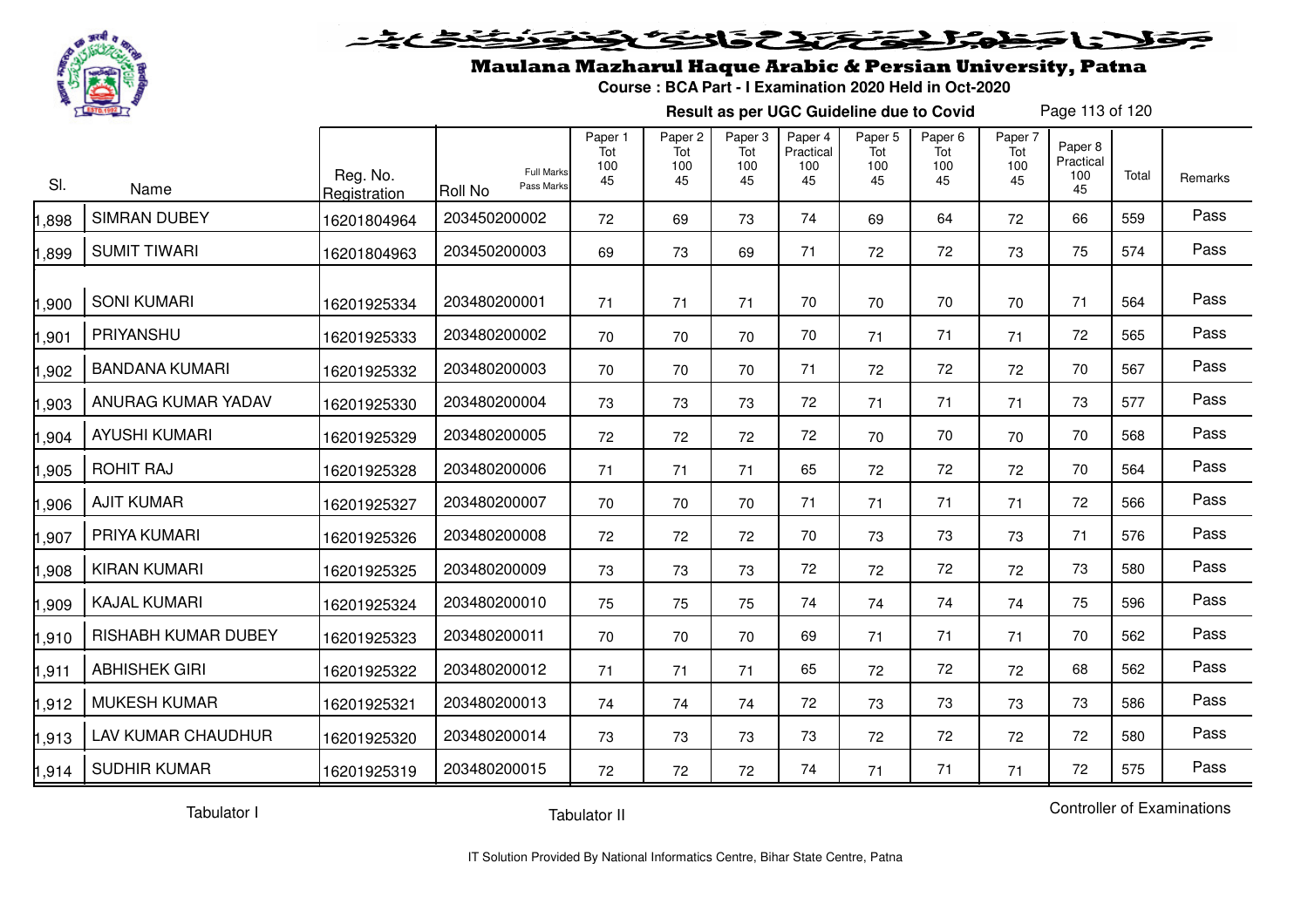# Maulana Mazharul Haque Arabic & Persian University, Patna

**Course : BCA Part - I Examination 2020 Held in Oct-2020**

**Result as per UGC Guideline due to Covid**

| Sl. | Name | Reg. No. Registration | Roll No (Full Marks / Pass Marks) | Paper 1 Tot 100 45 | Paper 2 Tot 100 45 | Paper 3 Tot 100 45 | Paper 4 Practical 100 45 | Paper 5 Tot 100 45 | Paper 6 Tot 100 45 | Paper 7 Tot 100 45 | Paper 8 Practical 100 45 | Total | Remarks |
|---|---|---|---|---|---|---|---|---|---|---|---|---|---|
| 1,898 | SIMRAN DUBEY | 16201804964 | 203450200002 | 72 | 69 | 73 | 74 | 69 | 64 | 72 | 66 | 559 | Pass |
| 1,899 | SUMIT TIWARI | 16201804963 | 203450200003 | 69 | 73 | 69 | 71 | 72 | 72 | 73 | 75 | 574 | Pass |
| 1,900 | SONI KUMARI | 16201925334 | 203480200001 | 71 | 71 | 71 | 70 | 70 | 70 | 70 | 71 | 564 | Pass |
| 1,901 | PRIYANSHU | 16201925333 | 203480200002 | 70 | 70 | 70 | 70 | 71 | 71 | 71 | 72 | 565 | Pass |
| 1,902 | BANDANA KUMARI | 16201925332 | 203480200003 | 70 | 70 | 70 | 71 | 72 | 72 | 72 | 70 | 567 | Pass |
| 1,903 | ANURAG KUMAR YADAV | 16201925330 | 203480200004 | 73 | 73 | 73 | 72 | 71 | 71 | 71 | 73 | 577 | Pass |
| 1,904 | AYUSHI KUMARI | 16201925329 | 203480200005 | 72 | 72 | 72 | 72 | 70 | 70 | 70 | 70 | 568 | Pass |
| 1,905 | ROHIT RAJ | 16201925328 | 203480200006 | 71 | 71 | 71 | 65 | 72 | 72 | 72 | 70 | 564 | Pass |
| 1,906 | AJIT KUMAR | 16201925327 | 203480200007 | 70 | 70 | 70 | 71 | 71 | 71 | 71 | 72 | 566 | Pass |
| 1,907 | PRIYA KUMARI | 16201925326 | 203480200008 | 72 | 72 | 72 | 70 | 73 | 73 | 73 | 71 | 576 | Pass |
| 1,908 | KIRAN KUMARI | 16201925325 | 203480200009 | 73 | 73 | 73 | 72 | 72 | 72 | 72 | 73 | 580 | Pass |
| 1,909 | KAJAL KUMARI | 16201925324 | 203480200010 | 75 | 75 | 75 | 74 | 74 | 74 | 74 | 75 | 596 | Pass |
| 1,910 | RISHABH KUMAR DUBEY | 16201925323 | 203480200011 | 70 | 70 | 70 | 69 | 71 | 71 | 71 | 70 | 562 | Pass |
| 1,911 | ABHISHEK GIRI | 16201925322 | 203480200012 | 71 | 71 | 71 | 65 | 72 | 72 | 72 | 68 | 562 | Pass |
| 1,912 | MUKESH KUMAR | 16201925321 | 203480200013 | 74 | 74 | 74 | 72 | 73 | 73 | 73 | 73 | 586 | Pass |
| 1,913 | LAV KUMAR CHAUDHUR | 16201925320 | 203480200014 | 73 | 73 | 73 | 73 | 72 | 72 | 72 | 72 | 580 | Pass |
| 1,914 | SUDHIR KUMAR | 16201925319 | 203480200015 | 72 | 72 | 72 | 74 | 71 | 71 | 71 | 72 | 575 | Pass |

Tabulator I    Tabulator II    Controller of Examinations

IT Solution Provided By National Informatics Centre, Bihar State Centre, Patna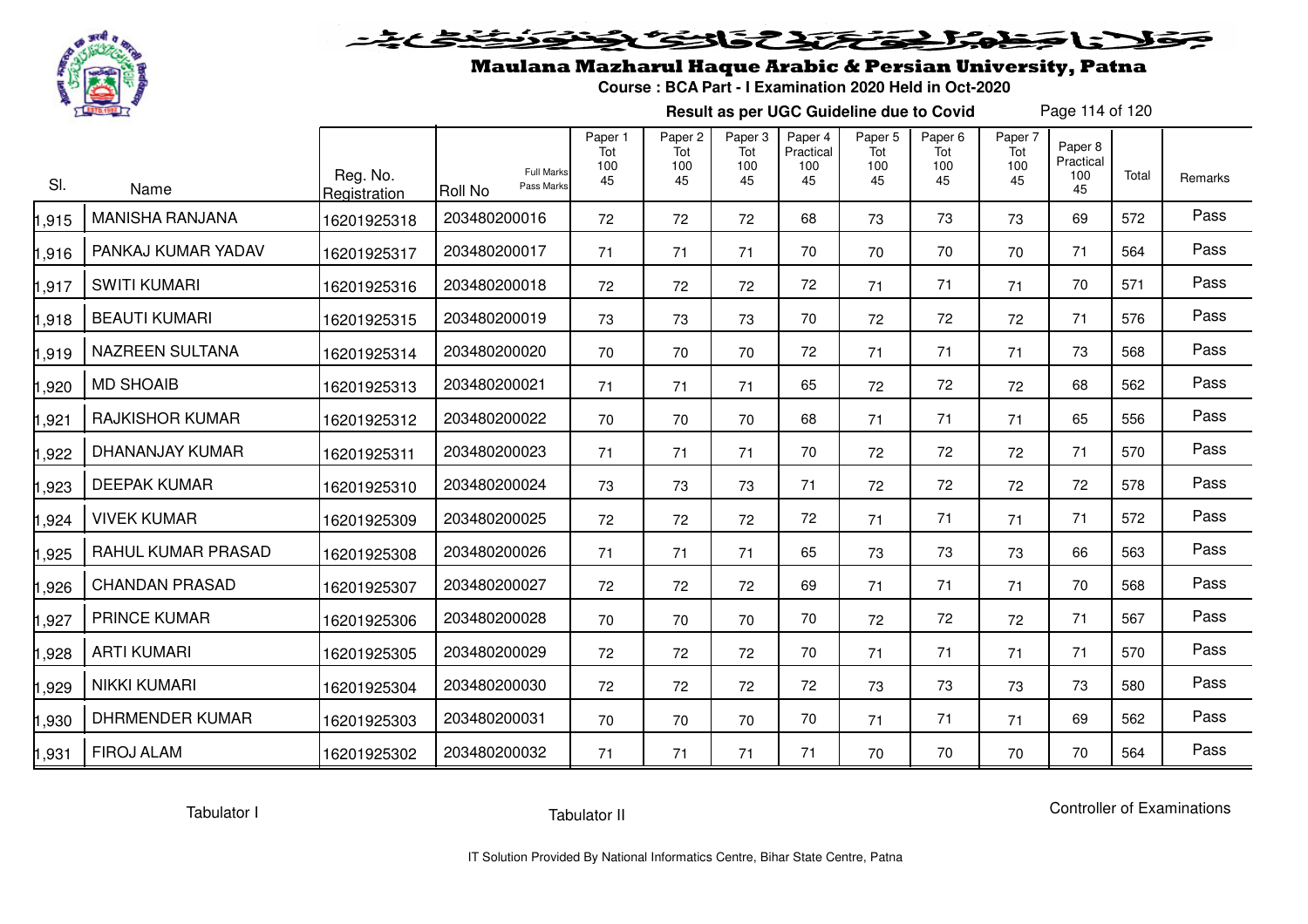# Maulana Mazharul Haque Arabic & Persian University, Patna

**Course : BCA Part - I Examination 2020 Held in Oct-2020**

**Result as per UGC Guideline due to Covid**

| Sl. | Name | Reg. No. Registration | Roll No (Full Marks / Pass Marks) | Paper 1 Tot 100 45 | Paper 2 Tot 100 45 | Paper 3 Tot 100 45 | Paper 4 Practical 100 45 | Paper 5 Tot 100 45 | Paper 6 Tot 100 45 | Paper 7 Tot 100 45 | Paper 8 Practical 100 45 | Total | Remarks |
|---|---|---|---|---|---|---|---|---|---|---|---|---|---|
| 1,915 | MANISHA RANJANA | 16201925318 | 203480200016 | 72 | 72 | 72 | 68 | 73 | 73 | 73 | 69 | 572 | Pass |
| 1,916 | PANKAJ KUMAR YADAV | 16201925317 | 203480200017 | 71 | 71 | 71 | 70 | 70 | 70 | 70 | 71 | 564 | Pass |
| 1,917 | SWITI KUMARI | 16201925316 | 203480200018 | 72 | 72 | 72 | 72 | 71 | 71 | 71 | 70 | 571 | Pass |
| 1,918 | BEAUTI KUMARI | 16201925315 | 203480200019 | 73 | 73 | 73 | 70 | 72 | 72 | 72 | 71 | 576 | Pass |
| 1,919 | NAZREEN SULTANA | 16201925314 | 203480200020 | 70 | 70 | 70 | 72 | 71 | 71 | 71 | 73 | 568 | Pass |
| 1,920 | MD SHOAIB | 16201925313 | 203480200021 | 71 | 71 | 71 | 65 | 72 | 72 | 72 | 68 | 562 | Pass |
| 1,921 | RAJKISHOR KUMAR | 16201925312 | 203480200022 | 70 | 70 | 70 | 68 | 71 | 71 | 71 | 65 | 556 | Pass |
| 1,922 | DHANANJAY KUMAR | 16201925311 | 203480200023 | 71 | 71 | 71 | 70 | 72 | 72 | 72 | 71 | 570 | Pass |
| 1,923 | DEEPAK KUMAR | 16201925310 | 203480200024 | 73 | 73 | 73 | 71 | 72 | 72 | 72 | 72 | 578 | Pass |
| 1,924 | VIVEK KUMAR | 16201925309 | 203480200025 | 72 | 72 | 72 | 72 | 71 | 71 | 71 | 71 | 572 | Pass |
| 1,925 | RAHUL KUMAR PRASAD | 16201925308 | 203480200026 | 71 | 71 | 71 | 65 | 73 | 73 | 73 | 66 | 563 | Pass |
| 1,926 | CHANDAN PRASAD | 16201925307 | 203480200027 | 72 | 72 | 72 | 69 | 71 | 71 | 71 | 70 | 568 | Pass |
| 1,927 | PRINCE KUMAR | 16201925306 | 203480200028 | 70 | 70 | 70 | 70 | 72 | 72 | 72 | 71 | 567 | Pass |
| 1,928 | ARTI KUMARI | 16201925305 | 203480200029 | 72 | 72 | 72 | 70 | 71 | 71 | 71 | 71 | 570 | Pass |
| 1,929 | NIKKI KUMARI | 16201925304 | 203480200030 | 72 | 72 | 72 | 72 | 73 | 73 | 73 | 73 | 580 | Pass |
| 1,930 | DHRMENDER KUMAR | 16201925303 | 203480200031 | 70 | 70 | 70 | 70 | 71 | 71 | 71 | 69 | 562 | Pass |
| 1,931 | FIROJ ALAM | 16201925302 | 203480200032 | 71 | 71 | 71 | 71 | 70 | 70 | 70 | 70 | 564 | Pass |

Tabulator I

Tabulator II

Controller of Examinations

IT Solution Provided By National Informatics Centre, Bihar State Centre, Patna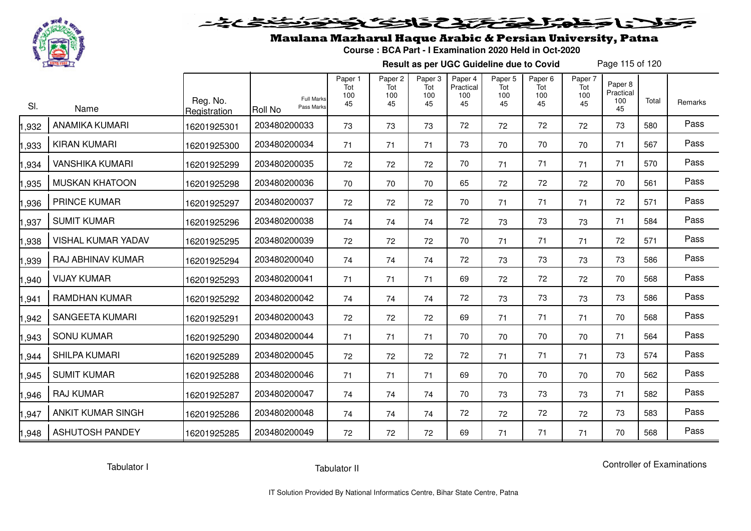# Maulana Mazharul Haque Arabic & Persian University, Patna

**Course : BCA Part - I Examination 2020 Held in Oct-2020**

**Result as per UGC Guideline due to Covid**

| Sl. | Name | Reg. No. Registration | Roll No (Full Marks / Pass Marks) | Paper 1 Tot 100 45 | Paper 2 Tot 100 45 | Paper 3 Tot 100 45 | Paper 4 Practical 100 45 | Paper 5 Tot 100 45 | Paper 6 Tot 100 45 | Paper 7 Tot 100 45 | Paper 8 Practical 100 45 | Total | Remarks |
|---|---|---|---|---|---|---|---|---|---|---|---|---|---|
| 1,932 | ANAMIKA KUMARI | 16201925301 | 203480200033 | 73 | 73 | 73 | 72 | 72 | 72 | 72 | 73 | 580 | Pass |
| 1,933 | KIRAN KUMARI | 16201925300 | 203480200034 | 71 | 71 | 71 | 73 | 70 | 70 | 70 | 71 | 567 | Pass |
| 1,934 | VANSHIKA KUMARI | 16201925299 | 203480200035 | 72 | 72 | 72 | 70 | 71 | 71 | 71 | 71 | 570 | Pass |
| 1,935 | MUSKAN KHATOON | 16201925298 | 203480200036 | 70 | 70 | 70 | 65 | 72 | 72 | 72 | 70 | 561 | Pass |
| 1,936 | PRINCE KUMAR | 16201925297 | 203480200037 | 72 | 72 | 72 | 70 | 71 | 71 | 71 | 72 | 571 | Pass |
| 1,937 | SUMIT KUMAR | 16201925296 | 203480200038 | 74 | 74 | 74 | 72 | 73 | 73 | 73 | 71 | 584 | Pass |
| 1,938 | VISHAL KUMAR YADAV | 16201925295 | 203480200039 | 72 | 72 | 72 | 70 | 71 | 71 | 71 | 72 | 571 | Pass |
| 1,939 | RAJ ABHINAV KUMAR | 16201925294 | 203480200040 | 74 | 74 | 74 | 72 | 73 | 73 | 73 | 73 | 586 | Pass |
| 1,940 | VIJAY KUMAR | 16201925293 | 203480200041 | 71 | 71 | 71 | 69 | 72 | 72 | 72 | 70 | 568 | Pass |
| 1,941 | RAMDHAN KUMAR | 16201925292 | 203480200042 | 74 | 74 | 74 | 72 | 73 | 73 | 73 | 73 | 586 | Pass |
| 1,942 | SANGEETA KUMARI | 16201925291 | 203480200043 | 72 | 72 | 72 | 69 | 71 | 71 | 71 | 70 | 568 | Pass |
| 1,943 | SONU KUMAR | 16201925290 | 203480200044 | 71 | 71 | 71 | 70 | 70 | 70 | 70 | 71 | 564 | Pass |
| 1,944 | SHILPA KUMARI | 16201925289 | 203480200045 | 72 | 72 | 72 | 72 | 71 | 71 | 71 | 73 | 574 | Pass |
| 1,945 | SUMIT KUMAR | 16201925288 | 203480200046 | 71 | 71 | 71 | 69 | 70 | 70 | 70 | 70 | 562 | Pass |
| 1,946 | RAJ KUMAR | 16201925287 | 203480200047 | 74 | 74 | 74 | 70 | 73 | 73 | 73 | 71 | 582 | Pass |
| 1,947 | ANKIT KUMAR SINGH | 16201925286 | 203480200048 | 74 | 74 | 74 | 72 | 72 | 72 | 72 | 73 | 583 | Pass |
| 1,948 | ASHUTOSH PANDEY | 16201925285 | 203480200049 | 72 | 72 | 72 | 69 | 71 | 71 | 71 | 70 | 568 | Pass |

Tabulator I    Tabulator II    Controller of Examinations

IT Solution Provided By National Informatics Centre, Bihar State Centre, Patna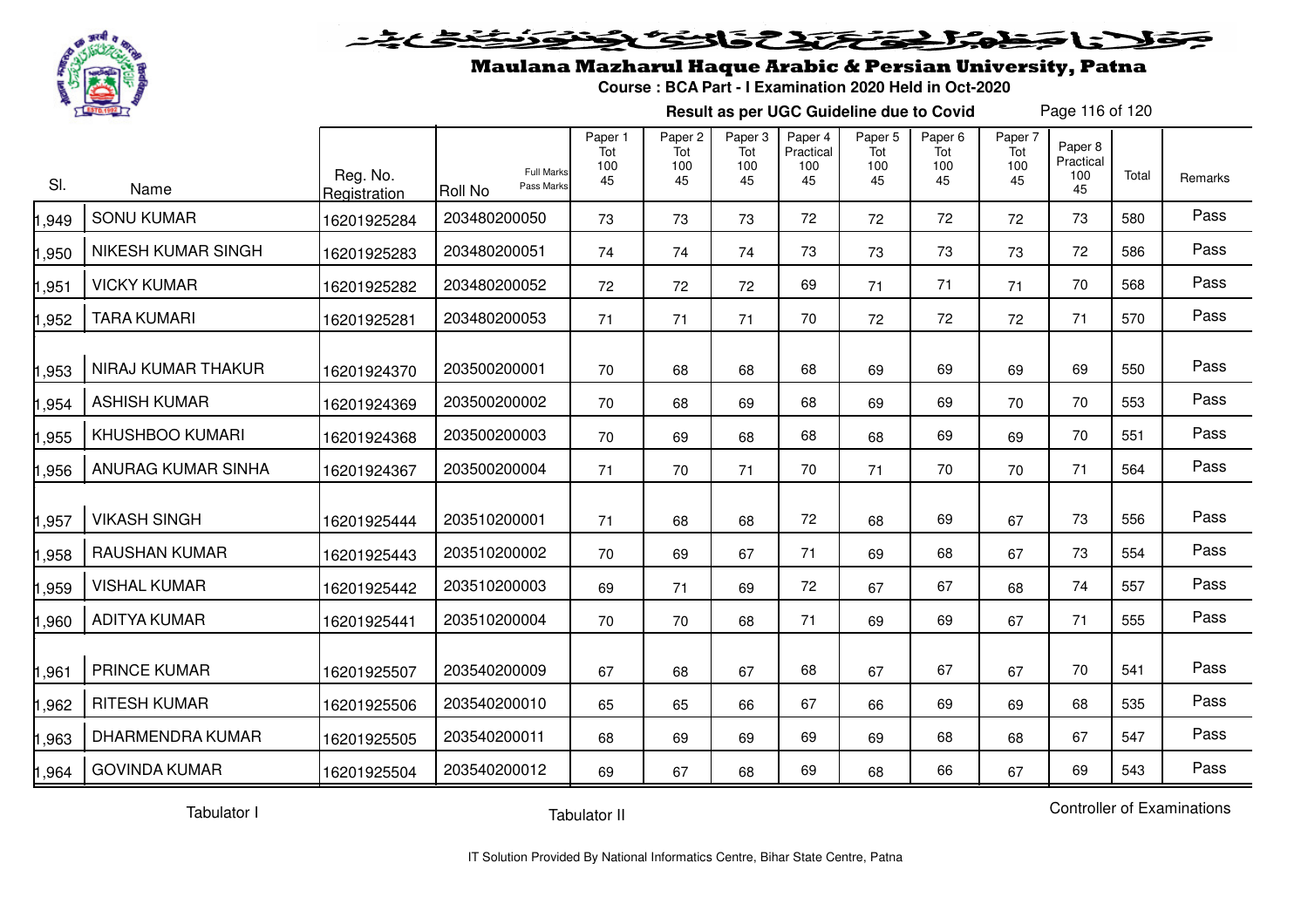# Maulana Mazharul Haque Arabic & Persian University, Patna

**Course : BCA Part - I Examination 2020 Held in Oct-2020**

**Result as per UGC Guideline due to Covid**

| Sl. | Name | Reg. No. Registration | Roll No (Full Marks / Pass Marks) | Paper 1 Tot 100 45 | Paper 2 Tot 100 45 | Paper 3 Tot 100 45 | Paper 4 Practical 100 45 | Paper 5 Tot 100 45 | Paper 6 Tot 100 45 | Paper 7 Tot 100 45 | Paper 8 Practical 100 45 | Total | Remarks |
|---|---|---|---|---|---|---|---|---|---|---|---|---|---|
| 1,949 | SONU KUMAR | 16201925284 | 203480200050 | 73 | 73 | 73 | 72 | 72 | 72 | 72 | 73 | 580 | Pass |
| 1,950 | NIKESH KUMAR SINGH | 16201925283 | 203480200051 | 74 | 74 | 74 | 73 | 73 | 73 | 73 | 72 | 586 | Pass |
| 1,951 | VICKY KUMAR | 16201925282 | 203480200052 | 72 | 72 | 72 | 69 | 71 | 71 | 71 | 70 | 568 | Pass |
| 1,952 | TARA KUMARI | 16201925281 | 203480200053 | 71 | 71 | 71 | 70 | 72 | 72 | 72 | 71 | 570 | Pass |
| 1,953 | NIRAJ KUMAR THAKUR | 16201924370 | 203500200001 | 70 | 68 | 68 | 68 | 69 | 69 | 69 | 69 | 550 | Pass |
| 1,954 | ASHISH KUMAR | 16201924369 | 203500200002 | 70 | 68 | 69 | 68 | 69 | 69 | 70 | 70 | 553 | Pass |
| 1,955 | KHUSHBOO KUMARI | 16201924368 | 203500200003 | 70 | 69 | 68 | 68 | 68 | 69 | 69 | 70 | 551 | Pass |
| 1,956 | ANURAG KUMAR SINHA | 16201924367 | 203500200004 | 71 | 70 | 71 | 70 | 71 | 70 | 70 | 71 | 564 | Pass |
| 1,957 | VIKASH SINGH | 16201925444 | 203510200001 | 71 | 68 | 68 | 72 | 68 | 69 | 67 | 73 | 556 | Pass |
| 1,958 | RAUSHAN KUMAR | 16201925443 | 203510200002 | 70 | 69 | 67 | 71 | 69 | 68 | 67 | 73 | 554 | Pass |
| 1,959 | VISHAL KUMAR | 16201925442 | 203510200003 | 69 | 71 | 69 | 72 | 67 | 67 | 68 | 74 | 557 | Pass |
| 1,960 | ADITYA KUMAR | 16201925441 | 203510200004 | 70 | 70 | 68 | 71 | 69 | 69 | 67 | 71 | 555 | Pass |
| 1,961 | PRINCE KUMAR | 16201925507 | 203540200009 | 67 | 68 | 67 | 68 | 67 | 67 | 67 | 70 | 541 | Pass |
| 1,962 | RITESH KUMAR | 16201925506 | 203540200010 | 65 | 65 | 66 | 67 | 66 | 69 | 69 | 68 | 535 | Pass |
| 1,963 | DHARMENDRA KUMAR | 16201925505 | 203540200011 | 68 | 69 | 69 | 69 | 69 | 68 | 68 | 67 | 547 | Pass |
| 1,964 | GOVINDA KUMAR | 16201925504 | 203540200012 | 69 | 67 | 68 | 69 | 68 | 66 | 67 | 69 | 543 | Pass |

Tabulator I　　　　Tabulator II　　　　Controller of Examinations

IT Solution Provided By National Informatics Centre, Bihar State Centre, Patna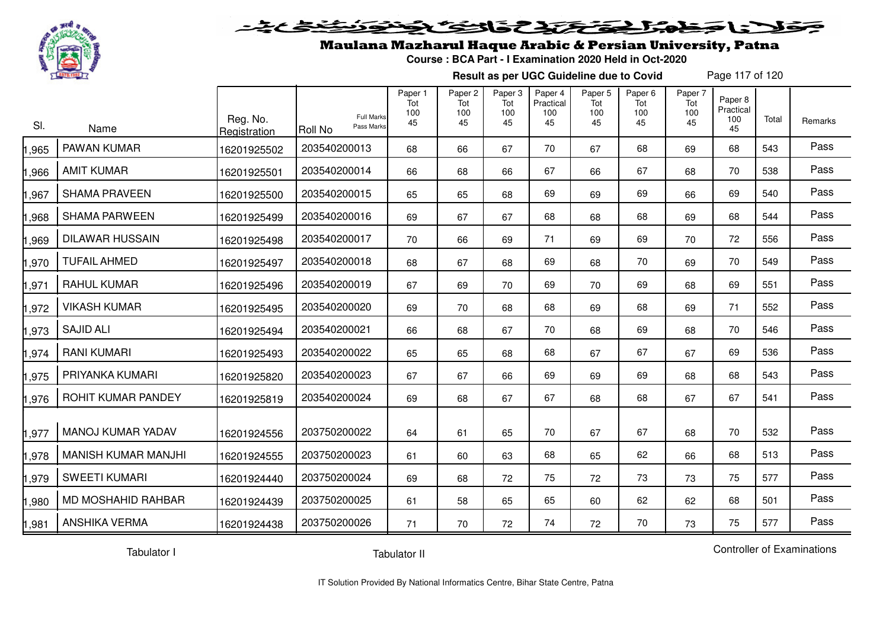# Maulana Mazharul Haque Arabic & Persian University, Patna

**Course : BCA Part - I Examination 2020 Held in Oct-2020**

**Result as per UGC Guideline due to Covid**

| Sl. | Name | Reg. No. Registration | Roll No (Full Marks / Pass Marks) | Paper 1 Tot 100 45 | Paper 2 Tot 100 45 | Paper 3 Tot 100 45 | Paper 4 Practical 100 45 | Paper 5 Tot 100 45 | Paper 6 Tot 100 45 | Paper 7 Tot 100 45 | Paper 8 Practical 100 45 | Total | Remarks |
|---|---|---|---|---|---|---|---|---|---|---|---|---|---|
| 1,965 | PAWAN KUMAR | 16201925502 | 203540200013 | 68 | 66 | 67 | 70 | 67 | 68 | 69 | 68 | 543 | Pass |
| 1,966 | AMIT KUMAR | 16201925501 | 203540200014 | 66 | 68 | 66 | 67 | 66 | 67 | 68 | 70 | 538 | Pass |
| 1,967 | SHAMA PRAVEEN | 16201925500 | 203540200015 | 65 | 65 | 68 | 69 | 69 | 69 | 66 | 69 | 540 | Pass |
| 1,968 | SHAMA PARWEEN | 16201925499 | 203540200016 | 69 | 67 | 67 | 68 | 68 | 68 | 69 | 68 | 544 | Pass |
| 1,969 | DILAWAR HUSSAIN | 16201925498 | 203540200017 | 70 | 66 | 69 | 71 | 69 | 69 | 70 | 72 | 556 | Pass |
| 1,970 | TUFAIL AHMED | 16201925497 | 203540200018 | 68 | 67 | 68 | 69 | 68 | 70 | 69 | 70 | 549 | Pass |
| 1,971 | RAHUL KUMAR | 16201925496 | 203540200019 | 67 | 69 | 70 | 69 | 70 | 69 | 68 | 69 | 551 | Pass |
| 1,972 | VIKASH KUMAR | 16201925495 | 203540200020 | 69 | 70 | 68 | 68 | 69 | 68 | 69 | 71 | 552 | Pass |
| 1,973 | SAJID ALI | 16201925494 | 203540200021 | 66 | 68 | 67 | 70 | 68 | 69 | 68 | 70 | 546 | Pass |
| 1,974 | RANI KUMARI | 16201925493 | 203540200022 | 65 | 65 | 68 | 68 | 67 | 67 | 67 | 69 | 536 | Pass |
| 1,975 | PRIYANKA KUMARI | 16201925820 | 203540200023 | 67 | 67 | 66 | 69 | 69 | 69 | 68 | 68 | 543 | Pass |
| 1,976 | ROHIT KUMAR PANDEY | 16201925819 | 203540200024 | 69 | 68 | 67 | 67 | 68 | 68 | 67 | 67 | 541 | Pass |
| 1,977 | MANOJ KUMAR YADAV | 16201924556 | 203750200022 | 64 | 61 | 65 | 70 | 67 | 67 | 68 | 70 | 532 | Pass |
| 1,978 | MANISH KUMAR MANJHI | 16201924555 | 203750200023 | 61 | 60 | 63 | 68 | 65 | 62 | 66 | 68 | 513 | Pass |
| 1,979 | SWEETI KUMARI | 16201924440 | 203750200024 | 69 | 68 | 72 | 75 | 72 | 73 | 73 | 75 | 577 | Pass |
| 1,980 | MD MOSHAHID RAHBAR | 16201924439 | 203750200025 | 61 | 58 | 65 | 65 | 60 | 62 | 62 | 68 | 501 | Pass |
| 1,981 | ANSHIKA VERMA | 16201924438 | 203750200026 | 71 | 70 | 72 | 74 | 72 | 70 | 73 | 75 | 577 | Pass |

Tabulator I　　　　Tabulator II　　　　Controller of Examinations

IT Solution Provided By National Informatics Centre, Bihar State Centre, Patna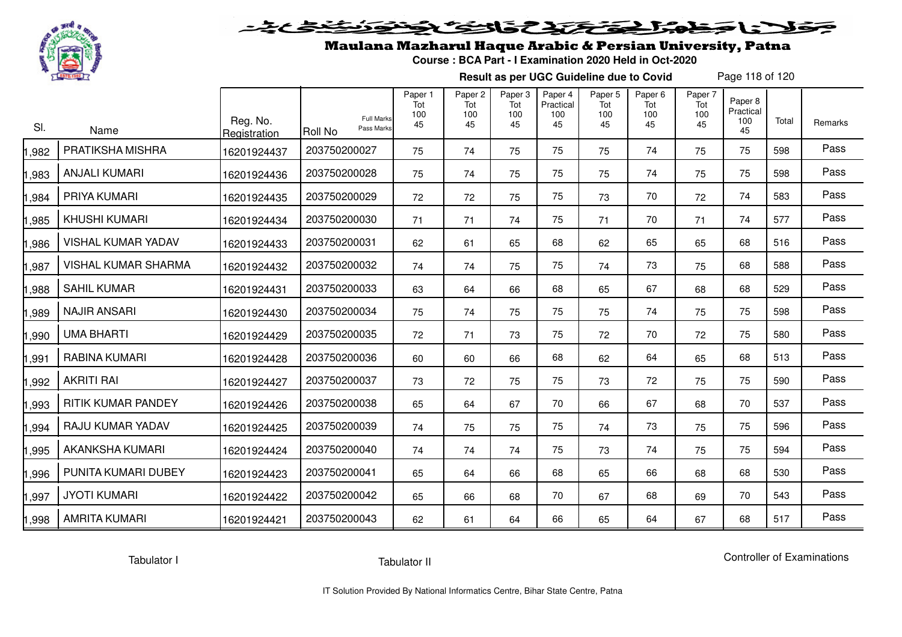# Maulana Mazharul Haque Arabic & Persian University, Patna

**Course : BCA Part - I Examination 2020 Held in Oct-2020**

**Result as per UGC Guideline due to Covid**

| Sl. | Name | Reg. No. Registration | Roll No (Full Marks / Pass Marks) | Paper 1 Tot 100 45 | Paper 2 Tot 100 45 | Paper 3 Tot 100 45 | Paper 4 Practical 100 45 | Paper 5 Tot 100 45 | Paper 6 Tot 100 45 | Paper 7 Tot 100 45 | Paper 8 Practical 100 45 | Total | Remarks |
|---|---|---|---|---|---|---|---|---|---|---|---|---|---|
| 1,982 | PRATIKSHA MISHRA | 16201924437 | 203750200027 | 75 | 74 | 75 | 75 | 75 | 74 | 75 | 75 | 598 | Pass |
| 1,983 | ANJALI KUMARI | 16201924436 | 203750200028 | 75 | 74 | 75 | 75 | 75 | 74 | 75 | 75 | 598 | Pass |
| 1,984 | PRIYA KUMARI | 16201924435 | 203750200029 | 72 | 72 | 75 | 75 | 73 | 70 | 72 | 74 | 583 | Pass |
| 1,985 | KHUSHI KUMARI | 16201924434 | 203750200030 | 71 | 71 | 74 | 75 | 71 | 70 | 71 | 74 | 577 | Pass |
| 1,986 | VISHAL KUMAR YADAV | 16201924433 | 203750200031 | 62 | 61 | 65 | 68 | 62 | 65 | 65 | 68 | 516 | Pass |
| 1,987 | VISHAL KUMAR SHARMA | 16201924432 | 203750200032 | 74 | 74 | 75 | 75 | 74 | 73 | 75 | 68 | 588 | Pass |
| 1,988 | SAHIL KUMAR | 16201924431 | 203750200033 | 63 | 64 | 66 | 68 | 65 | 67 | 68 | 68 | 529 | Pass |
| 1,989 | NAJIR ANSARI | 16201924430 | 203750200034 | 75 | 74 | 75 | 75 | 75 | 74 | 75 | 75 | 598 | Pass |
| 1,990 | UMA BHARTI | 16201924429 | 203750200035 | 72 | 71 | 73 | 75 | 72 | 70 | 72 | 75 | 580 | Pass |
| 1,991 | RABINA KUMARI | 16201924428 | 203750200036 | 60 | 60 | 66 | 68 | 62 | 64 | 65 | 68 | 513 | Pass |
| 1,992 | AKRITI RAI | 16201924427 | 203750200037 | 73 | 72 | 75 | 75 | 73 | 72 | 75 | 75 | 590 | Pass |
| 1,993 | RITIK KUMAR PANDEY | 16201924426 | 203750200038 | 65 | 64 | 67 | 70 | 66 | 67 | 68 | 70 | 537 | Pass |
| 1,994 | RAJU KUMAR YADAV | 16201924425 | 203750200039 | 74 | 75 | 75 | 75 | 74 | 73 | 75 | 75 | 596 | Pass |
| 1,995 | AKANKSHA KUMARI | 16201924424 | 203750200040 | 74 | 74 | 74 | 75 | 73 | 74 | 75 | 75 | 594 | Pass |
| 1,996 | PUNITA KUMARI DUBEY | 16201924423 | 203750200041 | 65 | 64 | 66 | 68 | 65 | 66 | 68 | 68 | 530 | Pass |
| 1,997 | JYOTI KUMARI | 16201924422 | 203750200042 | 65 | 66 | 68 | 70 | 67 | 68 | 69 | 70 | 543 | Pass |
| 1,998 | AMRITA KUMARI | 16201924421 | 203750200043 | 62 | 61 | 64 | 66 | 65 | 64 | 67 | 68 | 517 | Pass |

Tabulator I | Tabulator II | Controller of Examinations

IT Solution Provided By National Informatics Centre, Bihar State Centre, Patna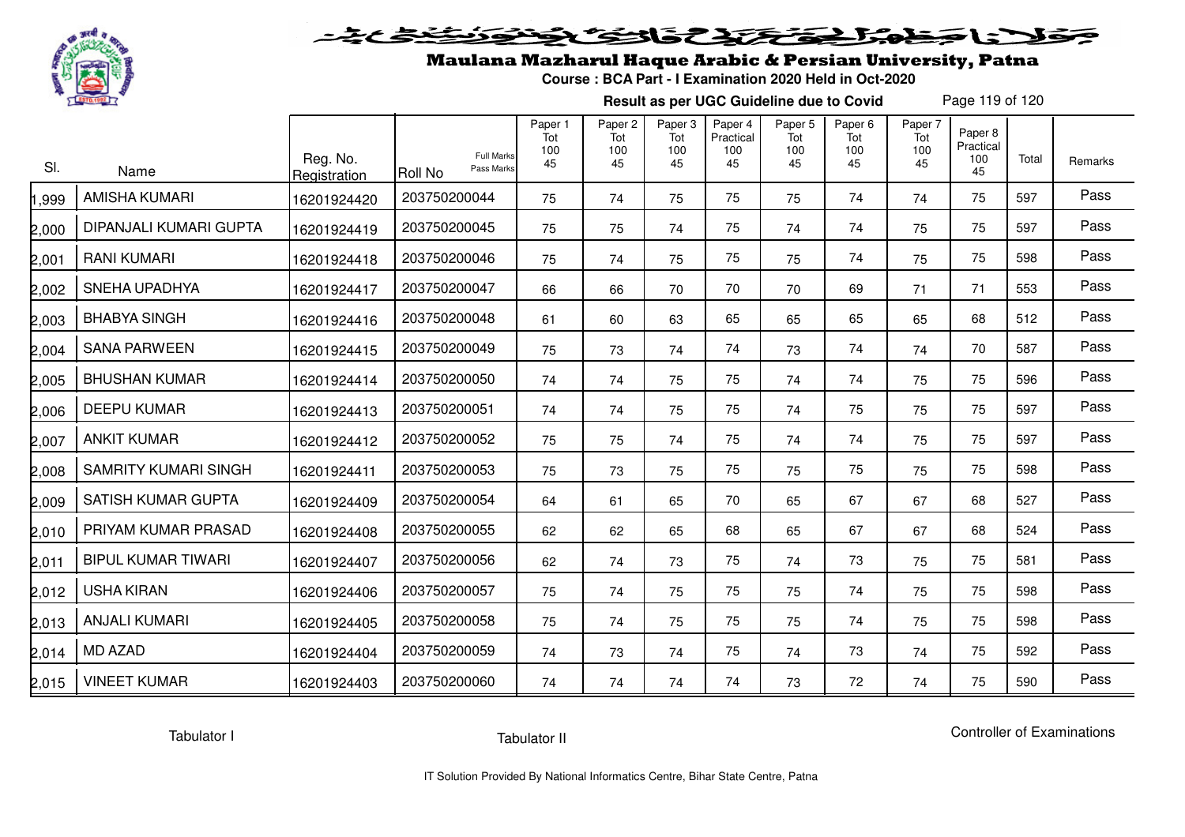# Maulana Mazharul Haque Arabic & Persian University, Patna

**Course : BCA Part - I Examination 2020 Held in Oct-2020**

**Result as per UGC Guideline due to Covid**

| Sl. | Name | Reg. No. Registration | Roll No (Full Marks / Pass Marks) | Paper 1 Tot 100 45 | Paper 2 Tot 100 45 | Paper 3 Tot 100 45 | Paper 4 Practical 100 45 | Paper 5 Tot 100 45 | Paper 6 Tot 100 45 | Paper 7 Tot 100 45 | Paper 8 Practical 100 45 | Total | Remarks |
|---|---|---|---|---|---|---|---|---|---|---|---|---|---|
| 1,999 | AMISHA KUMARI | 16201924420 | 203750200044 | 75 | 74 | 75 | 75 | 75 | 74 | 74 | 75 | 597 | Pass |
| 2,000 | DIPANJALI KUMARI GUPTA | 16201924419 | 203750200045 | 75 | 75 | 74 | 75 | 74 | 74 | 75 | 75 | 597 | Pass |
| 2,001 | RANI KUMARI | 16201924418 | 203750200046 | 75 | 74 | 75 | 75 | 75 | 74 | 75 | 75 | 598 | Pass |
| 2,002 | SNEHA UPADHYA | 16201924417 | 203750200047 | 66 | 66 | 70 | 70 | 70 | 69 | 71 | 71 | 553 | Pass |
| 2,003 | BHABYA SINGH | 16201924416 | 203750200048 | 61 | 60 | 63 | 65 | 65 | 65 | 65 | 68 | 512 | Pass |
| 2,004 | SANA PARWEEN | 16201924415 | 203750200049 | 75 | 73 | 74 | 74 | 73 | 74 | 74 | 70 | 587 | Pass |
| 2,005 | BHUSHAN KUMAR | 16201924414 | 203750200050 | 74 | 74 | 75 | 75 | 74 | 74 | 75 | 75 | 596 | Pass |
| 2,006 | DEEPU KUMAR | 16201924413 | 203750200051 | 74 | 74 | 75 | 75 | 74 | 75 | 75 | 75 | 597 | Pass |
| 2,007 | ANKIT KUMAR | 16201924412 | 203750200052 | 75 | 75 | 74 | 75 | 74 | 74 | 75 | 75 | 597 | Pass |
| 2,008 | SAMRITY KUMARI SINGH | 16201924411 | 203750200053 | 75 | 73 | 75 | 75 | 75 | 75 | 75 | 75 | 598 | Pass |
| 2,009 | SATISH KUMAR GUPTA | 16201924409 | 203750200054 | 64 | 61 | 65 | 70 | 65 | 67 | 67 | 68 | 527 | Pass |
| 2,010 | PRIYAM KUMAR PRASAD | 16201924408 | 203750200055 | 62 | 62 | 65 | 68 | 65 | 67 | 67 | 68 | 524 | Pass |
| 2,011 | BIPUL KUMAR TIWARI | 16201924407 | 203750200056 | 62 | 74 | 73 | 75 | 74 | 73 | 75 | 75 | 581 | Pass |
| 2,012 | USHA KIRAN | 16201924406 | 203750200057 | 75 | 74 | 75 | 75 | 75 | 74 | 75 | 75 | 598 | Pass |
| 2,013 | ANJALI KUMARI | 16201924405 | 203750200058 | 75 | 74 | 75 | 75 | 75 | 74 | 75 | 75 | 598 | Pass |
| 2,014 | MD AZAD | 16201924404 | 203750200059 | 74 | 73 | 74 | 75 | 74 | 73 | 74 | 75 | 592 | Pass |
| 2,015 | VINEET KUMAR | 16201924403 | 203750200060 | 74 | 74 | 74 | 74 | 73 | 72 | 74 | 75 | 590 | Pass |

Tabulator I          Tabulator II          Controller of Examinations

IT Solution Provided By National Informatics Centre, Bihar State Centre, Patna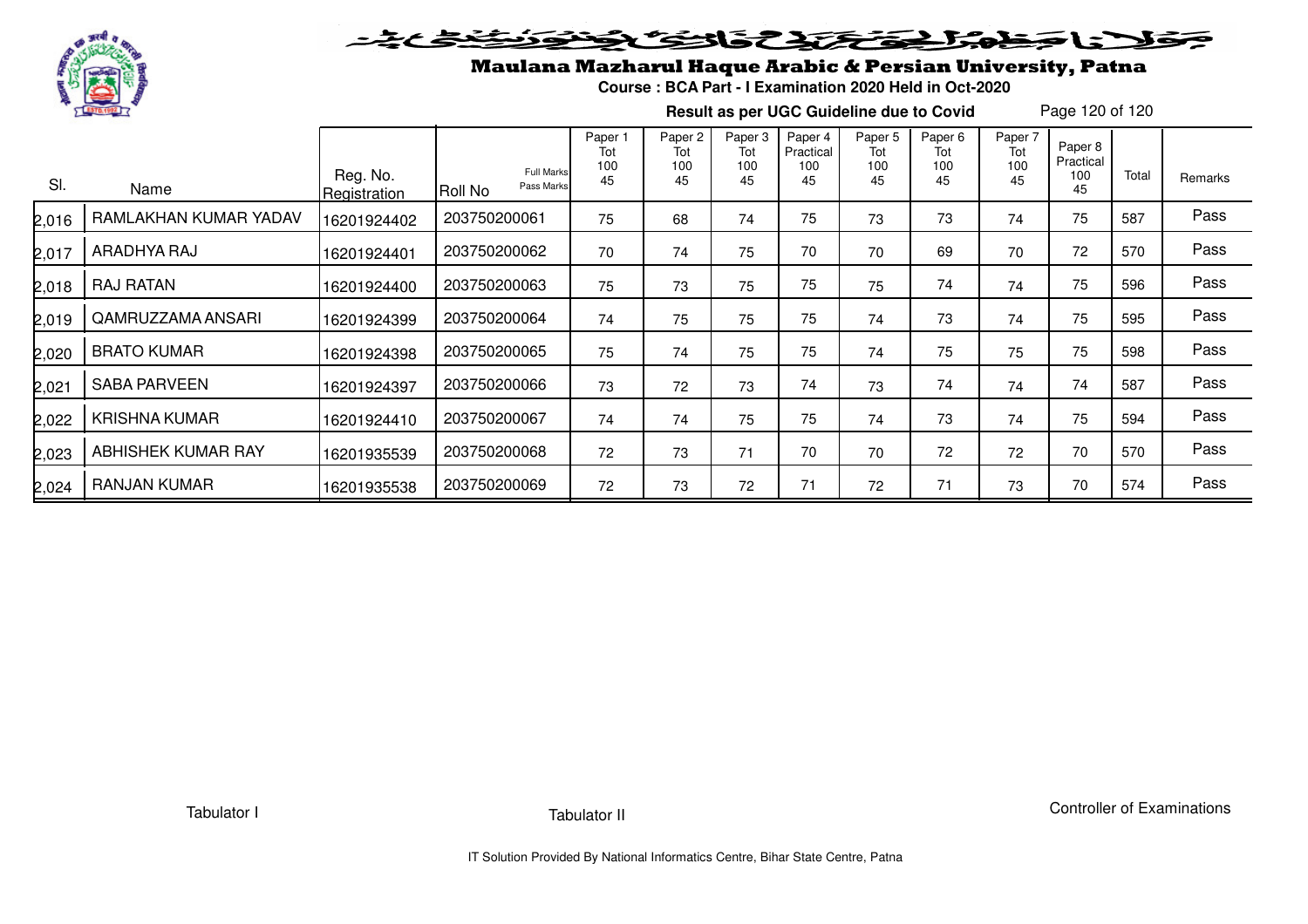# Maulana Mazharul Haque Arabic & Persian University, Patna

**Course : BCA Part - I Examination 2020 Held in Oct-2020**

**Result as per UGC Guideline due to Covid**

| Sl. | Name | Reg. No. Registration | Roll No (Full Marks / Pass Marks) | Paper 1 Tot 100 45 | Paper 2 Tot 100 45 | Paper 3 Tot 100 45 | Paper 4 Practical 100 45 | Paper 5 Tot 100 45 | Paper 6 Tot 100 45 | Paper 7 Tot 100 45 | Paper 8 Practical 100 45 | Total | Remarks |
|---|---|---|---|---|---|---|---|---|---|---|---|---|---|
| 2,016 | RAMLAKHAN KUMAR YADAV | 16201924402 | 203750200061 | 75 | 68 | 74 | 75 | 73 | 73 | 74 | 75 | 587 | Pass |
| 2,017 | ARADHYA RAJ | 16201924401 | 203750200062 | 70 | 74 | 75 | 70 | 70 | 69 | 70 | 72 | 570 | Pass |
| 2,018 | RAJ RATAN | 16201924400 | 203750200063 | 75 | 73 | 75 | 75 | 75 | 74 | 74 | 75 | 596 | Pass |
| 2,019 | QAMRUZZAMA ANSARI | 16201924399 | 203750200064 | 74 | 75 | 75 | 75 | 74 | 73 | 74 | 75 | 595 | Pass |
| 2,020 | BRATO KUMAR | 16201924398 | 203750200065 | 75 | 74 | 75 | 75 | 74 | 75 | 75 | 75 | 598 | Pass |
| 2,021 | SABA PARVEEN | 16201924397 | 203750200066 | 73 | 72 | 73 | 74 | 73 | 74 | 74 | 74 | 587 | Pass |
| 2,022 | KRISHNA KUMAR | 16201924410 | 203750200067 | 74 | 74 | 75 | 75 | 74 | 73 | 74 | 75 | 594 | Pass |
| 2,023 | ABHISHEK KUMAR RAY | 16201935539 | 203750200068 | 72 | 73 | 71 | 70 | 70 | 72 | 72 | 70 | 570 | Pass |
| 2,024 | RANJAN KUMAR | 16201935538 | 203750200069 | 72 | 73 | 72 | 71 | 72 | 71 | 73 | 70 | 574 | Pass |

Tabulator I　　　Tabulator II　　　Controller of Examinations

IT Solution Provided By National Informatics Centre, Bihar State Centre, Patna